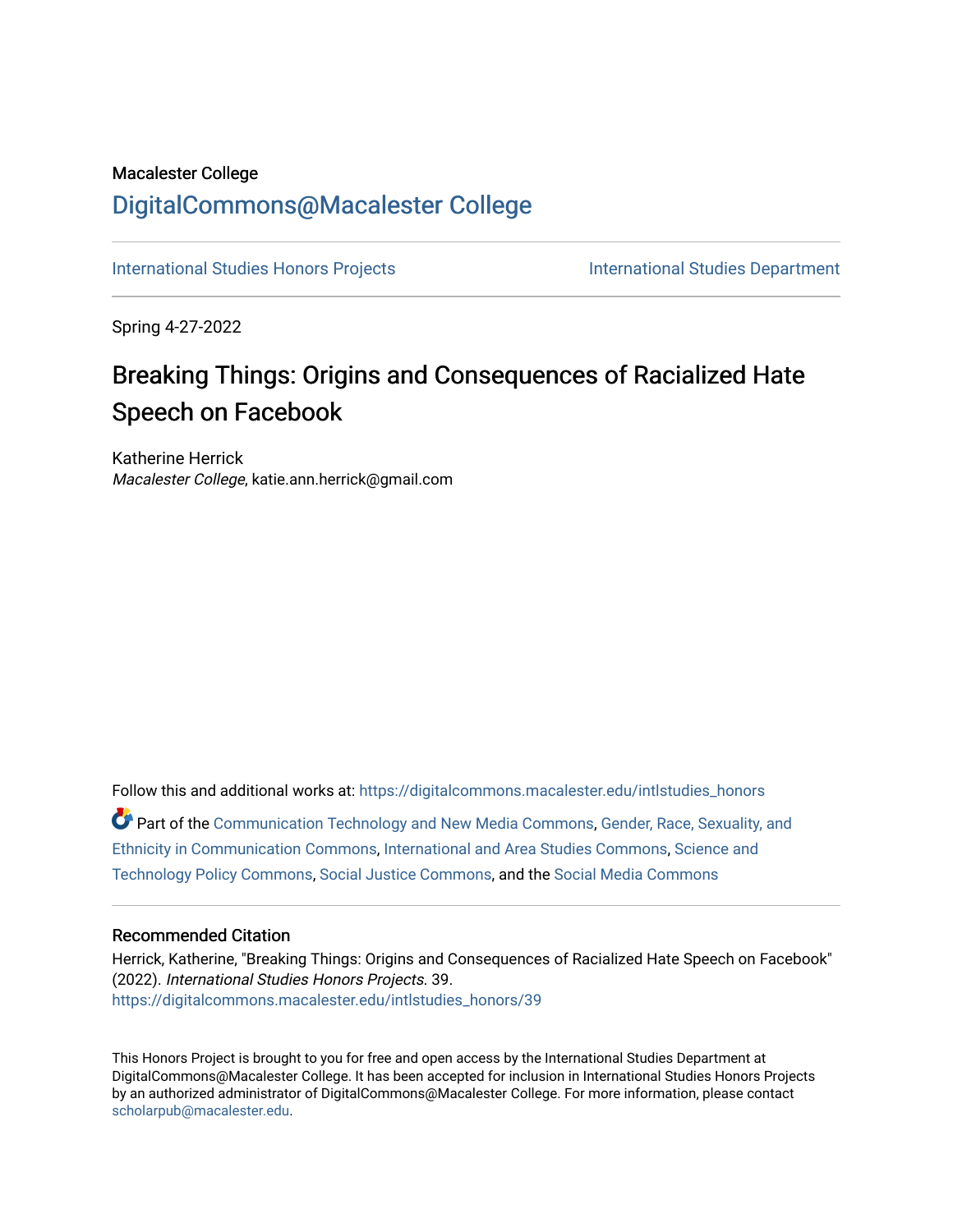Macalester College

# DigitalCommons@Macalester College

International Studies Honors Projects | International Studies Department

Spring 4-27-2022

# Breaking Things: Origins and Consequences of Racialized Hate Speech on Facebook

Katherine Herrick
*Macalester College*, katie.ann.herrick@gmail.com

Follow this and additional works at: https://digitalcommons.macalester.edu/intlstudies_honors

Part of the Communication Technology and New Media Commons, Gender, Race, Sexuality, and Ethnicity in Communication Commons, International and Area Studies Commons, Science and Technology Policy Commons, Social Justice Commons, and the Social Media Commons

## Recommended Citation

Herrick, Katherine, "Breaking Things: Origins and Consequences of Racialized Hate Speech on Facebook" (2022). *International Studies Honors Projects*. 39.
https://digitalcommons.macalester.edu/intlstudies_honors/39

This Honors Project is brought to you for free and open access by the International Studies Department at DigitalCommons@Macalester College. It has been accepted for inclusion in International Studies Honors Projects by an authorized administrator of DigitalCommons@Macalester College. For more information, please contact scholarpub@macalester.edu.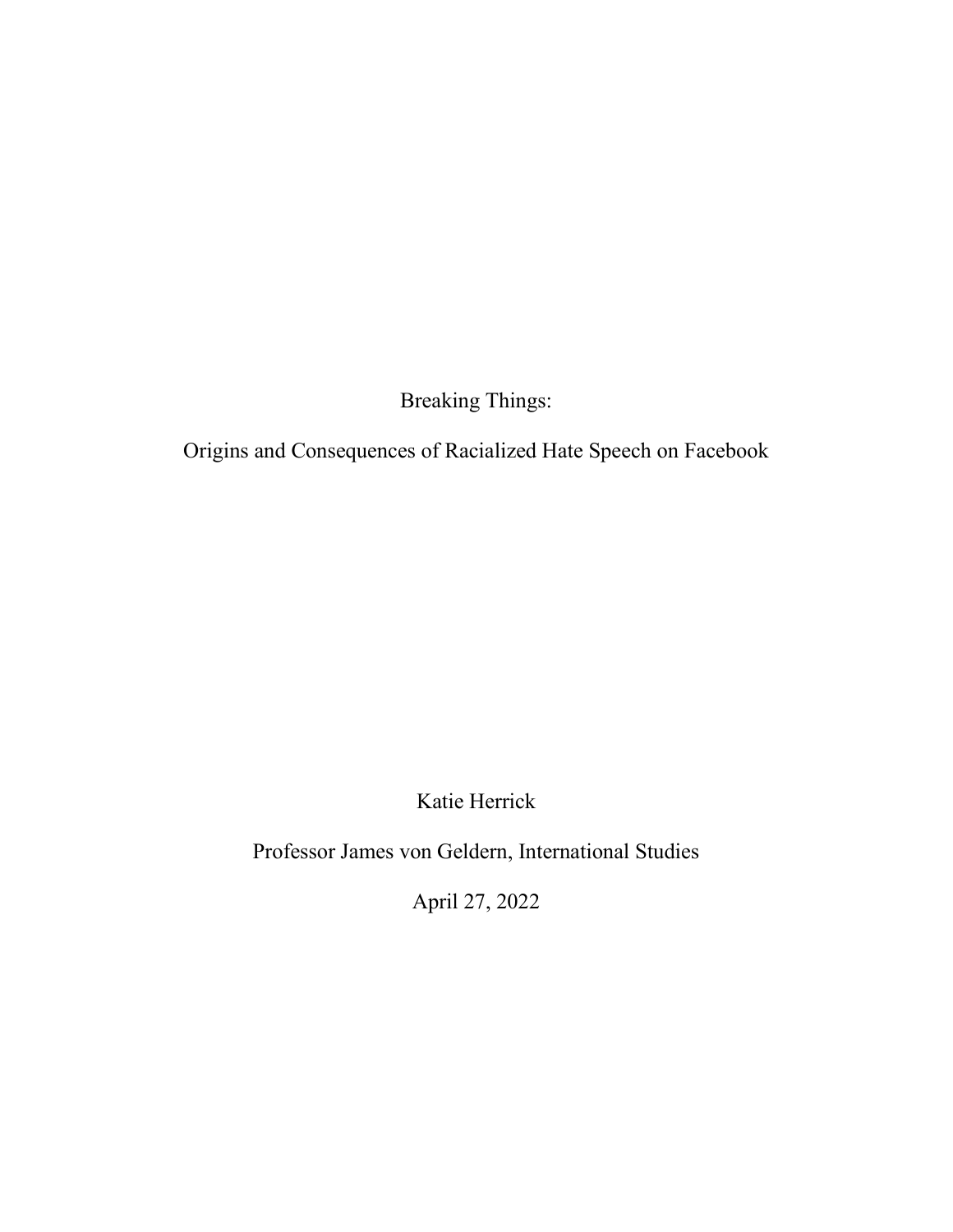# Breaking Things:

## Origins and Consequences of Racialized Hate Speech on Facebook

Katie Herrick

Professor James von Geldern, International Studies

April 27, 2022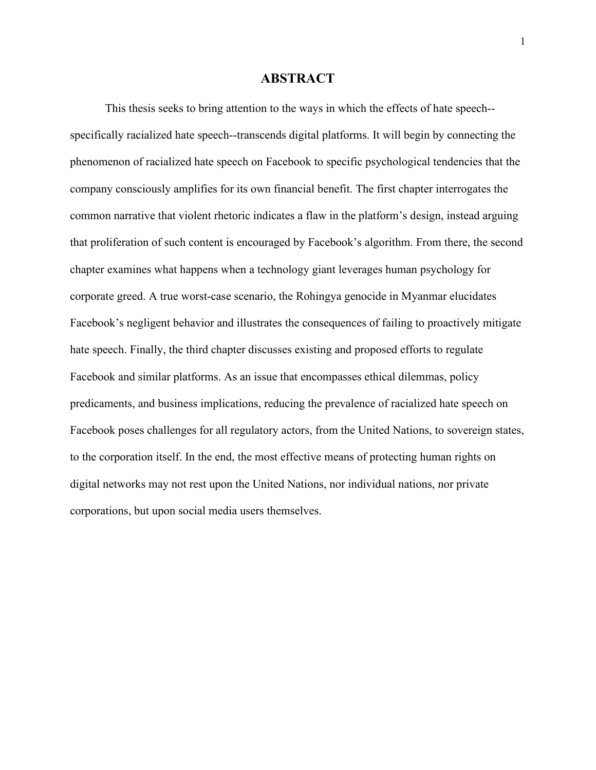# ABSTRACT

This thesis seeks to bring attention to the ways in which the effects of hate speech--specifically racialized hate speech--transcends digital platforms. It will begin by connecting the phenomenon of racialized hate speech on Facebook to specific psychological tendencies that the company consciously amplifies for its own financial benefit. The first chapter interrogates the common narrative that violent rhetoric indicates a flaw in the platform's design, instead arguing that proliferation of such content is encouraged by Facebook's algorithm. From there, the second chapter examines what happens when a technology giant leverages human psychology for corporate greed. A true worst-case scenario, the Rohingya genocide in Myanmar elucidates Facebook's negligent behavior and illustrates the consequences of failing to proactively mitigate hate speech. Finally, the third chapter discusses existing and proposed efforts to regulate Facebook and similar platforms. As an issue that encompasses ethical dilemmas, policy predicaments, and business implications, reducing the prevalence of racialized hate speech on Facebook poses challenges for all regulatory actors, from the United Nations, to sovereign states, to the corporation itself. In the end, the most effective means of protecting human rights on digital networks may not rest upon the United Nations, nor individual nations, nor private corporations, but upon social media users themselves.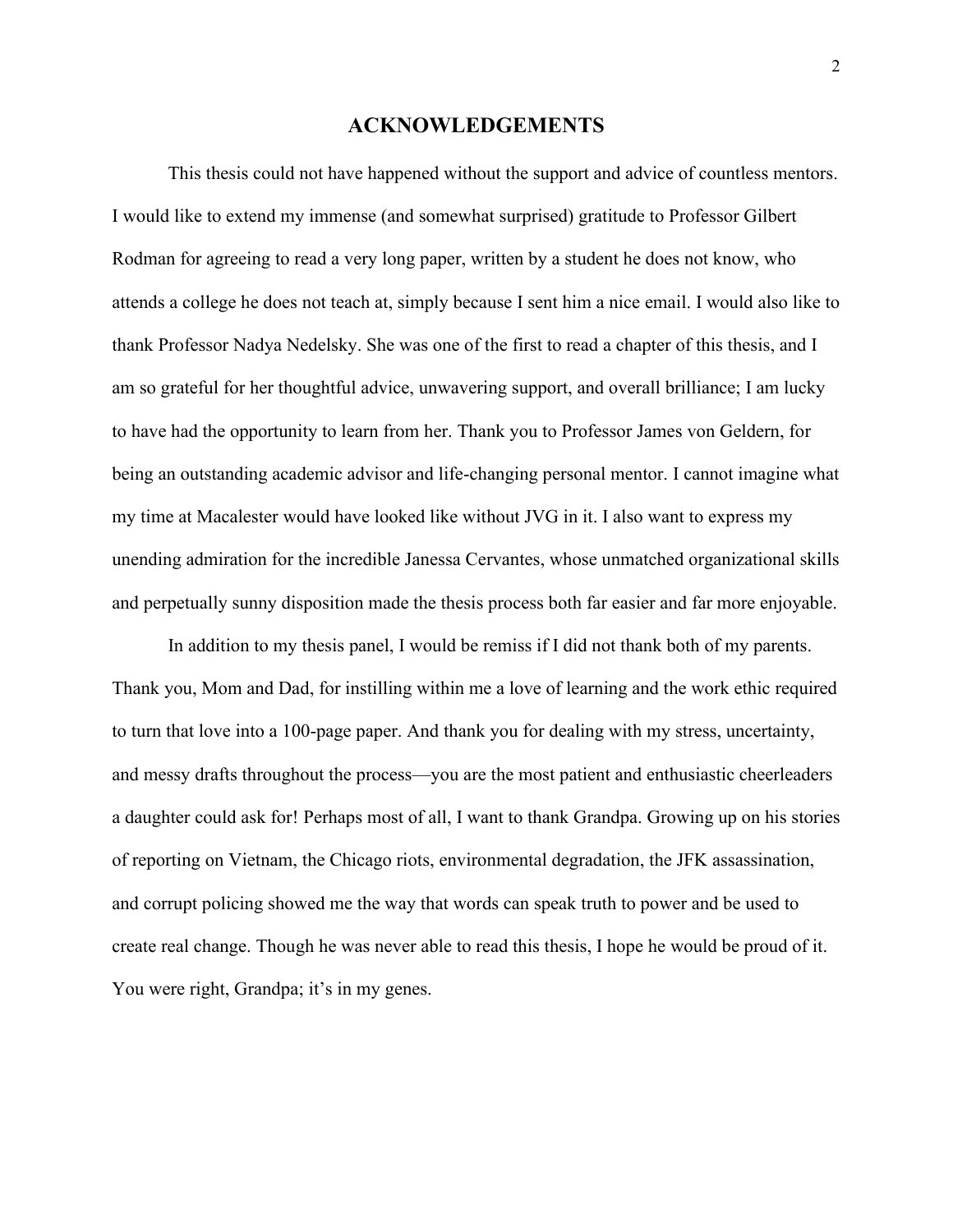# ACKNOWLEDGEMENTS

This thesis could not have happened without the support and advice of countless mentors. I would like to extend my immense (and somewhat surprised) gratitude to Professor Gilbert Rodman for agreeing to read a very long paper, written by a student he does not know, who attends a college he does not teach at, simply because I sent him a nice email. I would also like to thank Professor Nadya Nedelsky. She was one of the first to read a chapter of this thesis, and I am so grateful for her thoughtful advice, unwavering support, and overall brilliance; I am lucky to have had the opportunity to learn from her. Thank you to Professor James von Geldern, for being an outstanding academic advisor and life-changing personal mentor. I cannot imagine what my time at Macalester would have looked like without JVG in it. I also want to express my unending admiration for the incredible Janessa Cervantes, whose unmatched organizational skills and perpetually sunny disposition made the thesis process both far easier and far more enjoyable.

In addition to my thesis panel, I would be remiss if I did not thank both of my parents. Thank you, Mom and Dad, for instilling within me a love of learning and the work ethic required to turn that love into a 100-page paper. And thank you for dealing with my stress, uncertainty, and messy drafts throughout the process—you are the most patient and enthusiastic cheerleaders a daughter could ask for! Perhaps most of all, I want to thank Grandpa. Growing up on his stories of reporting on Vietnam, the Chicago riots, environmental degradation, the JFK assassination, and corrupt policing showed me the way that words can speak truth to power and be used to create real change. Though he was never able to read this thesis, I hope he would be proud of it. You were right, Grandpa; it's in my genes.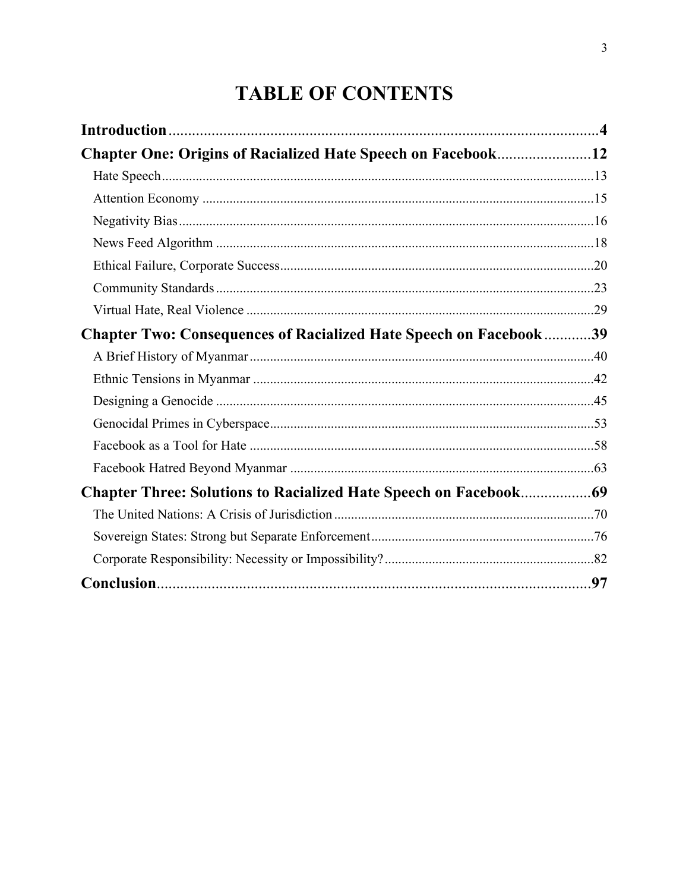# TABLE OF CONTENTS

**Introduction** .......... **4**

**Chapter One: Origins of Racialized Hate Speech on Facebook** .......... **12**

- Hate Speech .......... 13
- Attention Economy .......... 15
- Negativity Bias .......... 16
- News Feed Algorithm .......... 18
- Ethical Failure, Corporate Success .......... 20
- Community Standards .......... 23
- Virtual Hate, Real Violence .......... 29

**Chapter Two: Consequences of Racialized Hate Speech on Facebook** .......... **39**

- A Brief History of Myanmar .......... 40
- Ethnic Tensions in Myanmar .......... 42
- Designing a Genocide .......... 45
- Genocidal Primes in Cyberspace .......... 53
- Facebook as a Tool for Hate .......... 58
- Facebook Hatred Beyond Myanmar .......... 63

**Chapter Three: Solutions to Racialized Hate Speech on Facebook** .......... **69**

- The United Nations: A Crisis of Jurisdiction .......... 70
- Sovereign States: Strong but Separate Enforcement .......... 76
- Corporate Responsibility: Necessity or Impossibility? .......... 82

**Conclusion** .......... **97**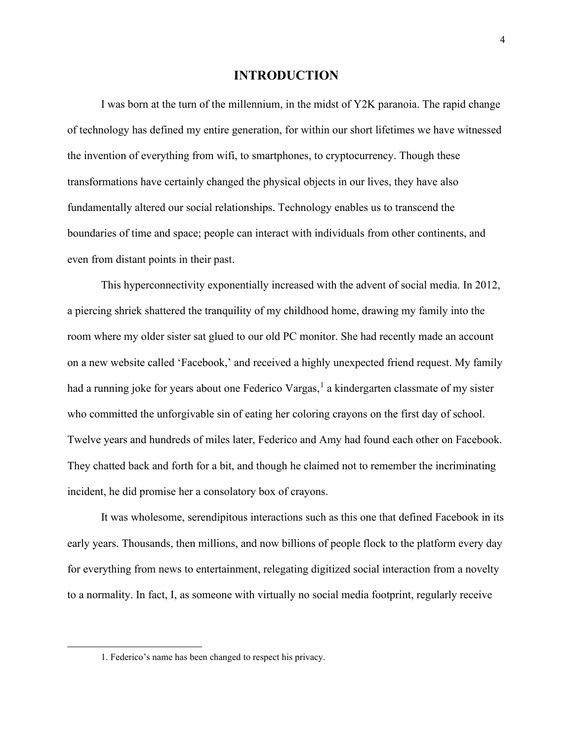# INTRODUCTION

I was born at the turn of the millennium, in the midst of Y2K paranoia. The rapid change of technology has defined my entire generation, for within our short lifetimes we have witnessed the invention of everything from wifi, to smartphones, to cryptocurrency. Though these transformations have certainly changed the physical objects in our lives, they have also fundamentally altered our social relationships. Technology enables us to transcend the boundaries of time and space; people can interact with individuals from other continents, and even from distant points in their past.

This hyperconnectivity exponentially increased with the advent of social media. In 2012, a piercing shriek shattered the tranquility of my childhood home, drawing my family into the room where my older sister sat glued to our old PC monitor. She had recently made an account on a new website called 'Facebook,' and received a highly unexpected friend request. My family had a running joke for years about one Federico Vargas,[1] a kindergarten classmate of my sister who committed the unforgivable sin of eating her coloring crayons on the first day of school. Twelve years and hundreds of miles later, Federico and Amy had found each other on Facebook. They chatted back and forth for a bit, and though he claimed not to remember the incriminating incident, he did promise her a consolatory box of crayons.

It was wholesome, serendipitous interactions such as this one that defined Facebook in its early years. Thousands, then millions, and now billions of people flock to the platform every day for everything from news to entertainment, relegating digitized social interaction from a novelty to a normality. In fact, I, as someone with virtually no social media footprint, regularly receive

---

1. Federico's name has been changed to respect his privacy.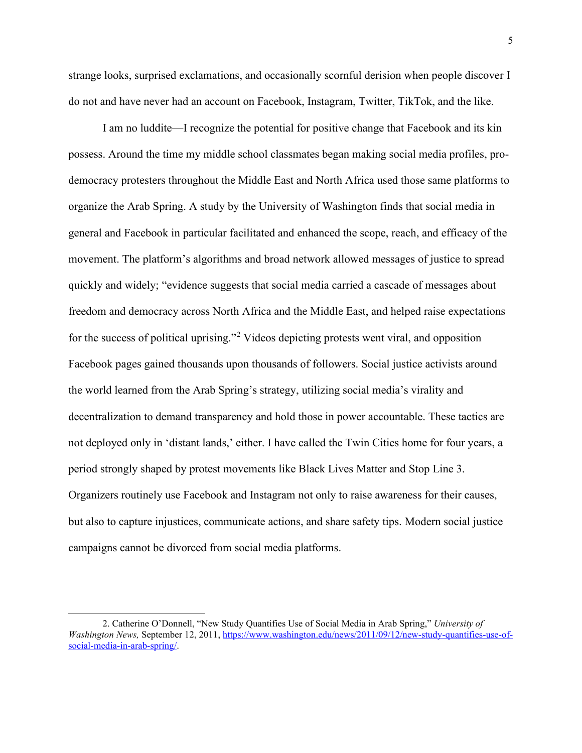strange looks, surprised exclamations, and occasionally scornful derision when people discover I do not and have never had an account on Facebook, Instagram, Twitter, TikTok, and the like.

I am no luddite—I recognize the potential for positive change that Facebook and its kin possess. Around the time my middle school classmates began making social media profiles, pro-democracy protesters throughout the Middle East and North Africa used those same platforms to organize the Arab Spring. A study by the University of Washington finds that social media in general and Facebook in particular facilitated and enhanced the scope, reach, and efficacy of the movement. The platform's algorithms and broad network allowed messages of justice to spread quickly and widely; "evidence suggests that social media carried a cascade of messages about freedom and democracy across North Africa and the Middle East, and helped raise expectations for the success of political uprising."[2] Videos depicting protests went viral, and opposition Facebook pages gained thousands upon thousands of followers. Social justice activists around the world learned from the Arab Spring's strategy, utilizing social media's virality and decentralization to demand transparency and hold those in power accountable. These tactics are not deployed only in 'distant lands,' either. I have called the Twin Cities home for four years, a period strongly shaped by protest movements like Black Lives Matter and Stop Line 3. Organizers routinely use Facebook and Instagram not only to raise awareness for their causes, but also to capture injustices, communicate actions, and share safety tips. Modern social justice campaigns cannot be divorced from social media platforms.

---

2. Catherine O'Donnell, "New Study Quantifies Use of Social Media in Arab Spring," *University of Washington News,* September 12, 2011, https://www.washington.edu/news/2011/09/12/new-study-quantifies-use-of-social-media-in-arab-spring/.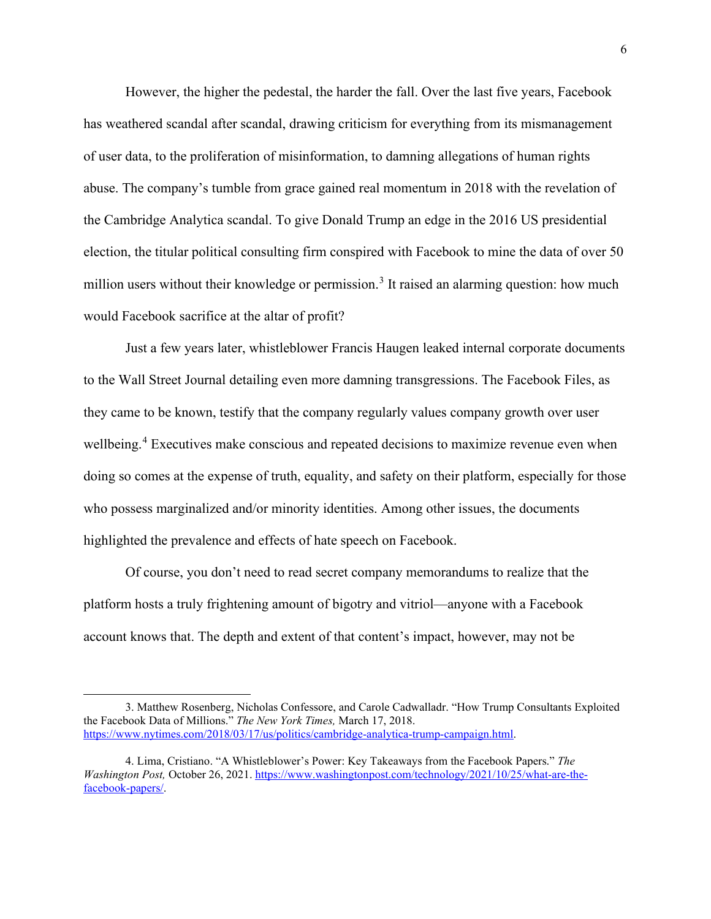However, the higher the pedestal, the harder the fall. Over the last five years, Facebook has weathered scandal after scandal, drawing criticism for everything from its mismanagement of user data, to the proliferation of misinformation, to damning allegations of human rights abuse. The company's tumble from grace gained real momentum in 2018 with the revelation of the Cambridge Analytica scandal. To give Donald Trump an edge in the 2016 US presidential election, the titular political consulting firm conspired with Facebook to mine the data of over 50 million users without their knowledge or permission.[3] It raised an alarming question: how much would Facebook sacrifice at the altar of profit?

Just a few years later, whistleblower Francis Haugen leaked internal corporate documents to the Wall Street Journal detailing even more damning transgressions. The Facebook Files, as they came to be known, testify that the company regularly values company growth over user wellbeing.[4] Executives make conscious and repeated decisions to maximize revenue even when doing so comes at the expense of truth, equality, and safety on their platform, especially for those who possess marginalized and/or minority identities. Among other issues, the documents highlighted the prevalence and effects of hate speech on Facebook.

Of course, you don't need to read secret company memorandums to realize that the platform hosts a truly frightening amount of bigotry and vitriol—anyone with a Facebook account knows that. The depth and extent of that content's impact, however, may not be

---

3. Matthew Rosenberg, Nicholas Confessore, and Carole Cadwalladr. "How Trump Consultants Exploited the Facebook Data of Millions." *The New York Times,* March 17, 2018. https://www.nytimes.com/2018/03/17/us/politics/cambridge-analytica-trump-campaign.html.

4. Lima, Cristiano. "A Whistleblower's Power: Key Takeaways from the Facebook Papers." *The Washington Post,* October 26, 2021. https://www.washingtonpost.com/technology/2021/10/25/what-are-the-facebook-papers/.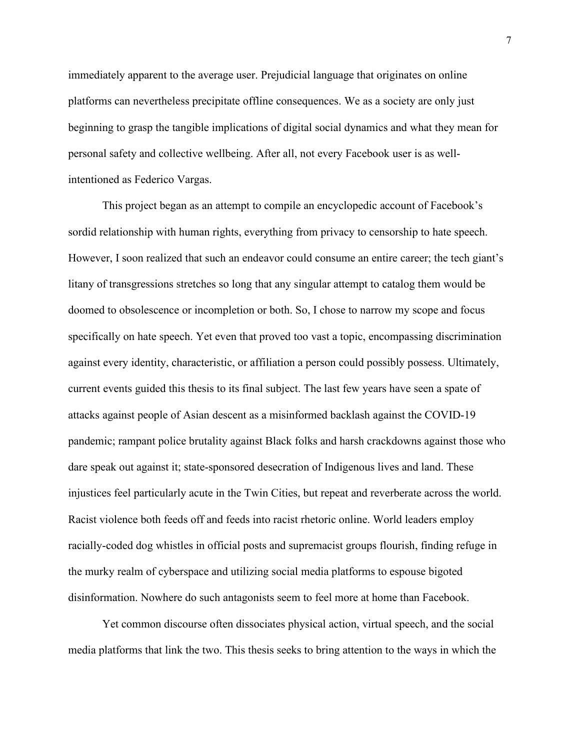immediately apparent to the average user. Prejudicial language that originates on online platforms can nevertheless precipitate offline consequences. We as a society are only just beginning to grasp the tangible implications of digital social dynamics and what they mean for personal safety and collective wellbeing. After all, not every Facebook user is as well-intentioned as Federico Vargas.

This project began as an attempt to compile an encyclopedic account of Facebook's sordid relationship with human rights, everything from privacy to censorship to hate speech. However, I soon realized that such an endeavor could consume an entire career; the tech giant's litany of transgressions stretches so long that any singular attempt to catalog them would be doomed to obsolescence or incompletion or both. So, I chose to narrow my scope and focus specifically on hate speech. Yet even that proved too vast a topic, encompassing discrimination against every identity, characteristic, or affiliation a person could possibly possess. Ultimately, current events guided this thesis to its final subject. The last few years have seen a spate of attacks against people of Asian descent as a misinformed backlash against the COVID-19 pandemic; rampant police brutality against Black folks and harsh crackdowns against those who dare speak out against it; state-sponsored desecration of Indigenous lives and land. These injustices feel particularly acute in the Twin Cities, but repeat and reverberate across the world. Racist violence both feeds off and feeds into racist rhetoric online. World leaders employ racially-coded dog whistles in official posts and supremacist groups flourish, finding refuge in the murky realm of cyberspace and utilizing social media platforms to espouse bigoted disinformation. Nowhere do such antagonists seem to feel more at home than Facebook.

Yet common discourse often dissociates physical action, virtual speech, and the social media platforms that link the two. This thesis seeks to bring attention to the ways in which the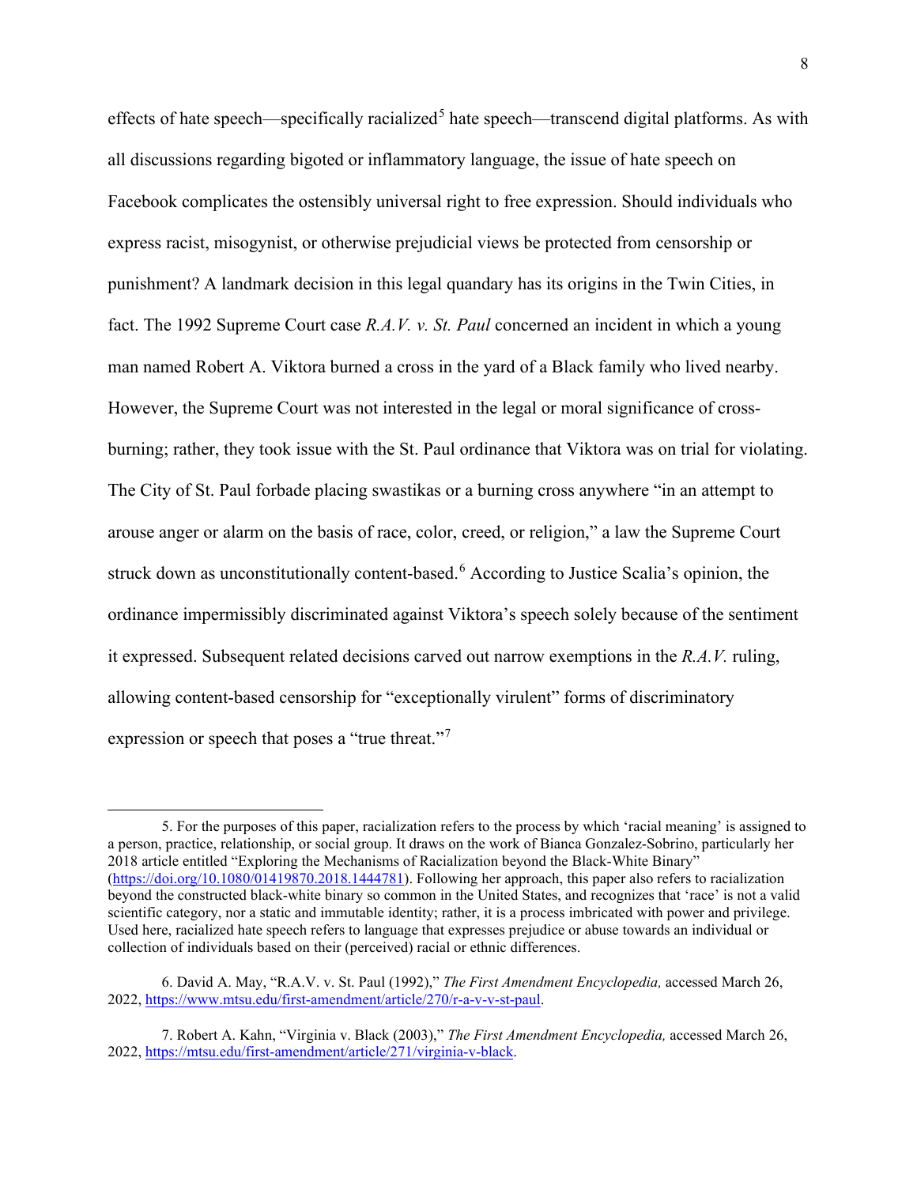effects of hate speech—specifically racialized[5] hate speech—transcend digital platforms. As with all discussions regarding bigoted or inflammatory language, the issue of hate speech on Facebook complicates the ostensibly universal right to free expression. Should individuals who express racist, misogynist, or otherwise prejudicial views be protected from censorship or punishment? A landmark decision in this legal quandary has its origins in the Twin Cities, in fact. The 1992 Supreme Court case *R.A.V. v. St. Paul* concerned an incident in which a young man named Robert A. Viktora burned a cross in the yard of a Black family who lived nearby. However, the Supreme Court was not interested in the legal or moral significance of cross-burning; rather, they took issue with the St. Paul ordinance that Viktora was on trial for violating. The City of St. Paul forbade placing swastikas or a burning cross anywhere "in an attempt to arouse anger or alarm on the basis of race, color, creed, or religion," a law the Supreme Court struck down as unconstitutionally content-based.[6] According to Justice Scalia's opinion, the ordinance impermissibly discriminated against Viktora's speech solely because of the sentiment it expressed. Subsequent related decisions carved out narrow exemptions in the *R.A.V.* ruling, allowing content-based censorship for "exceptionally virulent" forms of discriminatory expression or speech that poses a "true threat."[7]

---

5. For the purposes of this paper, racialization refers to the process by which 'racial meaning' is assigned to a person, practice, relationship, or social group. It draws on the work of Bianca Gonzalez-Sobrino, particularly her 2018 article entitled "Exploring the Mechanisms of Racialization beyond the Black-White Binary" (https://doi.org/10.1080/01419870.2018.1444781). Following her approach, this paper also refers to racialization beyond the constructed black-white binary so common in the United States, and recognizes that 'race' is not a valid scientific category, nor a static and immutable identity; rather, it is a process imbricated with power and privilege. Used here, racialized hate speech refers to language that expresses prejudice or abuse towards an individual or collection of individuals based on their (perceived) racial or ethnic differences.

6. David A. May, "R.A.V. v. St. Paul (1992)," *The First Amendment Encyclopedia,* accessed March 26, 2022, https://www.mtsu.edu/first-amendment/article/270/r-a-v-v-st-paul.

7. Robert A. Kahn, "Virginia v. Black (2003)," *The First Amendment Encyclopedia,* accessed March 26, 2022, https://mtsu.edu/first-amendment/article/271/virginia-v-black.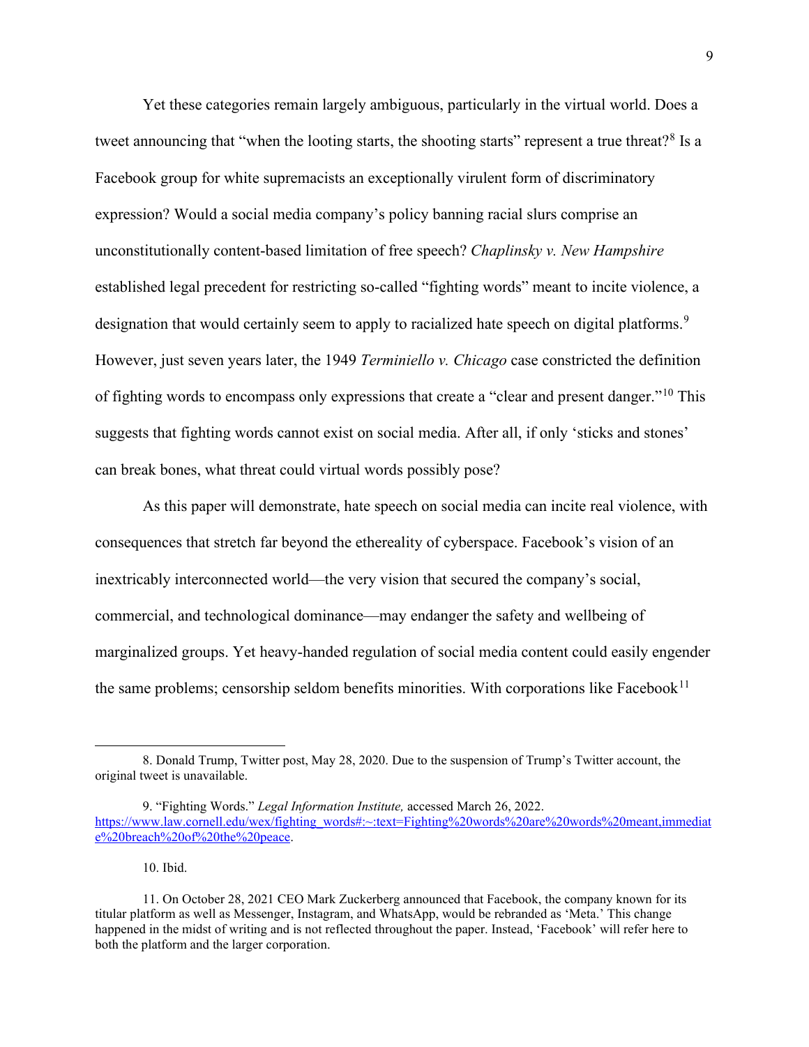Yet these categories remain largely ambiguous, particularly in the virtual world. Does a tweet announcing that "when the looting starts, the shooting starts" represent a true threat?[8] Is a Facebook group for white supremacists an exceptionally virulent form of discriminatory expression? Would a social media company's policy banning racial slurs comprise an unconstitutionally content-based limitation of free speech? *Chaplinsky v. New Hampshire* established legal precedent for restricting so-called "fighting words" meant to incite violence, a designation that would certainly seem to apply to racialized hate speech on digital platforms.[9] However, just seven years later, the 1949 *Terminiello v. Chicago* case constricted the definition of fighting words to encompass only expressions that create a "clear and present danger."[10] This suggests that fighting words cannot exist on social media. After all, if only 'sticks and stones' can break bones, what threat could virtual words possibly pose?

As this paper will demonstrate, hate speech on social media can incite real violence, with consequences that stretch far beyond the ethereality of cyberspace. Facebook's vision of an inextricably interconnected world—the very vision that secured the company's social, commercial, and technological dominance—may endanger the safety and wellbeing of marginalized groups. Yet heavy-handed regulation of social media content could easily engender the same problems; censorship seldom benefits minorities. With corporations like Facebook[11]

---

8. Donald Trump, Twitter post, May 28, 2020. Due to the suspension of Trump's Twitter account, the original tweet is unavailable.

9. "Fighting Words." *Legal Information Institute,* accessed March 26, 2022. https://www.law.cornell.edu/wex/fighting_words#:~:text=Fighting%20words%20are%20words%20meant,immediate%20breach%20of%20the%20peace.

10. Ibid.

11. On October 28, 2021 CEO Mark Zuckerberg announced that Facebook, the company known for its titular platform as well as Messenger, Instagram, and WhatsApp, would be rebranded as 'Meta.' This change happened in the midst of writing and is not reflected throughout the paper. Instead, 'Facebook' will refer here to both the platform and the larger corporation.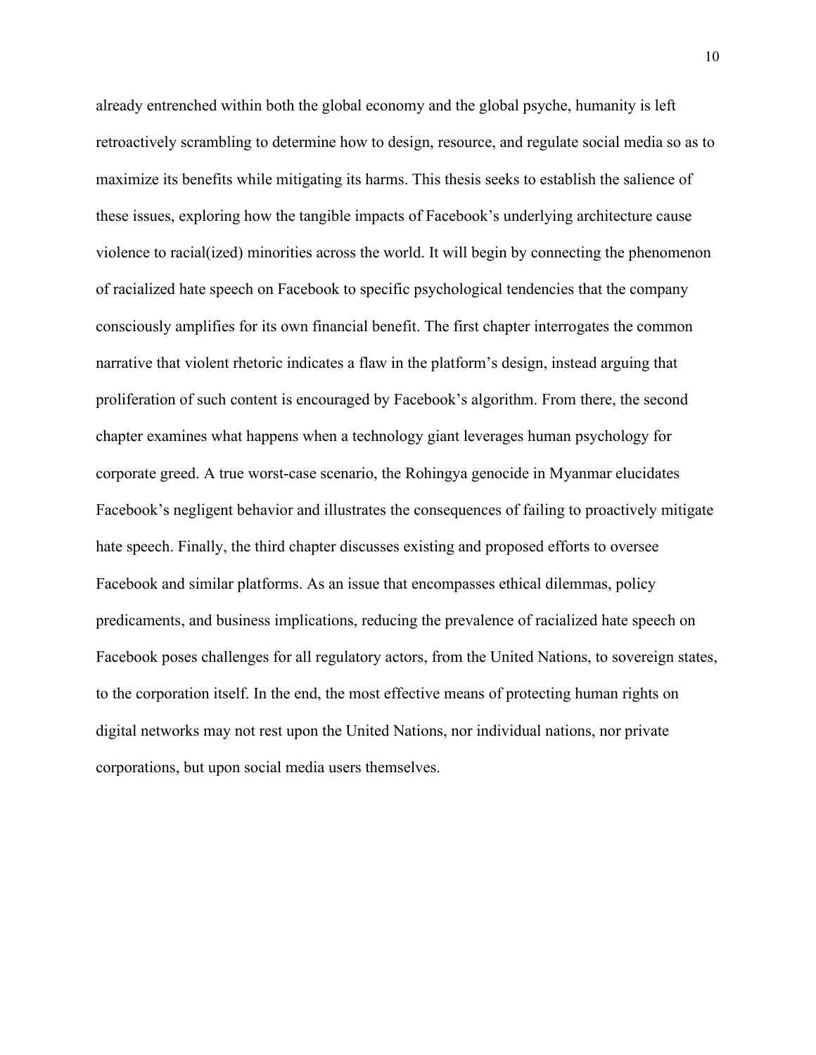already entrenched within both the global economy and the global psyche, humanity is left retroactively scrambling to determine how to design, resource, and regulate social media so as to maximize its benefits while mitigating its harms. This thesis seeks to establish the salience of these issues, exploring how the tangible impacts of Facebook's underlying architecture cause violence to racial(ized) minorities across the world. It will begin by connecting the phenomenon of racialized hate speech on Facebook to specific psychological tendencies that the company consciously amplifies for its own financial benefit. The first chapter interrogates the common narrative that violent rhetoric indicates a flaw in the platform's design, instead arguing that proliferation of such content is encouraged by Facebook's algorithm. From there, the second chapter examines what happens when a technology giant leverages human psychology for corporate greed. A true worst-case scenario, the Rohingya genocide in Myanmar elucidates Facebook's negligent behavior and illustrates the consequences of failing to proactively mitigate hate speech. Finally, the third chapter discusses existing and proposed efforts to oversee Facebook and similar platforms. As an issue that encompasses ethical dilemmas, policy predicaments, and business implications, reducing the prevalence of racialized hate speech on Facebook poses challenges for all regulatory actors, from the United Nations, to sovereign states, to the corporation itself. In the end, the most effective means of protecting human rights on digital networks may not rest upon the United Nations, nor individual nations, nor private corporations, but upon social media users themselves.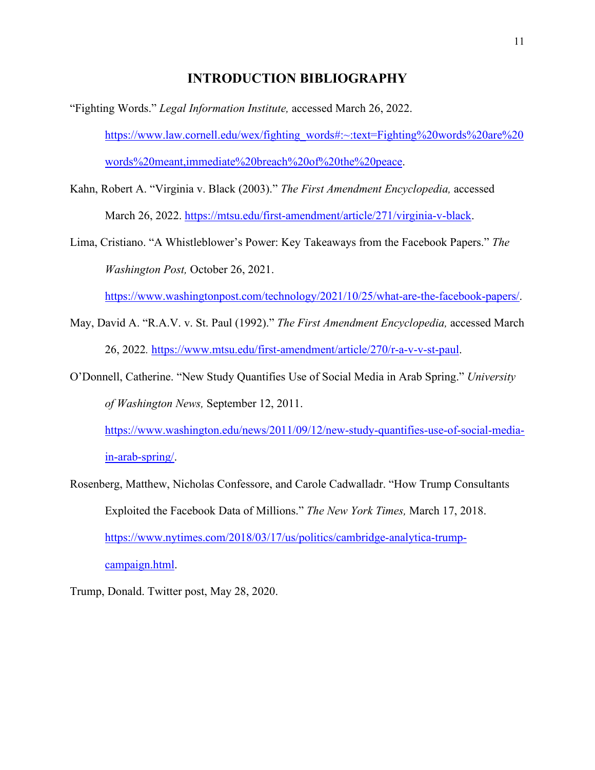# INTRODUCTION BIBLIOGRAPHY

"Fighting Words." *Legal Information Institute,* accessed March 26, 2022. https://www.law.cornell.edu/wex/fighting_words#:~:text=Fighting%20words%20are%20words%20meant,immediate%20breach%20of%20the%20peace.

Kahn, Robert A. "Virginia v. Black (2003)." *The First Amendment Encyclopedia,* accessed March 26, 2022. https://mtsu.edu/first-amendment/article/271/virginia-v-black.

Lima, Cristiano. "A Whistleblower's Power: Key Takeaways from the Facebook Papers." *The Washington Post,* October 26, 2021. https://www.washingtonpost.com/technology/2021/10/25/what-are-the-facebook-papers/.

May, David A. "R.A.V. v. St. Paul (1992)." *The First Amendment Encyclopedia,* accessed March 26, 2022. https://www.mtsu.edu/first-amendment/article/270/r-a-v-v-st-paul.

O'Donnell, Catherine. "New Study Quantifies Use of Social Media in Arab Spring." *University of Washington News,* September 12, 2011. https://www.washington.edu/news/2011/09/12/new-study-quantifies-use-of-social-media-in-arab-spring/.

Rosenberg, Matthew, Nicholas Confessore, and Carole Cadwalladr. "How Trump Consultants Exploited the Facebook Data of Millions." *The New York Times,* March 17, 2018. https://www.nytimes.com/2018/03/17/us/politics/cambridge-analytica-trump-campaign.html.

Trump, Donald. Twitter post, May 28, 2020.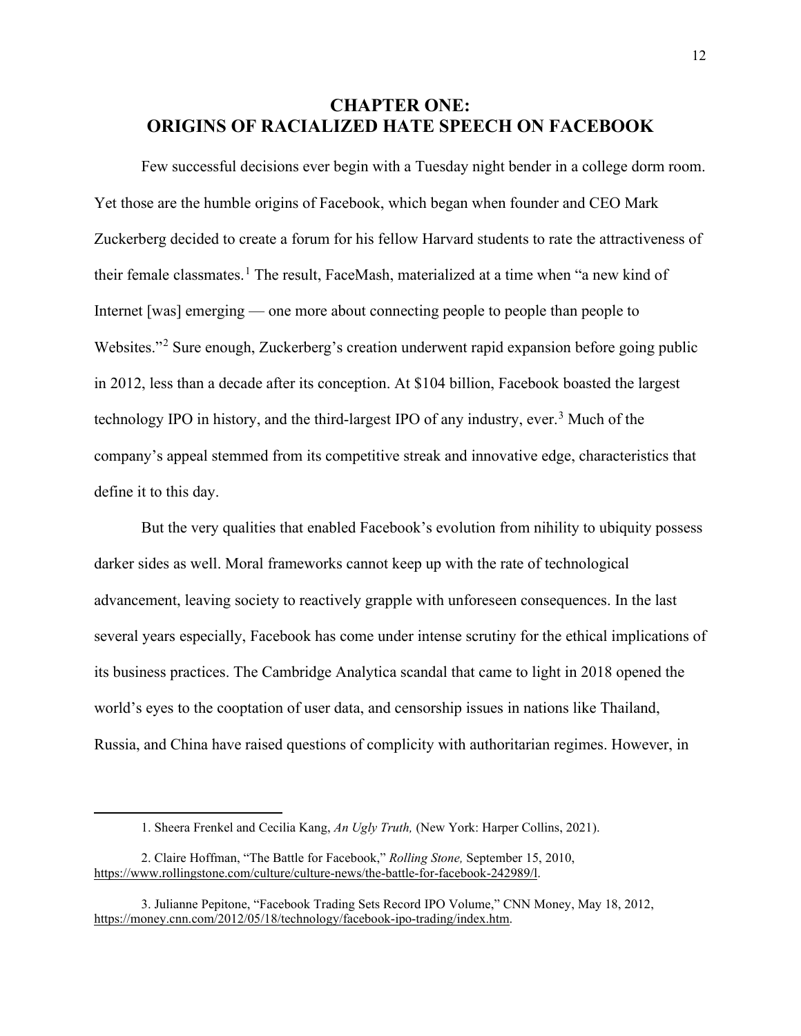# CHAPTER ONE: ORIGINS OF RACIALIZED HATE SPEECH ON FACEBOOK

Few successful decisions ever begin with a Tuesday night bender in a college dorm room. Yet those are the humble origins of Facebook, which began when founder and CEO Mark Zuckerberg decided to create a forum for his fellow Harvard students to rate the attractiveness of their female classmates.[1] The result, FaceMash, materialized at a time when "a new kind of Internet [was] emerging — one more about connecting people to people than people to Websites."[2] Sure enough, Zuckerberg's creation underwent rapid expansion before going public in 2012, less than a decade after its conception. At $104 billion, Facebook boasted the largest technology IPO in history, and the third-largest IPO of any industry, ever.[3] Much of the company's appeal stemmed from its competitive streak and innovative edge, characteristics that define it to this day.

But the very qualities that enabled Facebook's evolution from nihility to ubiquity possess darker sides as well. Moral frameworks cannot keep up with the rate of technological advancement, leaving society to reactively grapple with unforeseen consequences. In the last several years especially, Facebook has come under intense scrutiny for the ethical implications of its business practices. The Cambridge Analytica scandal that came to light in 2018 opened the world's eyes to the cooptation of user data, and censorship issues in nations like Thailand, Russia, and China have raised questions of complicity with authoritarian regimes. However, in

---

1. Sheera Frenkel and Cecilia Kang, *An Ugly Truth,* (New York: Harper Collins, 2021).

2. Claire Hoffman, "The Battle for Facebook," *Rolling Stone,* September 15, 2010, https://www.rollingstone.com/culture/culture-news/the-battle-for-facebook-242989/l.

3. Julianne Pepitone, "Facebook Trading Sets Record IPO Volume," CNN Money, May 18, 2012, https://money.cnn.com/2012/05/18/technology/facebook-ipo-trading/index.htm.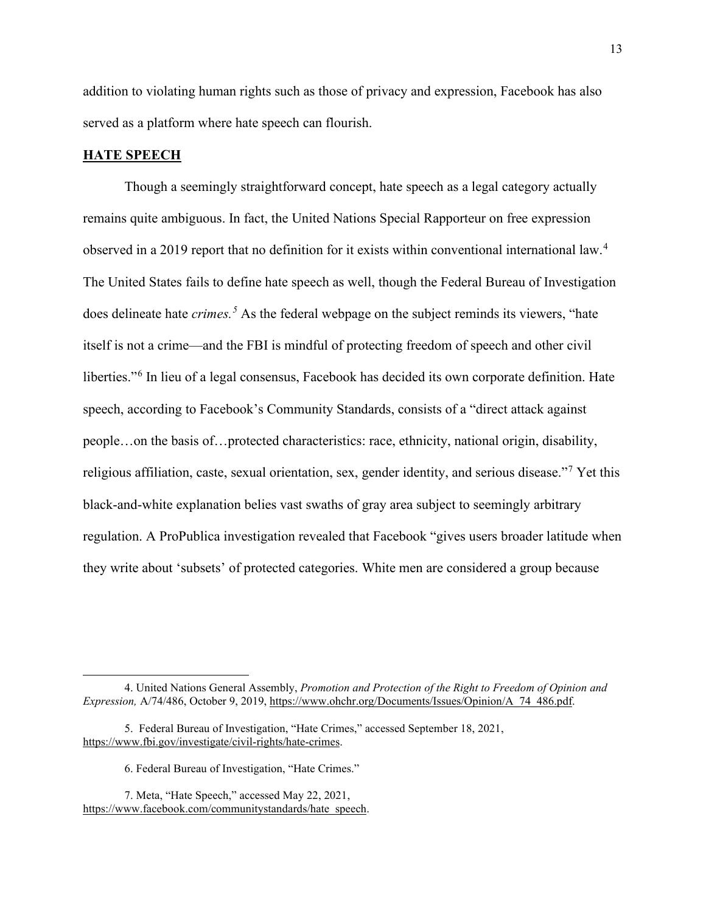addition to violating human rights such as those of privacy and expression, Facebook has also served as a platform where hate speech can flourish.

## **HATE SPEECH**

Though a seemingly straightforward concept, hate speech as a legal category actually remains quite ambiguous. In fact, the United Nations Special Rapporteur on free expression observed in a 2019 report that no definition for it exists within conventional international law.[4] The United States fails to define hate speech as well, though the Federal Bureau of Investigation does delineate hate *crimes.*[5] As the federal webpage on the subject reminds its viewers, "hate itself is not a crime—and the FBI is mindful of protecting freedom of speech and other civil liberties."[6] In lieu of a legal consensus, Facebook has decided its own corporate definition. Hate speech, according to Facebook's Community Standards, consists of a "direct attack against people…on the basis of…protected characteristics: race, ethnicity, national origin, disability, religious affiliation, caste, sexual orientation, sex, gender identity, and serious disease."[7] Yet this black-and-white explanation belies vast swaths of gray area subject to seemingly arbitrary regulation. A ProPublica investigation revealed that Facebook "gives users broader latitude when they write about 'subsets' of protected categories. White men are considered a group because

---

4. United Nations General Assembly, *Promotion and Protection of the Right to Freedom of Opinion and Expression,* A/74/486, October 9, 2019, https://www.ohchr.org/Documents/Issues/Opinion/A_74_486.pdf.

5. Federal Bureau of Investigation, "Hate Crimes," accessed September 18, 2021, https://www.fbi.gov/investigate/civil-rights/hate-crimes.

6. Federal Bureau of Investigation, "Hate Crimes."

7. Meta, "Hate Speech," accessed May 22, 2021, https://www.facebook.com/communitystandards/hate_speech.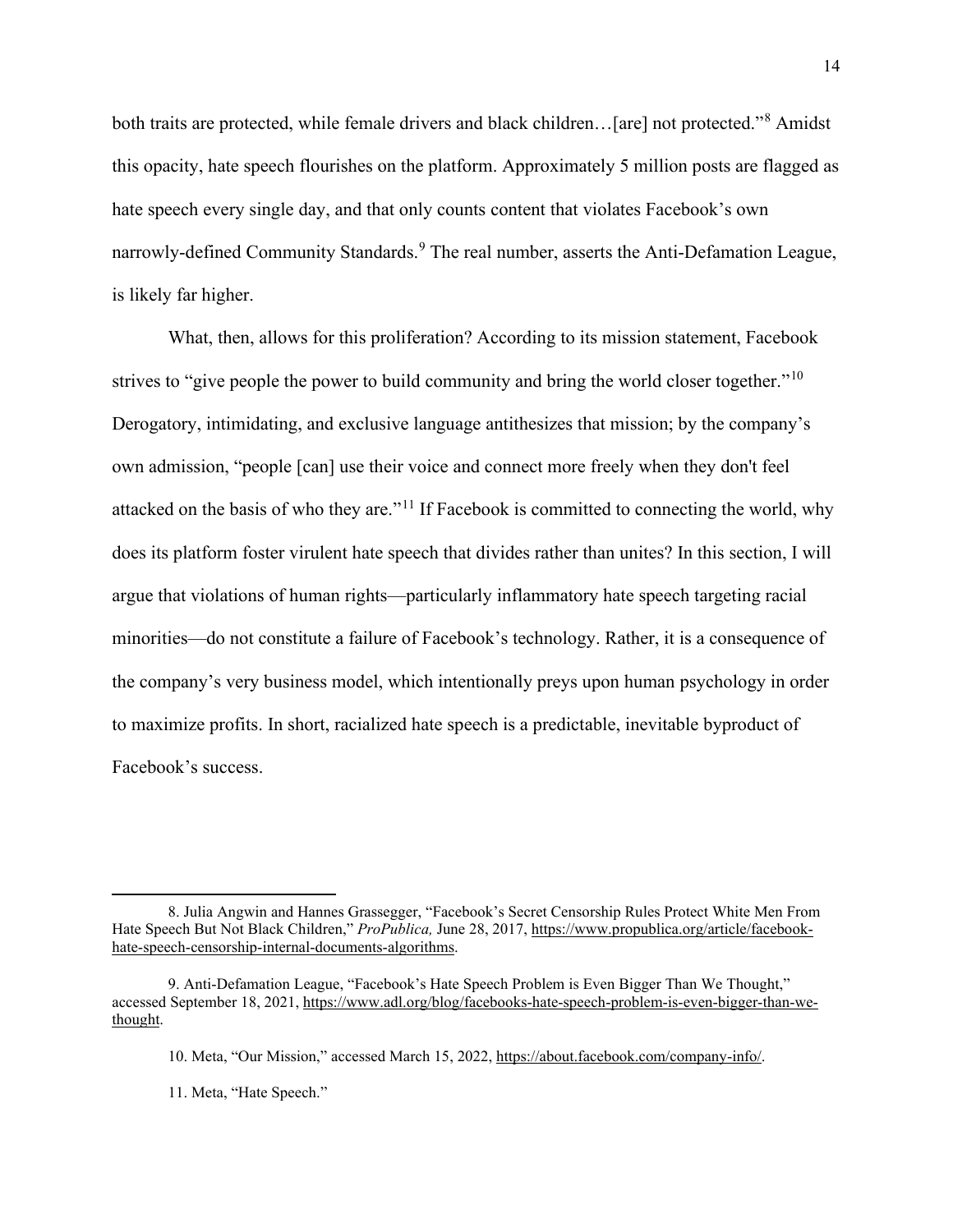both traits are protected, while female drivers and black children…[are] not protected."[8] Amidst this opacity, hate speech flourishes on the platform. Approximately 5 million posts are flagged as hate speech every single day, and that only counts content that violates Facebook's own narrowly-defined Community Standards.[9] The real number, asserts the Anti-Defamation League, is likely far higher.

What, then, allows for this proliferation? According to its mission statement, Facebook strives to "give people the power to build community and bring the world closer together."[10] Derogatory, intimidating, and exclusive language antithesizes that mission; by the company's own admission, "people [can] use their voice and connect more freely when they don't feel attacked on the basis of who they are."[11] If Facebook is committed to connecting the world, why does its platform foster virulent hate speech that divides rather than unites? In this section, I will argue that violations of human rights—particularly inflammatory hate speech targeting racial minorities—do not constitute a failure of Facebook's technology. Rather, it is a consequence of the company's very business model, which intentionally preys upon human psychology in order to maximize profits. In short, racialized hate speech is a predictable, inevitable byproduct of Facebook's success.

---

8. Julia Angwin and Hannes Grassegger, "Facebook's Secret Censorship Rules Protect White Men From Hate Speech But Not Black Children," *ProPublica,* June 28, 2017, https://www.propublica.org/article/facebook-hate-speech-censorship-internal-documents-algorithms.

9. Anti-Defamation League, "Facebook's Hate Speech Problem is Even Bigger Than We Thought," accessed September 18, 2021, https://www.adl.org/blog/facebooks-hate-speech-problem-is-even-bigger-than-we-thought.

10. Meta, "Our Mission," accessed March 15, 2022, https://about.facebook.com/company-info/.

11. Meta, "Hate Speech."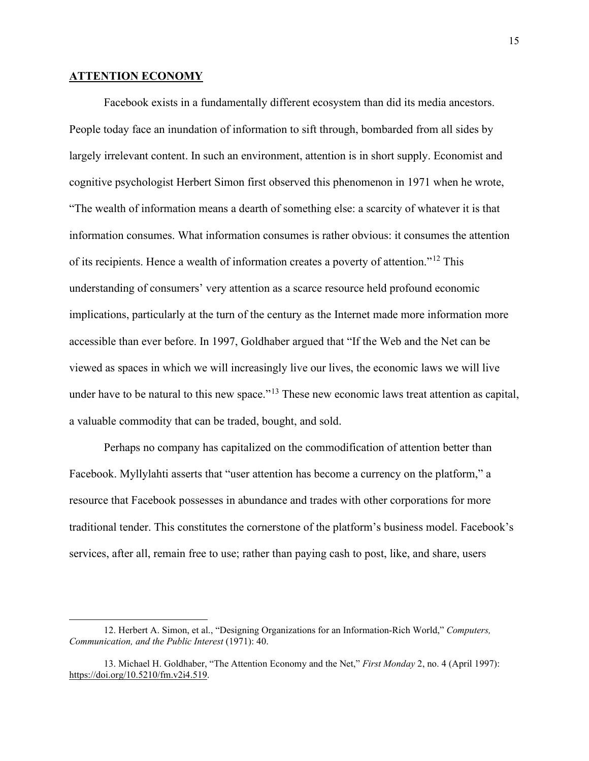## ATTENTION ECONOMY

Facebook exists in a fundamentally different ecosystem than did its media ancestors. People today face an inundation of information to sift through, bombarded from all sides by largely irrelevant content. In such an environment, attention is in short supply. Economist and cognitive psychologist Herbert Simon first observed this phenomenon in 1971 when he wrote, "The wealth of information means a dearth of something else: a scarcity of whatever it is that information consumes. What information consumes is rather obvious: it consumes the attention of its recipients. Hence a wealth of information creates a poverty of attention."[12] This understanding of consumers' very attention as a scarce resource held profound economic implications, particularly at the turn of the century as the Internet made more information more accessible than ever before. In 1997, Goldhaber argued that "If the Web and the Net can be viewed as spaces in which we will increasingly live our lives, the economic laws we will live under have to be natural to this new space."[13] These new economic laws treat attention as capital, a valuable commodity that can be traded, bought, and sold.

Perhaps no company has capitalized on the commodification of attention better than Facebook. Myllylahti asserts that "user attention has become a currency on the platform," a resource that Facebook possesses in abundance and trades with other corporations for more traditional tender. This constitutes the cornerstone of the platform's business model. Facebook's services, after all, remain free to use; rather than paying cash to post, like, and share, users

---

12. Herbert A. Simon, et al., "Designing Organizations for an Information-Rich World," *Computers, Communication, and the Public Interest* (1971): 40.

13. Michael H. Goldhaber, "The Attention Economy and the Net," *First Monday* 2, no. 4 (April 1997): https://doi.org/10.5210/fm.v2i4.519.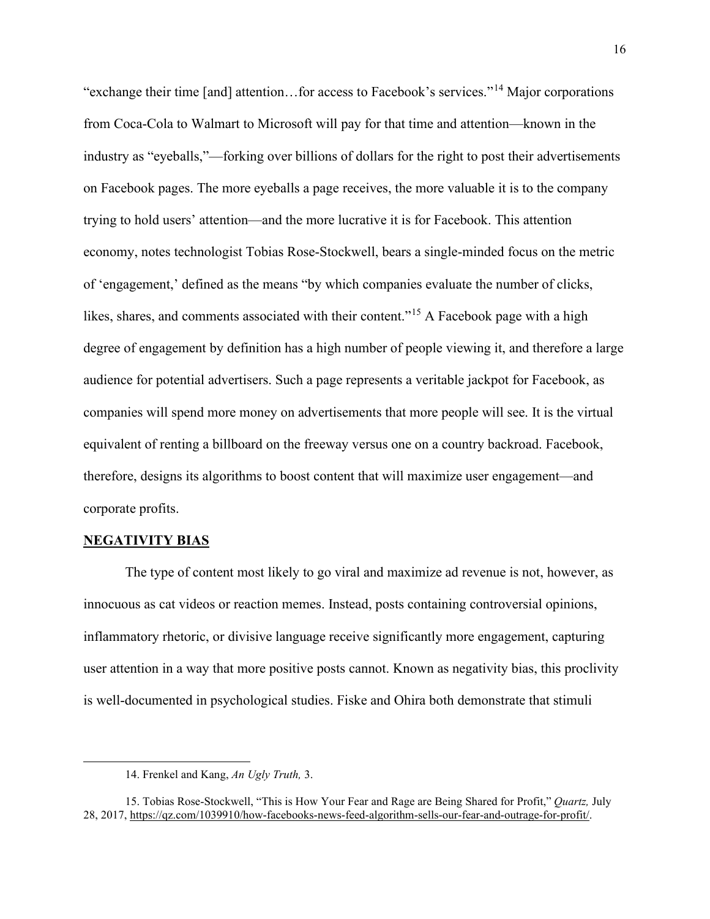"exchange their time [and] attention…for access to Facebook's services."[14] Major corporations from Coca-Cola to Walmart to Microsoft will pay for that time and attention—known in the industry as "eyeballs,"—forking over billions of dollars for the right to post their advertisements on Facebook pages. The more eyeballs a page receives, the more valuable it is to the company trying to hold users' attention—and the more lucrative it is for Facebook. This attention economy, notes technologist Tobias Rose-Stockwell, bears a single-minded focus on the metric of 'engagement,' defined as the means "by which companies evaluate the number of clicks, likes, shares, and comments associated with their content."[15] A Facebook page with a high degree of engagement by definition has a high number of people viewing it, and therefore a large audience for potential advertisers. Such a page represents a veritable jackpot for Facebook, as companies will spend more money on advertisements that more people will see. It is the virtual equivalent of renting a billboard on the freeway versus one on a country backroad. Facebook, therefore, designs its algorithms to boost content that will maximize user engagement—and corporate profits.

## NEGATIVITY BIAS

The type of content most likely to go viral and maximize ad revenue is not, however, as innocuous as cat videos or reaction memes. Instead, posts containing controversial opinions, inflammatory rhetoric, or divisive language receive significantly more engagement, capturing user attention in a way that more positive posts cannot. Known as negativity bias, this proclivity is well-documented in psychological studies. Fiske and Ohira both demonstrate that stimuli

---

14. Frenkel and Kang, *An Ugly Truth,* 3.

15. Tobias Rose-Stockwell, "This is How Your Fear and Rage are Being Shared for Profit," *Quartz,* July 28, 2017, https://qz.com/1039910/how-facebooks-news-feed-algorithm-sells-our-fear-and-outrage-for-profit/.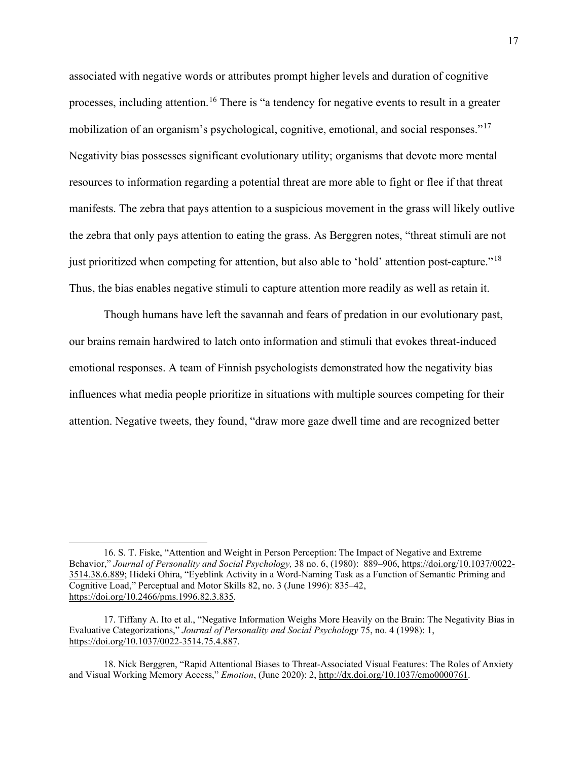associated with negative words or attributes prompt higher levels and duration of cognitive processes, including attention.[16] There is "a tendency for negative events to result in a greater mobilization of an organism's psychological, cognitive, emotional, and social responses."[17] Negativity bias possesses significant evolutionary utility; organisms that devote more mental resources to information regarding a potential threat are more able to fight or flee if that threat manifests. The zebra that pays attention to a suspicious movement in the grass will likely outlive the zebra that only pays attention to eating the grass. As Berggren notes, "threat stimuli are not just prioritized when competing for attention, but also able to 'hold' attention post-capture."[18] Thus, the bias enables negative stimuli to capture attention more readily as well as retain it.

Though humans have left the savannah and fears of predation in our evolutionary past, our brains remain hardwired to latch onto information and stimuli that evokes threat-induced emotional responses. A team of Finnish psychologists demonstrated how the negativity bias influences what media people prioritize in situations with multiple sources competing for their attention. Negative tweets, they found, "draw more gaze dwell time and are recognized better

---

16. S. T. Fiske, "Attention and Weight in Person Perception: The Impact of Negative and Extreme Behavior," *Journal of Personality and Social Psychology,* 38 no. 6, (1980): 889–906, https://doi.org/10.1037/0022-3514.38.6.889; Hideki Ohira, "Eyeblink Activity in a Word-Naming Task as a Function of Semantic Priming and Cognitive Load," Perceptual and Motor Skills 82, no. 3 (June 1996): 835–42, https://doi.org/10.2466/pms.1996.82.3.835.

17. Tiffany A. Ito et al., "Negative Information Weighs More Heavily on the Brain: The Negativity Bias in Evaluative Categorizations," *Journal of Personality and Social Psychology* 75, no. 4 (1998): 1, https://doi.org/10.1037/0022-3514.75.4.887.

18. Nick Berggren, "Rapid Attentional Biases to Threat-Associated Visual Features: The Roles of Anxiety and Visual Working Memory Access," *Emotion*, (June 2020): 2, http://dx.doi.org/10.1037/emo0000761.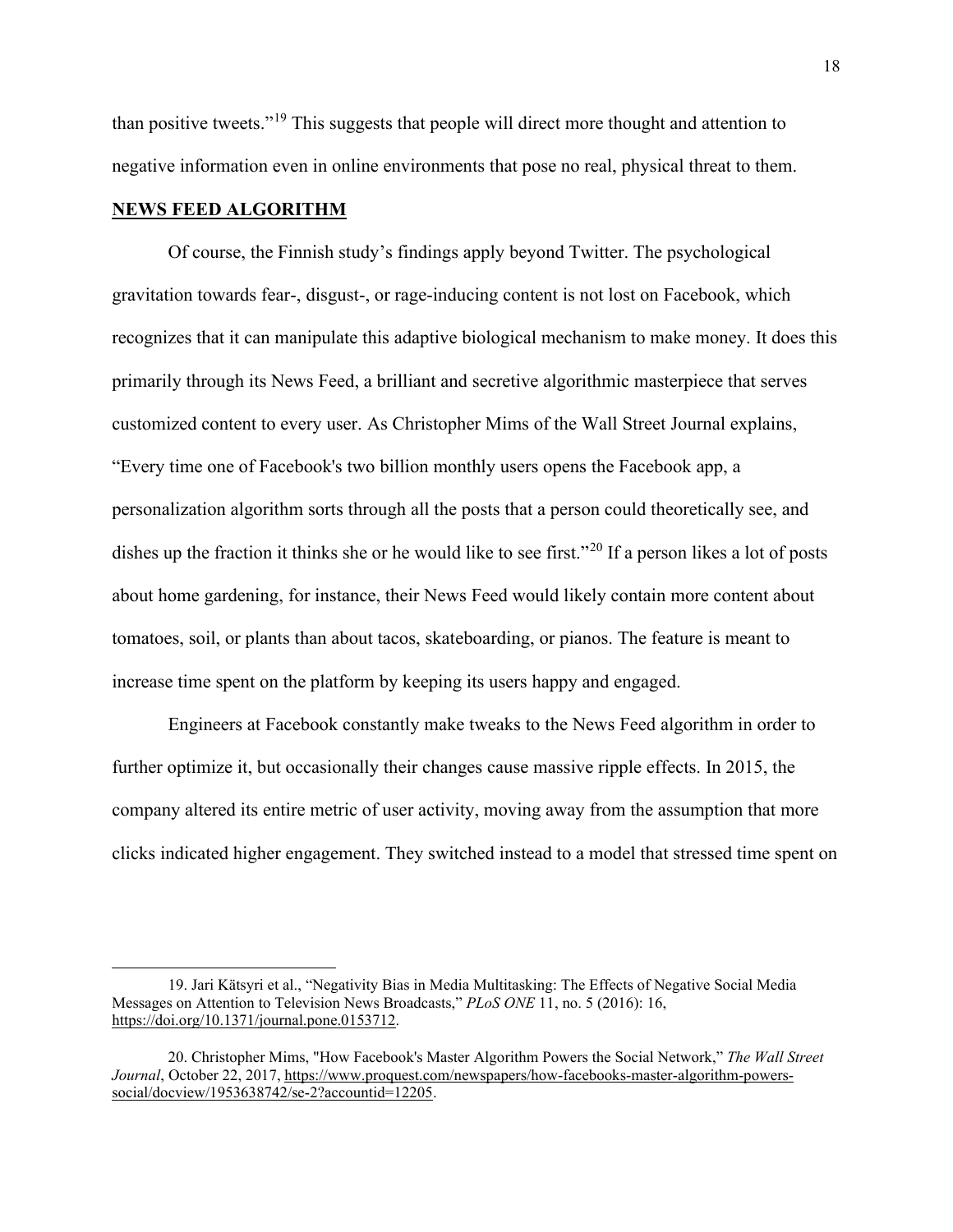than positive tweets."[19] This suggests that people will direct more thought and attention to negative information even in online environments that pose no real, physical threat to them.

## **NEWS FEED ALGORITHM**

Of course, the Finnish study's findings apply beyond Twitter. The psychological gravitation towards fear-, disgust-, or rage-inducing content is not lost on Facebook, which recognizes that it can manipulate this adaptive biological mechanism to make money. It does this primarily through its News Feed, a brilliant and secretive algorithmic masterpiece that serves customized content to every user. As Christopher Mims of the Wall Street Journal explains, "Every time one of Facebook's two billion monthly users opens the Facebook app, a personalization algorithm sorts through all the posts that a person could theoretically see, and dishes up the fraction it thinks she or he would like to see first."[20] If a person likes a lot of posts about home gardening, for instance, their News Feed would likely contain more content about tomatoes, soil, or plants than about tacos, skateboarding, or pianos. The feature is meant to increase time spent on the platform by keeping its users happy and engaged.

Engineers at Facebook constantly make tweaks to the News Feed algorithm in order to further optimize it, but occasionally their changes cause massive ripple effects. In 2015, the company altered its entire metric of user activity, moving away from the assumption that more clicks indicated higher engagement. They switched instead to a model that stressed time spent on

---

19. Jari Kätsyri et al., "Negativity Bias in Media Multitasking: The Effects of Negative Social Media Messages on Attention to Television News Broadcasts," *PLoS ONE* 11, no. 5 (2016): 16, https://doi.org/10.1371/journal.pone.0153712.

20. Christopher Mims, "How Facebook's Master Algorithm Powers the Social Network," *The Wall Street Journal*, October 22, 2017, https://www.proquest.com/newspapers/how-facebooks-master-algorithm-powers-social/docview/1953638742/se-2?accountid=12205.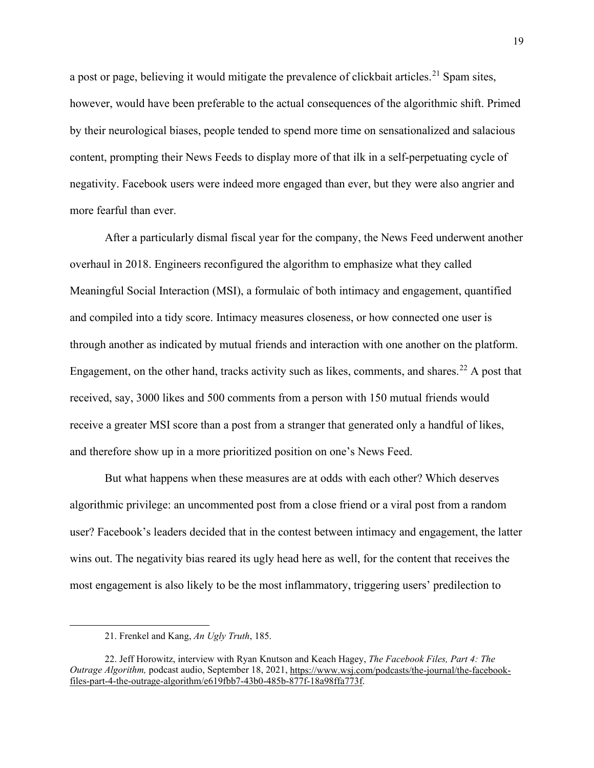a post or page, believing it would mitigate the prevalence of clickbait articles.[21] Spam sites, however, would have been preferable to the actual consequences of the algorithmic shift. Primed by their neurological biases, people tended to spend more time on sensationalized and salacious content, prompting their News Feeds to display more of that ilk in a self-perpetuating cycle of negativity. Facebook users were indeed more engaged than ever, but they were also angrier and more fearful than ever.

After a particularly dismal fiscal year for the company, the News Feed underwent another overhaul in 2018. Engineers reconfigured the algorithm to emphasize what they called Meaningful Social Interaction (MSI), a formulaic of both intimacy and engagement, quantified and compiled into a tidy score. Intimacy measures closeness, or how connected one user is through another as indicated by mutual friends and interaction with one another on the platform. Engagement, on the other hand, tracks activity such as likes, comments, and shares.[22] A post that received, say, 3000 likes and 500 comments from a person with 150 mutual friends would receive a greater MSI score than a post from a stranger that generated only a handful of likes, and therefore show up in a more prioritized position on one's News Feed.

But what happens when these measures are at odds with each other? Which deserves algorithmic privilege: an uncommented post from a close friend or a viral post from a random user? Facebook's leaders decided that in the contest between intimacy and engagement, the latter wins out. The negativity bias reared its ugly head here as well, for the content that receives the most engagement is also likely to be the most inflammatory, triggering users' predilection to

---

21. Frenkel and Kang, *An Ugly Truth*, 185.

22. Jeff Horowitz, interview with Ryan Knutson and Keach Hagey, *The Facebook Files, Part 4: The Outrage Algorithm,* podcast audio, September 18, 2021, https://www.wsj.com/podcasts/the-journal/the-facebook-files-part-4-the-outrage-algorithm/e619fbb7-43b0-485b-877f-18a98ffa773f.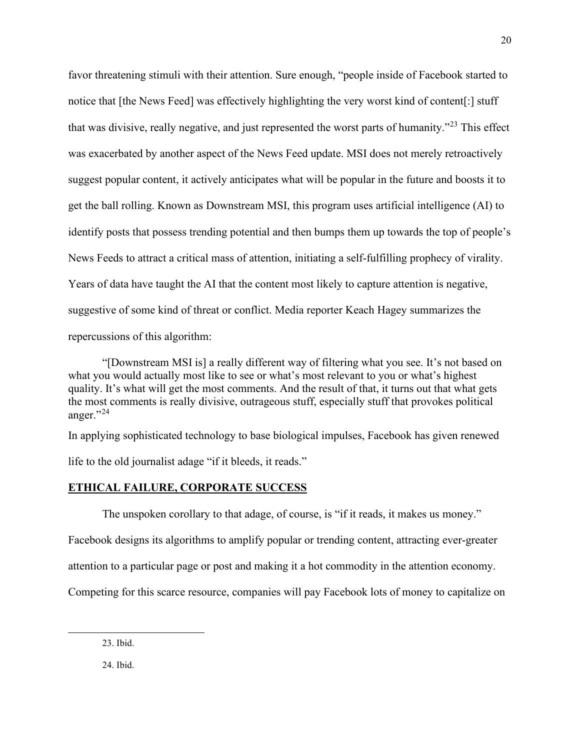favor threatening stimuli with their attention. Sure enough, "people inside of Facebook started to notice that [the News Feed] was effectively highlighting the very worst kind of content[:] stuff that was divisive, really negative, and just represented the worst parts of humanity."[23] This effect was exacerbated by another aspect of the News Feed update. MSI does not merely retroactively suggest popular content, it actively anticipates what will be popular in the future and boosts it to get the ball rolling. Known as Downstream MSI, this program uses artificial intelligence (AI) to identify posts that possess trending potential and then bumps them up towards the top of people's News Feeds to attract a critical mass of attention, initiating a self-fulfilling prophecy of virality. Years of data have taught the AI that the content most likely to capture attention is negative, suggestive of some kind of threat or conflict. Media reporter Keach Hagey summarizes the repercussions of this algorithm:

> "[Downstream MSI is] a really different way of filtering what you see. It's not based on what you would actually most like to see or what's most relevant to you or what's highest quality. It's what will get the most comments. And the result of that, it turns out that what gets the most comments is really divisive, outrageous stuff, especially stuff that provokes political anger."[24]

In applying sophisticated technology to base biological impulses, Facebook has given renewed life to the old journalist adage "if it bleeds, it reads."

## ETHICAL FAILURE, CORPORATE SUCCESS

The unspoken corollary to that adage, of course, is "if it reads, it makes us money." Facebook designs its algorithms to amplify popular or trending content, attracting ever-greater attention to a particular page or post and making it a hot commodity in the attention economy. Competing for this scarce resource, companies will pay Facebook lots of money to capitalize on

---

23. Ibid.

24. Ibid.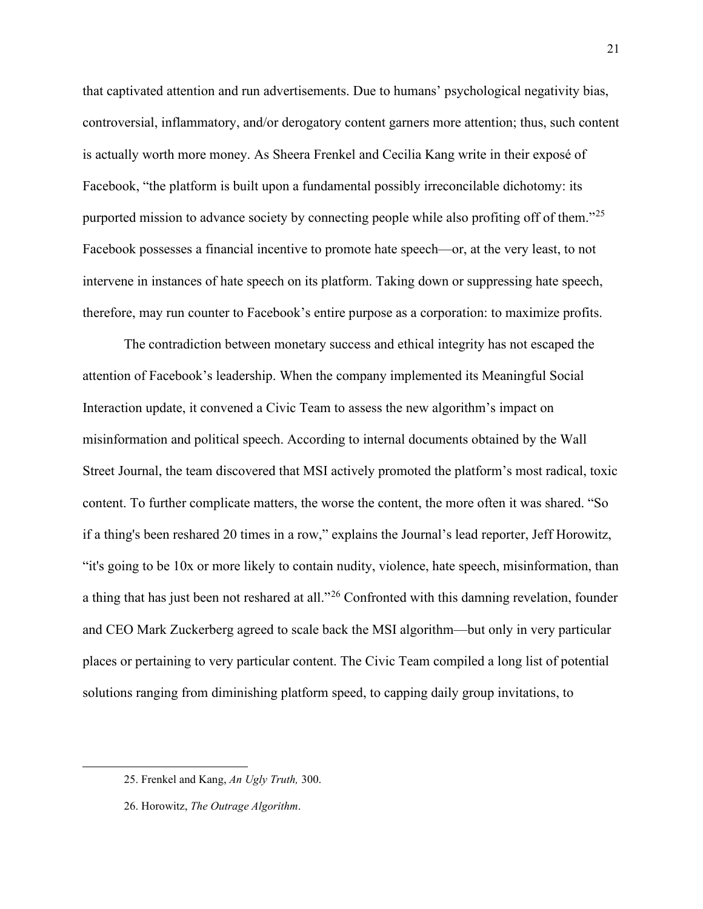that captivated attention and run advertisements. Due to humans' psychological negativity bias, controversial, inflammatory, and/or derogatory content garners more attention; thus, such content is actually worth more money. As Sheera Frenkel and Cecilia Kang write in their exposé of Facebook, "the platform is built upon a fundamental possibly irreconcilable dichotomy: its purported mission to advance society by connecting people while also profiting off of them."[25] Facebook possesses a financial incentive to promote hate speech—or, at the very least, to not intervene in instances of hate speech on its platform. Taking down or suppressing hate speech, therefore, may run counter to Facebook's entire purpose as a corporation: to maximize profits.

The contradiction between monetary success and ethical integrity has not escaped the attention of Facebook's leadership. When the company implemented its Meaningful Social Interaction update, it convened a Civic Team to assess the new algorithm's impact on misinformation and political speech. According to internal documents obtained by the Wall Street Journal, the team discovered that MSI actively promoted the platform's most radical, toxic content. To further complicate matters, the worse the content, the more often it was shared. "So if a thing's been reshared 20 times in a row," explains the Journal's lead reporter, Jeff Horowitz, "it's going to be 10x or more likely to contain nudity, violence, hate speech, misinformation, than a thing that has just been not reshared at all."[26] Confronted with this damning revelation, founder and CEO Mark Zuckerberg agreed to scale back the MSI algorithm—but only in very particular places or pertaining to very particular content. The Civic Team compiled a long list of potential solutions ranging from diminishing platform speed, to capping daily group invitations, to

---

25. Frenkel and Kang, *An Ugly Truth,* 300.

26. Horowitz, *The Outrage Algorithm*.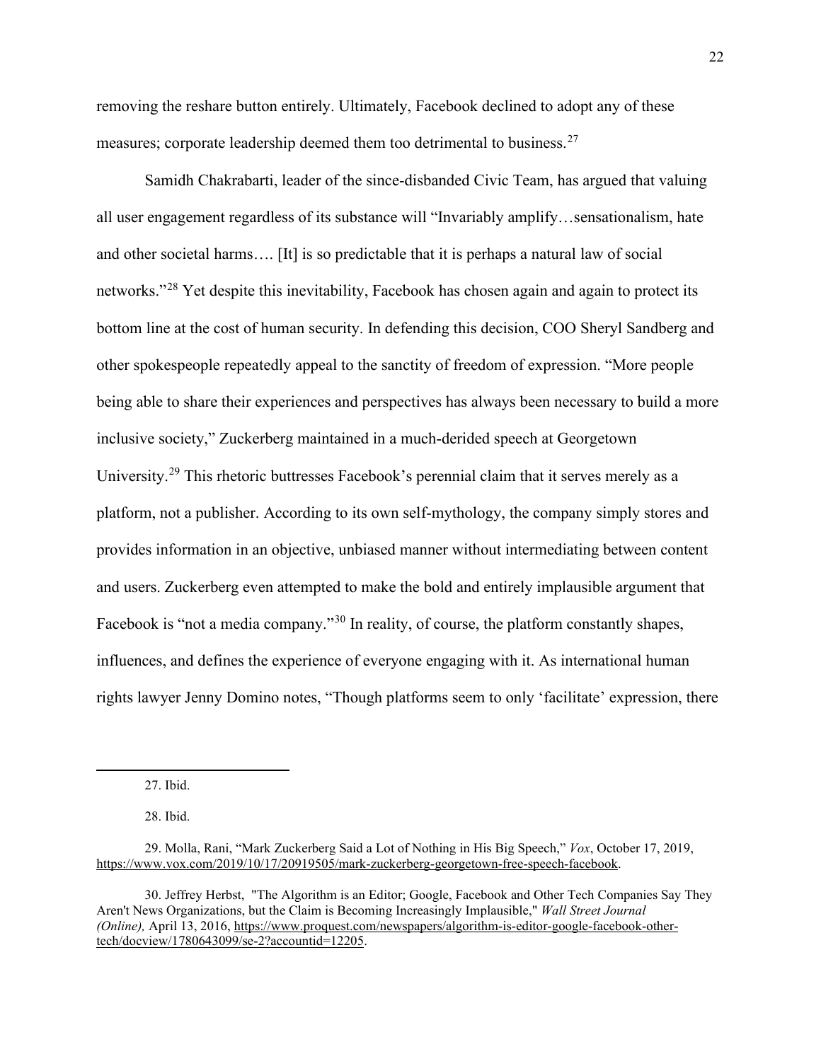removing the reshare button entirely. Ultimately, Facebook declined to adopt any of these measures; corporate leadership deemed them too detrimental to business.[27]

Samidh Chakrabarti, leader of the since-disbanded Civic Team, has argued that valuing all user engagement regardless of its substance will "Invariably amplify…sensationalism, hate and other societal harms…. [It] is so predictable that it is perhaps a natural law of social networks."[28] Yet despite this inevitability, Facebook has chosen again and again to protect its bottom line at the cost of human security. In defending this decision, COO Sheryl Sandberg and other spokespeople repeatedly appeal to the sanctity of freedom of expression. "More people being able to share their experiences and perspectives has always been necessary to build a more inclusive society," Zuckerberg maintained in a much-derided speech at Georgetown University.[29] This rhetoric buttresses Facebook's perennial claim that it serves merely as a platform, not a publisher. According to its own self-mythology, the company simply stores and provides information in an objective, unbiased manner without intermediating between content and users. Zuckerberg even attempted to make the bold and entirely implausible argument that Facebook is "not a media company."[30] In reality, of course, the platform constantly shapes, influences, and defines the experience of everyone engaging with it. As international human rights lawyer Jenny Domino notes, "Though platforms seem to only 'facilitate' expression, there

---

27. Ibid.

28. Ibid.

29. Molla, Rani, "Mark Zuckerberg Said a Lot of Nothing in His Big Speech," *Vox*, October 17, 2019, https://www.vox.com/2019/10/17/20919505/mark-zuckerberg-georgetown-free-speech-facebook.

30. Jeffrey Herbst, "The Algorithm is an Editor; Google, Facebook and Other Tech Companies Say They Aren't News Organizations, but the Claim is Becoming Increasingly Implausible," *Wall Street Journal (Online),* April 13, 2016, https://www.proquest.com/newspapers/algorithm-is-editor-google-facebook-other-tech/docview/1780643099/se-2?accountid=12205.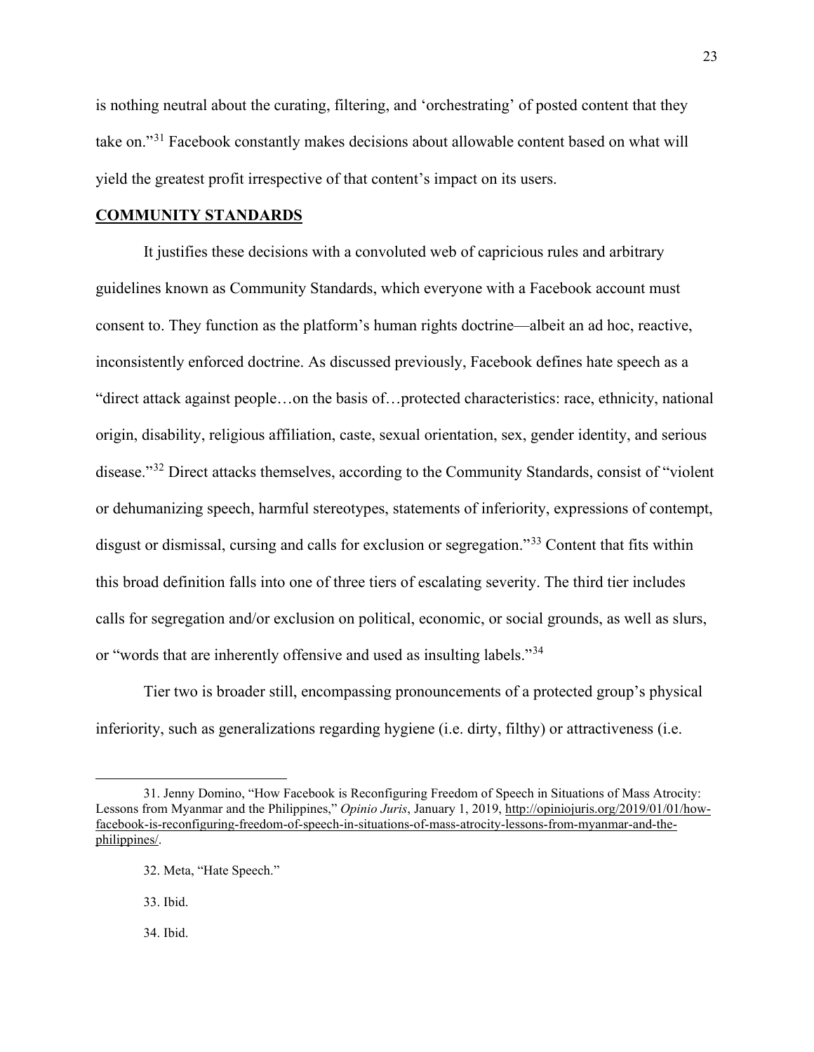is nothing neutral about the curating, filtering, and 'orchestrating' of posted content that they take on."[31] Facebook constantly makes decisions about allowable content based on what will yield the greatest profit irrespective of that content's impact on its users.

## COMMUNITY STANDARDS

It justifies these decisions with a convoluted web of capricious rules and arbitrary guidelines known as Community Standards, which everyone with a Facebook account must consent to. They function as the platform's human rights doctrine—albeit an ad hoc, reactive, inconsistently enforced doctrine. As discussed previously, Facebook defines hate speech as a "direct attack against people…on the basis of…protected characteristics: race, ethnicity, national origin, disability, religious affiliation, caste, sexual orientation, sex, gender identity, and serious disease."[32] Direct attacks themselves, according to the Community Standards, consist of "violent or dehumanizing speech, harmful stereotypes, statements of inferiority, expressions of contempt, disgust or dismissal, cursing and calls for exclusion or segregation."[33] Content that fits within this broad definition falls into one of three tiers of escalating severity. The third tier includes calls for segregation and/or exclusion on political, economic, or social grounds, as well as slurs, or "words that are inherently offensive and used as insulting labels."[34]

Tier two is broader still, encompassing pronouncements of a protected group's physical inferiority, such as generalizations regarding hygiene (i.e. dirty, filthy) or attractiveness (i.e.

---

31. Jenny Domino, "How Facebook is Reconfiguring Freedom of Speech in Situations of Mass Atrocity: Lessons from Myanmar and the Philippines," *Opinio Juris*, January 1, 2019, http://opiniojuris.org/2019/01/01/how-facebook-is-reconfiguring-freedom-of-speech-in-situations-of-mass-atrocity-lessons-from-myanmar-and-the-philippines/.

32. Meta, "Hate Speech."

33. Ibid.

34. Ibid.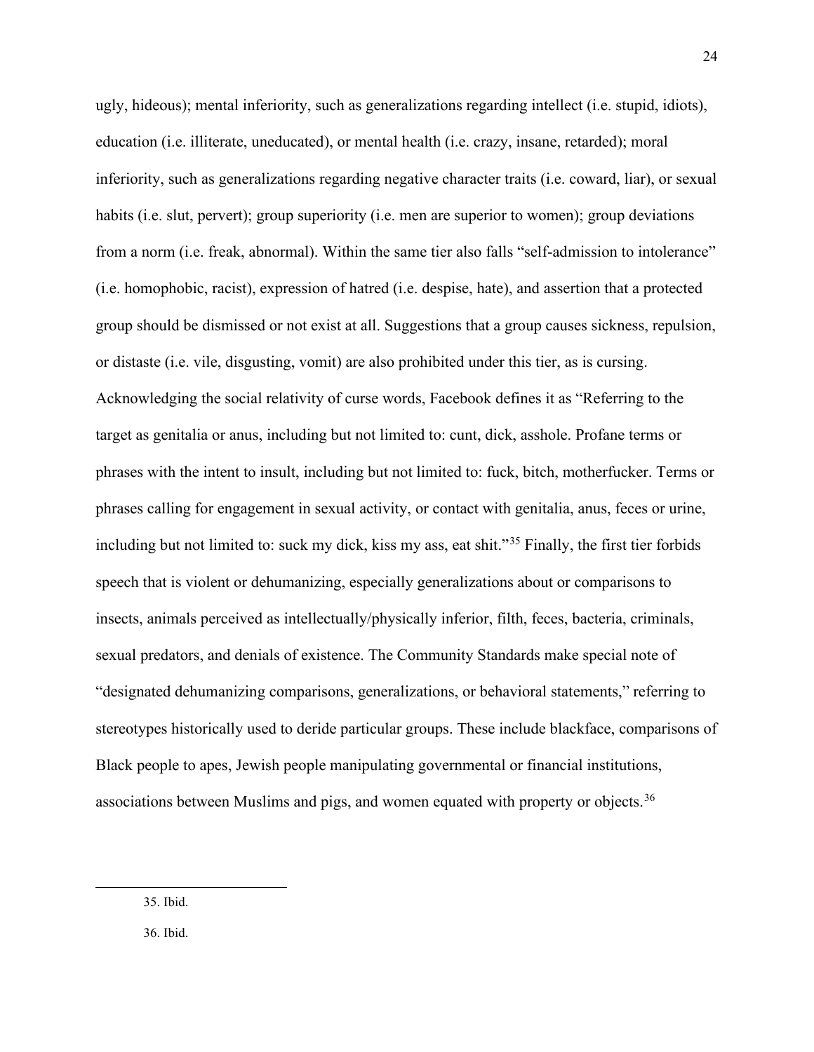ugly, hideous); mental inferiority, such as generalizations regarding intellect (i.e. stupid, idiots), education (i.e. illiterate, uneducated), or mental health (i.e. crazy, insane, retarded); moral inferiority, such as generalizations regarding negative character traits (i.e. coward, liar), or sexual habits (i.e. slut, pervert); group superiority (i.e. men are superior to women); group deviations from a norm (i.e. freak, abnormal). Within the same tier also falls "self-admission to intolerance" (i.e. homophobic, racist), expression of hatred (i.e. despise, hate), and assertion that a protected group should be dismissed or not exist at all. Suggestions that a group causes sickness, repulsion, or distaste (i.e. vile, disgusting, vomit) are also prohibited under this tier, as is cursing. Acknowledging the social relativity of curse words, Facebook defines it as "Referring to the target as genitalia or anus, including but not limited to: cunt, dick, asshole. Profane terms or phrases with the intent to insult, including but not limited to: fuck, bitch, motherfucker. Terms or phrases calling for engagement in sexual activity, or contact with genitalia, anus, feces or urine, including but not limited to: suck my dick, kiss my ass, eat shit."[35] Finally, the first tier forbids speech that is violent or dehumanizing, especially generalizations about or comparisons to insects, animals perceived as intellectually/physically inferior, filth, feces, bacteria, criminals, sexual predators, and denials of existence. The Community Standards make special note of "designated dehumanizing comparisons, generalizations, or behavioral statements," referring to stereotypes historically used to deride particular groups. These include blackface, comparisons of Black people to apes, Jewish people manipulating governmental or financial institutions, associations between Muslims and pigs, and women equated with property or objects.[36]

35. Ibid.

36. Ibid.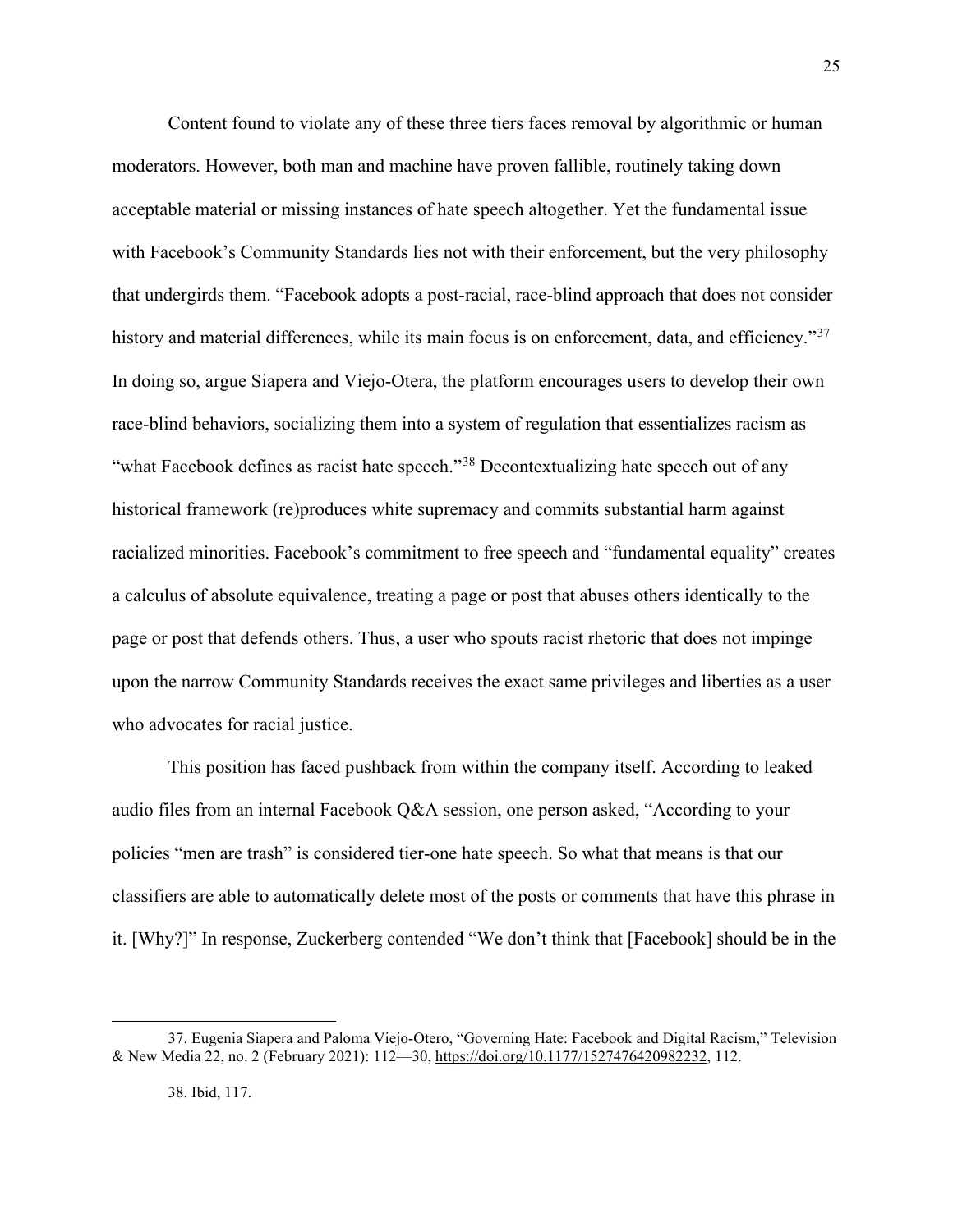Content found to violate any of these three tiers faces removal by algorithmic or human moderators. However, both man and machine have proven fallible, routinely taking down acceptable material or missing instances of hate speech altogether. Yet the fundamental issue with Facebook's Community Standards lies not with their enforcement, but the very philosophy that undergirds them. "Facebook adopts a post-racial, race-blind approach that does not consider history and material differences, while its main focus is on enforcement, data, and efficiency."[37] In doing so, argue Siapera and Viejo-Otera, the platform encourages users to develop their own race-blind behaviors, socializing them into a system of regulation that essentializes racism as "what Facebook defines as racist hate speech."[38] Decontextualizing hate speech out of any historical framework (re)produces white supremacy and commits substantial harm against racialized minorities. Facebook's commitment to free speech and "fundamental equality" creates a calculus of absolute equivalence, treating a page or post that abuses others identically to the page or post that defends others. Thus, a user who spouts racist rhetoric that does not impinge upon the narrow Community Standards receives the exact same privileges and liberties as a user who advocates for racial justice.

This position has faced pushback from within the company itself. According to leaked audio files from an internal Facebook Q&A session, one person asked, "According to your policies "men are trash" is considered tier-one hate speech. So what that means is that our classifiers are able to automatically delete most of the posts or comments that have this phrase in it. [Why?]" In response, Zuckerberg contended "We don't think that [Facebook] should be in the

---

37. Eugenia Siapera and Paloma Viejo-Otero, "Governing Hate: Facebook and Digital Racism," Television & New Media 22, no. 2 (February 2021): 112—30, https://doi.org/10.1177/1527476420982232, 112.

38. Ibid, 117.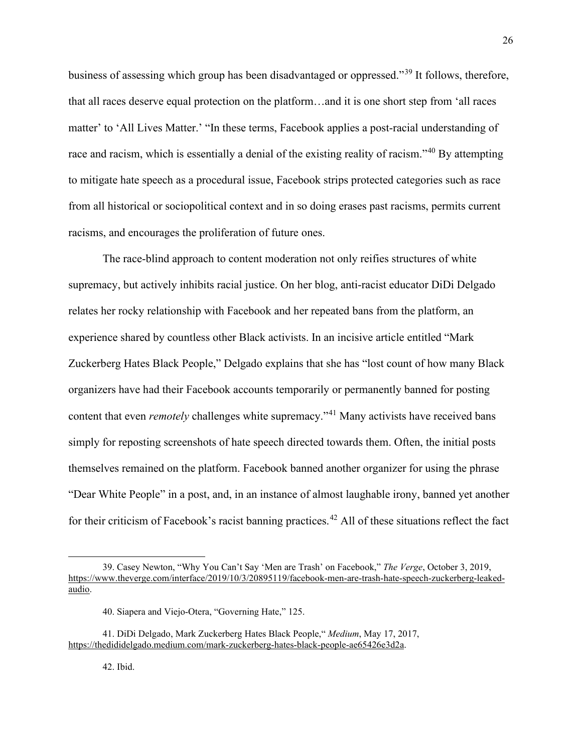business of assessing which group has been disadvantaged or oppressed."[39] It follows, therefore, that all races deserve equal protection on the platform…and it is one short step from 'all races matter' to 'All Lives Matter.' "In these terms, Facebook applies a post-racial understanding of race and racism, which is essentially a denial of the existing reality of racism."[40] By attempting to mitigate hate speech as a procedural issue, Facebook strips protected categories such as race from all historical or sociopolitical context and in so doing erases past racisms, permits current racisms, and encourages the proliferation of future ones.

The race-blind approach to content moderation not only reifies structures of white supremacy, but actively inhibits racial justice. On her blog, anti-racist educator DiDi Delgado relates her rocky relationship with Facebook and her repeated bans from the platform, an experience shared by countless other Black activists. In an incisive article entitled "Mark Zuckerberg Hates Black People," Delgado explains that she has "lost count of how many Black organizers have had their Facebook accounts temporarily or permanently banned for posting content that even *remotely* challenges white supremacy."[41] Many activists have received bans simply for reposting screenshots of hate speech directed towards them. Often, the initial posts themselves remained on the platform. Facebook banned another organizer for using the phrase "Dear White People" in a post, and, in an instance of almost laughable irony, banned yet another for their criticism of Facebook's racist banning practices.[42] All of these situations reflect the fact

---

39. Casey Newton, "Why You Can't Say 'Men are Trash' on Facebook," *The Verge*, October 3, 2019, https://www.theverge.com/interface/2019/10/3/20895119/facebook-men-are-trash-hate-speech-zuckerberg-leaked-audio.

40. Siapera and Viejo-Otera, "Governing Hate," 125.

41. DiDi Delgado, Mark Zuckerberg Hates Black People," *Medium*, May 17, 2017, https://thedididelgado.medium.com/mark-zuckerberg-hates-black-people-ae65426e3d2a.

42. Ibid.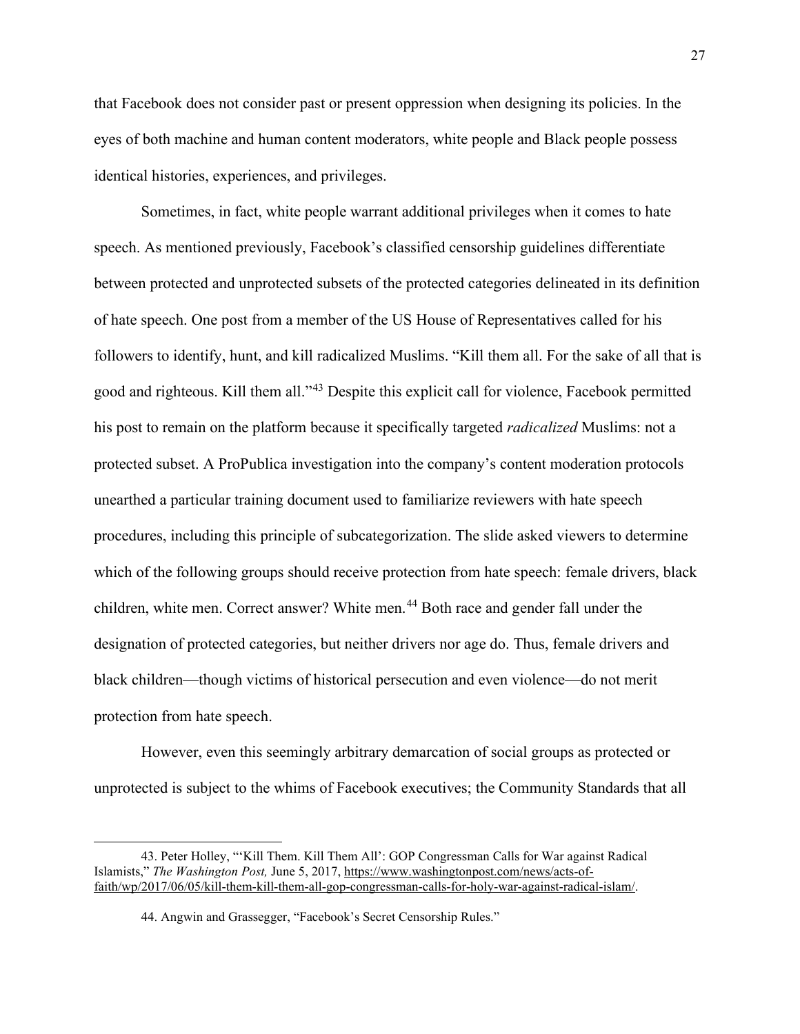that Facebook does not consider past or present oppression when designing its policies. In the eyes of both machine and human content moderators, white people and Black people possess identical histories, experiences, and privileges.

Sometimes, in fact, white people warrant additional privileges when it comes to hate speech. As mentioned previously, Facebook's classified censorship guidelines differentiate between protected and unprotected subsets of the protected categories delineated in its definition of hate speech. One post from a member of the US House of Representatives called for his followers to identify, hunt, and kill radicalized Muslims. "Kill them all. For the sake of all that is good and righteous. Kill them all."[43] Despite this explicit call for violence, Facebook permitted his post to remain on the platform because it specifically targeted *radicalized* Muslims: not a protected subset. A ProPublica investigation into the company's content moderation protocols unearthed a particular training document used to familiarize reviewers with hate speech procedures, including this principle of subcategorization. The slide asked viewers to determine which of the following groups should receive protection from hate speech: female drivers, black children, white men. Correct answer? White men.[44] Both race and gender fall under the designation of protected categories, but neither drivers nor age do. Thus, female drivers and black children—though victims of historical persecution and even violence—do not merit protection from hate speech.

However, even this seemingly arbitrary demarcation of social groups as protected or unprotected is subject to the whims of Facebook executives; the Community Standards that all

---

43. Peter Holley, "'Kill Them. Kill Them All': GOP Congressman Calls for War against Radical Islamists," *The Washington Post,* June 5, 2017, https://www.washingtonpost.com/news/acts-of-faith/wp/2017/06/05/kill-them-kill-them-all-gop-congressman-calls-for-holy-war-against-radical-islam/.

44. Angwin and Grassegger, "Facebook's Secret Censorship Rules."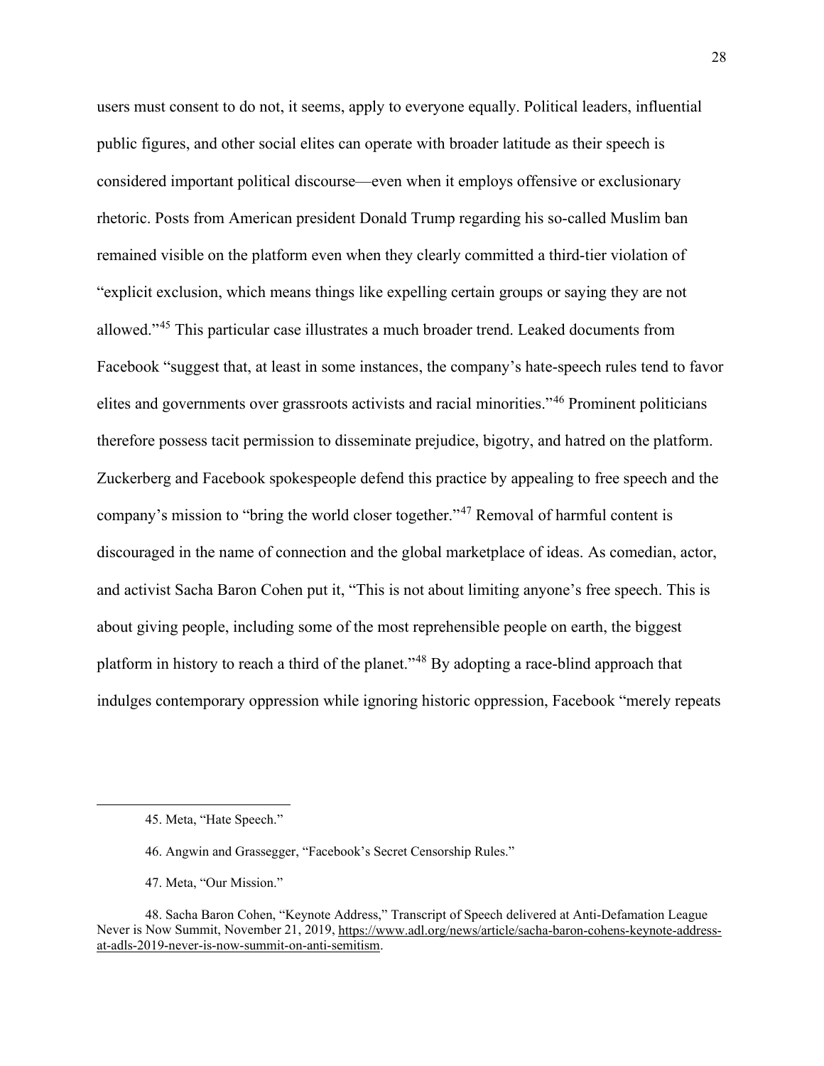users must consent to do not, it seems, apply to everyone equally. Political leaders, influential public figures, and other social elites can operate with broader latitude as their speech is considered important political discourse—even when it employs offensive or exclusionary rhetoric. Posts from American president Donald Trump regarding his so-called Muslim ban remained visible on the platform even when they clearly committed a third-tier violation of "explicit exclusion, which means things like expelling certain groups or saying they are not allowed."[45] This particular case illustrates a much broader trend. Leaked documents from Facebook "suggest that, at least in some instances, the company's hate-speech rules tend to favor elites and governments over grassroots activists and racial minorities."[46] Prominent politicians therefore possess tacit permission to disseminate prejudice, bigotry, and hatred on the platform. Zuckerberg and Facebook spokespeople defend this practice by appealing to free speech and the company's mission to "bring the world closer together."[47] Removal of harmful content is discouraged in the name of connection and the global marketplace of ideas. As comedian, actor, and activist Sacha Baron Cohen put it, "This is not about limiting anyone's free speech. This is about giving people, including some of the most reprehensible people on earth, the biggest platform in history to reach a third of the planet."[48] By adopting a race-blind approach that indulges contemporary oppression while ignoring historic oppression, Facebook "merely repeats

---

45. Meta, "Hate Speech."

46. Angwin and Grassegger, "Facebook's Secret Censorship Rules."

47. Meta, "Our Mission."

48. Sacha Baron Cohen, "Keynote Address," Transcript of Speech delivered at Anti-Defamation League Never is Now Summit, November 21, 2019, https://www.adl.org/news/article/sacha-baron-cohens-keynote-address-at-adls-2019-never-is-now-summit-on-anti-semitism.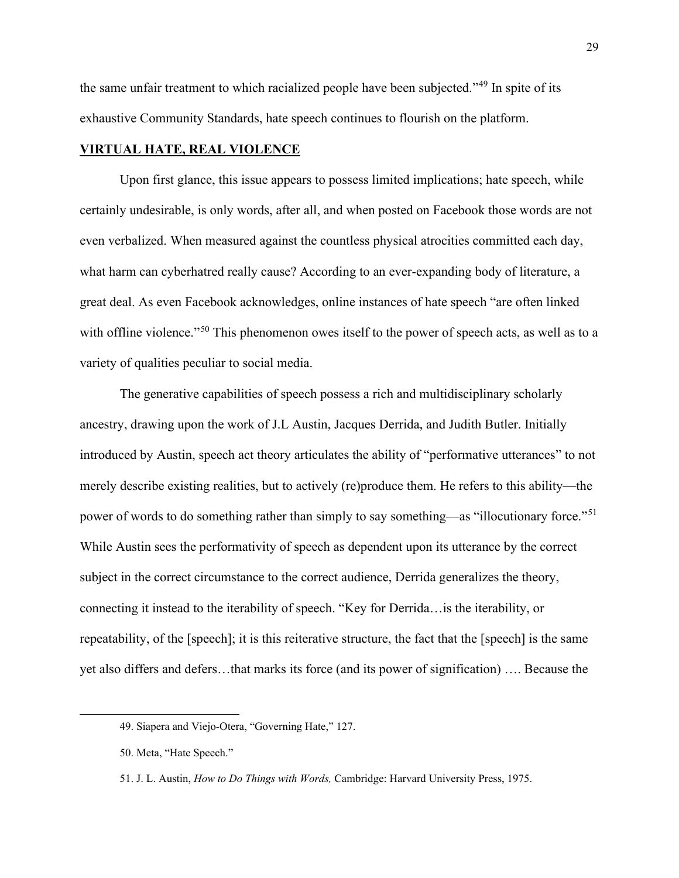the same unfair treatment to which racialized people have been subjected."[49] In spite of its exhaustive Community Standards, hate speech continues to flourish on the platform.

## VIRTUAL HATE, REAL VIOLENCE

Upon first glance, this issue appears to possess limited implications; hate speech, while certainly undesirable, is only words, after all, and when posted on Facebook those words are not even verbalized. When measured against the countless physical atrocities committed each day, what harm can cyberhatred really cause? According to an ever-expanding body of literature, a great deal. As even Facebook acknowledges, online instances of hate speech "are often linked with offline violence."[50] This phenomenon owes itself to the power of speech acts, as well as to a variety of qualities peculiar to social media.

The generative capabilities of speech possess a rich and multidisciplinary scholarly ancestry, drawing upon the work of J.L Austin, Jacques Derrida, and Judith Butler. Initially introduced by Austin, speech act theory articulates the ability of "performative utterances" to not merely describe existing realities, but to actively (re)produce them. He refers to this ability—the power of words to do something rather than simply to say something—as "illocutionary force."[51] While Austin sees the performativity of speech as dependent upon its utterance by the correct subject in the correct circumstance to the correct audience, Derrida generalizes the theory, connecting it instead to the iterability of speech. "Key for Derrida…is the iterability, or repeatability, of the [speech]; it is this reiterative structure, the fact that the [speech] is the same yet also differs and defers…that marks its force (and its power of signification) …. Because the

---

49. Siapera and Viejo-Otera, "Governing Hate," 127.

50. Meta, "Hate Speech."

51. J. L. Austin, *How to Do Things with Words,* Cambridge: Harvard University Press, 1975.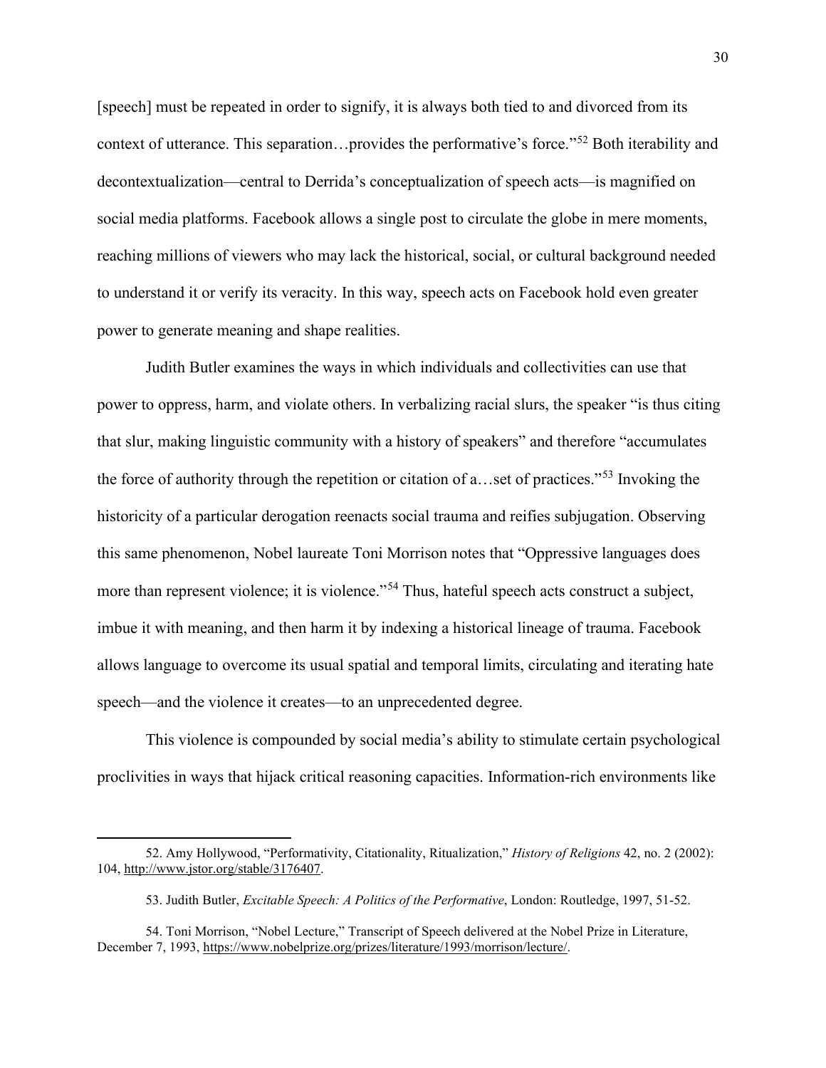[speech] must be repeated in order to signify, it is always both tied to and divorced from its context of utterance. This separation…provides the performative's force."[52] Both iterability and decontextualization—central to Derrida's conceptualization of speech acts—is magnified on social media platforms. Facebook allows a single post to circulate the globe in mere moments, reaching millions of viewers who may lack the historical, social, or cultural background needed to understand it or verify its veracity. In this way, speech acts on Facebook hold even greater power to generate meaning and shape realities.

Judith Butler examines the ways in which individuals and collectivities can use that power to oppress, harm, and violate others. In verbalizing racial slurs, the speaker "is thus citing that slur, making linguistic community with a history of speakers" and therefore "accumulates the force of authority through the repetition or citation of a…set of practices."[53] Invoking the historicity of a particular derogation reenacts social trauma and reifies subjugation. Observing this same phenomenon, Nobel laureate Toni Morrison notes that "Oppressive languages does more than represent violence; it is violence."[54] Thus, hateful speech acts construct a subject, imbue it with meaning, and then harm it by indexing a historical lineage of trauma. Facebook allows language to overcome its usual spatial and temporal limits, circulating and iterating hate speech—and the violence it creates—to an unprecedented degree.

This violence is compounded by social media's ability to stimulate certain psychological proclivities in ways that hijack critical reasoning capacities. Information-rich environments like

---

52. Amy Hollywood, "Performativity, Citationality, Ritualization," *History of Religions* 42, no. 2 (2002): 104, http://www.jstor.org/stable/3176407.

53. Judith Butler, *Excitable Speech: A Politics of the Performative*, London: Routledge, 1997, 51-52.

54. Toni Morrison, "Nobel Lecture," Transcript of Speech delivered at the Nobel Prize in Literature, December 7, 1993, https://www.nobelprize.org/prizes/literature/1993/morrison/lecture/.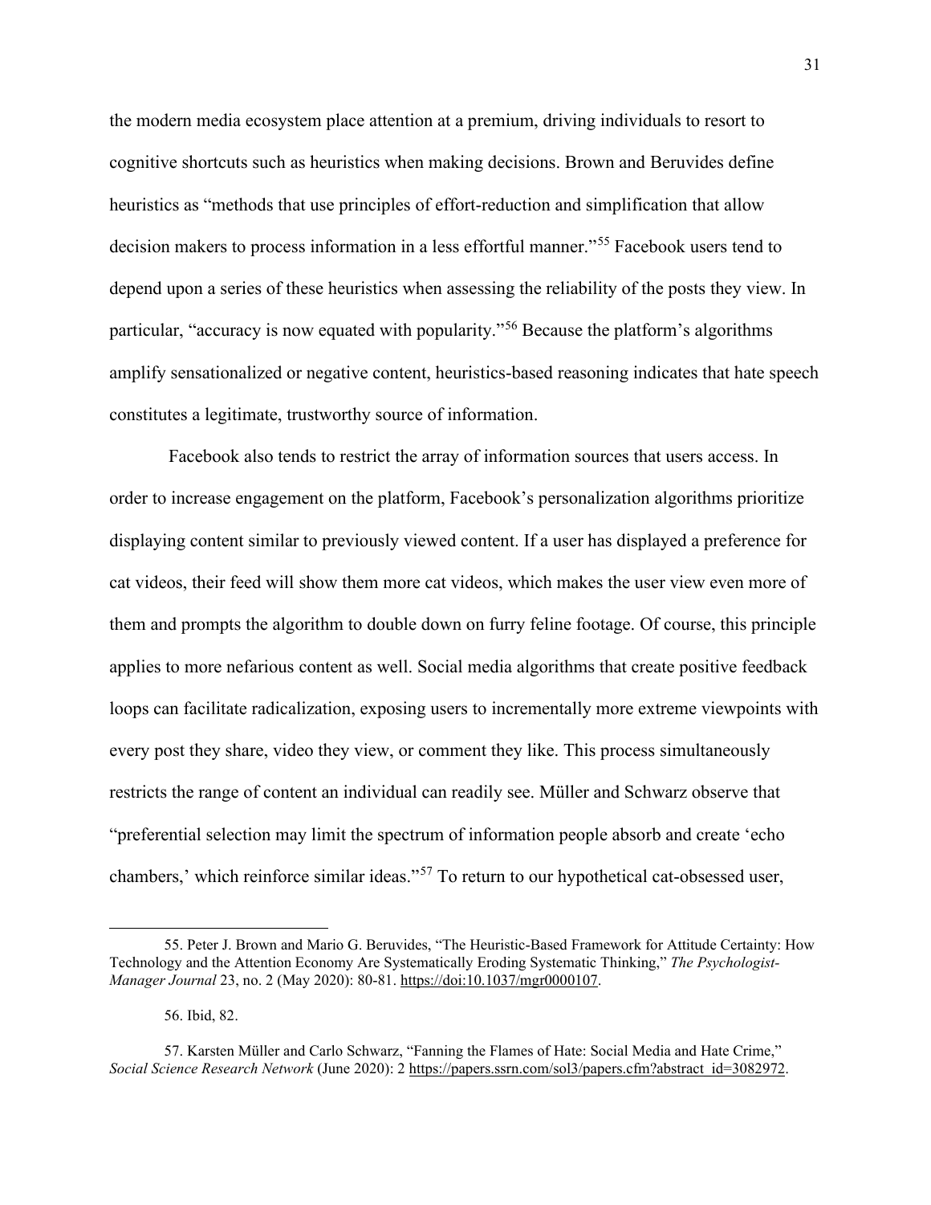the modern media ecosystem place attention at a premium, driving individuals to resort to cognitive shortcuts such as heuristics when making decisions. Brown and Beruvides define heuristics as "methods that use principles of effort-reduction and simplification that allow decision makers to process information in a less effortful manner."[55] Facebook users tend to depend upon a series of these heuristics when assessing the reliability of the posts they view. In particular, "accuracy is now equated with popularity."[56] Because the platform's algorithms amplify sensationalized or negative content, heuristics-based reasoning indicates that hate speech constitutes a legitimate, trustworthy source of information.

Facebook also tends to restrict the array of information sources that users access. In order to increase engagement on the platform, Facebook's personalization algorithms prioritize displaying content similar to previously viewed content. If a user has displayed a preference for cat videos, their feed will show them more cat videos, which makes the user view even more of them and prompts the algorithm to double down on furry feline footage. Of course, this principle applies to more nefarious content as well. Social media algorithms that create positive feedback loops can facilitate radicalization, exposing users to incrementally more extreme viewpoints with every post they share, video they view, or comment they like. This process simultaneously restricts the range of content an individual can readily see. Müller and Schwarz observe that "preferential selection may limit the spectrum of information people absorb and create 'echo chambers,' which reinforce similar ideas."[57] To return to our hypothetical cat-obsessed user,

---

55. Peter J. Brown and Mario G. Beruvides, "The Heuristic-Based Framework for Attitude Certainty: How Technology and the Attention Economy Are Systematically Eroding Systematic Thinking," *The Psychologist-Manager Journal* 23, no. 2 (May 2020): 80-81. https://doi:10.1037/mgr0000107.

56. Ibid, 82.

57. Karsten Müller and Carlo Schwarz, "Fanning the Flames of Hate: Social Media and Hate Crime," *Social Science Research Network* (June 2020): 2 https://papers.ssrn.com/sol3/papers.cfm?abstract_id=3082972.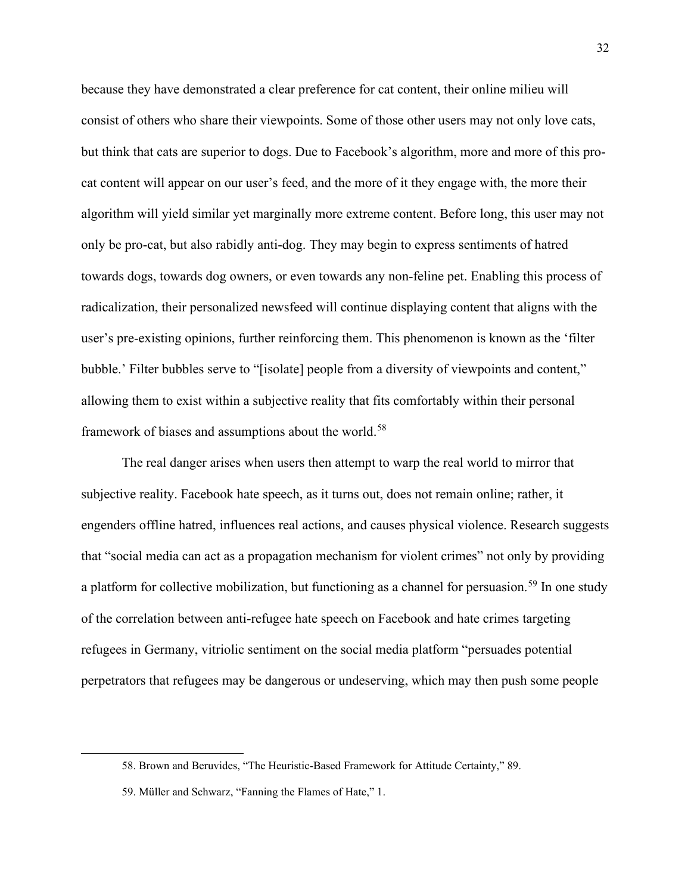because they have demonstrated a clear preference for cat content, their online milieu will consist of others who share their viewpoints. Some of those other users may not only love cats, but think that cats are superior to dogs. Due to Facebook's algorithm, more and more of this pro-cat content will appear on our user's feed, and the more of it they engage with, the more their algorithm will yield similar yet marginally more extreme content. Before long, this user may not only be pro-cat, but also rabidly anti-dog. They may begin to express sentiments of hatred towards dogs, towards dog owners, or even towards any non-feline pet. Enabling this process of radicalization, their personalized newsfeed will continue displaying content that aligns with the user's pre-existing opinions, further reinforcing them. This phenomenon is known as the 'filter bubble.' Filter bubbles serve to "[isolate] people from a diversity of viewpoints and content," allowing them to exist within a subjective reality that fits comfortably within their personal framework of biases and assumptions about the world.[58]

The real danger arises when users then attempt to warp the real world to mirror that subjective reality. Facebook hate speech, as it turns out, does not remain online; rather, it engenders offline hatred, influences real actions, and causes physical violence. Research suggests that "social media can act as a propagation mechanism for violent crimes" not only by providing a platform for collective mobilization, but functioning as a channel for persuasion.[59] In one study of the correlation between anti-refugee hate speech on Facebook and hate crimes targeting refugees in Germany, vitriolic sentiment on the social media platform "persuades potential perpetrators that refugees may be dangerous or undeserving, which may then push some people

58. Brown and Beruvides, "The Heuristic-Based Framework for Attitude Certainty," 89.

59. Müller and Schwarz, "Fanning the Flames of Hate," 1.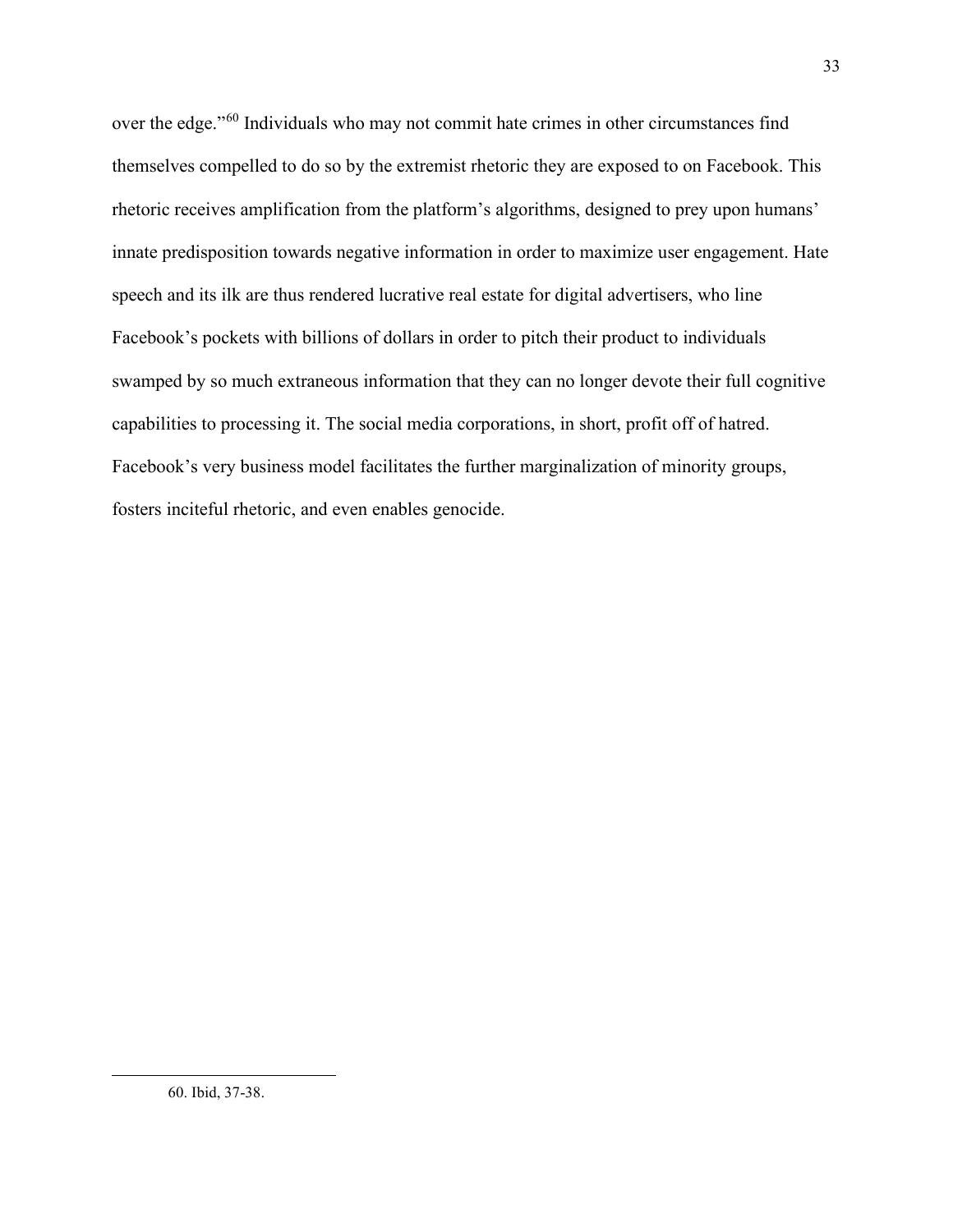over the edge."[60] Individuals who may not commit hate crimes in other circumstances find themselves compelled to do so by the extremist rhetoric they are exposed to on Facebook. This rhetoric receives amplification from the platform's algorithms, designed to prey upon humans' innate predisposition towards negative information in order to maximize user engagement. Hate speech and its ilk are thus rendered lucrative real estate for digital advertisers, who line Facebook's pockets with billions of dollars in order to pitch their product to individuals swamped by so much extraneous information that they can no longer devote their full cognitive capabilities to processing it. The social media corporations, in short, profit off of hatred. Facebook's very business model facilitates the further marginalization of minority groups, fosters inciteful rhetoric, and even enables genocide.

---

60. Ibid, 37-38.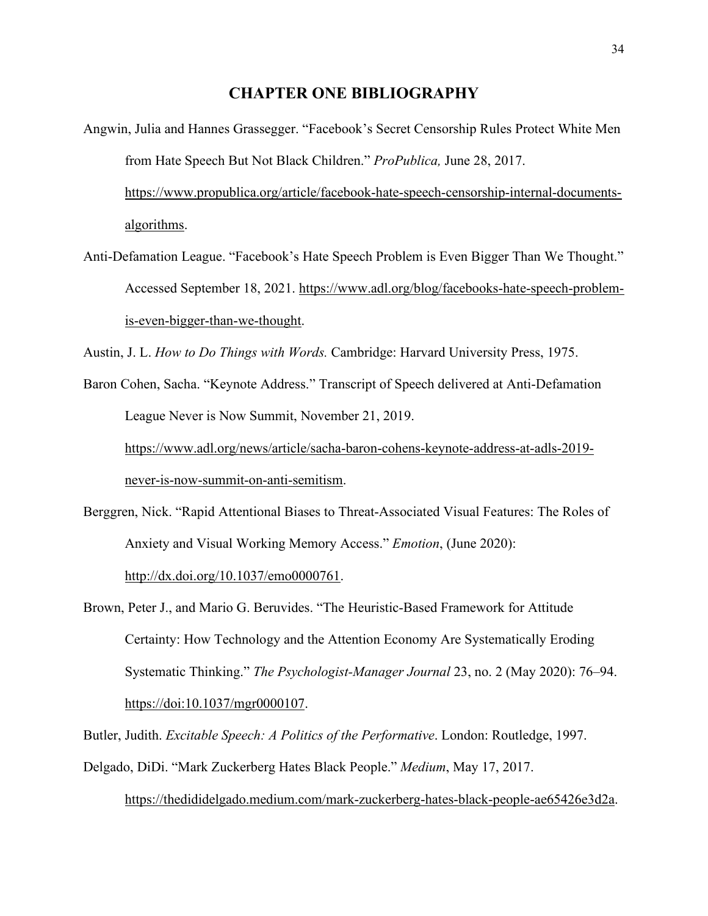# CHAPTER ONE BIBLIOGRAPHY

Angwin, Julia and Hannes Grassegger. "Facebook's Secret Censorship Rules Protect White Men from Hate Speech But Not Black Children." *ProPublica,* June 28, 2017. https://www.propublica.org/article/facebook-hate-speech-censorship-internal-documents-algorithms.

Anti-Defamation League. "Facebook's Hate Speech Problem is Even Bigger Than We Thought." Accessed September 18, 2021. https://www.adl.org/blog/facebooks-hate-speech-problem-is-even-bigger-than-we-thought.

Austin, J. L. *How to Do Things with Words.* Cambridge: Harvard University Press, 1975.

Baron Cohen, Sacha. "Keynote Address." Transcript of Speech delivered at Anti-Defamation League Never is Now Summit, November 21, 2019. https://www.adl.org/news/article/sacha-baron-cohens-keynote-address-at-adls-2019-never-is-now-summit-on-anti-semitism.

Berggren, Nick. "Rapid Attentional Biases to Threat-Associated Visual Features: The Roles of Anxiety and Visual Working Memory Access." *Emotion*, (June 2020): http://dx.doi.org/10.1037/emo0000761.

Brown, Peter J., and Mario G. Beruvides. "The Heuristic-Based Framework for Attitude Certainty: How Technology and the Attention Economy Are Systematically Eroding Systematic Thinking." *The Psychologist-Manager Journal* 23, no. 2 (May 2020): 76–94. https://doi:10.1037/mgr0000107.

Butler, Judith. *Excitable Speech: A Politics of the Performative*. London: Routledge, 1997.

Delgado, DiDi. "Mark Zuckerberg Hates Black People." *Medium*, May 17, 2017. https://thedididelgado.medium.com/mark-zuckerberg-hates-black-people-ae65426e3d2a.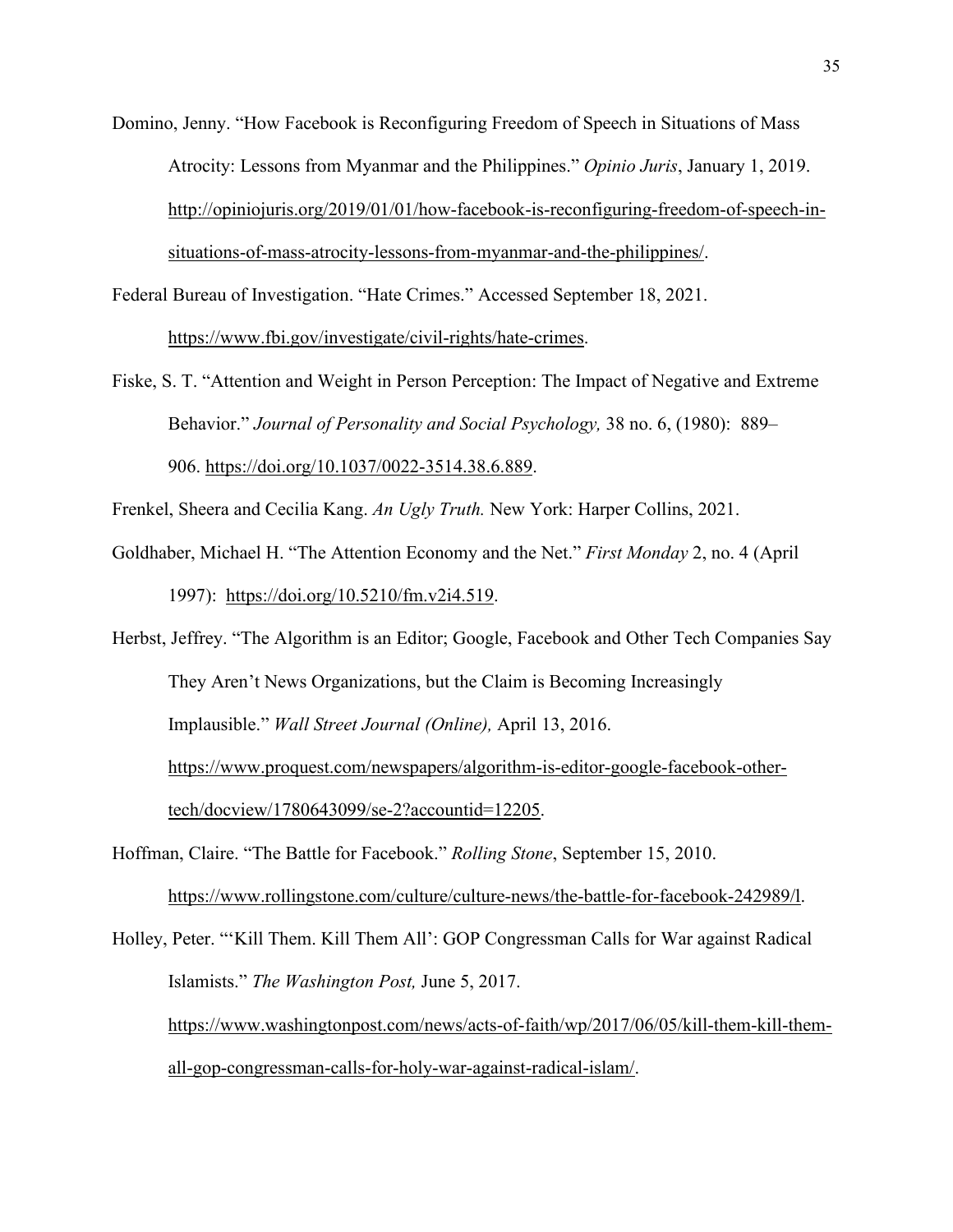Domino, Jenny. "How Facebook is Reconfiguring Freedom of Speech in Situations of Mass Atrocity: Lessons from Myanmar and the Philippines." *Opinio Juris*, January 1, 2019. http://opiniojuris.org/2019/01/01/how-facebook-is-reconfiguring-freedom-of-speech-in-situations-of-mass-atrocity-lessons-from-myanmar-and-the-philippines/.

Federal Bureau of Investigation. "Hate Crimes." Accessed September 18, 2021. https://www.fbi.gov/investigate/civil-rights/hate-crimes.

Fiske, S. T. "Attention and Weight in Person Perception: The Impact of Negative and Extreme Behavior." *Journal of Personality and Social Psychology,* 38 no. 6, (1980): 889–906. https://doi.org/10.1037/0022-3514.38.6.889.

Frenkel, Sheera and Cecilia Kang. *An Ugly Truth.* New York: Harper Collins, 2021.

Goldhaber, Michael H. "The Attention Economy and the Net." *First Monday* 2, no. 4 (April 1997): https://doi.org/10.5210/fm.v2i4.519.

Herbst, Jeffrey. "The Algorithm is an Editor; Google, Facebook and Other Tech Companies Say They Aren't News Organizations, but the Claim is Becoming Increasingly Implausible." *Wall Street Journal (Online),* April 13, 2016. https://www.proquest.com/newspapers/algorithm-is-editor-google-facebook-other-tech/docview/1780643099/se-2?accountid=12205.

Hoffman, Claire. "The Battle for Facebook." *Rolling Stone*, September 15, 2010. https://www.rollingstone.com/culture/culture-news/the-battle-for-facebook-242989/l.

Holley, Peter. "'Kill Them. Kill Them All': GOP Congressman Calls for War against Radical Islamists." *The Washington Post,* June 5, 2017. https://www.washingtonpost.com/news/acts-of-faith/wp/2017/06/05/kill-them-kill-them-all-gop-congressman-calls-for-holy-war-against-radical-islam/.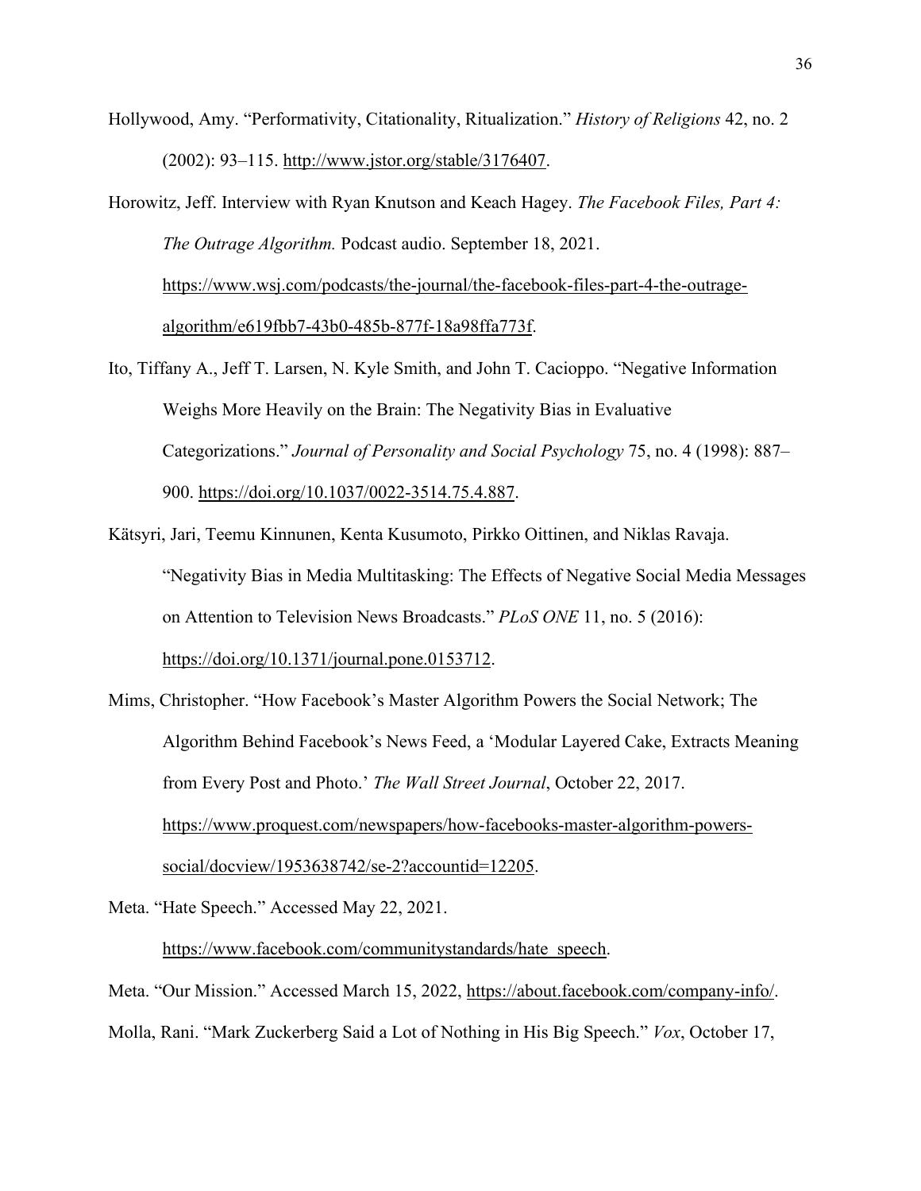Hollywood, Amy. "Performativity, Citationality, Ritualization." *History of Religions* 42, no. 2 (2002): 93–115. http://www.jstor.org/stable/3176407.

Horowitz, Jeff. Interview with Ryan Knutson and Keach Hagey. *The Facebook Files, Part 4: The Outrage Algorithm.* Podcast audio. September 18, 2021. https://www.wsj.com/podcasts/the-journal/the-facebook-files-part-4-the-outrage-algorithm/e619fbb7-43b0-485b-877f-18a98ffa773f.

Ito, Tiffany A., Jeff T. Larsen, N. Kyle Smith, and John T. Cacioppo. "Negative Information Weighs More Heavily on the Brain: The Negativity Bias in Evaluative Categorizations." *Journal of Personality and Social Psychology* 75, no. 4 (1998): 887–900. https://doi.org/10.1037/0022-3514.75.4.887.

Kätsyri, Jari, Teemu Kinnunen, Kenta Kusumoto, Pirkko Oittinen, and Niklas Ravaja. "Negativity Bias in Media Multitasking: The Effects of Negative Social Media Messages on Attention to Television News Broadcasts." *PLoS ONE* 11, no. 5 (2016): https://doi.org/10.1371/journal.pone.0153712.

Mims, Christopher. "How Facebook's Master Algorithm Powers the Social Network; The Algorithm Behind Facebook's News Feed, a 'Modular Layered Cake, Extracts Meaning from Every Post and Photo.' *The Wall Street Journal*, October 22, 2017. https://www.proquest.com/newspapers/how-facebooks-master-algorithm-powers-social/docview/1953638742/se-2?accountid=12205.

Meta. "Hate Speech." Accessed May 22, 2021. https://www.facebook.com/communitystandards/hate_speech.

Meta. "Our Mission." Accessed March 15, 2022, https://about.facebook.com/company-info/.

Molla, Rani. "Mark Zuckerberg Said a Lot of Nothing in His Big Speech." *Vox*, October 17,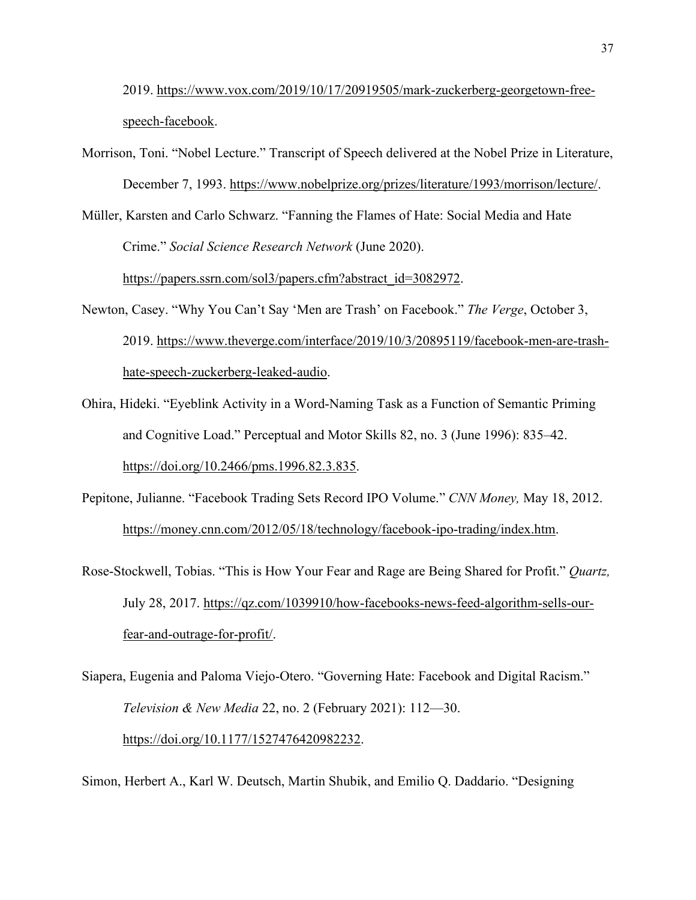2019. https://www.vox.com/2019/10/17/20919505/mark-zuckerberg-georgetown-free-speech-facebook.

Morrison, Toni. “Nobel Lecture.” Transcript of Speech delivered at the Nobel Prize in Literature, December 7, 1993. https://www.nobelprize.org/prizes/literature/1993/morrison/lecture/.

Müller, Karsten and Carlo Schwarz. “Fanning the Flames of Hate: Social Media and Hate Crime.” *Social Science Research Network* (June 2020). https://papers.ssrn.com/sol3/papers.cfm?abstract_id=3082972.

Newton, Casey. “Why You Can’t Say ‘Men are Trash’ on Facebook.” *The Verge*, October 3, 2019. https://www.theverge.com/interface/2019/10/3/20895119/facebook-men-are-trash-hate-speech-zuckerberg-leaked-audio.

Ohira, Hideki. “Eyeblink Activity in a Word-Naming Task as a Function of Semantic Priming and Cognitive Load.” Perceptual and Motor Skills 82, no. 3 (June 1996): 835–42. https://doi.org/10.2466/pms.1996.82.3.835.

Pepitone, Julianne. “Facebook Trading Sets Record IPO Volume.” *CNN Money,* May 18, 2012. https://money.cnn.com/2012/05/18/technology/facebook-ipo-trading/index.htm.

Rose-Stockwell, Tobias. “This is How Your Fear and Rage are Being Shared for Profit.” *Quartz,* July 28, 2017. https://qz.com/1039910/how-facebooks-news-feed-algorithm-sells-our-fear-and-outrage-for-profit/.

Siapera, Eugenia and Paloma Viejo-Otero. “Governing Hate: Facebook and Digital Racism.” *Television & New Media* 22, no. 2 (February 2021): 112—30. https://doi.org/10.1177/1527476420982232.

Simon, Herbert A., Karl W. Deutsch, Martin Shubik, and Emilio Q. Daddario. “Designing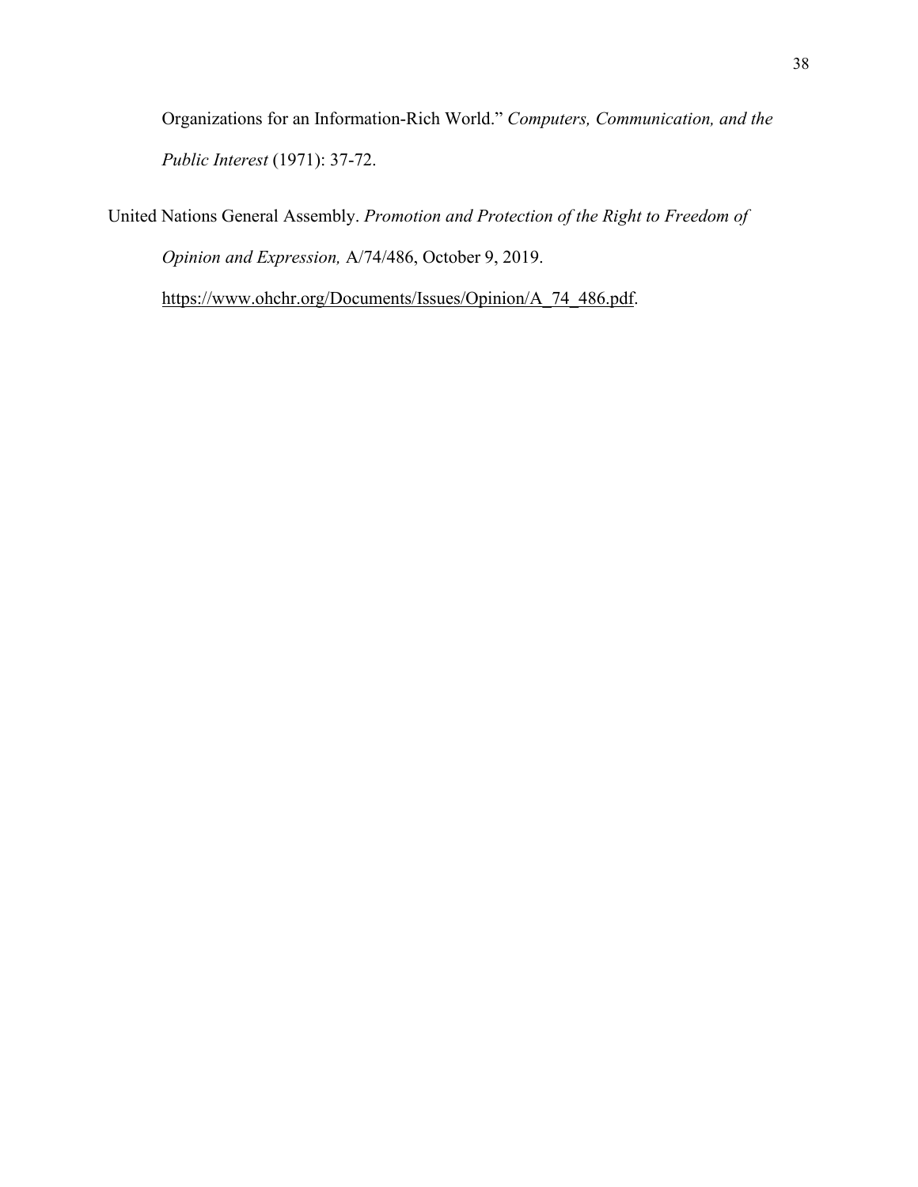Organizations for an Information-Rich World." *Computers, Communication, and the Public Interest* (1971): 37-72.

United Nations General Assembly. *Promotion and Protection of the Right to Freedom of Opinion and Expression,* A/74/486, October 9, 2019. https://www.ohchr.org/Documents/Issues/Opinion/A_74_486.pdf.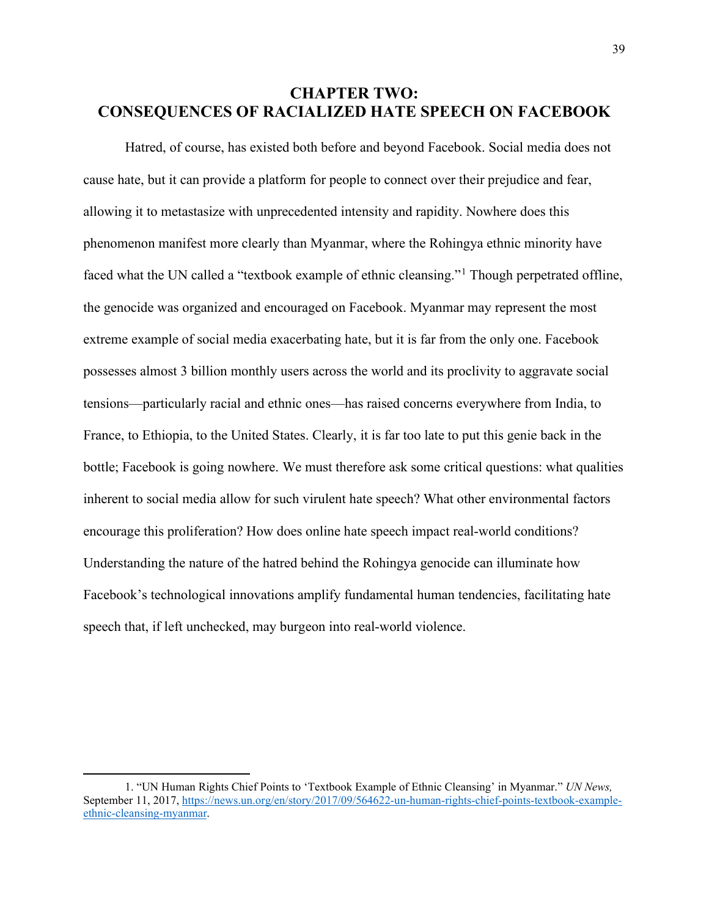# CHAPTER TWO: CONSEQUENCES OF RACIALIZED HATE SPEECH ON FACEBOOK

Hatred, of course, has existed both before and beyond Facebook. Social media does not cause hate, but it can provide a platform for people to connect over their prejudice and fear, allowing it to metastasize with unprecedented intensity and rapidity. Nowhere does this phenomenon manifest more clearly than Myanmar, where the Rohingya ethnic minority have faced what the UN called a "textbook example of ethnic cleansing."[1] Though perpetrated offline, the genocide was organized and encouraged on Facebook. Myanmar may represent the most extreme example of social media exacerbating hate, but it is far from the only one. Facebook possesses almost 3 billion monthly users across the world and its proclivity to aggravate social tensions—particularly racial and ethnic ones—has raised concerns everywhere from India, to France, to Ethiopia, to the United States. Clearly, it is far too late to put this genie back in the bottle; Facebook is going nowhere. We must therefore ask some critical questions: what qualities inherent to social media allow for such virulent hate speech? What other environmental factors encourage this proliferation? How does online hate speech impact real-world conditions? Understanding the nature of the hatred behind the Rohingya genocide can illuminate how Facebook's technological innovations amplify fundamental human tendencies, facilitating hate speech that, if left unchecked, may burgeon into real-world violence.

---

1. "UN Human Rights Chief Points to 'Textbook Example of Ethnic Cleansing' in Myanmar." *UN News,* September 11, 2017, https://news.un.org/en/story/2017/09/564622-un-human-rights-chief-points-textbook-example-ethnic-cleansing-myanmar.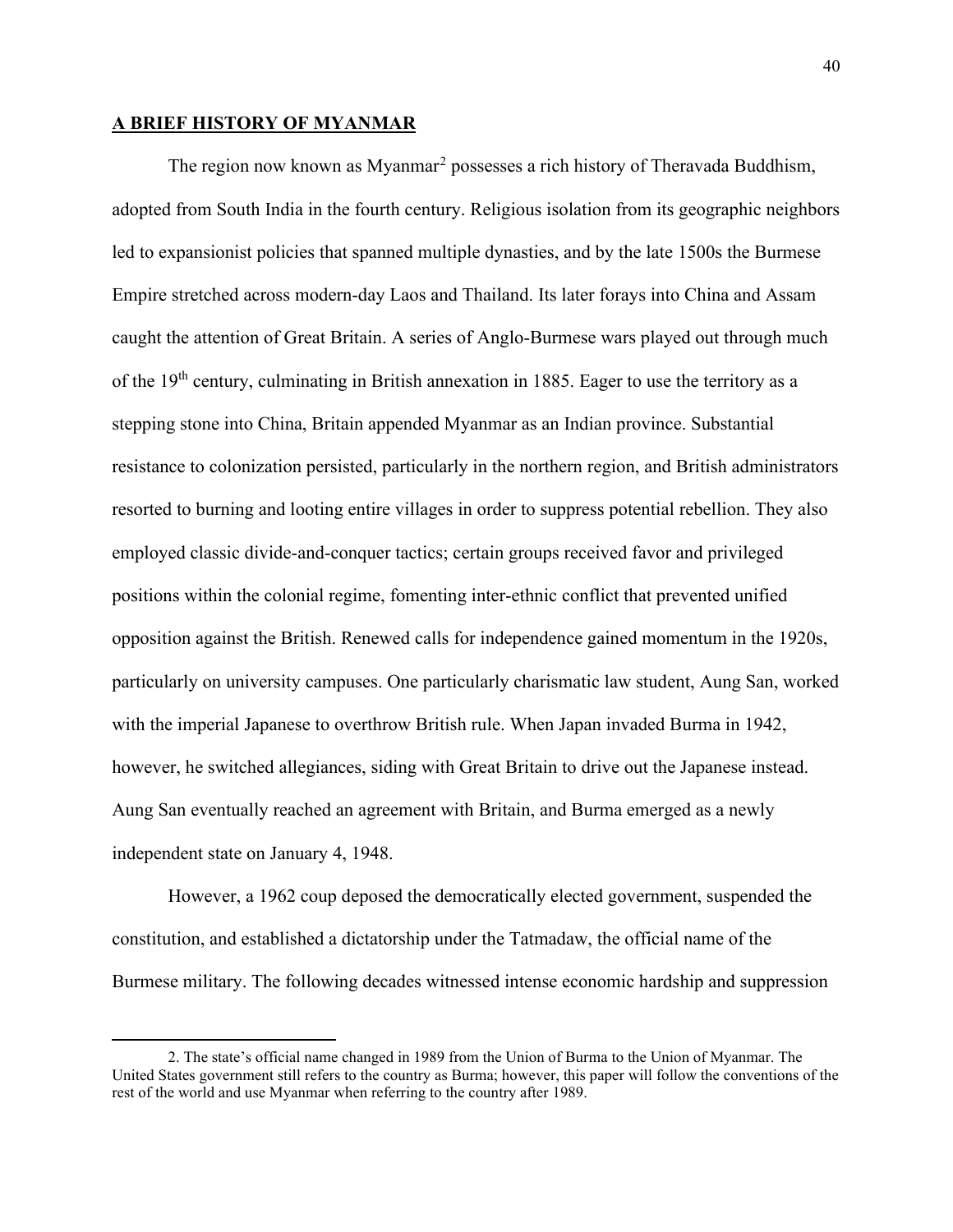## A BRIEF HISTORY OF MYANMAR

The region now known as Myanmar[2] possesses a rich history of Theravada Buddhism, adopted from South India in the fourth century. Religious isolation from its geographic neighbors led to expansionist policies that spanned multiple dynasties, and by the late 1500s the Burmese Empire stretched across modern-day Laos and Thailand. Its later forays into China and Assam caught the attention of Great Britain. A series of Anglo-Burmese wars played out through much of the 19th century, culminating in British annexation in 1885. Eager to use the territory as a stepping stone into China, Britain appended Myanmar as an Indian province. Substantial resistance to colonization persisted, particularly in the northern region, and British administrators resorted to burning and looting entire villages in order to suppress potential rebellion. They also employed classic divide-and-conquer tactics; certain groups received favor and privileged positions within the colonial regime, fomenting inter-ethnic conflict that prevented unified opposition against the British. Renewed calls for independence gained momentum in the 1920s, particularly on university campuses. One particularly charismatic law student, Aung San, worked with the imperial Japanese to overthrow British rule. When Japan invaded Burma in 1942, however, he switched allegiances, siding with Great Britain to drive out the Japanese instead. Aung San eventually reached an agreement with Britain, and Burma emerged as a newly independent state on January 4, 1948.

However, a 1962 coup deposed the democratically elected government, suspended the constitution, and established a dictatorship under the Tatmadaw, the official name of the Burmese military. The following decades witnessed intense economic hardship and suppression

---

2. The state's official name changed in 1989 from the Union of Burma to the Union of Myanmar. The United States government still refers to the country as Burma; however, this paper will follow the conventions of the rest of the world and use Myanmar when referring to the country after 1989.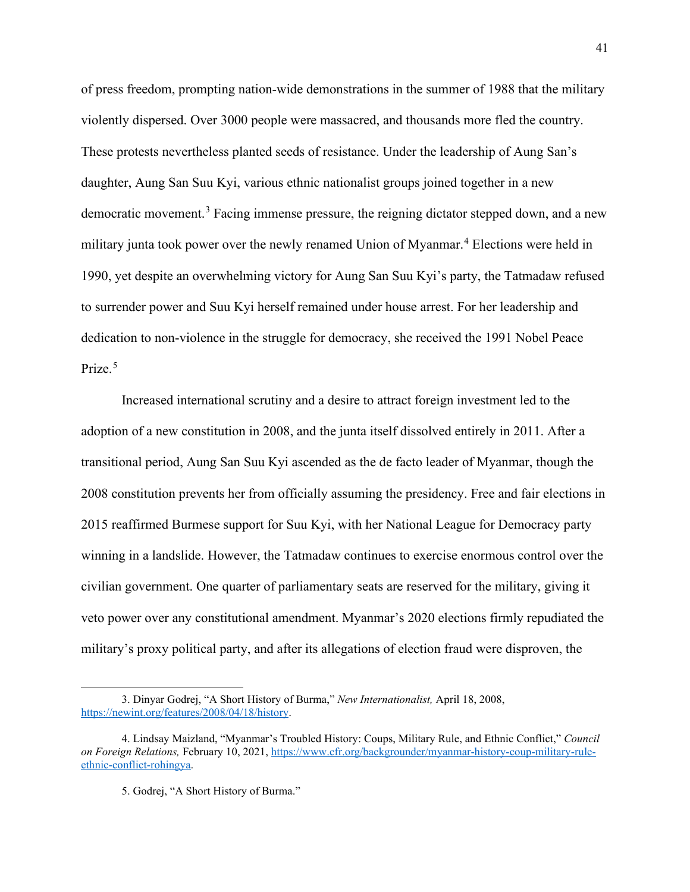of press freedom, prompting nation-wide demonstrations in the summer of 1988 that the military violently dispersed. Over 3000 people were massacred, and thousands more fled the country. These protests nevertheless planted seeds of resistance. Under the leadership of Aung San's daughter, Aung San Suu Kyi, various ethnic nationalist groups joined together in a new democratic movement.[3] Facing immense pressure, the reigning dictator stepped down, and a new military junta took power over the newly renamed Union of Myanmar.[4] Elections were held in 1990, yet despite an overwhelming victory for Aung San Suu Kyi's party, the Tatmadaw refused to surrender power and Suu Kyi herself remained under house arrest. For her leadership and dedication to non-violence in the struggle for democracy, she received the 1991 Nobel Peace Prize.[5]

Increased international scrutiny and a desire to attract foreign investment led to the adoption of a new constitution in 2008, and the junta itself dissolved entirely in 2011. After a transitional period, Aung San Suu Kyi ascended as the de facto leader of Myanmar, though the 2008 constitution prevents her from officially assuming the presidency. Free and fair elections in 2015 reaffirmed Burmese support for Suu Kyi, with her National League for Democracy party winning in a landslide. However, the Tatmadaw continues to exercise enormous control over the civilian government. One quarter of parliamentary seats are reserved for the military, giving it veto power over any constitutional amendment. Myanmar's 2020 elections firmly repudiated the military's proxy political party, and after its allegations of election fraud were disproven, the

---

3. Dinyar Godrej, "A Short History of Burma," *New Internationalist,* April 18, 2008, https://newint.org/features/2008/04/18/history.

4. Lindsay Maizland, "Myanmar's Troubled History: Coups, Military Rule, and Ethnic Conflict," *Council on Foreign Relations,* February 10, 2021, https://www.cfr.org/backgrounder/myanmar-history-coup-military-rule-ethnic-conflict-rohingya.

5. Godrej, "A Short History of Burma."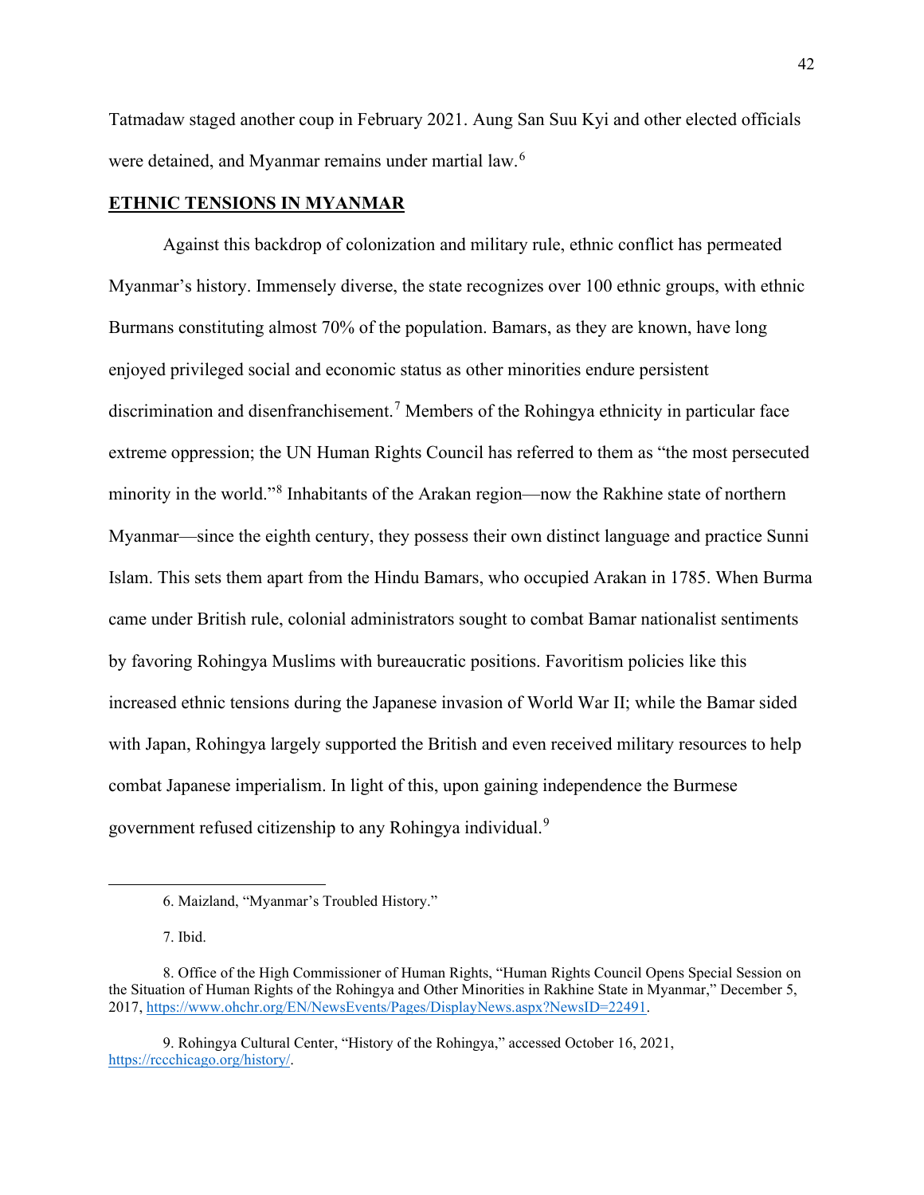Tatmadaw staged another coup in February 2021. Aung San Suu Kyi and other elected officials were detained, and Myanmar remains under martial law.[6]

## ETHNIC TENSIONS IN MYANMAR

Against this backdrop of colonization and military rule, ethnic conflict has permeated Myanmar's history. Immensely diverse, the state recognizes over 100 ethnic groups, with ethnic Burmans constituting almost 70% of the population. Bamars, as they are known, have long enjoyed privileged social and economic status as other minorities endure persistent discrimination and disenfranchisement.[7] Members of the Rohingya ethnicity in particular face extreme oppression; the UN Human Rights Council has referred to them as "the most persecuted minority in the world."[8] Inhabitants of the Arakan region—now the Rakhine state of northern Myanmar—since the eighth century, they possess their own distinct language and practice Sunni Islam. This sets them apart from the Hindu Bamars, who occupied Arakan in 1785. When Burma came under British rule, colonial administrators sought to combat Bamar nationalist sentiments by favoring Rohingya Muslims with bureaucratic positions. Favoritism policies like this increased ethnic tensions during the Japanese invasion of World War II; while the Bamar sided with Japan, Rohingya largely supported the British and even received military resources to help combat Japanese imperialism. In light of this, upon gaining independence the Burmese government refused citizenship to any Rohingya individual.[9]

---

6. Maizland, "Myanmar's Troubled History."

7. Ibid.

8. Office of the High Commissioner of Human Rights, "Human Rights Council Opens Special Session on the Situation of Human Rights of the Rohingya and Other Minorities in Rakhine State in Myanmar," December 5, 2017, https://www.ohchr.org/EN/NewsEvents/Pages/DisplayNews.aspx?NewsID=22491.

9. Rohingya Cultural Center, "History of the Rohingya," accessed October 16, 2021, https://rcchicago.org/history/.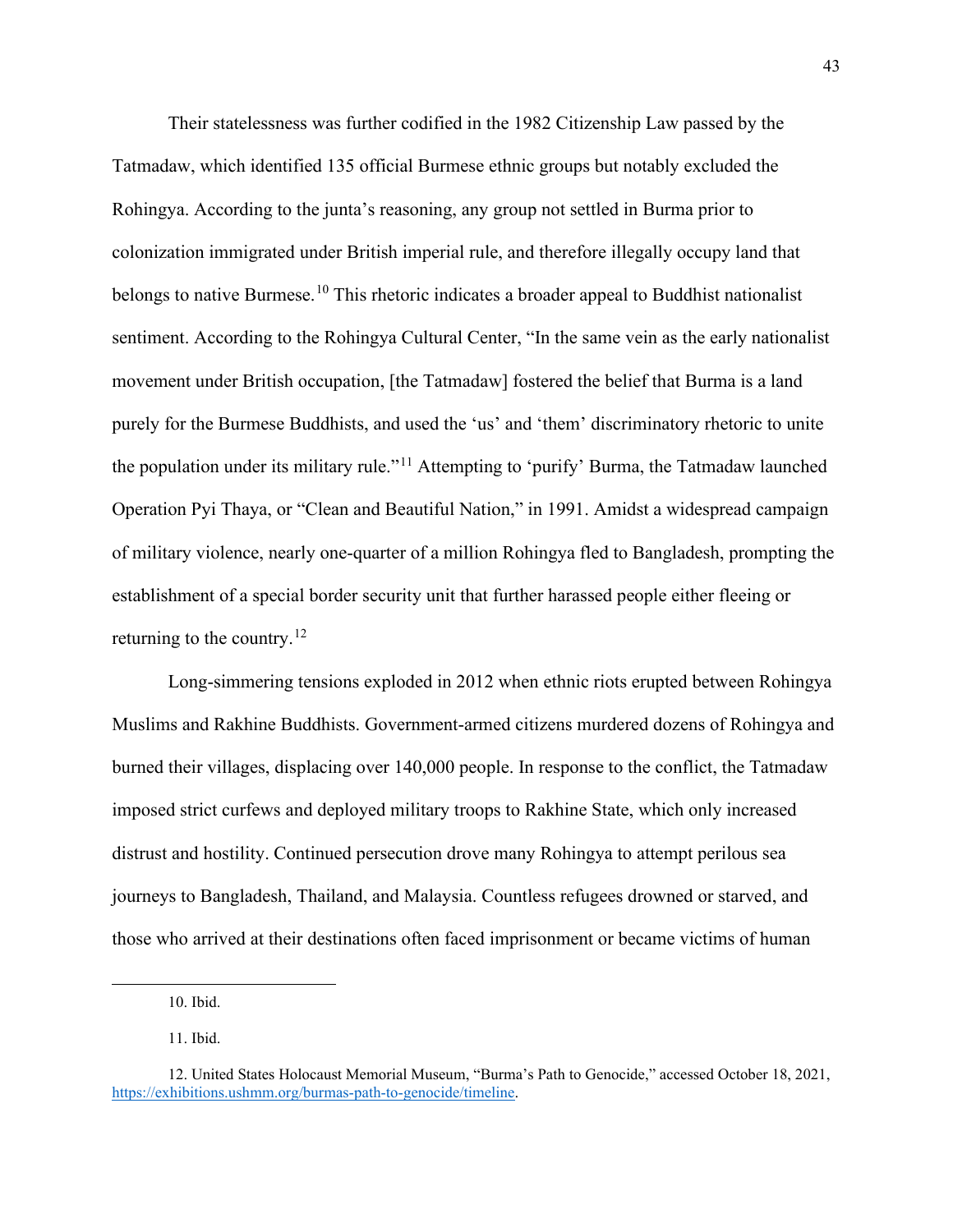Their statelessness was further codified in the 1982 Citizenship Law passed by the Tatmadaw, which identified 135 official Burmese ethnic groups but notably excluded the Rohingya. According to the junta's reasoning, any group not settled in Burma prior to colonization immigrated under British imperial rule, and therefore illegally occupy land that belongs to native Burmese.[10] This rhetoric indicates a broader appeal to Buddhist nationalist sentiment. According to the Rohingya Cultural Center, "In the same vein as the early nationalist movement under British occupation, [the Tatmadaw] fostered the belief that Burma is a land purely for the Burmese Buddhists, and used the 'us' and 'them' discriminatory rhetoric to unite the population under its military rule."[11] Attempting to 'purify' Burma, the Tatmadaw launched Operation Pyi Thaya, or "Clean and Beautiful Nation," in 1991. Amidst a widespread campaign of military violence, nearly one-quarter of a million Rohingya fled to Bangladesh, prompting the establishment of a special border security unit that further harassed people either fleeing or returning to the country.[12]

Long-simmering tensions exploded in 2012 when ethnic riots erupted between Rohingya Muslims and Rakhine Buddhists. Government-armed citizens murdered dozens of Rohingya and burned their villages, displacing over 140,000 people. In response to the conflict, the Tatmadaw imposed strict curfews and deployed military troops to Rakhine State, which only increased distrust and hostility. Continued persecution drove many Rohingya to attempt perilous sea journeys to Bangladesh, Thailand, and Malaysia. Countless refugees drowned or starved, and those who arrived at their destinations often faced imprisonment or became victims of human

---

10. Ibid.

11. Ibid.

12. United States Holocaust Memorial Museum, "Burma's Path to Genocide," accessed October 18, 2021, https://exhibitions.ushmm.org/burmas-path-to-genocide/timeline.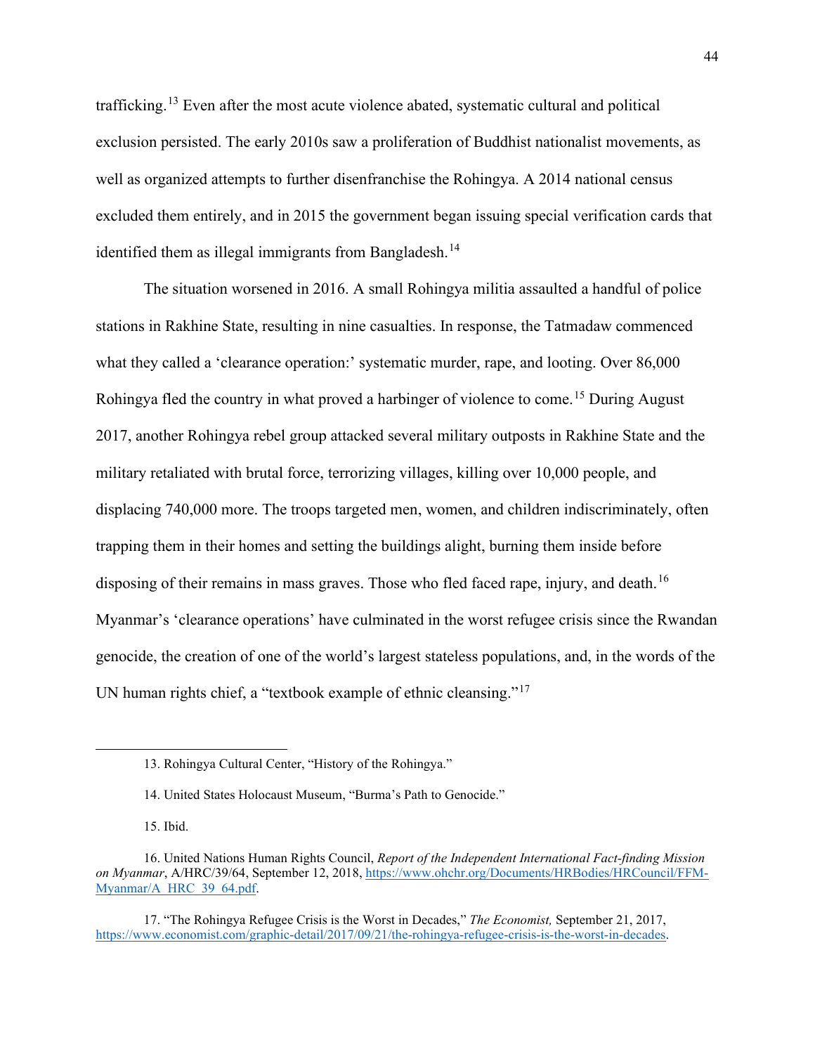trafficking.[13] Even after the most acute violence abated, systematic cultural and political exclusion persisted. The early 2010s saw a proliferation of Buddhist nationalist movements, as well as organized attempts to further disenfranchise the Rohingya. A 2014 national census excluded them entirely, and in 2015 the government began issuing special verification cards that identified them as illegal immigrants from Bangladesh.[14]

The situation worsened in 2016. A small Rohingya militia assaulted a handful of police stations in Rakhine State, resulting in nine casualties. In response, the Tatmadaw commenced what they called a 'clearance operation:' systematic murder, rape, and looting. Over 86,000 Rohingya fled the country in what proved a harbinger of violence to come.[15] During August 2017, another Rohingya rebel group attacked several military outposts in Rakhine State and the military retaliated with brutal force, terrorizing villages, killing over 10,000 people, and displacing 740,000 more. The troops targeted men, women, and children indiscriminately, often trapping them in their homes and setting the buildings alight, burning them inside before disposing of their remains in mass graves. Those who fled faced rape, injury, and death.[16] Myanmar's 'clearance operations' have culminated in the worst refugee crisis since the Rwandan genocide, the creation of one of the world's largest stateless populations, and, in the words of the UN human rights chief, a "textbook example of ethnic cleansing."[17]

---

13. Rohingya Cultural Center, "History of the Rohingya."

14. United States Holocaust Museum, "Burma's Path to Genocide."

15. Ibid.

16. United Nations Human Rights Council, *Report of the Independent International Fact-finding Mission on Myanmar*, A/HRC/39/64, September 12, 2018, https://www.ohchr.org/Documents/HRBodies/HRCouncil/FFM-Myanmar/A_HRC_39_64.pdf.

17. "The Rohingya Refugee Crisis is the Worst in Decades," *The Economist,* September 21, 2017, https://www.economist.com/graphic-detail/2017/09/21/the-rohingya-refugee-crisis-is-the-worst-in-decades.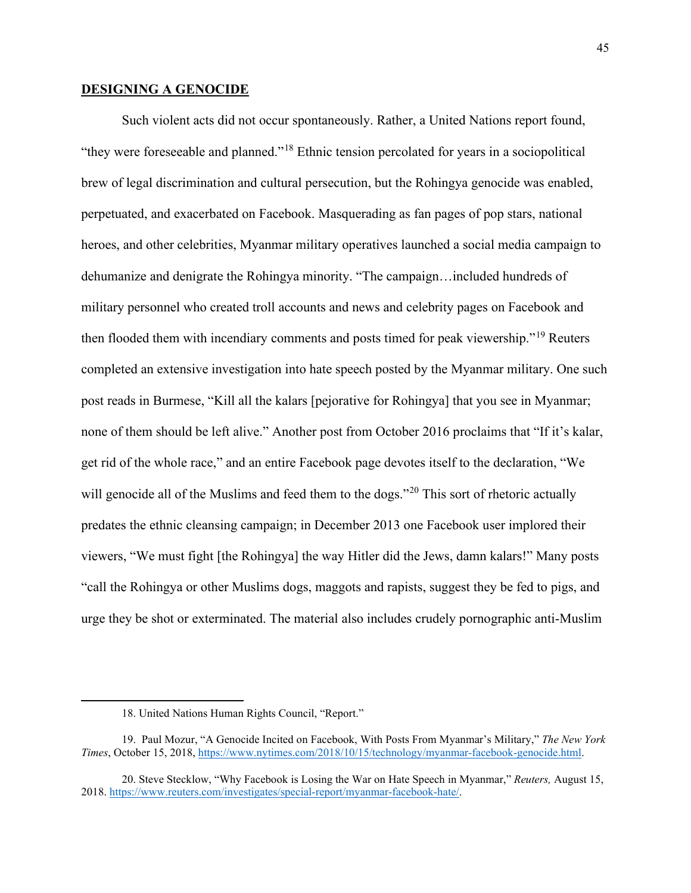**DESIGNING A GENOCIDE**

Such violent acts did not occur spontaneously. Rather, a United Nations report found, "they were foreseeable and planned."[18] Ethnic tension percolated for years in a sociopolitical brew of legal discrimination and cultural persecution, but the Rohingya genocide was enabled, perpetuated, and exacerbated on Facebook. Masquerading as fan pages of pop stars, national heroes, and other celebrities, Myanmar military operatives launched a social media campaign to dehumanize and denigrate the Rohingya minority. "The campaign…included hundreds of military personnel who created troll accounts and news and celebrity pages on Facebook and then flooded them with incendiary comments and posts timed for peak viewership."[19] Reuters completed an extensive investigation into hate speech posted by the Myanmar military. One such post reads in Burmese, "Kill all the kalars [pejorative for Rohingya] that you see in Myanmar; none of them should be left alive." Another post from October 2016 proclaims that "If it's kalar, get rid of the whole race," and an entire Facebook page devotes itself to the declaration, "We will genocide all of the Muslims and feed them to the dogs."[20] This sort of rhetoric actually predates the ethnic cleansing campaign; in December 2013 one Facebook user implored their viewers, "We must fight [the Rohingya] the way Hitler did the Jews, damn kalars!" Many posts "call the Rohingya or other Muslims dogs, maggots and rapists, suggest they be fed to pigs, and urge they be shot or exterminated. The material also includes crudely pornographic anti-Muslim

---

18. United Nations Human Rights Council, "Report."

19. Paul Mozur, "A Genocide Incited on Facebook, With Posts From Myanmar's Military," *The New York Times*, October 15, 2018, https://www.nytimes.com/2018/10/15/technology/myanmar-facebook-genocide.html.

20. Steve Stecklow, "Why Facebook is Losing the War on Hate Speech in Myanmar," *Reuters,* August 15, 2018. https://www.reuters.com/investigates/special-report/myanmar-facebook-hate/.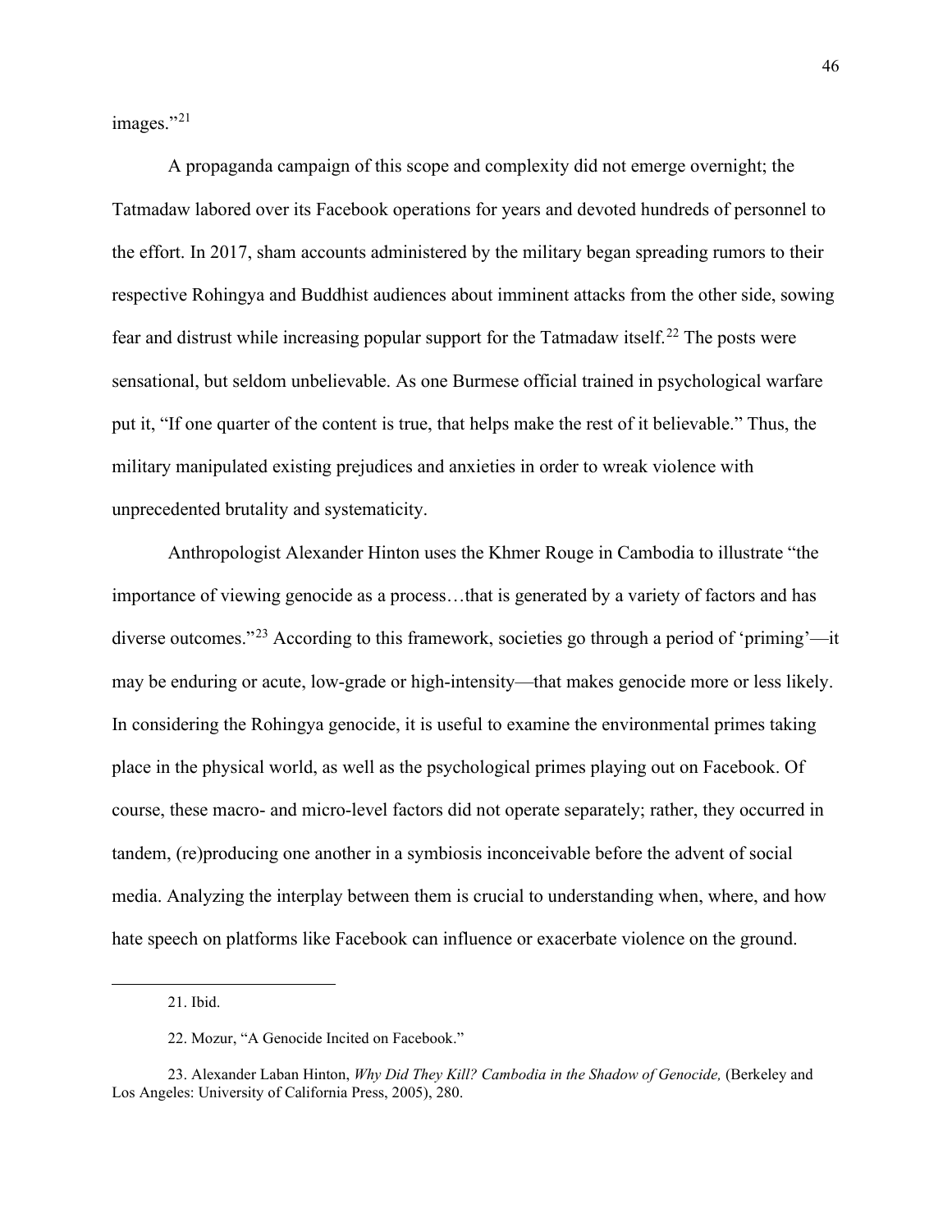images."[21]

A propaganda campaign of this scope and complexity did not emerge overnight; the Tatmadaw labored over its Facebook operations for years and devoted hundreds of personnel to the effort. In 2017, sham accounts administered by the military began spreading rumors to their respective Rohingya and Buddhist audiences about imminent attacks from the other side, sowing fear and distrust while increasing popular support for the Tatmadaw itself.[22] The posts were sensational, but seldom unbelievable. As one Burmese official trained in psychological warfare put it, "If one quarter of the content is true, that helps make the rest of it believable." Thus, the military manipulated existing prejudices and anxieties in order to wreak violence with unprecedented brutality and systematicity.

Anthropologist Alexander Hinton uses the Khmer Rouge in Cambodia to illustrate "the importance of viewing genocide as a process…that is generated by a variety of factors and has diverse outcomes."[23] According to this framework, societies go through a period of 'priming'—it may be enduring or acute, low-grade or high-intensity—that makes genocide more or less likely. In considering the Rohingya genocide, it is useful to examine the environmental primes taking place in the physical world, as well as the psychological primes playing out on Facebook. Of course, these macro- and micro-level factors did not operate separately; rather, they occurred in tandem, (re)producing one another in a symbiosis inconceivable before the advent of social media. Analyzing the interplay between them is crucial to understanding when, where, and how hate speech on platforms like Facebook can influence or exacerbate violence on the ground.

---

21. Ibid.

22. Mozur, "A Genocide Incited on Facebook."

23. Alexander Laban Hinton, *Why Did They Kill? Cambodia in the Shadow of Genocide,* (Berkeley and Los Angeles: University of California Press, 2005), 280.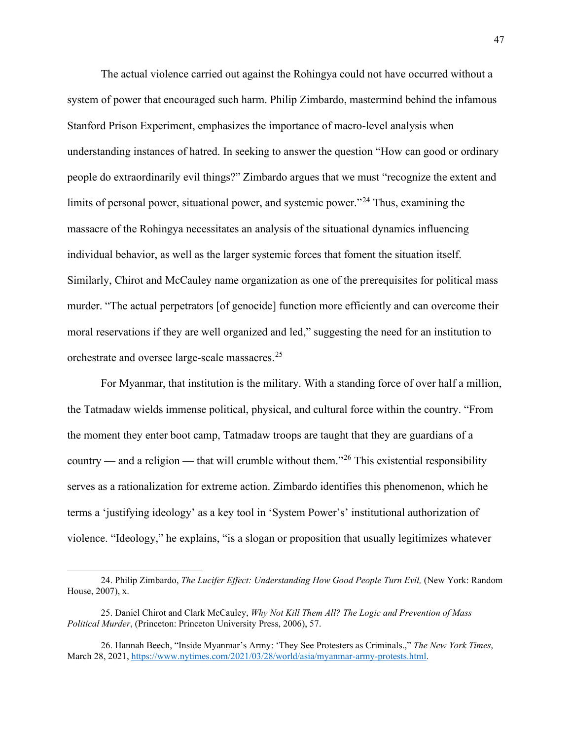The actual violence carried out against the Rohingya could not have occurred without a system of power that encouraged such harm. Philip Zimbardo, mastermind behind the infamous Stanford Prison Experiment, emphasizes the importance of macro-level analysis when understanding instances of hatred. In seeking to answer the question "How can good or ordinary people do extraordinarily evil things?" Zimbardo argues that we must "recognize the extent and limits of personal power, situational power, and systemic power."[24] Thus, examining the massacre of the Rohingya necessitates an analysis of the situational dynamics influencing individual behavior, as well as the larger systemic forces that foment the situation itself. Similarly, Chirot and McCauley name organization as one of the prerequisites for political mass murder. "The actual perpetrators [of genocide] function more efficiently and can overcome their moral reservations if they are well organized and led," suggesting the need for an institution to orchestrate and oversee large-scale massacres.[25]

For Myanmar, that institution is the military. With a standing force of over half a million, the Tatmadaw wields immense political, physical, and cultural force within the country. "From the moment they enter boot camp, Tatmadaw troops are taught that they are guardians of a country — and a religion — that will crumble without them."[26] This existential responsibility serves as a rationalization for extreme action. Zimbardo identifies this phenomenon, which he terms a 'justifying ideology' as a key tool in 'System Power's' institutional authorization of violence. "Ideology," he explains, "is a slogan or proposition that usually legitimizes whatever

---

24. Philip Zimbardo, *The Lucifer Effect: Understanding How Good People Turn Evil,* (New York: Random House, 2007), x.

25. Daniel Chirot and Clark McCauley, *Why Not Kill Them All? The Logic and Prevention of Mass Political Murder*, (Princeton: Princeton University Press, 2006), 57.

26. Hannah Beech, "Inside Myanmar's Army: 'They See Protesters as Criminals.," *The New York Times*, March 28, 2021, https://www.nytimes.com/2021/03/28/world/asia/myanmar-army-protests.html.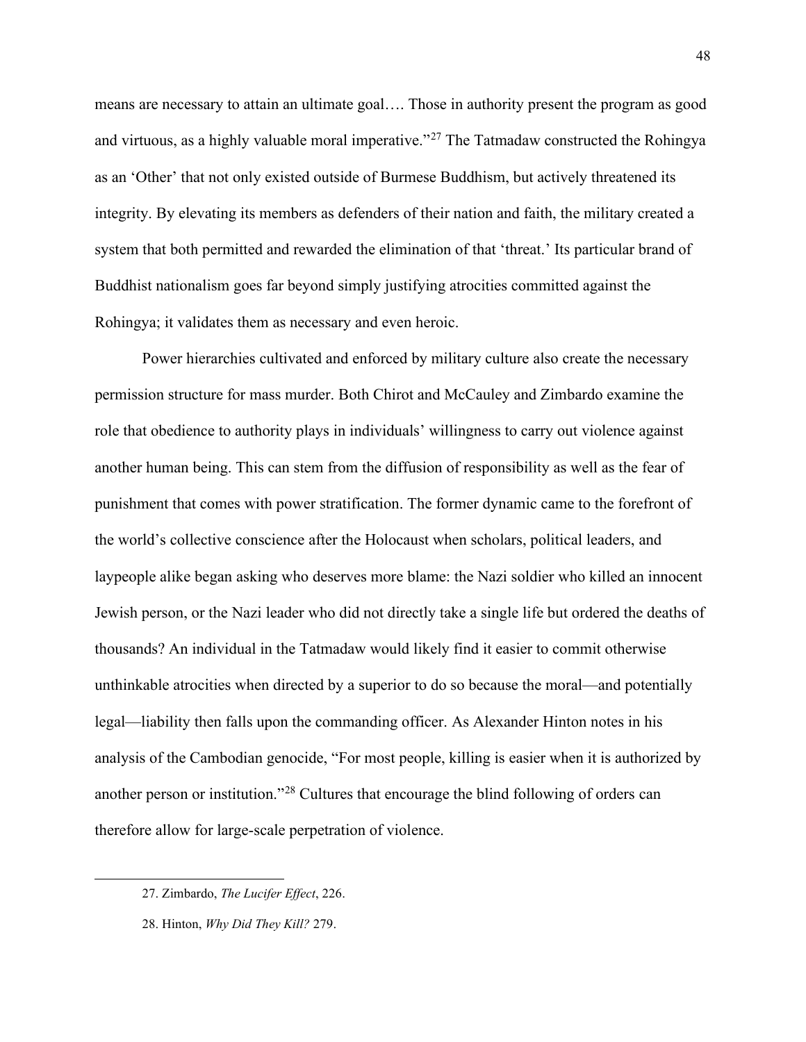means are necessary to attain an ultimate goal…. Those in authority present the program as good and virtuous, as a highly valuable moral imperative."[27] The Tatmadaw constructed the Rohingya as an 'Other' that not only existed outside of Burmese Buddhism, but actively threatened its integrity. By elevating its members as defenders of their nation and faith, the military created a system that both permitted and rewarded the elimination of that 'threat.' Its particular brand of Buddhist nationalism goes far beyond simply justifying atrocities committed against the Rohingya; it validates them as necessary and even heroic.

Power hierarchies cultivated and enforced by military culture also create the necessary permission structure for mass murder. Both Chirot and McCauley and Zimbardo examine the role that obedience to authority plays in individuals' willingness to carry out violence against another human being. This can stem from the diffusion of responsibility as well as the fear of punishment that comes with power stratification. The former dynamic came to the forefront of the world's collective conscience after the Holocaust when scholars, political leaders, and laypeople alike began asking who deserves more blame: the Nazi soldier who killed an innocent Jewish person, or the Nazi leader who did not directly take a single life but ordered the deaths of thousands? An individual in the Tatmadaw would likely find it easier to commit otherwise unthinkable atrocities when directed by a superior to do so because the moral—and potentially legal—liability then falls upon the commanding officer. As Alexander Hinton notes in his analysis of the Cambodian genocide, "For most people, killing is easier when it is authorized by another person or institution."[28] Cultures that encourage the blind following of orders can therefore allow for large-scale perpetration of violence.

---

27. Zimbardo, *The Lucifer Effect*, 226.

28. Hinton, *Why Did They Kill?* 279.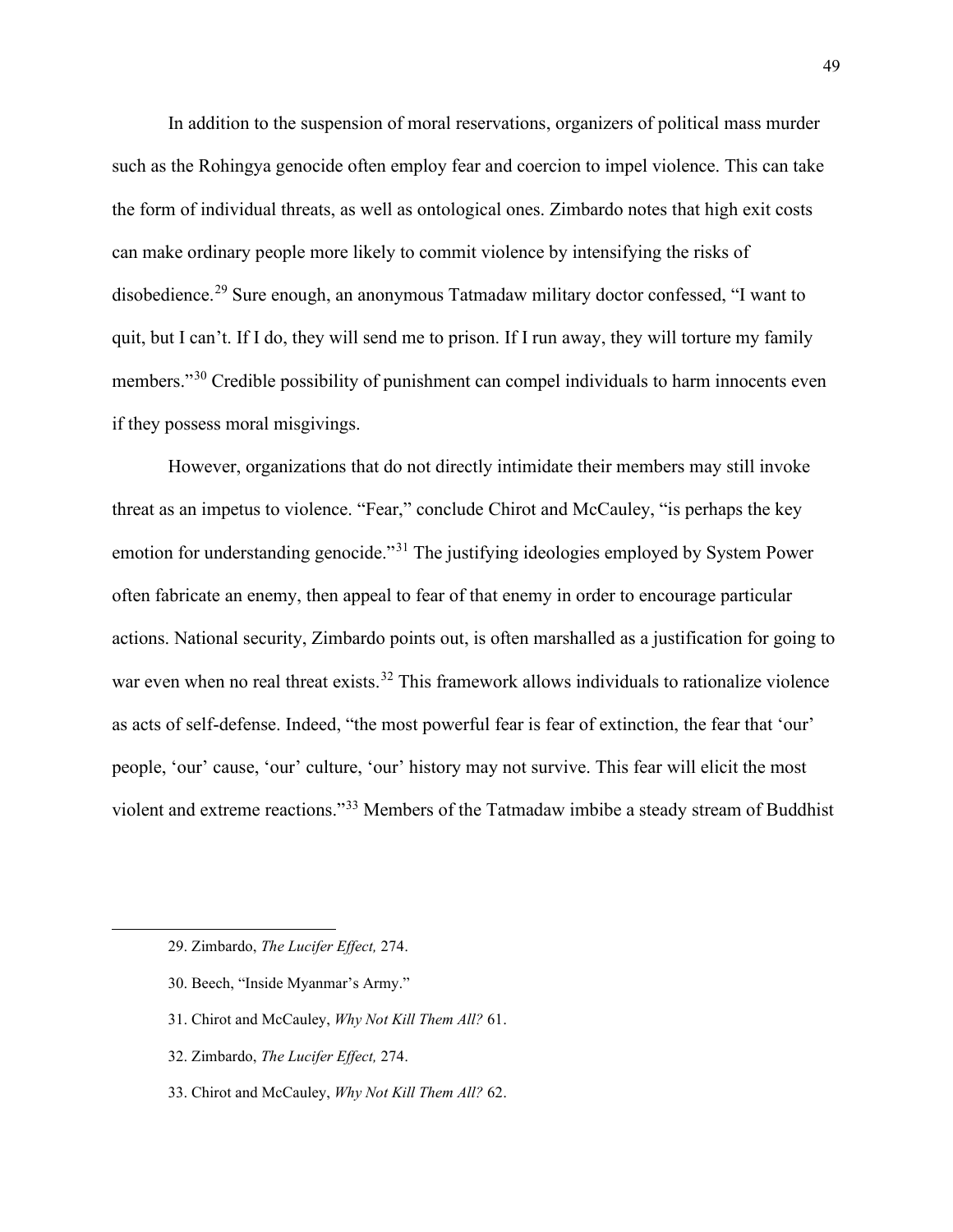In addition to the suspension of moral reservations, organizers of political mass murder such as the Rohingya genocide often employ fear and coercion to impel violence. This can take the form of individual threats, as well as ontological ones. Zimbardo notes that high exit costs can make ordinary people more likely to commit violence by intensifying the risks of disobedience.[29] Sure enough, an anonymous Tatmadaw military doctor confessed, "I want to quit, but I can't. If I do, they will send me to prison. If I run away, they will torture my family members."[30] Credible possibility of punishment can compel individuals to harm innocents even if they possess moral misgivings.

However, organizations that do not directly intimidate their members may still invoke threat as an impetus to violence. "Fear," conclude Chirot and McCauley, "is perhaps the key emotion for understanding genocide."[31] The justifying ideologies employed by System Power often fabricate an enemy, then appeal to fear of that enemy in order to encourage particular actions. National security, Zimbardo points out, is often marshalled as a justification for going to war even when no real threat exists.[32] This framework allows individuals to rationalize violence as acts of self-defense. Indeed, "the most powerful fear is fear of extinction, the fear that 'our' people, 'our' cause, 'our' culture, 'our' history may not survive. This fear will elicit the most violent and extreme reactions."[33] Members of the Tatmadaw imbibe a steady stream of Buddhist

---

29. Zimbardo, *The Lucifer Effect,* 274.

30. Beech, "Inside Myanmar's Army."

31. Chirot and McCauley, *Why Not Kill Them All?* 61.

32. Zimbardo, *The Lucifer Effect,* 274.

33. Chirot and McCauley, *Why Not Kill Them All?* 62.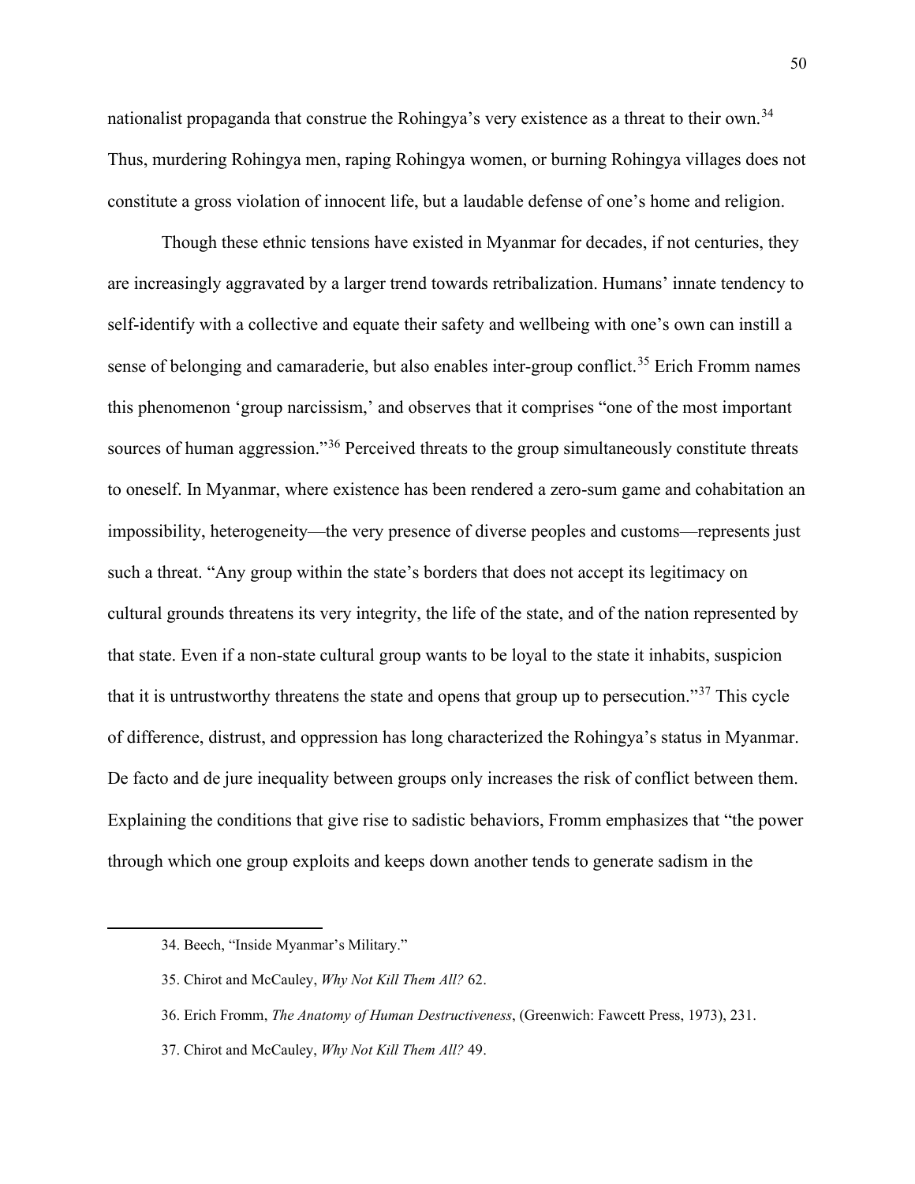nationalist propaganda that construe the Rohingya's very existence as a threat to their own.[34] Thus, murdering Rohingya men, raping Rohingya women, or burning Rohingya villages does not constitute a gross violation of innocent life, but a laudable defense of one's home and religion.

Though these ethnic tensions have existed in Myanmar for decades, if not centuries, they are increasingly aggravated by a larger trend towards retribalization. Humans' innate tendency to self-identify with a collective and equate their safety and wellbeing with one's own can instill a sense of belonging and camaraderie, but also enables inter-group conflict.[35] Erich Fromm names this phenomenon 'group narcissism,' and observes that it comprises "one of the most important sources of human aggression."[36] Perceived threats to the group simultaneously constitute threats to oneself. In Myanmar, where existence has been rendered a zero-sum game and cohabitation an impossibility, heterogeneity—the very presence of diverse peoples and customs—represents just such a threat. "Any group within the state's borders that does not accept its legitimacy on cultural grounds threatens its very integrity, the life of the state, and of the nation represented by that state. Even if a non-state cultural group wants to be loyal to the state it inhabits, suspicion that it is untrustworthy threatens the state and opens that group up to persecution."[37] This cycle of difference, distrust, and oppression has long characterized the Rohingya's status in Myanmar. De facto and de jure inequality between groups only increases the risk of conflict between them. Explaining the conditions that give rise to sadistic behaviors, Fromm emphasizes that "the power through which one group exploits and keeps down another tends to generate sadism in the

---

34. Beech, "Inside Myanmar's Military."

35. Chirot and McCauley, *Why Not Kill Them All?* 62.

36. Erich Fromm, *The Anatomy of Human Destructiveness*, (Greenwich: Fawcett Press, 1973), 231.

37. Chirot and McCauley, *Why Not Kill Them All?* 49.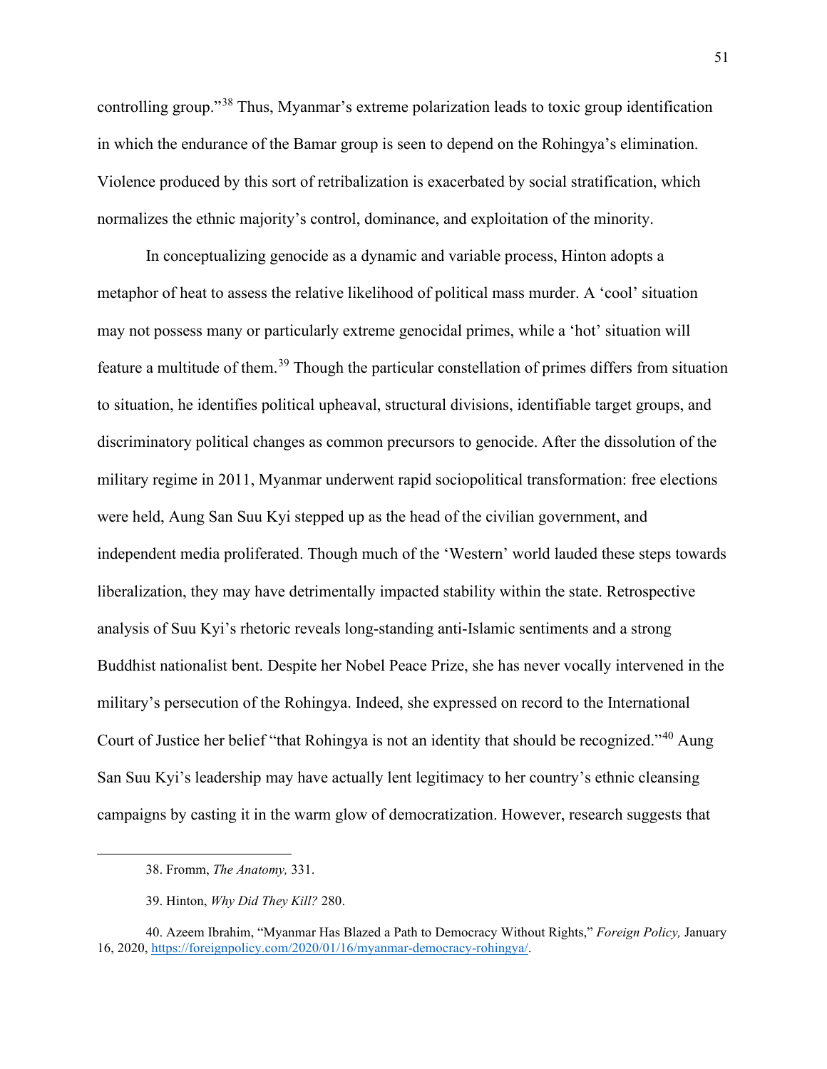controlling group."[38] Thus, Myanmar's extreme polarization leads to toxic group identification in which the endurance of the Bamar group is seen to depend on the Rohingya's elimination. Violence produced by this sort of retribalization is exacerbated by social stratification, which normalizes the ethnic majority's control, dominance, and exploitation of the minority.

In conceptualizing genocide as a dynamic and variable process, Hinton adopts a metaphor of heat to assess the relative likelihood of political mass murder. A 'cool' situation may not possess many or particularly extreme genocidal primes, while a 'hot' situation will feature a multitude of them.[39] Though the particular constellation of primes differs from situation to situation, he identifies political upheaval, structural divisions, identifiable target groups, and discriminatory political changes as common precursors to genocide. After the dissolution of the military regime in 2011, Myanmar underwent rapid sociopolitical transformation: free elections were held, Aung San Suu Kyi stepped up as the head of the civilian government, and independent media proliferated. Though much of the 'Western' world lauded these steps towards liberalization, they may have detrimentally impacted stability within the state. Retrospective analysis of Suu Kyi's rhetoric reveals long-standing anti-Islamic sentiments and a strong Buddhist nationalist bent. Despite her Nobel Peace Prize, she has never vocally intervened in the military's persecution of the Rohingya. Indeed, she expressed on record to the International Court of Justice her belief "that Rohingya is not an identity that should be recognized."[40] Aung San Suu Kyi's leadership may have actually lent legitimacy to her country's ethnic cleansing campaigns by casting it in the warm glow of democratization. However, research suggests that

---

38. Fromm, *The Anatomy,* 331.

39. Hinton, *Why Did They Kill?* 280.

40. Azeem Ibrahim, "Myanmar Has Blazed a Path to Democracy Without Rights," *Foreign Policy,* January 16, 2020, https://foreignpolicy.com/2020/01/16/myanmar-democracy-rohingya/.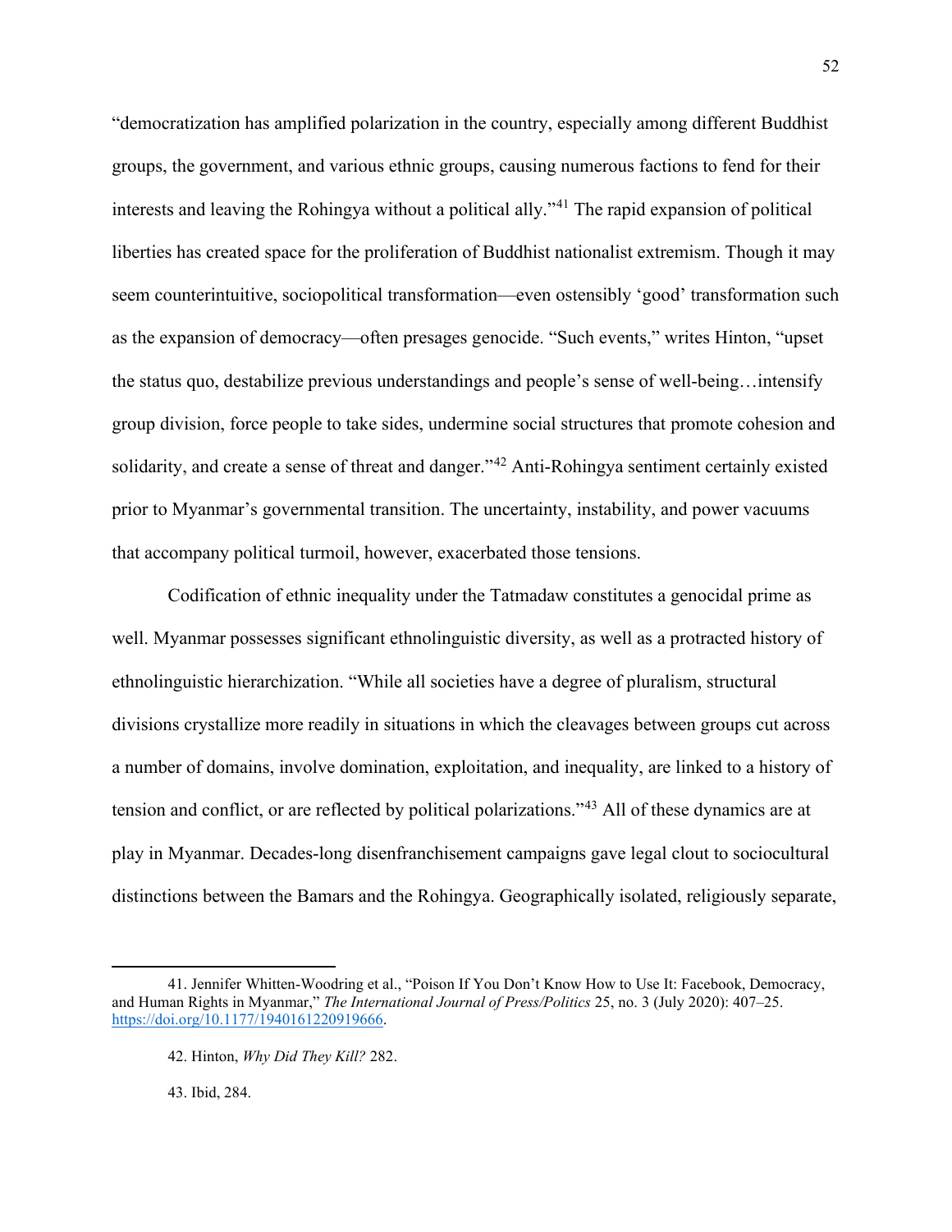"democratization has amplified polarization in the country, especially among different Buddhist groups, the government, and various ethnic groups, causing numerous factions to fend for their interests and leaving the Rohingya without a political ally."[41] The rapid expansion of political liberties has created space for the proliferation of Buddhist nationalist extremism. Though it may seem counterintuitive, sociopolitical transformation—even ostensibly 'good' transformation such as the expansion of democracy—often presages genocide. "Such events," writes Hinton, "upset the status quo, destabilize previous understandings and people's sense of well-being…intensify group division, force people to take sides, undermine social structures that promote cohesion and solidarity, and create a sense of threat and danger."[42] Anti-Rohingya sentiment certainly existed prior to Myanmar's governmental transition. The uncertainty, instability, and power vacuums that accompany political turmoil, however, exacerbated those tensions.

Codification of ethnic inequality under the Tatmadaw constitutes a genocidal prime as well. Myanmar possesses significant ethnolinguistic diversity, as well as a protracted history of ethnolinguistic hierarchization. "While all societies have a degree of pluralism, structural divisions crystallize more readily in situations in which the cleavages between groups cut across a number of domains, involve domination, exploitation, and inequality, are linked to a history of tension and conflict, or are reflected by political polarizations."[43] All of these dynamics are at play in Myanmar. Decades-long disenfranchisement campaigns gave legal clout to sociocultural distinctions between the Bamars and the Rohingya. Geographically isolated, religiously separate,

---

41. Jennifer Whitten-Woodring et al., "Poison If You Don't Know How to Use It: Facebook, Democracy, and Human Rights in Myanmar," *The International Journal of Press/Politics* 25, no. 3 (July 2020): 407–25. https://doi.org/10.1177/1940161220919666.

42. Hinton, *Why Did They Kill?* 282.

43. Ibid, 284.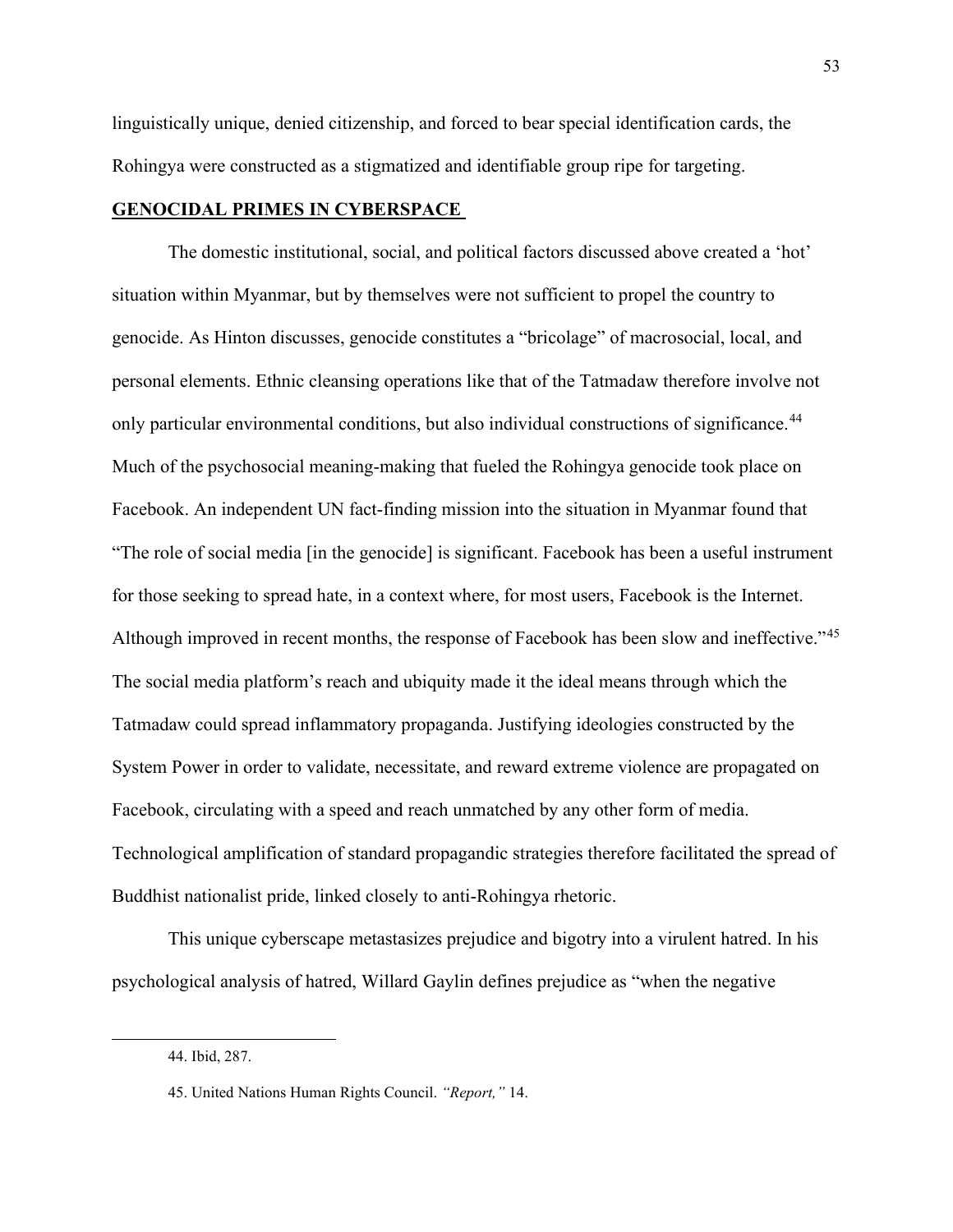linguistically unique, denied citizenship, and forced to bear special identification cards, the Rohingya were constructed as a stigmatized and identifiable group ripe for targeting.

## **GENOCIDAL PRIMES IN CYBERSPACE**

The domestic institutional, social, and political factors discussed above created a 'hot' situation within Myanmar, but by themselves were not sufficient to propel the country to genocide. As Hinton discusses, genocide constitutes a "bricolage" of macrosocial, local, and personal elements. Ethnic cleansing operations like that of the Tatmadaw therefore involve not only particular environmental conditions, but also individual constructions of significance.[44] Much of the psychosocial meaning-making that fueled the Rohingya genocide took place on Facebook. An independent UN fact-finding mission into the situation in Myanmar found that "The role of social media [in the genocide] is significant. Facebook has been a useful instrument for those seeking to spread hate, in a context where, for most users, Facebook is the Internet. Although improved in recent months, the response of Facebook has been slow and ineffective."[45] The social media platform's reach and ubiquity made it the ideal means through which the Tatmadaw could spread inflammatory propaganda. Justifying ideologies constructed by the System Power in order to validate, necessitate, and reward extreme violence are propagated on Facebook, circulating with a speed and reach unmatched by any other form of media. Technological amplification of standard propagandic strategies therefore facilitated the spread of Buddhist nationalist pride, linked closely to anti-Rohingya rhetoric.

This unique cyberscape metastasizes prejudice and bigotry into a virulent hatred. In his psychological analysis of hatred, Willard Gaylin defines prejudice as "when the negative

---

44. Ibid, 287.

45. United Nations Human Rights Council. *"Report,"* 14.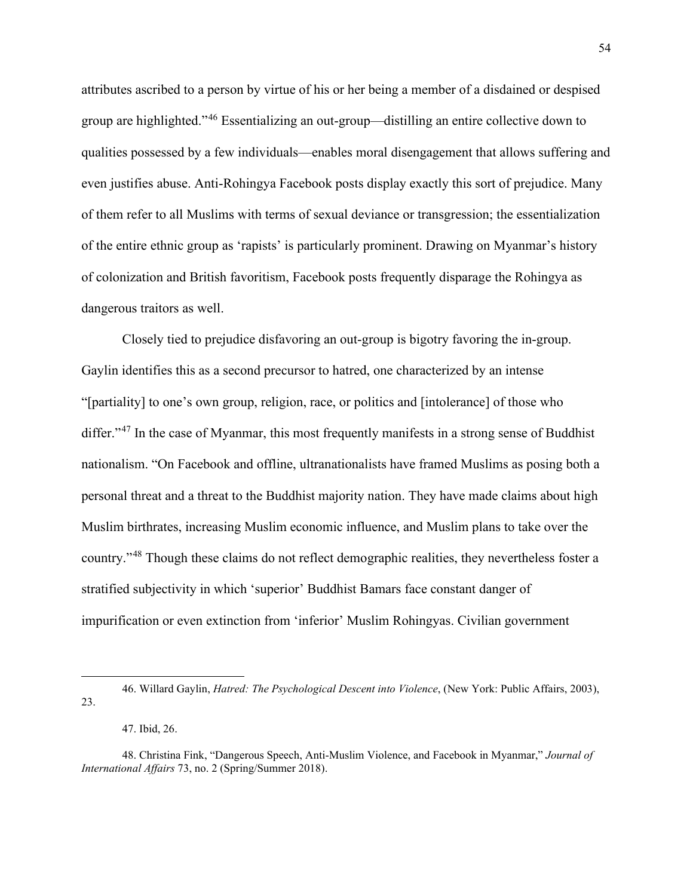attributes ascribed to a person by virtue of his or her being a member of a disdained or despised group are highlighted."[46] Essentializing an out-group—distilling an entire collective down to qualities possessed by a few individuals—enables moral disengagement that allows suffering and even justifies abuse. Anti-Rohingya Facebook posts display exactly this sort of prejudice. Many of them refer to all Muslims with terms of sexual deviance or transgression; the essentialization of the entire ethnic group as 'rapists' is particularly prominent. Drawing on Myanmar's history of colonization and British favoritism, Facebook posts frequently disparage the Rohingya as dangerous traitors as well.

Closely tied to prejudice disfavoring an out-group is bigotry favoring the in-group. Gaylin identifies this as a second precursor to hatred, one characterized by an intense "[partiality] to one's own group, religion, race, or politics and [intolerance] of those who differ."[47] In the case of Myanmar, this most frequently manifests in a strong sense of Buddhist nationalism. "On Facebook and offline, ultranationalists have framed Muslims as posing both a personal threat and a threat to the Buddhist majority nation. They have made claims about high Muslim birthrates, increasing Muslim economic influence, and Muslim plans to take over the country."[48] Though these claims do not reflect demographic realities, they nevertheless foster a stratified subjectivity in which 'superior' Buddhist Bamars face constant danger of impurification or even extinction from 'inferior' Muslim Rohingyas. Civilian government

---

46. Willard Gaylin, *Hatred: The Psychological Descent into Violence*, (New York: Public Affairs, 2003), 23.

47. Ibid, 26.

48. Christina Fink, "Dangerous Speech, Anti-Muslim Violence, and Facebook in Myanmar," *Journal of International Affairs* 73, no. 2 (Spring/Summer 2018).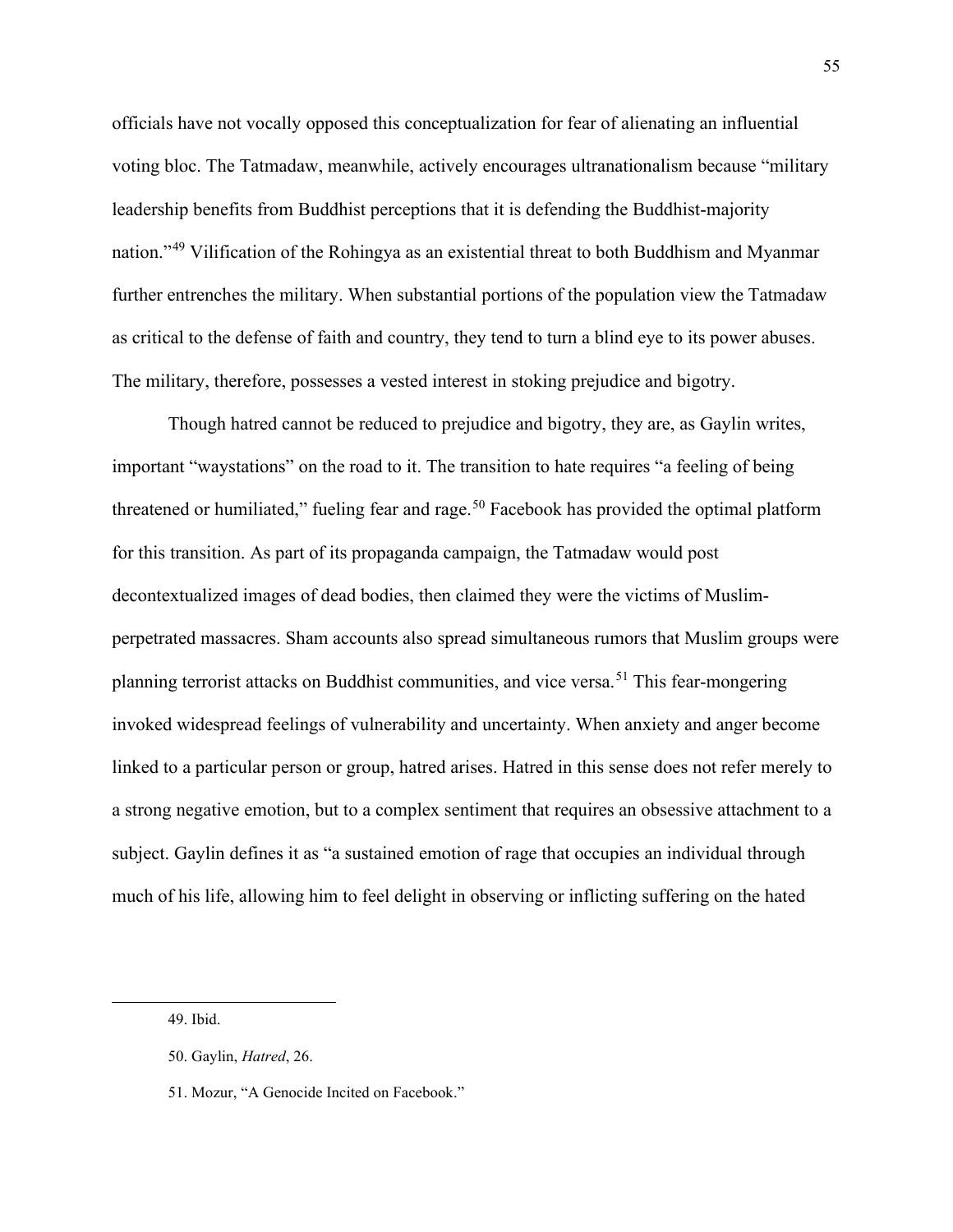officials have not vocally opposed this conceptualization for fear of alienating an influential voting bloc. The Tatmadaw, meanwhile, actively encourages ultranationalism because "military leadership benefits from Buddhist perceptions that it is defending the Buddhist-majority nation."[49] Vilification of the Rohingya as an existential threat to both Buddhism and Myanmar further entrenches the military. When substantial portions of the population view the Tatmadaw as critical to the defense of faith and country, they tend to turn a blind eye to its power abuses. The military, therefore, possesses a vested interest in stoking prejudice and bigotry.

Though hatred cannot be reduced to prejudice and bigotry, they are, as Gaylin writes, important "waystations" on the road to it. The transition to hate requires "a feeling of being threatened or humiliated," fueling fear and rage.[50] Facebook has provided the optimal platform for this transition. As part of its propaganda campaign, the Tatmadaw would post decontextualized images of dead bodies, then claimed they were the victims of Muslim-perpetrated massacres. Sham accounts also spread simultaneous rumors that Muslim groups were planning terrorist attacks on Buddhist communities, and vice versa.[51] This fear-mongering invoked widespread feelings of vulnerability and uncertainty. When anxiety and anger become linked to a particular person or group, hatred arises. Hatred in this sense does not refer merely to a strong negative emotion, but to a complex sentiment that requires an obsessive attachment to a subject. Gaylin defines it as "a sustained emotion of rage that occupies an individual through much of his life, allowing him to feel delight in observing or inflicting suffering on the hated

---

49. Ibid.

50. Gaylin, *Hatred*, 26.

51. Mozur, "A Genocide Incited on Facebook."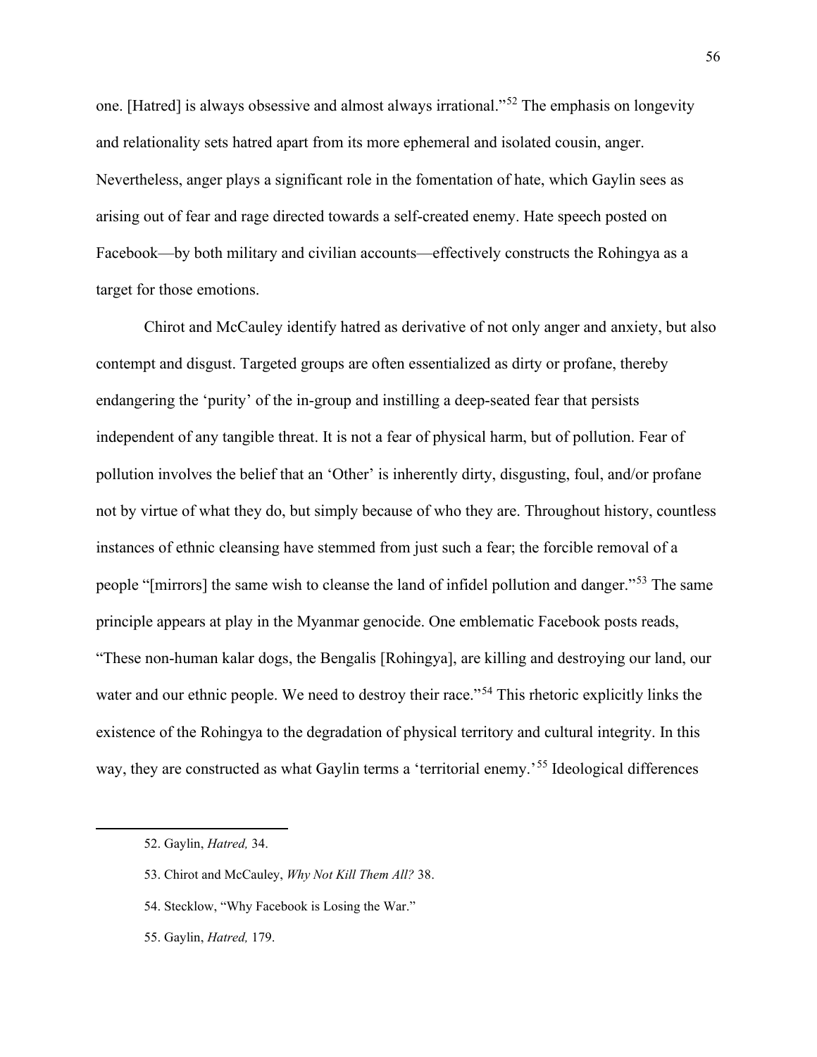one. [Hatred] is always obsessive and almost always irrational."[52] The emphasis on longevity and relationality sets hatred apart from its more ephemeral and isolated cousin, anger. Nevertheless, anger plays a significant role in the fomentation of hate, which Gaylin sees as arising out of fear and rage directed towards a self-created enemy. Hate speech posted on Facebook—by both military and civilian accounts—effectively constructs the Rohingya as a target for those emotions.

Chirot and McCauley identify hatred as derivative of not only anger and anxiety, but also contempt and disgust. Targeted groups are often essentialized as dirty or profane, thereby endangering the 'purity' of the in-group and instilling a deep-seated fear that persists independent of any tangible threat. It is not a fear of physical harm, but of pollution. Fear of pollution involves the belief that an 'Other' is inherently dirty, disgusting, foul, and/or profane not by virtue of what they do, but simply because of who they are. Throughout history, countless instances of ethnic cleansing have stemmed from just such a fear; the forcible removal of a people "[mirrors] the same wish to cleanse the land of infidel pollution and danger."[53] The same principle appears at play in the Myanmar genocide. One emblematic Facebook posts reads, "These non-human kalar dogs, the Bengalis [Rohingya], are killing and destroying our land, our water and our ethnic people. We need to destroy their race."[54] This rhetoric explicitly links the existence of the Rohingya to the degradation of physical territory and cultural integrity. In this way, they are constructed as what Gaylin terms a 'territorial enemy.'[55] Ideological differences

52. Gaylin, *Hatred,* 34.

53. Chirot and McCauley, *Why Not Kill Them All?* 38.

54. Stecklow, "Why Facebook is Losing the War."

55. Gaylin, *Hatred,* 179.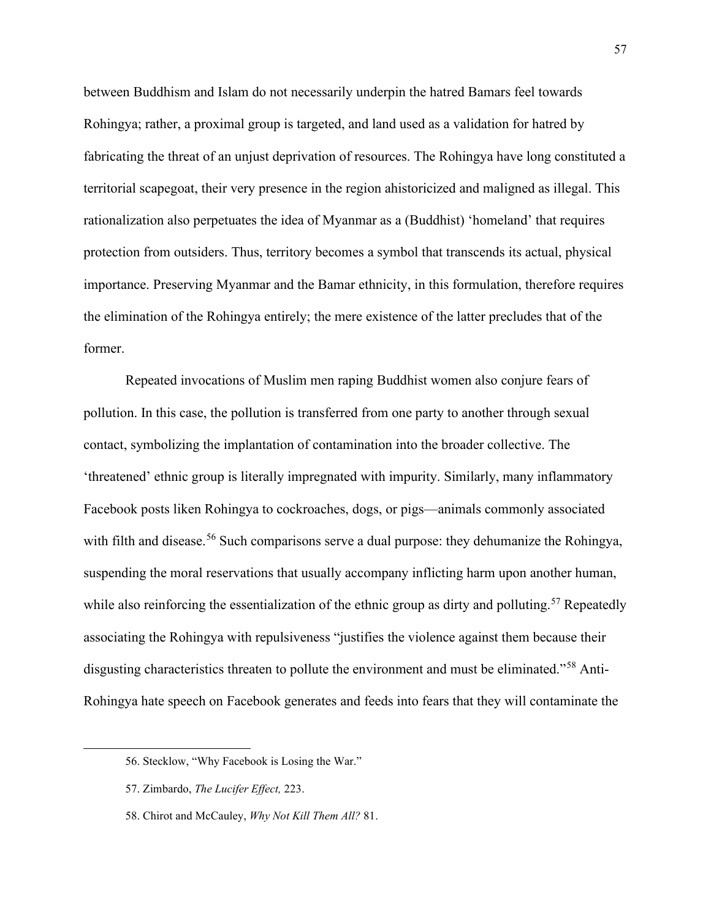between Buddhism and Islam do not necessarily underpin the hatred Bamars feel towards Rohingya; rather, a proximal group is targeted, and land used as a validation for hatred by fabricating the threat of an unjust deprivation of resources. The Rohingya have long constituted a territorial scapegoat, their very presence in the region ahistoricized and maligned as illegal. This rationalization also perpetuates the idea of Myanmar as a (Buddhist) 'homeland' that requires protection from outsiders. Thus, territory becomes a symbol that transcends its actual, physical importance. Preserving Myanmar and the Bamar ethnicity, in this formulation, therefore requires the elimination of the Rohingya entirely; the mere existence of the latter precludes that of the former.

Repeated invocations of Muslim men raping Buddhist women also conjure fears of pollution. In this case, the pollution is transferred from one party to another through sexual contact, symbolizing the implantation of contamination into the broader collective. The 'threatened' ethnic group is literally impregnated with impurity. Similarly, many inflammatory Facebook posts liken Rohingya to cockroaches, dogs, or pigs—animals commonly associated with filth and disease.[56] Such comparisons serve a dual purpose: they dehumanize the Rohingya, suspending the moral reservations that usually accompany inflicting harm upon another human, while also reinforcing the essentialization of the ethnic group as dirty and polluting.[57] Repeatedly associating the Rohingya with repulsiveness "justifies the violence against them because their disgusting characteristics threaten to pollute the environment and must be eliminated."[58] Anti-Rohingya hate speech on Facebook generates and feeds into fears that they will contaminate the

---

56. Stecklow, "Why Facebook is Losing the War."

57. Zimbardo, *The Lucifer Effect,* 223.

58. Chirot and McCauley, *Why Not Kill Them All?* 81.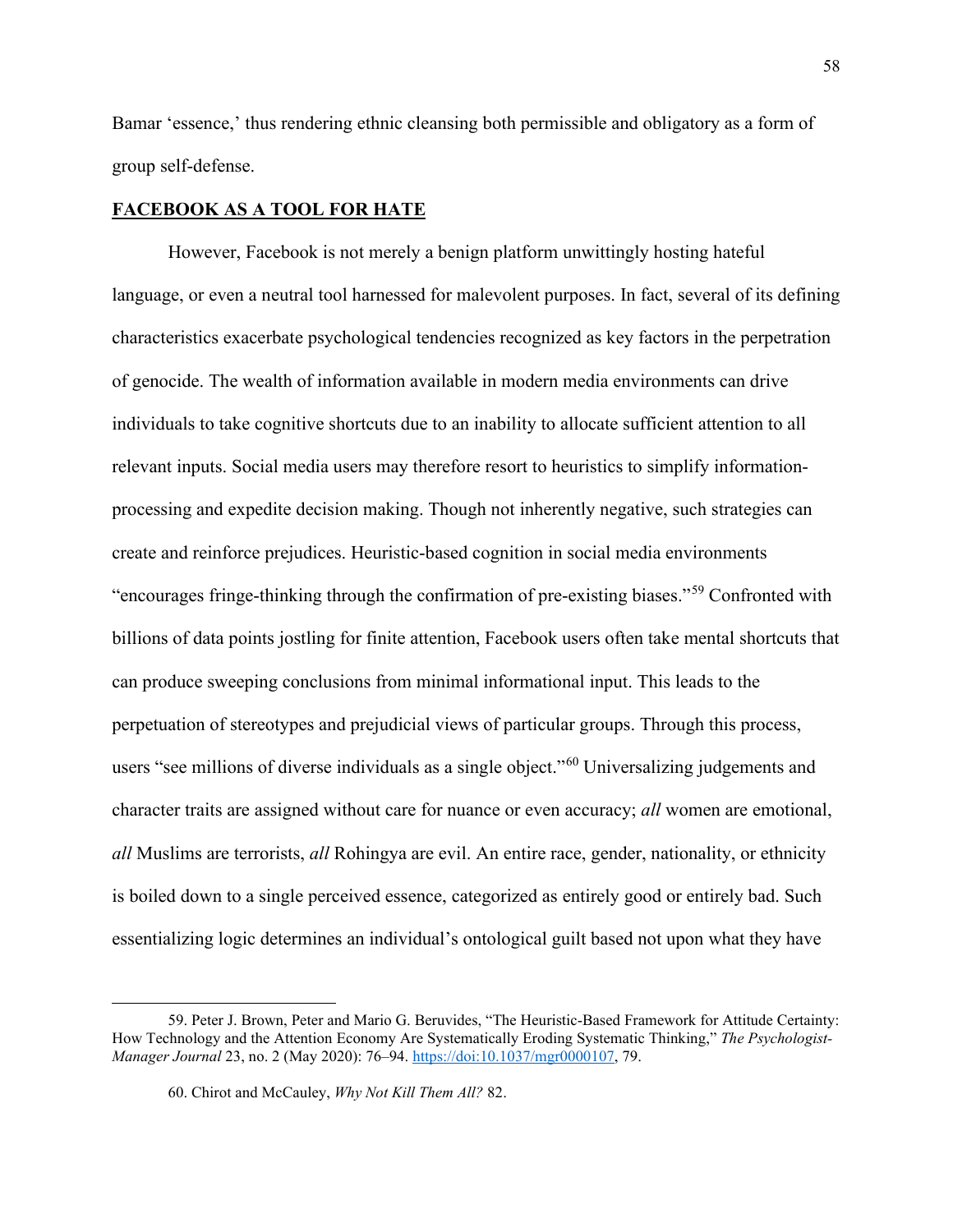Bamar 'essence,' thus rendering ethnic cleansing both permissible and obligatory as a form of group self-defense.

**FACEBOOK AS A TOOL FOR HATE**

However, Facebook is not merely a benign platform unwittingly hosting hateful language, or even a neutral tool harnessed for malevolent purposes. In fact, several of its defining characteristics exacerbate psychological tendencies recognized as key factors in the perpetration of genocide. The wealth of information available in modern media environments can drive individuals to take cognitive shortcuts due to an inability to allocate sufficient attention to all relevant inputs. Social media users may therefore resort to heuristics to simplify information-processing and expedite decision making. Though not inherently negative, such strategies can create and reinforce prejudices. Heuristic-based cognition in social media environments "encourages fringe-thinking through the confirmation of pre-existing biases."[59] Confronted with billions of data points jostling for finite attention, Facebook users often take mental shortcuts that can produce sweeping conclusions from minimal informational input. This leads to the perpetuation of stereotypes and prejudicial views of particular groups. Through this process, users "see millions of diverse individuals as a single object."[60] Universalizing judgements and character traits are assigned without care for nuance or even accuracy; *all* women are emotional, *all* Muslims are terrorists, *all* Rohingya are evil. An entire race, gender, nationality, or ethnicity is boiled down to a single perceived essence, categorized as entirely good or entirely bad. Such essentializing logic determines an individual's ontological guilt based not upon what they have

59. Peter J. Brown, Peter and Mario G. Beruvides, "The Heuristic-Based Framework for Attitude Certainty: How Technology and the Attention Economy Are Systematically Eroding Systematic Thinking," *The Psychologist-Manager Journal* 23, no. 2 (May 2020): 76–94. https://doi:10.1037/mgr0000107, 79.

60. Chirot and McCauley, *Why Not Kill Them All?* 82.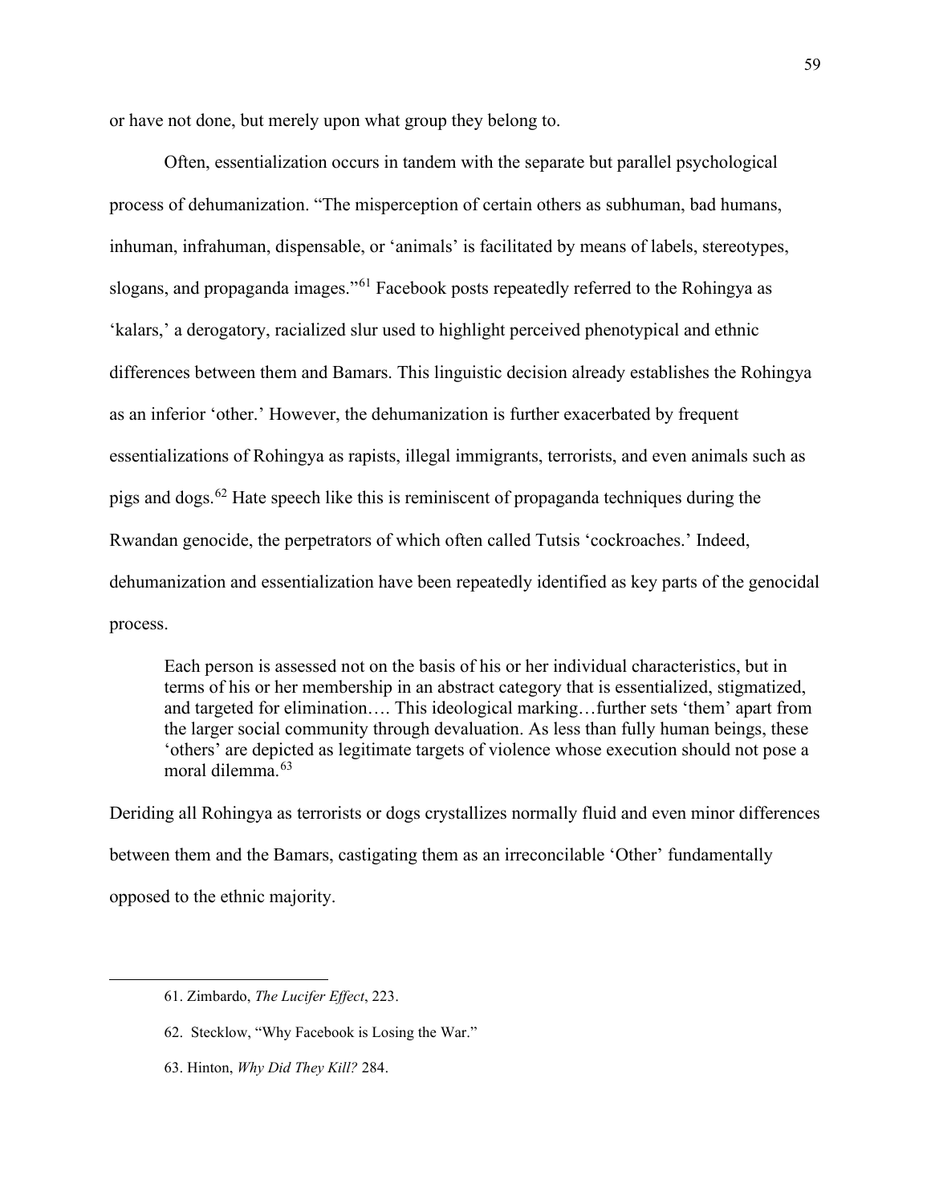or have not done, but merely upon what group they belong to.

Often, essentialization occurs in tandem with the separate but parallel psychological process of dehumanization. "The misperception of certain others as subhuman, bad humans, inhuman, infrahuman, dispensable, or 'animals' is facilitated by means of labels, stereotypes, slogans, and propaganda images."[61] Facebook posts repeatedly referred to the Rohingya as 'kalars,' a derogatory, racialized slur used to highlight perceived phenotypical and ethnic differences between them and Bamars. This linguistic decision already establishes the Rohingya as an inferior 'other.' However, the dehumanization is further exacerbated by frequent essentializations of Rohingya as rapists, illegal immigrants, terrorists, and even animals such as pigs and dogs.[62] Hate speech like this is reminiscent of propaganda techniques during the Rwandan genocide, the perpetrators of which often called Tutsis 'cockroaches.' Indeed, dehumanization and essentialization have been repeatedly identified as key parts of the genocidal process.

> Each person is assessed not on the basis of his or her individual characteristics, but in terms of his or her membership in an abstract category that is essentialized, stigmatized, and targeted for elimination…. This ideological marking…further sets 'them' apart from the larger social community through devaluation. As less than fully human beings, these 'others' are depicted as legitimate targets of violence whose execution should not pose a moral dilemma.[63]

Deriding all Rohingya as terrorists or dogs crystallizes normally fluid and even minor differences between them and the Bamars, castigating them as an irreconcilable 'Other' fundamentally opposed to the ethnic majority.

---

61. Zimbardo, *The Lucifer Effect*, 223.

62. Stecklow, "Why Facebook is Losing the War."

63. Hinton, *Why Did They Kill?* 284.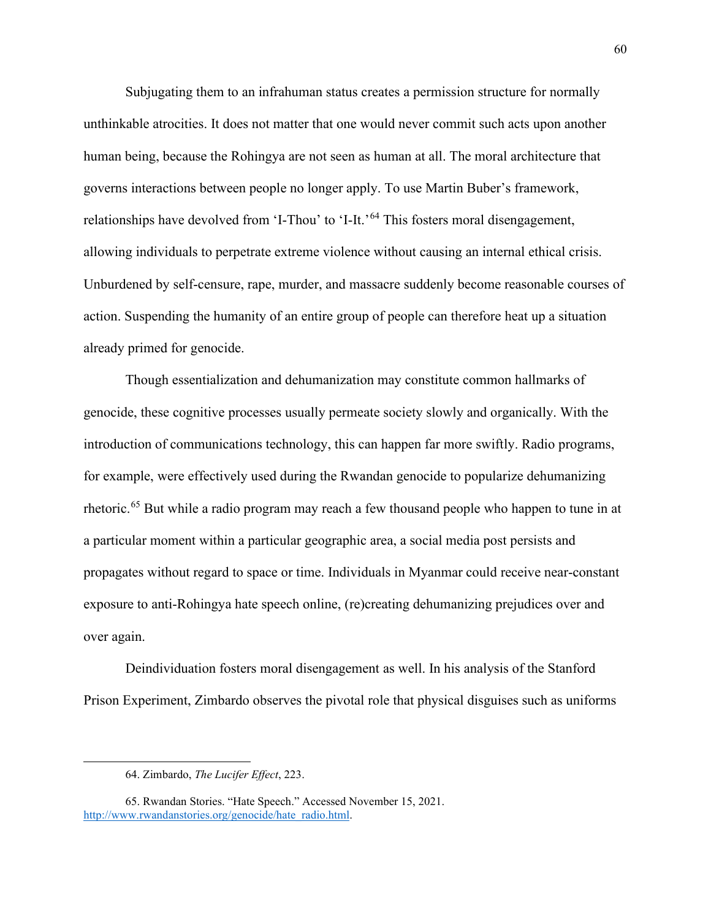Subjugating them to an infrahuman status creates a permission structure for normally unthinkable atrocities. It does not matter that one would never commit such acts upon another human being, because the Rohingya are not seen as human at all. The moral architecture that governs interactions between people no longer apply. To use Martin Buber's framework, relationships have devolved from 'I-Thou' to 'I-It.'[64] This fosters moral disengagement, allowing individuals to perpetrate extreme violence without causing an internal ethical crisis. Unburdened by self-censure, rape, murder, and massacre suddenly become reasonable courses of action. Suspending the humanity of an entire group of people can therefore heat up a situation already primed for genocide.

Though essentialization and dehumanization may constitute common hallmarks of genocide, these cognitive processes usually permeate society slowly and organically. With the introduction of communications technology, this can happen far more swiftly. Radio programs, for example, were effectively used during the Rwandan genocide to popularize dehumanizing rhetoric.[65] But while a radio program may reach a few thousand people who happen to tune in at a particular moment within a particular geographic area, a social media post persists and propagates without regard to space or time. Individuals in Myanmar could receive near-constant exposure to anti-Rohingya hate speech online, (re)creating dehumanizing prejudices over and over again.

Deindividuation fosters moral disengagement as well. In his analysis of the Stanford Prison Experiment, Zimbardo observes the pivotal role that physical disguises such as uniforms

---

64. Zimbardo, *The Lucifer Effect*, 223.

65. Rwandan Stories. "Hate Speech." Accessed November 15, 2021. http://www.rwandanstories.org/genocide/hate_radio.html.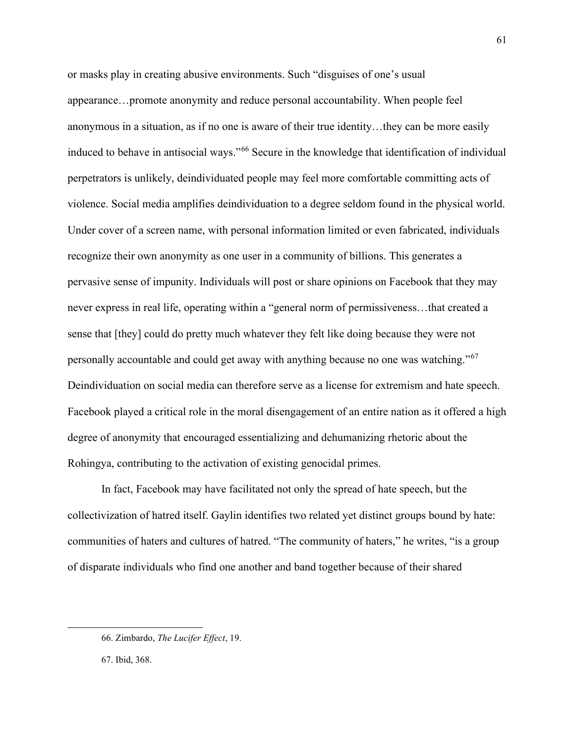or masks play in creating abusive environments. Such "disguises of one's usual appearance…promote anonymity and reduce personal accountability. When people feel anonymous in a situation, as if no one is aware of their true identity…they can be more easily induced to behave in antisocial ways."[66] Secure in the knowledge that identification of individual perpetrators is unlikely, deindividuated people may feel more comfortable committing acts of violence. Social media amplifies deindividuation to a degree seldom found in the physical world. Under cover of a screen name, with personal information limited or even fabricated, individuals recognize their own anonymity as one user in a community of billions. This generates a pervasive sense of impunity. Individuals will post or share opinions on Facebook that they may never express in real life, operating within a "general norm of permissiveness…that created a sense that [they] could do pretty much whatever they felt like doing because they were not personally accountable and could get away with anything because no one was watching."[67] Deindividuation on social media can therefore serve as a license for extremism and hate speech. Facebook played a critical role in the moral disengagement of an entire nation as it offered a high degree of anonymity that encouraged essentializing and dehumanizing rhetoric about the Rohingya, contributing to the activation of existing genocidal primes.

In fact, Facebook may have facilitated not only the spread of hate speech, but the collectivization of hatred itself. Gaylin identifies two related yet distinct groups bound by hate: communities of haters and cultures of hatred. "The community of haters," he writes, "is a group of disparate individuals who find one another and band together because of their shared

---

66. Zimbardo, *The Lucifer Effect*, 19.

67. Ibid, 368.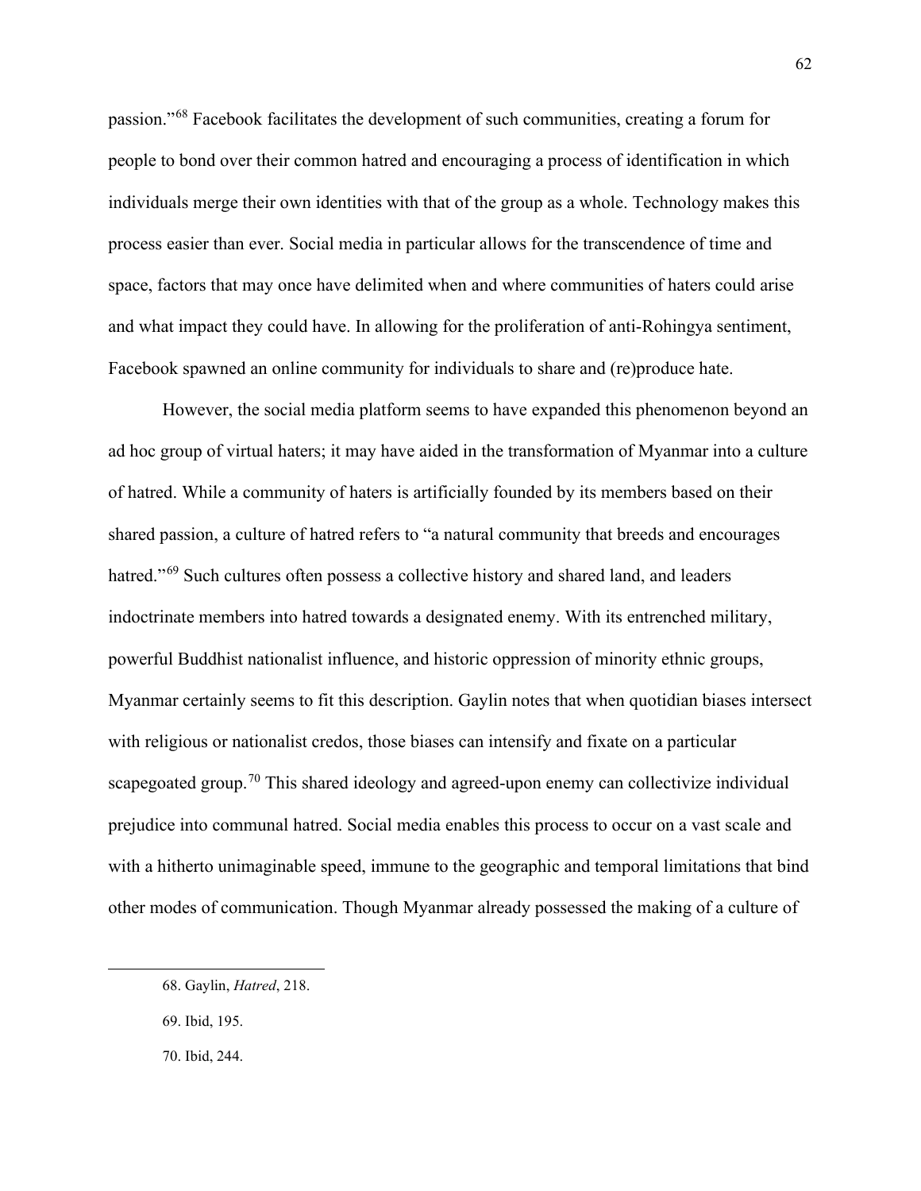passion."[68] Facebook facilitates the development of such communities, creating a forum for people to bond over their common hatred and encouraging a process of identification in which individuals merge their own identities with that of the group as a whole. Technology makes this process easier than ever. Social media in particular allows for the transcendence of time and space, factors that may once have delimited when and where communities of haters could arise and what impact they could have. In allowing for the proliferation of anti-Rohingya sentiment, Facebook spawned an online community for individuals to share and (re)produce hate.

However, the social media platform seems to have expanded this phenomenon beyond an ad hoc group of virtual haters; it may have aided in the transformation of Myanmar into a culture of hatred. While a community of haters is artificially founded by its members based on their shared passion, a culture of hatred refers to "a natural community that breeds and encourages hatred."[69] Such cultures often possess a collective history and shared land, and leaders indoctrinate members into hatred towards a designated enemy. With its entrenched military, powerful Buddhist nationalist influence, and historic oppression of minority ethnic groups, Myanmar certainly seems to fit this description. Gaylin notes that when quotidian biases intersect with religious or nationalist credos, those biases can intensify and fixate on a particular scapegoated group.[70] This shared ideology and agreed-upon enemy can collectivize individual prejudice into communal hatred. Social media enables this process to occur on a vast scale and with a hitherto unimaginable speed, immune to the geographic and temporal limitations that bind other modes of communication. Though Myanmar already possessed the making of a culture of

---

68. Gaylin, *Hatred*, 218.

69. Ibid, 195.

70. Ibid, 244.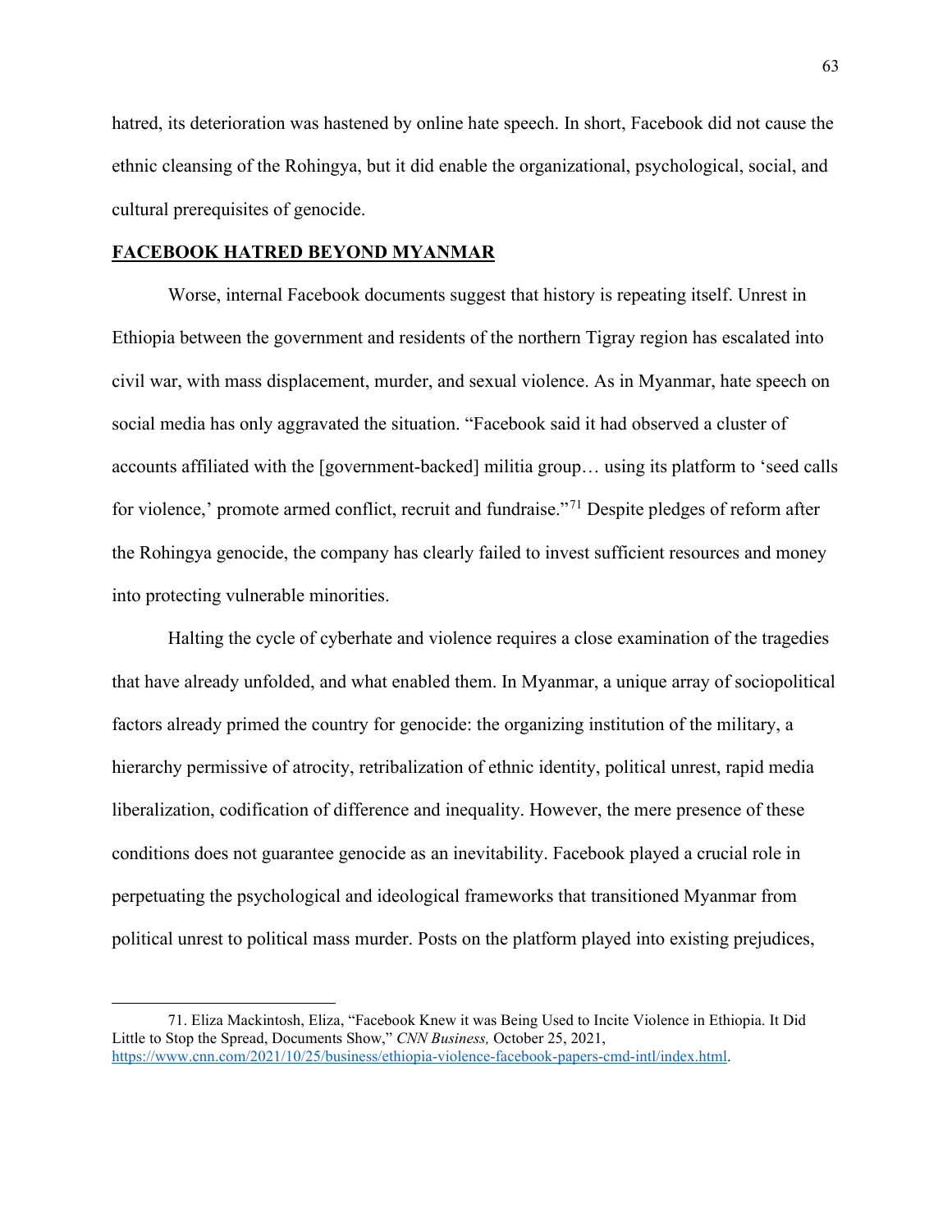hatred, its deterioration was hastened by online hate speech. In short, Facebook did not cause the ethnic cleansing of the Rohingya, but it did enable the organizational, psychological, social, and cultural prerequisites of genocide.

## **FACEBOOK HATRED BEYOND MYANMAR**

Worse, internal Facebook documents suggest that history is repeating itself. Unrest in Ethiopia between the government and residents of the northern Tigray region has escalated into civil war, with mass displacement, murder, and sexual violence. As in Myanmar, hate speech on social media has only aggravated the situation. "Facebook said it had observed a cluster of accounts affiliated with the [government-backed] militia group… using its platform to 'seed calls for violence,' promote armed conflict, recruit and fundraise."[71] Despite pledges of reform after the Rohingya genocide, the company has clearly failed to invest sufficient resources and money into protecting vulnerable minorities.

Halting the cycle of cyberhate and violence requires a close examination of the tragedies that have already unfolded, and what enabled them. In Myanmar, a unique array of sociopolitical factors already primed the country for genocide: the organizing institution of the military, a hierarchy permissive of atrocity, retribalization of ethnic identity, political unrest, rapid media liberalization, codification of difference and inequality. However, the mere presence of these conditions does not guarantee genocide as an inevitability. Facebook played a crucial role in perpetuating the psychological and ideological frameworks that transitioned Myanmar from political unrest to political mass murder. Posts on the platform played into existing prejudices,

---

71. Eliza Mackintosh, Eliza, "Facebook Knew it was Being Used to Incite Violence in Ethiopia. It Did Little to Stop the Spread, Documents Show," *CNN Business,* October 25, 2021, https://www.cnn.com/2021/10/25/business/ethiopia-violence-facebook-papers-cmd-intl/index.html.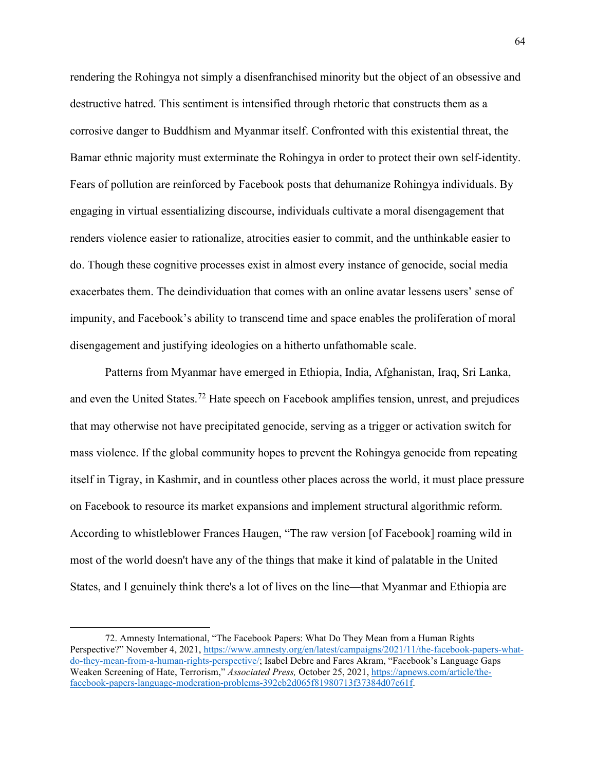rendering the Rohingya not simply a disenfranchised minority but the object of an obsessive and destructive hatred. This sentiment is intensified through rhetoric that constructs them as a corrosive danger to Buddhism and Myanmar itself. Confronted with this existential threat, the Bamar ethnic majority must exterminate the Rohingya in order to protect their own self-identity. Fears of pollution are reinforced by Facebook posts that dehumanize Rohingya individuals. By engaging in virtual essentializing discourse, individuals cultivate a moral disengagement that renders violence easier to rationalize, atrocities easier to commit, and the unthinkable easier to do. Though these cognitive processes exist in almost every instance of genocide, social media exacerbates them. The deindividuation that comes with an online avatar lessens users' sense of impunity, and Facebook's ability to transcend time and space enables the proliferation of moral disengagement and justifying ideologies on a hitherto unfathomable scale.

Patterns from Myanmar have emerged in Ethiopia, India, Afghanistan, Iraq, Sri Lanka, and even the United States.[72] Hate speech on Facebook amplifies tension, unrest, and prejudices that may otherwise not have precipitated genocide, serving as a trigger or activation switch for mass violence. If the global community hopes to prevent the Rohingya genocide from repeating itself in Tigray, in Kashmir, and in countless other places across the world, it must place pressure on Facebook to resource its market expansions and implement structural algorithmic reform. According to whistleblower Frances Haugen, "The raw version [of Facebook] roaming wild in most of the world doesn't have any of the things that make it kind of palatable in the United States, and I genuinely think there's a lot of lives on the line—that Myanmar and Ethiopia are

72. Amnesty International, "The Facebook Papers: What Do They Mean from a Human Rights Perspective?" November 4, 2021, https://www.amnesty.org/en/latest/campaigns/2021/11/the-facebook-papers-what-do-they-mean-from-a-human-rights-perspective/; Isabel Debre and Fares Akram, "Facebook's Language Gaps Weaken Screening of Hate, Terrorism," *Associated Press,* October 25, 2021, https://apnews.com/article/the-facebook-papers-language-moderation-problems-392cb2d065f81980713f37384d07e61f.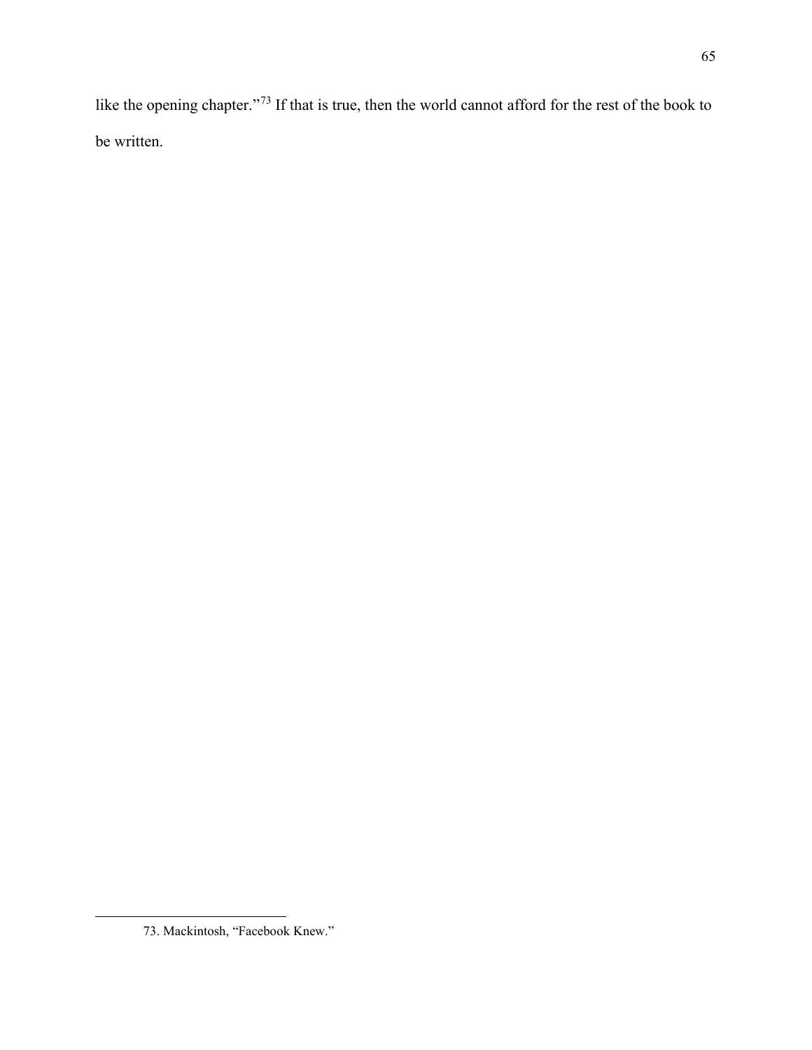like the opening chapter."[73] If that is true, then the world cannot afford for the rest of the book to be written.

---

73. Mackintosh, "Facebook Knew."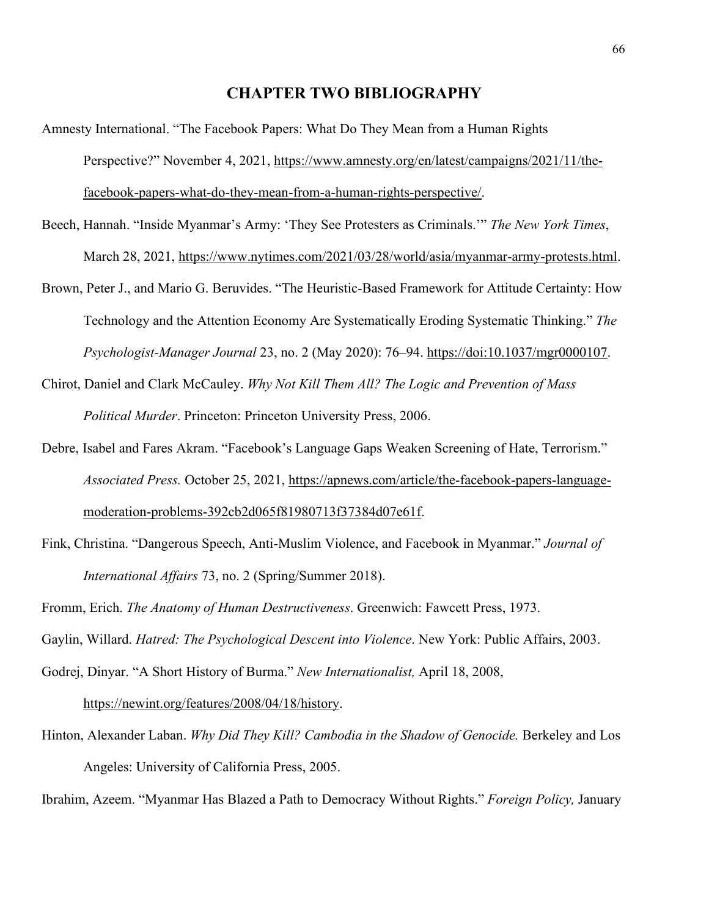## CHAPTER TWO BIBLIOGRAPHY

Amnesty International. "The Facebook Papers: What Do They Mean from a Human Rights Perspective?" November 4, 2021, https://www.amnesty.org/en/latest/campaigns/2021/11/the-facebook-papers-what-do-they-mean-from-a-human-rights-perspective/.

Beech, Hannah. "Inside Myanmar's Army: 'They See Protesters as Criminals.'" *The New York Times*, March 28, 2021, https://www.nytimes.com/2021/03/28/world/asia/myanmar-army-protests.html.

Brown, Peter J., and Mario G. Beruvides. "The Heuristic-Based Framework for Attitude Certainty: How Technology and the Attention Economy Are Systematically Eroding Systematic Thinking." *The Psychologist-Manager Journal* 23, no. 2 (May 2020): 76–94. https://doi:10.1037/mgr0000107.

Chirot, Daniel and Clark McCauley. *Why Not Kill Them All? The Logic and Prevention of Mass Political Murder*. Princeton: Princeton University Press, 2006.

Debre, Isabel and Fares Akram. "Facebook's Language Gaps Weaken Screening of Hate, Terrorism." *Associated Press.* October 25, 2021, https://apnews.com/article/the-facebook-papers-language-moderation-problems-392cb2d065f81980713f37384d07e61f.

Fink, Christina. "Dangerous Speech, Anti-Muslim Violence, and Facebook in Myanmar." *Journal of International Affairs* 73, no. 2 (Spring/Summer 2018).

Fromm, Erich. *The Anatomy of Human Destructiveness*. Greenwich: Fawcett Press, 1973.

Gaylin, Willard. *Hatred: The Psychological Descent into Violence*. New York: Public Affairs, 2003.

Godrej, Dinyar. "A Short History of Burma." *New Internationalist,* April 18, 2008, https://newint.org/features/2008/04/18/history.

Hinton, Alexander Laban. *Why Did They Kill? Cambodia in the Shadow of Genocide.* Berkeley and Los Angeles: University of California Press, 2005.

Ibrahim, Azeem. "Myanmar Has Blazed a Path to Democracy Without Rights." *Foreign Policy,* January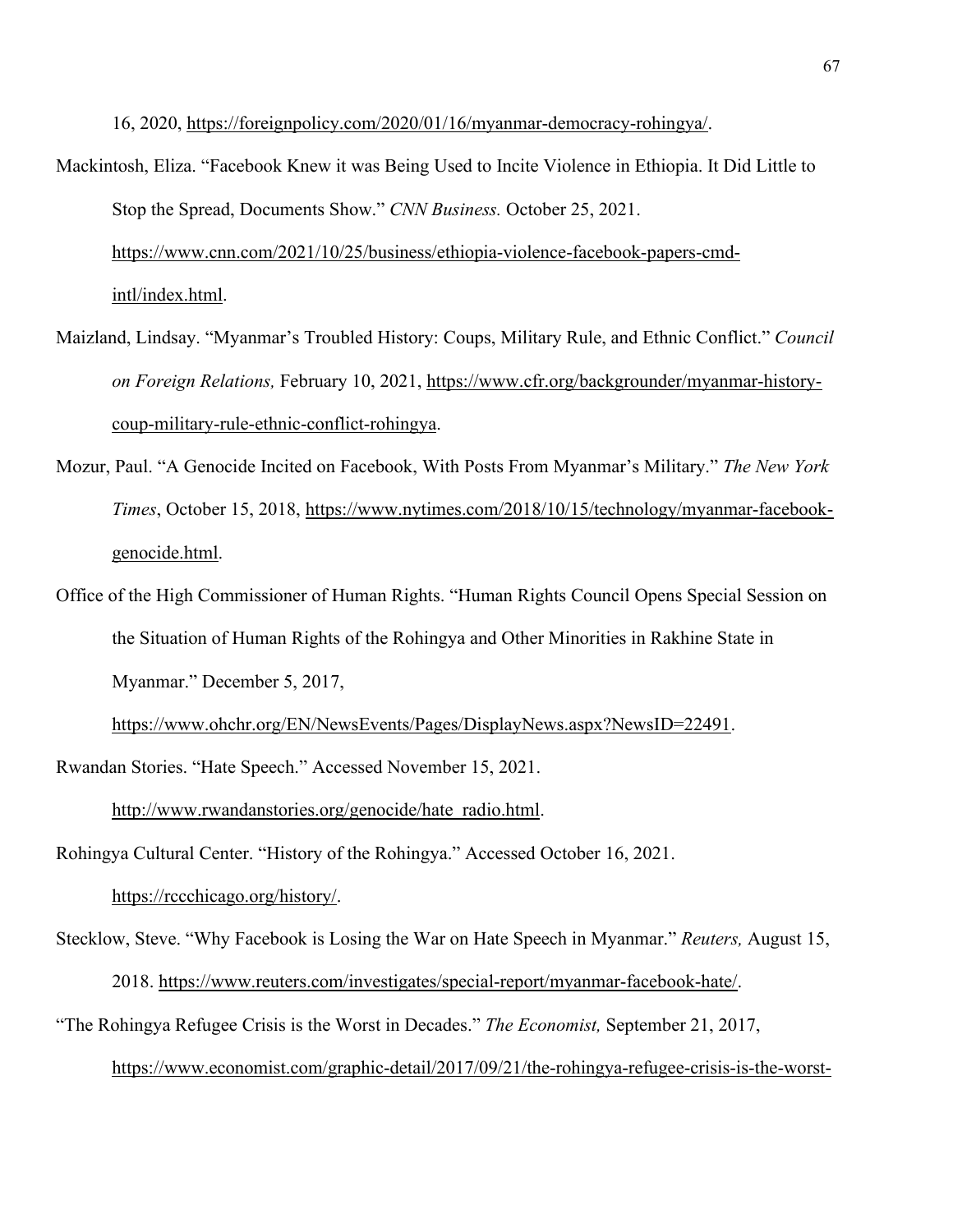16, 2020, https://foreignpolicy.com/2020/01/16/myanmar-democracy-rohingya/.

Mackintosh, Eliza. "Facebook Knew it was Being Used to Incite Violence in Ethiopia. It Did Little to Stop the Spread, Documents Show." *CNN Business.* October 25, 2021. https://www.cnn.com/2021/10/25/business/ethiopia-violence-facebook-papers-cmd-intl/index.html.

Maizland, Lindsay. "Myanmar's Troubled History: Coups, Military Rule, and Ethnic Conflict." *Council on Foreign Relations,* February 10, 2021, https://www.cfr.org/backgrounder/myanmar-history-coup-military-rule-ethnic-conflict-rohingya.

Mozur, Paul. "A Genocide Incited on Facebook, With Posts From Myanmar's Military." *The New York Times*, October 15, 2018, https://www.nytimes.com/2018/10/15/technology/myanmar-facebook-genocide.html.

Office of the High Commissioner of Human Rights. "Human Rights Council Opens Special Session on the Situation of Human Rights of the Rohingya and Other Minorities in Rakhine State in Myanmar." December 5, 2017, https://www.ohchr.org/EN/NewsEvents/Pages/DisplayNews.aspx?NewsID=22491.

Rwandan Stories. "Hate Speech." Accessed November 15, 2021. http://www.rwandanstories.org/genocide/hate_radio.html.

Rohingya Cultural Center. "History of the Rohingya." Accessed October 16, 2021. https://rcchicago.org/history/.

Stecklow, Steve. "Why Facebook is Losing the War on Hate Speech in Myanmar." *Reuters,* August 15, 2018. https://www.reuters.com/investigates/special-report/myanmar-facebook-hate/.

"The Rohingya Refugee Crisis is the Worst in Decades." *The Economist,* September 21, 2017, https://www.economist.com/graphic-detail/2017/09/21/the-rohingya-refugee-crisis-is-the-worst-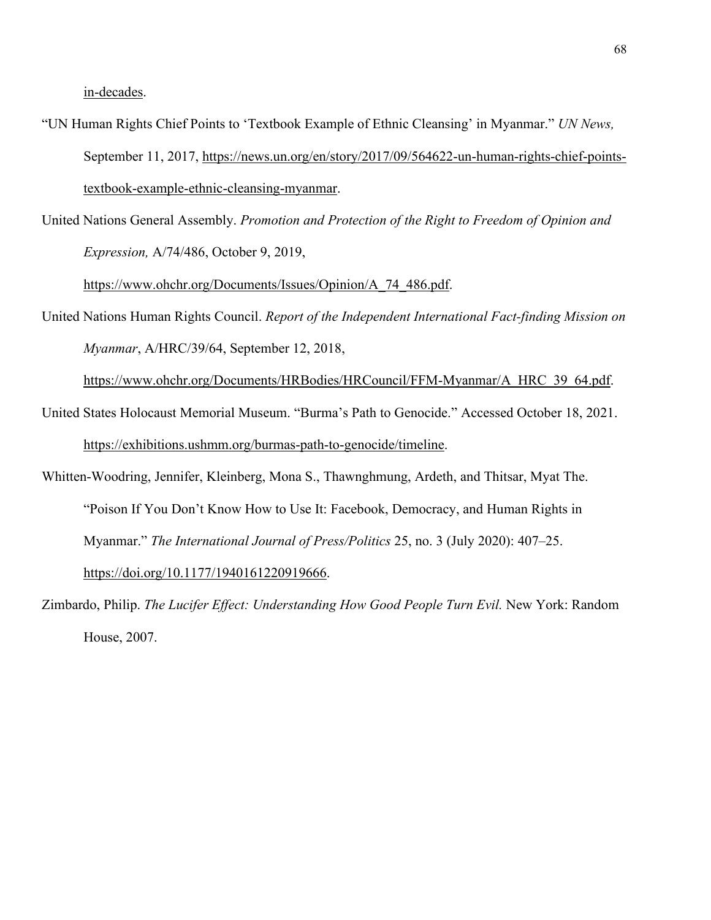in-decades.

"UN Human Rights Chief Points to 'Textbook Example of Ethnic Cleansing' in Myanmar." *UN News,* September 11, 2017, https://news.un.org/en/story/2017/09/564622-un-human-rights-chief-points-textbook-example-ethnic-cleansing-myanmar.

United Nations General Assembly. *Promotion and Protection of the Right to Freedom of Opinion and Expression,* A/74/486, October 9, 2019, https://www.ohchr.org/Documents/Issues/Opinion/A_74_486.pdf.

United Nations Human Rights Council. *Report of the Independent International Fact-finding Mission on Myanmar*, A/HRC/39/64, September 12, 2018, https://www.ohchr.org/Documents/HRBodies/HRCouncil/FFM-Myanmar/A_HRC_39_64.pdf.

United States Holocaust Memorial Museum. "Burma's Path to Genocide." Accessed October 18, 2021. https://exhibitions.ushmm.org/burmas-path-to-genocide/timeline.

Whitten-Woodring, Jennifer, Kleinberg, Mona S., Thawnghmung, Ardeth, and Thitsar, Myat The. "Poison If You Don't Know How to Use It: Facebook, Democracy, and Human Rights in Myanmar." *The International Journal of Press/Politics* 25, no. 3 (July 2020): 407–25. https://doi.org/10.1177/1940161220919666.

Zimbardo, Philip. *The Lucifer Effect: Understanding How Good People Turn Evil.* New York: Random House, 2007.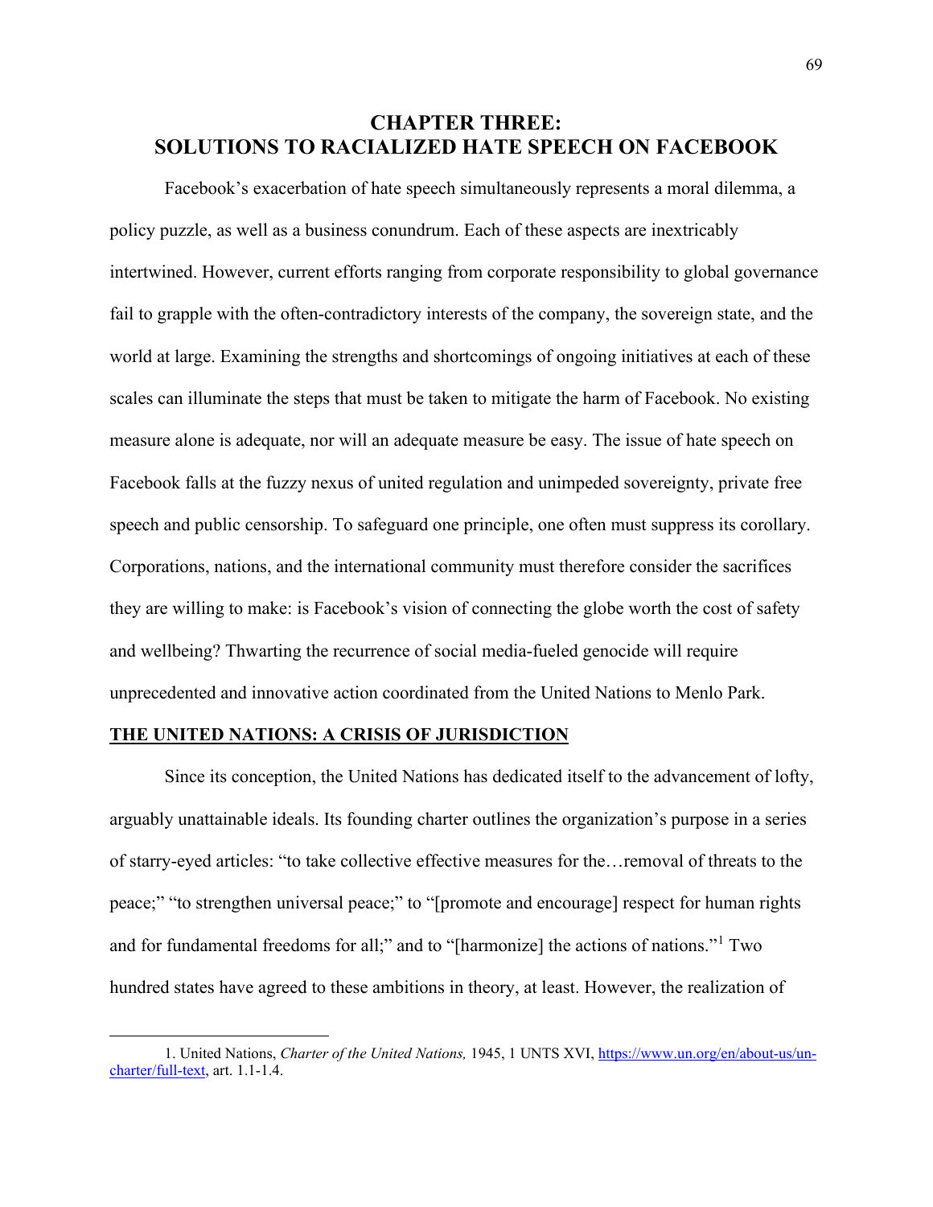# CHAPTER THREE: SOLUTIONS TO RACIALIZED HATE SPEECH ON FACEBOOK

Facebook's exacerbation of hate speech simultaneously represents a moral dilemma, a policy puzzle, as well as a business conundrum. Each of these aspects are inextricably intertwined. However, current efforts ranging from corporate responsibility to global governance fail to grapple with the often-contradictory interests of the company, the sovereign state, and the world at large. Examining the strengths and shortcomings of ongoing initiatives at each of these scales can illuminate the steps that must be taken to mitigate the harm of Facebook. No existing measure alone is adequate, nor will an adequate measure be easy. The issue of hate speech on Facebook falls at the fuzzy nexus of united regulation and unimpeded sovereignty, private free speech and public censorship. To safeguard one principle, one often must suppress its corollary. Corporations, nations, and the international community must therefore consider the sacrifices they are willing to make: is Facebook's vision of connecting the globe worth the cost of safety and wellbeing? Thwarting the recurrence of social media-fueled genocide will require unprecedented and innovative action coordinated from the United Nations to Menlo Park.

## THE UNITED NATIONS: A CRISIS OF JURISDICTION

Since its conception, the United Nations has dedicated itself to the advancement of lofty, arguably unattainable ideals. Its founding charter outlines the organization's purpose in a series of starry-eyed articles: "to take collective effective measures for the…removal of threats to the peace;" "to strengthen universal peace;" to "[promote and encourage] respect for human rights and for fundamental freedoms for all;" and to "[harmonize] the actions of nations."[1] Two hundred states have agreed to these ambitions in theory, at least. However, the realization of

---

1. United Nations, *Charter of the United Nations,* 1945, 1 UNTS XVI, https://www.un.org/en/about-us/un-charter/full-text, art. 1.1-1.4.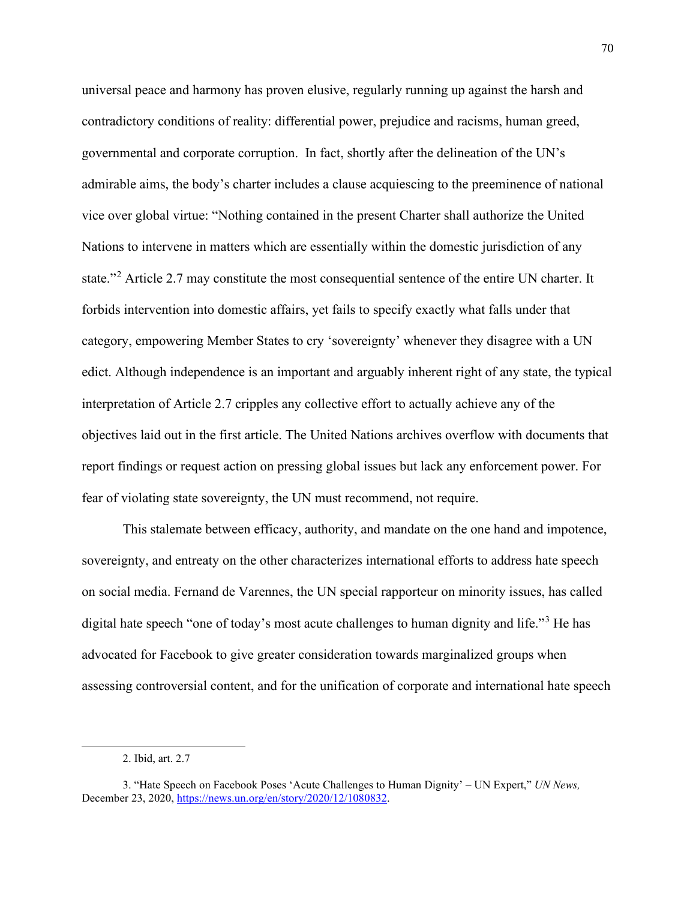universal peace and harmony has proven elusive, regularly running up against the harsh and contradictory conditions of reality: differential power, prejudice and racisms, human greed, governmental and corporate corruption. In fact, shortly after the delineation of the UN's admirable aims, the body's charter includes a clause acquiescing to the preeminence of national vice over global virtue: "Nothing contained in the present Charter shall authorize the United Nations to intervene in matters which are essentially within the domestic jurisdiction of any state."[2] Article 2.7 may constitute the most consequential sentence of the entire UN charter. It forbids intervention into domestic affairs, yet fails to specify exactly what falls under that category, empowering Member States to cry 'sovereignty' whenever they disagree with a UN edict. Although independence is an important and arguably inherent right of any state, the typical interpretation of Article 2.7 cripples any collective effort to actually achieve any of the objectives laid out in the first article. The United Nations archives overflow with documents that report findings or request action on pressing global issues but lack any enforcement power. For fear of violating state sovereignty, the UN must recommend, not require.

This stalemate between efficacy, authority, and mandate on the one hand and impotence, sovereignty, and entreaty on the other characterizes international efforts to address hate speech on social media. Fernand de Varennes, the UN special rapporteur on minority issues, has called digital hate speech "one of today's most acute challenges to human dignity and life."[3] He has advocated for Facebook to give greater consideration towards marginalized groups when assessing controversial content, and for the unification of corporate and international hate speech

---

2. Ibid, art. 2.7

3. "Hate Speech on Facebook Poses 'Acute Challenges to Human Dignity' – UN Expert," *UN News,* December 23, 2020, https://news.un.org/en/story/2020/12/1080832.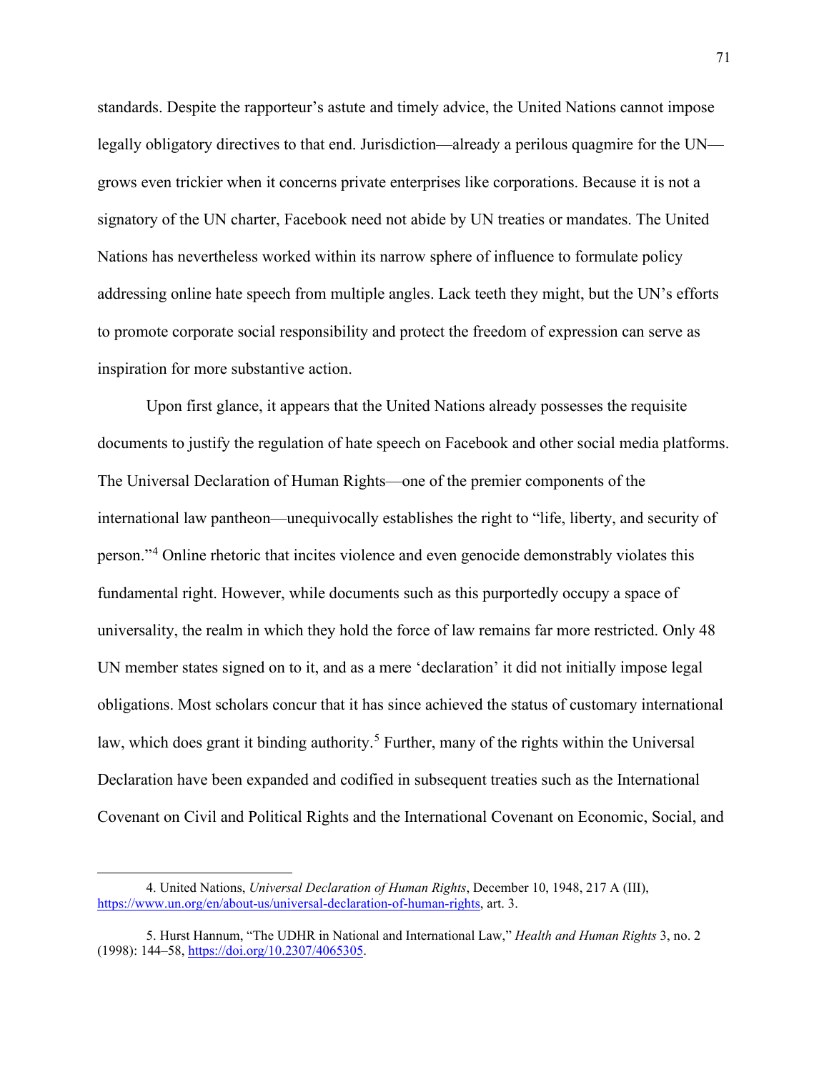standards. Despite the rapporteur's astute and timely advice, the United Nations cannot impose legally obligatory directives to that end. Jurisdiction—already a perilous quagmire for the UN—grows even trickier when it concerns private enterprises like corporations. Because it is not a signatory of the UN charter, Facebook need not abide by UN treaties or mandates. The United Nations has nevertheless worked within its narrow sphere of influence to formulate policy addressing online hate speech from multiple angles. Lack teeth they might, but the UN's efforts to promote corporate social responsibility and protect the freedom of expression can serve as inspiration for more substantive action.

Upon first glance, it appears that the United Nations already possesses the requisite documents to justify the regulation of hate speech on Facebook and other social media platforms. The Universal Declaration of Human Rights—one of the premier components of the international law pantheon—unequivocally establishes the right to "life, liberty, and security of person."[4] Online rhetoric that incites violence and even genocide demonstrably violates this fundamental right. However, while documents such as this purportedly occupy a space of universality, the realm in which they hold the force of law remains far more restricted. Only 48 UN member states signed on to it, and as a mere 'declaration' it did not initially impose legal obligations. Most scholars concur that it has since achieved the status of customary international law, which does grant it binding authority.[5] Further, many of the rights within the Universal Declaration have been expanded and codified in subsequent treaties such as the International Covenant on Civil and Political Rights and the International Covenant on Economic, Social, and

---

4. United Nations, *Universal Declaration of Human Rights*, December 10, 1948, 217 A (III), https://www.un.org/en/about-us/universal-declaration-of-human-rights, art. 3.

5. Hurst Hannum, "The UDHR in National and International Law," *Health and Human Rights* 3, no. 2 (1998): 144–58, https://doi.org/10.2307/4065305.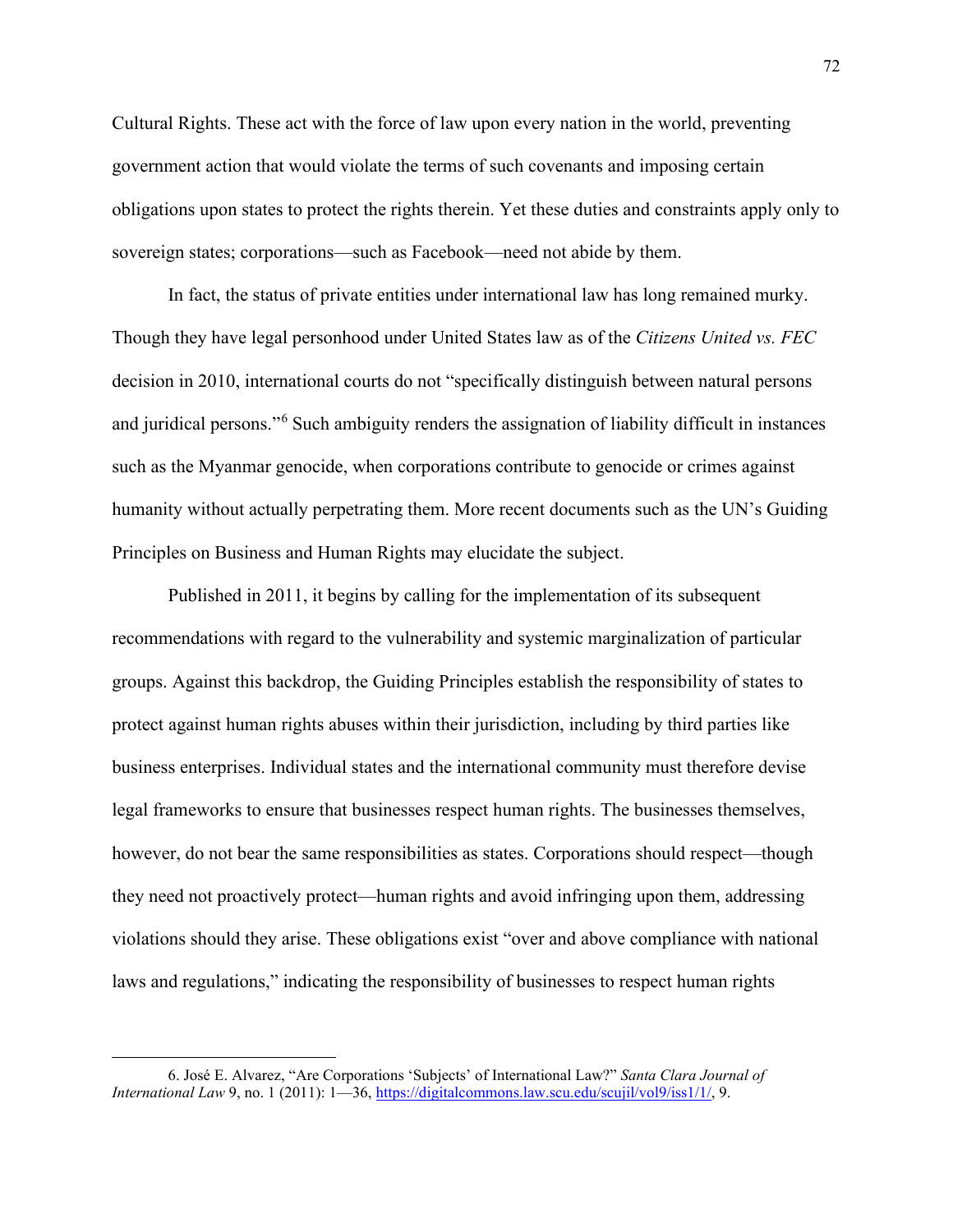Cultural Rights. These act with the force of law upon every nation in the world, preventing government action that would violate the terms of such covenants and imposing certain obligations upon states to protect the rights therein. Yet these duties and constraints apply only to sovereign states; corporations—such as Facebook—need not abide by them.

In fact, the status of private entities under international law has long remained murky. Though they have legal personhood under United States law as of the *Citizens United vs. FEC* decision in 2010, international courts do not "specifically distinguish between natural persons and juridical persons."[6] Such ambiguity renders the assignation of liability difficult in instances such as the Myanmar genocide, when corporations contribute to genocide or crimes against humanity without actually perpetrating them. More recent documents such as the UN's Guiding Principles on Business and Human Rights may elucidate the subject.

Published in 2011, it begins by calling for the implementation of its subsequent recommendations with regard to the vulnerability and systemic marginalization of particular groups. Against this backdrop, the Guiding Principles establish the responsibility of states to protect against human rights abuses within their jurisdiction, including by third parties like business enterprises. Individual states and the international community must therefore devise legal frameworks to ensure that businesses respect human rights. The businesses themselves, however, do not bear the same responsibilities as states. Corporations should respect—though they need not proactively protect—human rights and avoid infringing upon them, addressing violations should they arise. These obligations exist "over and above compliance with national laws and regulations," indicating the responsibility of businesses to respect human rights

---

6. José E. Alvarez, "Are Corporations 'Subjects' of International Law?" *Santa Clara Journal of International Law* 9, no. 1 (2011): 1—36, https://digitalcommons.law.scu.edu/scujil/vol9/iss1/1/, 9.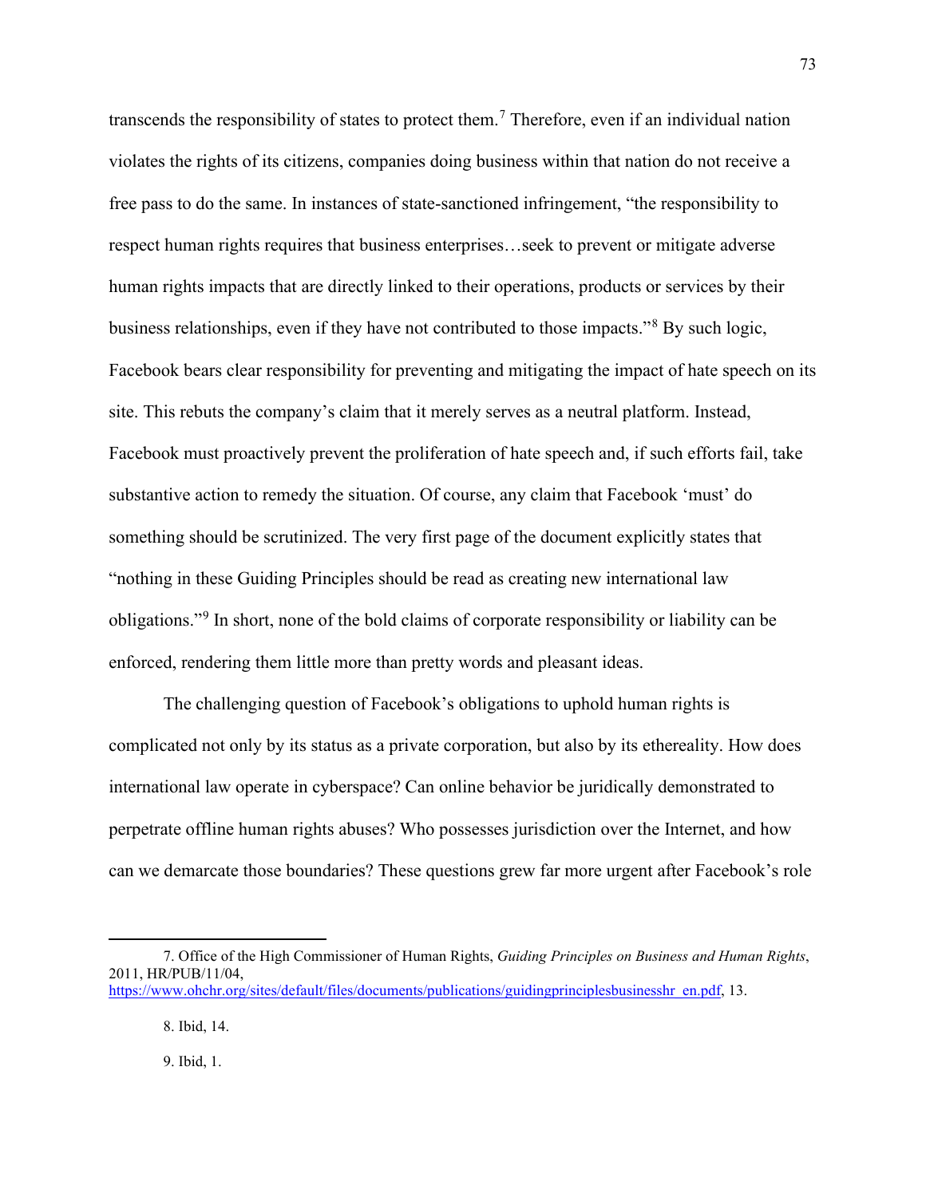transcends the responsibility of states to protect them.[7] Therefore, even if an individual nation violates the rights of its citizens, companies doing business within that nation do not receive a free pass to do the same. In instances of state-sanctioned infringement, "the responsibility to respect human rights requires that business enterprises…seek to prevent or mitigate adverse human rights impacts that are directly linked to their operations, products or services by their business relationships, even if they have not contributed to those impacts."[8] By such logic, Facebook bears clear responsibility for preventing and mitigating the impact of hate speech on its site. This rebuts the company's claim that it merely serves as a neutral platform. Instead, Facebook must proactively prevent the proliferation of hate speech and, if such efforts fail, take substantive action to remedy the situation. Of course, any claim that Facebook 'must' do something should be scrutinized. The very first page of the document explicitly states that "nothing in these Guiding Principles should be read as creating new international law obligations."[9] In short, none of the bold claims of corporate responsibility or liability can be enforced, rendering them little more than pretty words and pleasant ideas.

The challenging question of Facebook's obligations to uphold human rights is complicated not only by its status as a private corporation, but also by its ethereality. How does international law operate in cyberspace? Can online behavior be juridically demonstrated to perpetrate offline human rights abuses? Who possesses jurisdiction over the Internet, and how can we demarcate those boundaries? These questions grew far more urgent after Facebook's role

---

7. Office of the High Commissioner of Human Rights, *Guiding Principles on Business and Human Rights*, 2011, HR/PUB/11/04, https://www.ohchr.org/sites/default/files/documents/publications/guidingprinciplesbusinesshr_en.pdf, 13.

8. Ibid, 14.

9. Ibid, 1.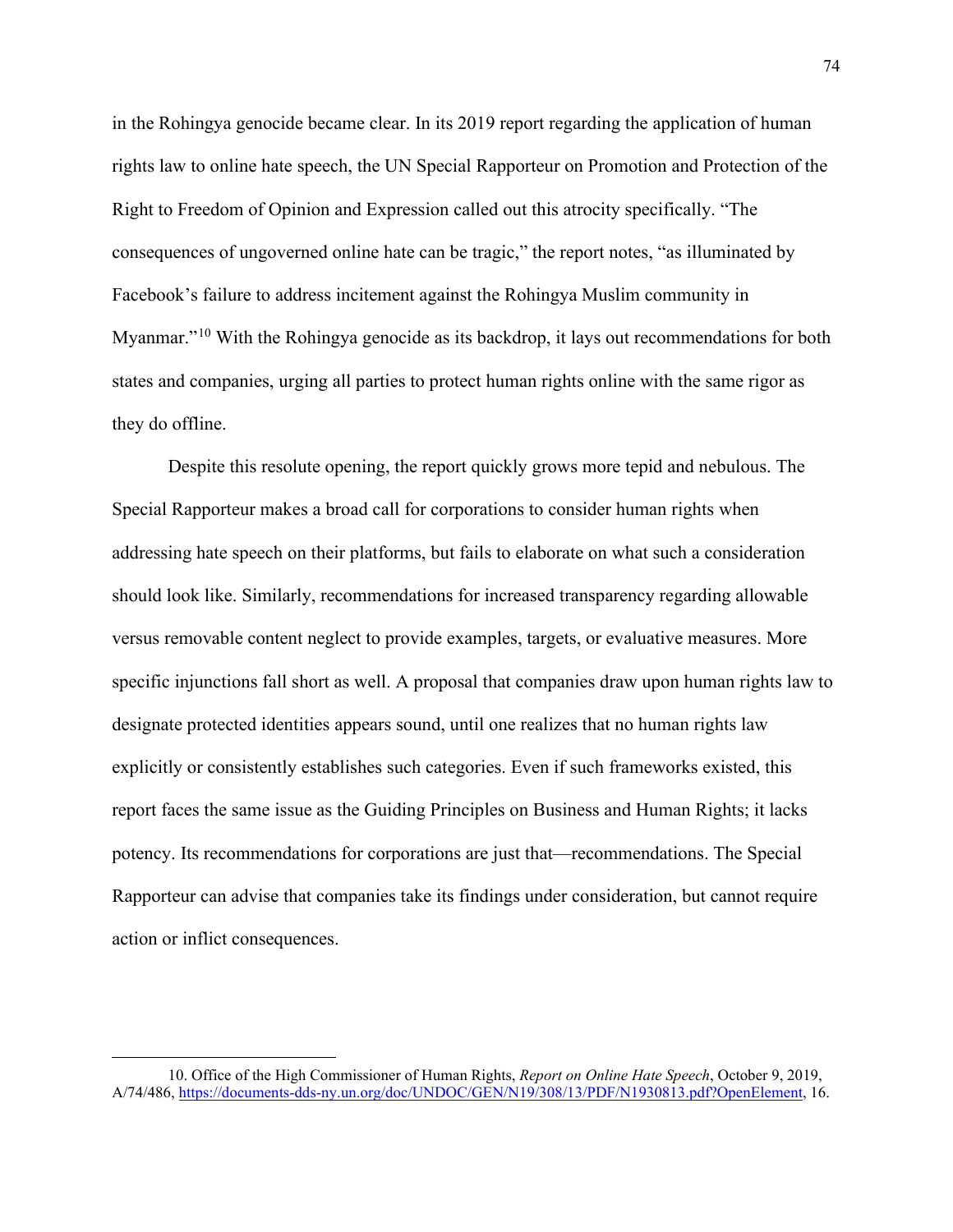in the Rohingya genocide became clear. In its 2019 report regarding the application of human rights law to online hate speech, the UN Special Rapporteur on Promotion and Protection of the Right to Freedom of Opinion and Expression called out this atrocity specifically. "The consequences of ungoverned online hate can be tragic," the report notes, "as illuminated by Facebook's failure to address incitement against the Rohingya Muslim community in Myanmar."[10] With the Rohingya genocide as its backdrop, it lays out recommendations for both states and companies, urging all parties to protect human rights online with the same rigor as they do offline.

Despite this resolute opening, the report quickly grows more tepid and nebulous. The Special Rapporteur makes a broad call for corporations to consider human rights when addressing hate speech on their platforms, but fails to elaborate on what such a consideration should look like. Similarly, recommendations for increased transparency regarding allowable versus removable content neglect to provide examples, targets, or evaluative measures. More specific injunctions fall short as well. A proposal that companies draw upon human rights law to designate protected identities appears sound, until one realizes that no human rights law explicitly or consistently establishes such categories. Even if such frameworks existed, this report faces the same issue as the Guiding Principles on Business and Human Rights; it lacks potency. Its recommendations for corporations are just that—recommendations. The Special Rapporteur can advise that companies take its findings under consideration, but cannot require action or inflict consequences.

---

10. Office of the High Commissioner of Human Rights, *Report on Online Hate Speech*, October 9, 2019, A/74/486, https://documents-dds-ny.un.org/doc/UNDOC/GEN/N19/308/13/PDF/N1930813.pdf?OpenElement, 16.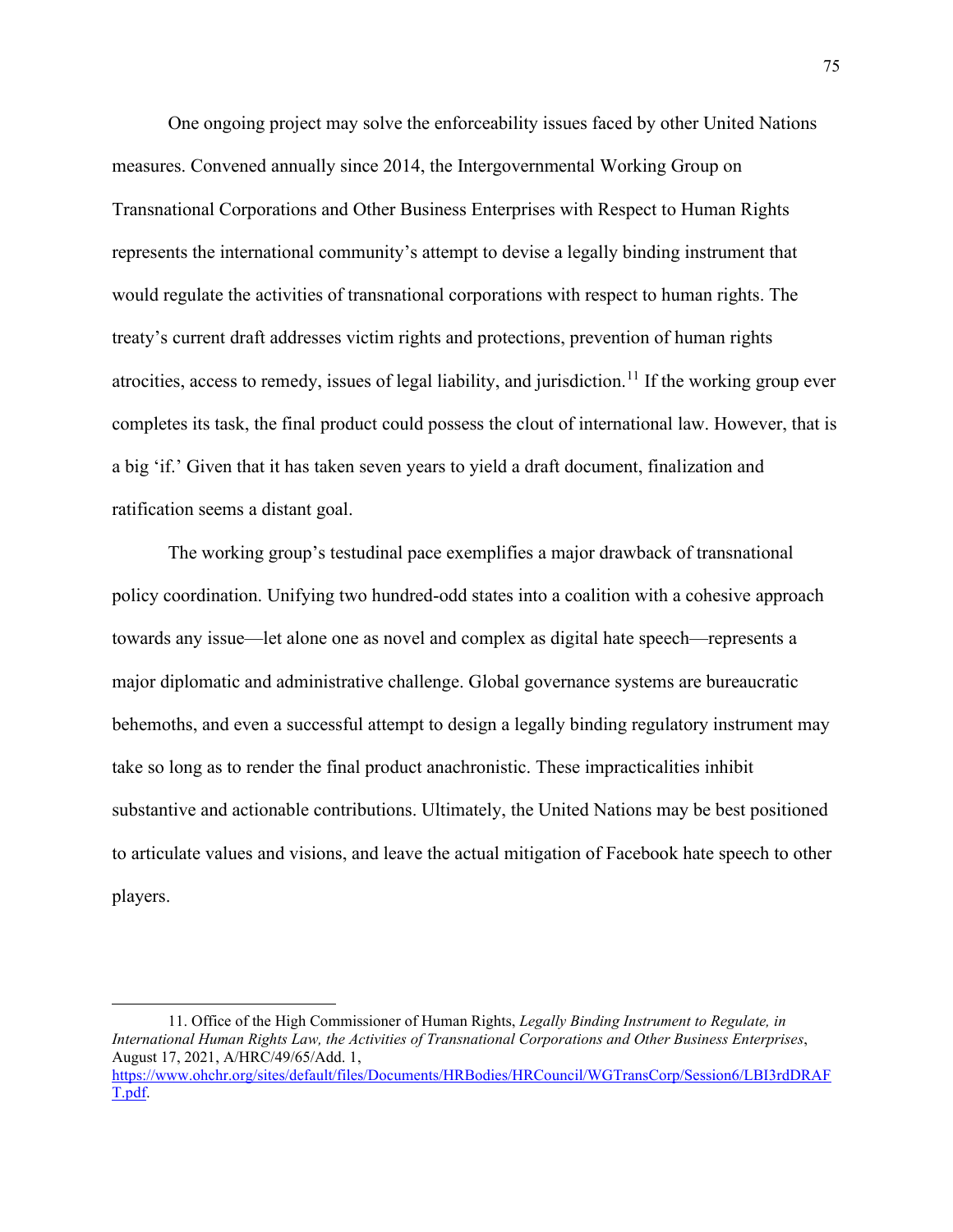One ongoing project may solve the enforceability issues faced by other United Nations measures. Convened annually since 2014, the Intergovernmental Working Group on Transnational Corporations and Other Business Enterprises with Respect to Human Rights represents the international community's attempt to devise a legally binding instrument that would regulate the activities of transnational corporations with respect to human rights. The treaty's current draft addresses victim rights and protections, prevention of human rights atrocities, access to remedy, issues of legal liability, and jurisdiction.[11] If the working group ever completes its task, the final product could possess the clout of international law. However, that is a big 'if.' Given that it has taken seven years to yield a draft document, finalization and ratification seems a distant goal.

The working group's testudinal pace exemplifies a major drawback of transnational policy coordination. Unifying two hundred-odd states into a coalition with a cohesive approach towards any issue—let alone one as novel and complex as digital hate speech—represents a major diplomatic and administrative challenge. Global governance systems are bureaucratic behemoths, and even a successful attempt to design a legally binding regulatory instrument may take so long as to render the final product anachronistic. These impracticalities inhibit substantive and actionable contributions. Ultimately, the United Nations may be best positioned to articulate values and visions, and leave the actual mitigation of Facebook hate speech to other players.

---

11. Office of the High Commissioner of Human Rights, *Legally Binding Instrument to Regulate, in International Human Rights Law, the Activities of Transnational Corporations and Other Business Enterprises*, August 17, 2021, A/HRC/49/65/Add. 1, https://www.ohchr.org/sites/default/files/Documents/HRBodies/HRCouncil/WGTransCorp/Session6/LBI3rdDRAFT.pdf.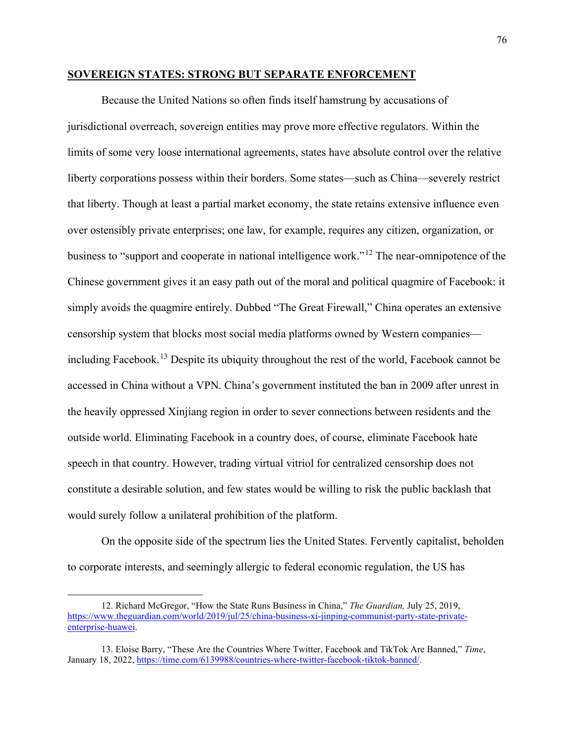## **SOVEREIGN STATES: STRONG BUT SEPARATE ENFORCEMENT**

Because the United Nations so often finds itself hamstrung by accusations of jurisdictional overreach, sovereign entities may prove more effective regulators. Within the limits of some very loose international agreements, states have absolute control over the relative liberty corporations possess within their borders. Some states—such as China—severely restrict that liberty. Though at least a partial market economy, the state retains extensive influence even over ostensibly private enterprises; one law, for example, requires any citizen, organization, or business to "support and cooperate in national intelligence work."[12] The near-omnipotence of the Chinese government gives it an easy path out of the moral and political quagmire of Facebook: it simply avoids the quagmire entirely. Dubbed "The Great Firewall," China operates an extensive censorship system that blocks most social media platforms owned by Western companies—including Facebook.[13] Despite its ubiquity throughout the rest of the world, Facebook cannot be accessed in China without a VPN. China's government instituted the ban in 2009 after unrest in the heavily oppressed Xinjiang region in order to sever connections between residents and the outside world. Eliminating Facebook in a country does, of course, eliminate Facebook hate speech in that country. However, trading virtual vitriol for centralized censorship does not constitute a desirable solution, and few states would be willing to risk the public backlash that would surely follow a unilateral prohibition of the platform.

On the opposite side of the spectrum lies the United States. Fervently capitalist, beholden to corporate interests, and seemingly allergic to federal economic regulation, the US has

---

12. Richard McGregor, "How the State Runs Business in China," *The Guardian,* July 25, 2019, https://www.theguardian.com/world/2019/jul/25/china-business-xi-jinping-communist-party-state-private-enterprise-huawei.

13. Eloise Barry, "These Are the Countries Where Twitter, Facebook and TikTok Are Banned," *Time*, January 18, 2022, https://time.com/6139988/countries-where-twitter-facebook-tiktok-banned/.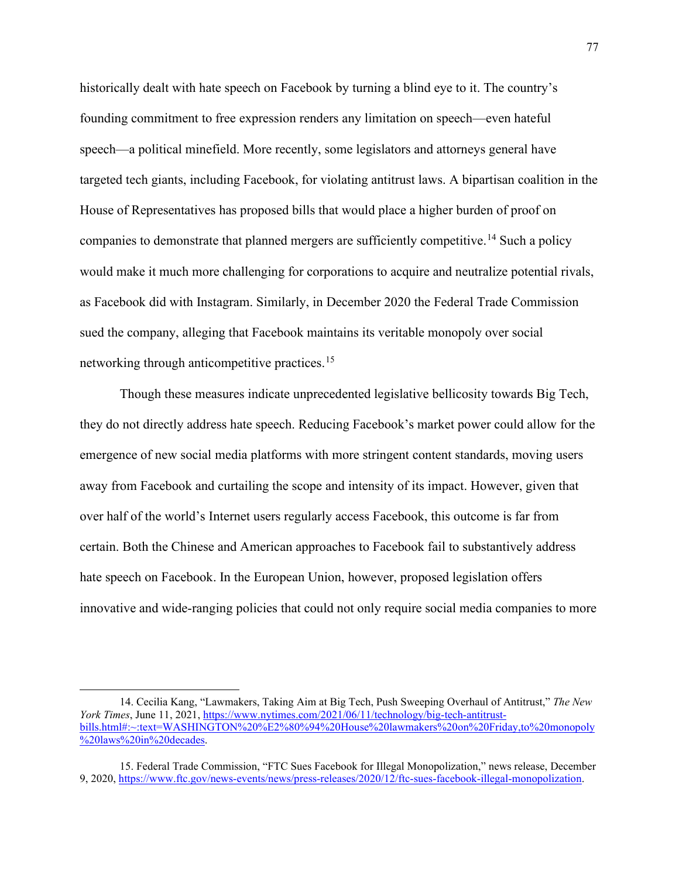historically dealt with hate speech on Facebook by turning a blind eye to it. The country's founding commitment to free expression renders any limitation on speech—even hateful speech—a political minefield. More recently, some legislators and attorneys general have targeted tech giants, including Facebook, for violating antitrust laws. A bipartisan coalition in the House of Representatives has proposed bills that would place a higher burden of proof on companies to demonstrate that planned mergers are sufficiently competitive.[14] Such a policy would make it much more challenging for corporations to acquire and neutralize potential rivals, as Facebook did with Instagram. Similarly, in December 2020 the Federal Trade Commission sued the company, alleging that Facebook maintains its veritable monopoly over social networking through anticompetitive practices.[15]

Though these measures indicate unprecedented legislative bellicosity towards Big Tech, they do not directly address hate speech. Reducing Facebook's market power could allow for the emergence of new social media platforms with more stringent content standards, moving users away from Facebook and curtailing the scope and intensity of its impact. However, given that over half of the world's Internet users regularly access Facebook, this outcome is far from certain. Both the Chinese and American approaches to Facebook fail to substantively address hate speech on Facebook. In the European Union, however, proposed legislation offers innovative and wide-ranging policies that could not only require social media companies to more

---

14. Cecilia Kang, "Lawmakers, Taking Aim at Big Tech, Push Sweeping Overhaul of Antitrust," *The New York Times*, June 11, 2021, https://www.nytimes.com/2021/06/11/technology/big-tech-antitrust-bills.html#:~:text=WASHINGTON%20%E2%80%94%20House%20lawmakers%20on%20Friday,to%20monopoly%20laws%20in%20decades.

15. Federal Trade Commission, "FTC Sues Facebook for Illegal Monopolization," news release, December 9, 2020, https://www.ftc.gov/news-events/news/press-releases/2020/12/ftc-sues-facebook-illegal-monopolization.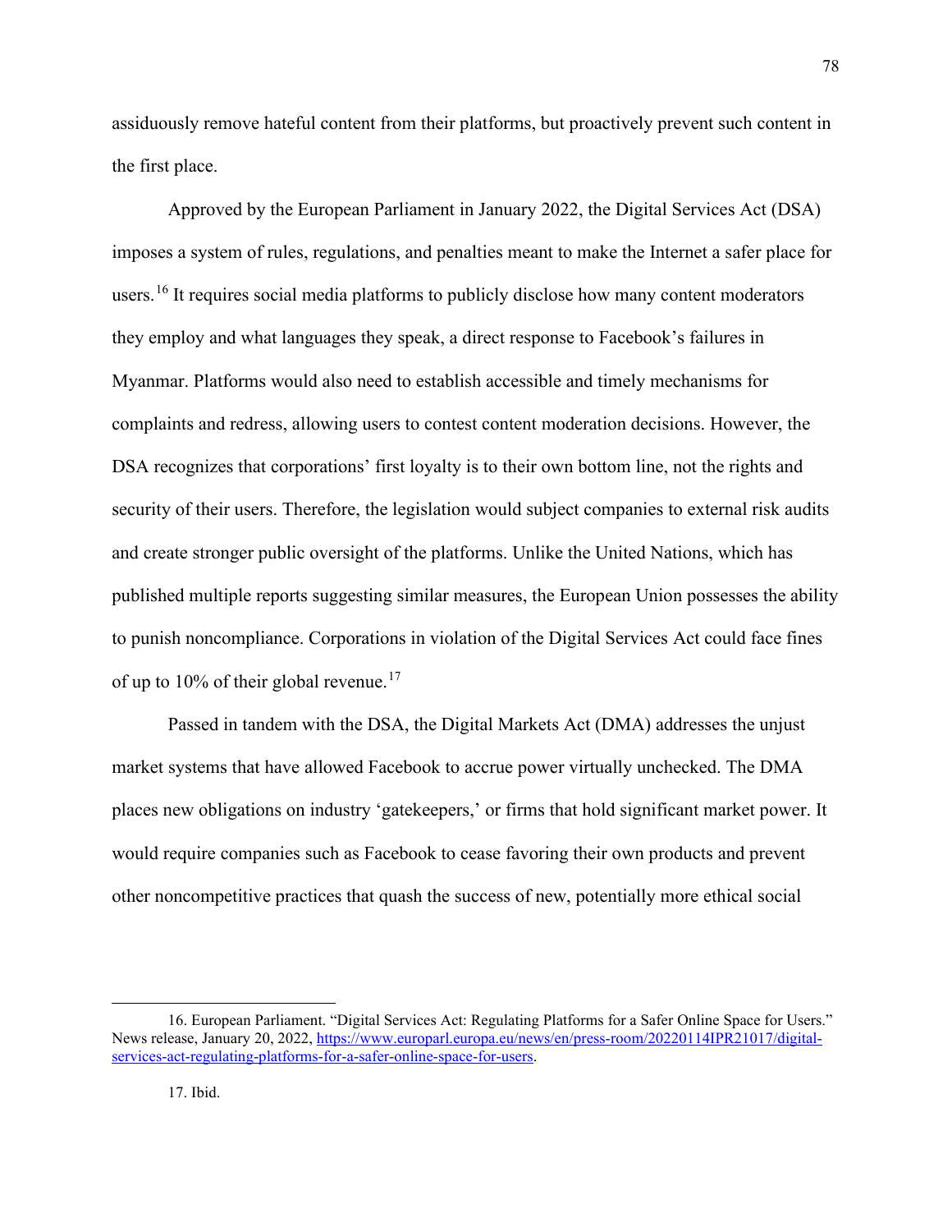assiduously remove hateful content from their platforms, but proactively prevent such content in the first place.

Approved by the European Parliament in January 2022, the Digital Services Act (DSA) imposes a system of rules, regulations, and penalties meant to make the Internet a safer place for users.[16] It requires social media platforms to publicly disclose how many content moderators they employ and what languages they speak, a direct response to Facebook's failures in Myanmar. Platforms would also need to establish accessible and timely mechanisms for complaints and redress, allowing users to contest content moderation decisions. However, the DSA recognizes that corporations' first loyalty is to their own bottom line, not the rights and security of their users. Therefore, the legislation would subject companies to external risk audits and create stronger public oversight of the platforms. Unlike the United Nations, which has published multiple reports suggesting similar measures, the European Union possesses the ability to punish noncompliance. Corporations in violation of the Digital Services Act could face fines of up to 10% of their global revenue.[17]

Passed in tandem with the DSA, the Digital Markets Act (DMA) addresses the unjust market systems that have allowed Facebook to accrue power virtually unchecked. The DMA places new obligations on industry 'gatekeepers,' or firms that hold significant market power. It would require companies such as Facebook to cease favoring their own products and prevent other noncompetitive practices that quash the success of new, potentially more ethical social

---

16. European Parliament. "Digital Services Act: Regulating Platforms for a Safer Online Space for Users." News release, January 20, 2022, https://www.europarl.europa.eu/news/en/press-room/20220114IPR21017/digital-services-act-regulating-platforms-for-a-safer-online-space-for-users.

17. Ibid.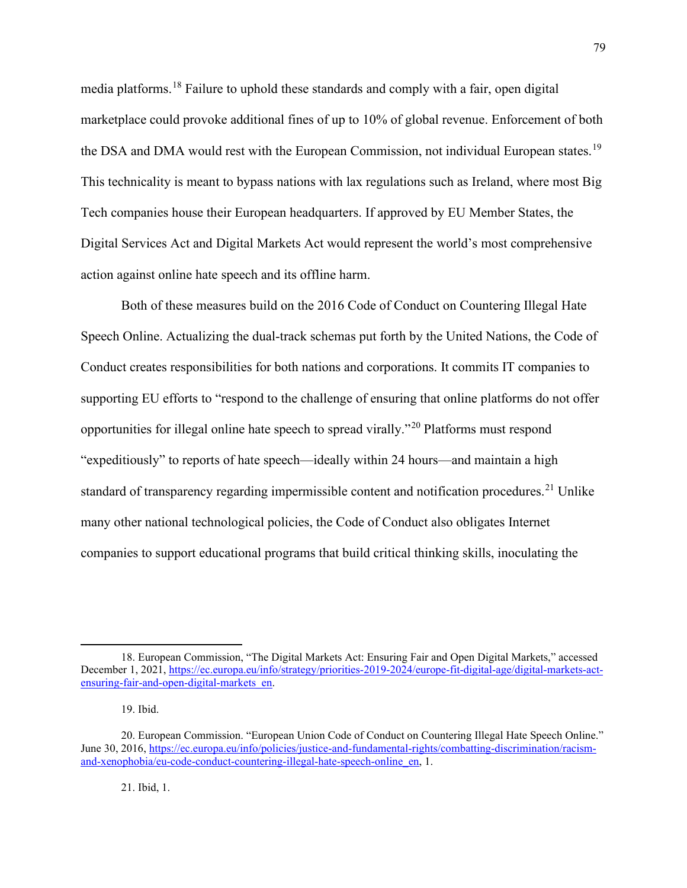media platforms.[18] Failure to uphold these standards and comply with a fair, open digital marketplace could provoke additional fines of up to 10% of global revenue. Enforcement of both the DSA and DMA would rest with the European Commission, not individual European states.[19] This technicality is meant to bypass nations with lax regulations such as Ireland, where most Big Tech companies house their European headquarters. If approved by EU Member States, the Digital Services Act and Digital Markets Act would represent the world's most comprehensive action against online hate speech and its offline harm.

Both of these measures build on the 2016 Code of Conduct on Countering Illegal Hate Speech Online. Actualizing the dual-track schemas put forth by the United Nations, the Code of Conduct creates responsibilities for both nations and corporations. It commits IT companies to supporting EU efforts to "respond to the challenge of ensuring that online platforms do not offer opportunities for illegal online hate speech to spread virally."[20] Platforms must respond "expeditiously" to reports of hate speech—ideally within 24 hours—and maintain a high standard of transparency regarding impermissible content and notification procedures.[21] Unlike many other national technological policies, the Code of Conduct also obligates Internet companies to support educational programs that build critical thinking skills, inoculating the

---

18. European Commission, "The Digital Markets Act: Ensuring Fair and Open Digital Markets," accessed December 1, 2021, https://ec.europa.eu/info/strategy/priorities-2019-2024/europe-fit-digital-age/digital-markets-act-ensuring-fair-and-open-digital-markets_en.

19. Ibid.

20. European Commission. "European Union Code of Conduct on Countering Illegal Hate Speech Online." June 30, 2016, https://ec.europa.eu/info/policies/justice-and-fundamental-rights/combatting-discrimination/racism-and-xenophobia/eu-code-conduct-countering-illegal-hate-speech-online_en, 1.

21. Ibid, 1.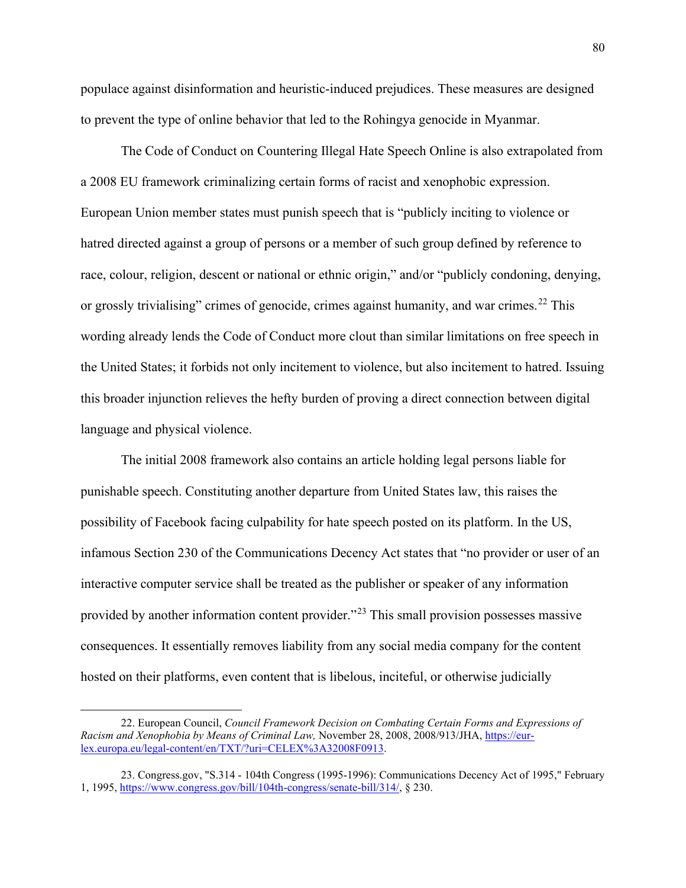populace against disinformation and heuristic-induced prejudices. These measures are designed to prevent the type of online behavior that led to the Rohingya genocide in Myanmar.

The Code of Conduct on Countering Illegal Hate Speech Online is also extrapolated from a 2008 EU framework criminalizing certain forms of racist and xenophobic expression. European Union member states must punish speech that is "publicly inciting to violence or hatred directed against a group of persons or a member of such group defined by reference to race, colour, religion, descent or national or ethnic origin," and/or "publicly condoning, denying, or grossly trivialising" crimes of genocide, crimes against humanity, and war crimes.[22] This wording already lends the Code of Conduct more clout than similar limitations on free speech in the United States; it forbids not only incitement to violence, but also incitement to hatred. Issuing this broader injunction relieves the hefty burden of proving a direct connection between digital language and physical violence.

The initial 2008 framework also contains an article holding legal persons liable for punishable speech. Constituting another departure from United States law, this raises the possibility of Facebook facing culpability for hate speech posted on its platform. In the US, infamous Section 230 of the Communications Decency Act states that "no provider or user of an interactive computer service shall be treated as the publisher or speaker of any information provided by another information content provider."[23] This small provision possesses massive consequences. It essentially removes liability from any social media company for the content hosted on their platforms, even content that is libelous, inciteful, or otherwise judicially

---

22. European Council, *Council Framework Decision on Combating Certain Forms and Expressions of Racism and Xenophobia by Means of Criminal Law,* November 28, 2008, 2008/913/JHA, https://eur-lex.europa.eu/legal-content/en/TXT/?uri=CELEX%3A32008F0913.

23. Congress.gov, "S.314 - 104th Congress (1995-1996): Communications Decency Act of 1995," February 1, 1995, https://www.congress.gov/bill/104th-congress/senate-bill/314/, § 230.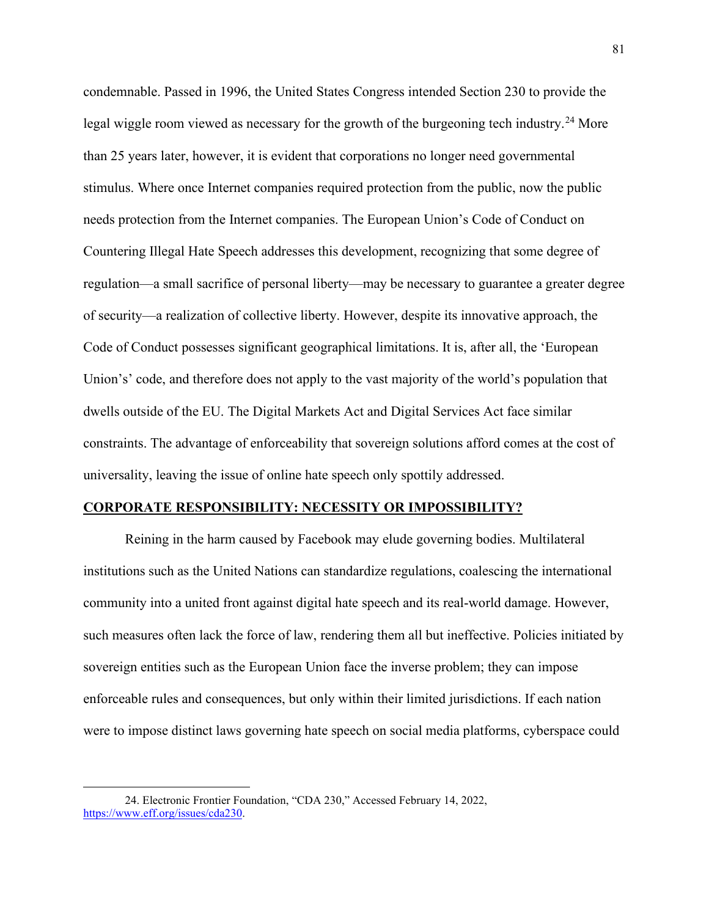condemnable. Passed in 1996, the United States Congress intended Section 230 to provide the legal wiggle room viewed as necessary for the growth of the burgeoning tech industry.[24] More than 25 years later, however, it is evident that corporations no longer need governmental stimulus. Where once Internet companies required protection from the public, now the public needs protection from the Internet companies. The European Union's Code of Conduct on Countering Illegal Hate Speech addresses this development, recognizing that some degree of regulation—a small sacrifice of personal liberty—may be necessary to guarantee a greater degree of security—a realization of collective liberty. However, despite its innovative approach, the Code of Conduct possesses significant geographical limitations. It is, after all, the 'European Union's' code, and therefore does not apply to the vast majority of the world's population that dwells outside of the EU. The Digital Markets Act and Digital Services Act face similar constraints. The advantage of enforceability that sovereign solutions afford comes at the cost of universality, leaving the issue of online hate speech only spottily addressed.

## <u>**CORPORATE RESPONSIBILITY: NECESSITY OR IMPOSSIBILITY?**</u>

Reining in the harm caused by Facebook may elude governing bodies. Multilateral institutions such as the United Nations can standardize regulations, coalescing the international community into a united front against digital hate speech and its real-world damage. However, such measures often lack the force of law, rendering them all but ineffective. Policies initiated by sovereign entities such as the European Union face the inverse problem; they can impose enforceable rules and consequences, but only within their limited jurisdictions. If each nation were to impose distinct laws governing hate speech on social media platforms, cyberspace could

---

24. Electronic Frontier Foundation, "CDA 230," Accessed February 14, 2022, https://www.eff.org/issues/cda230.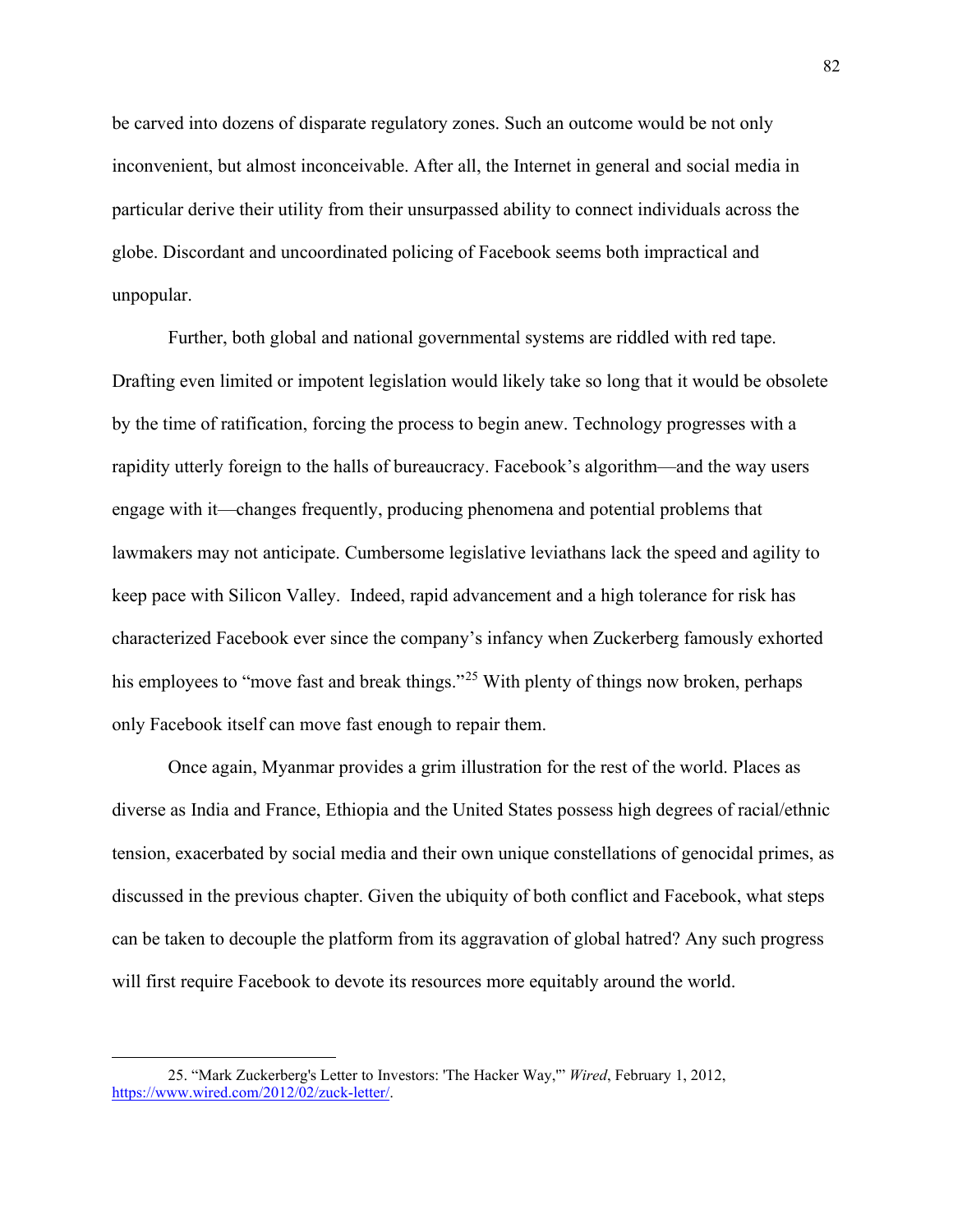be carved into dozens of disparate regulatory zones. Such an outcome would be not only inconvenient, but almost inconceivable. After all, the Internet in general and social media in particular derive their utility from their unsurpassed ability to connect individuals across the globe. Discordant and uncoordinated policing of Facebook seems both impractical and unpopular.

Further, both global and national governmental systems are riddled with red tape. Drafting even limited or impotent legislation would likely take so long that it would be obsolete by the time of ratification, forcing the process to begin anew. Technology progresses with a rapidity utterly foreign to the halls of bureaucracy. Facebook's algorithm—and the way users engage with it—changes frequently, producing phenomena and potential problems that lawmakers may not anticipate. Cumbersome legislative leviathans lack the speed and agility to keep pace with Silicon Valley. Indeed, rapid advancement and a high tolerance for risk has characterized Facebook ever since the company's infancy when Zuckerberg famously exhorted his employees to "move fast and break things."[25] With plenty of things now broken, perhaps only Facebook itself can move fast enough to repair them.

Once again, Myanmar provides a grim illustration for the rest of the world. Places as diverse as India and France, Ethiopia and the United States possess high degrees of racial/ethnic tension, exacerbated by social media and their own unique constellations of genocidal primes, as discussed in the previous chapter. Given the ubiquity of both conflict and Facebook, what steps can be taken to decouple the platform from its aggravation of global hatred? Any such progress will first require Facebook to devote its resources more equitably around the world.

---

25. "Mark Zuckerberg's Letter to Investors: 'The Hacker Way,'" *Wired*, February 1, 2012, https://www.wired.com/2012/02/zuck-letter/.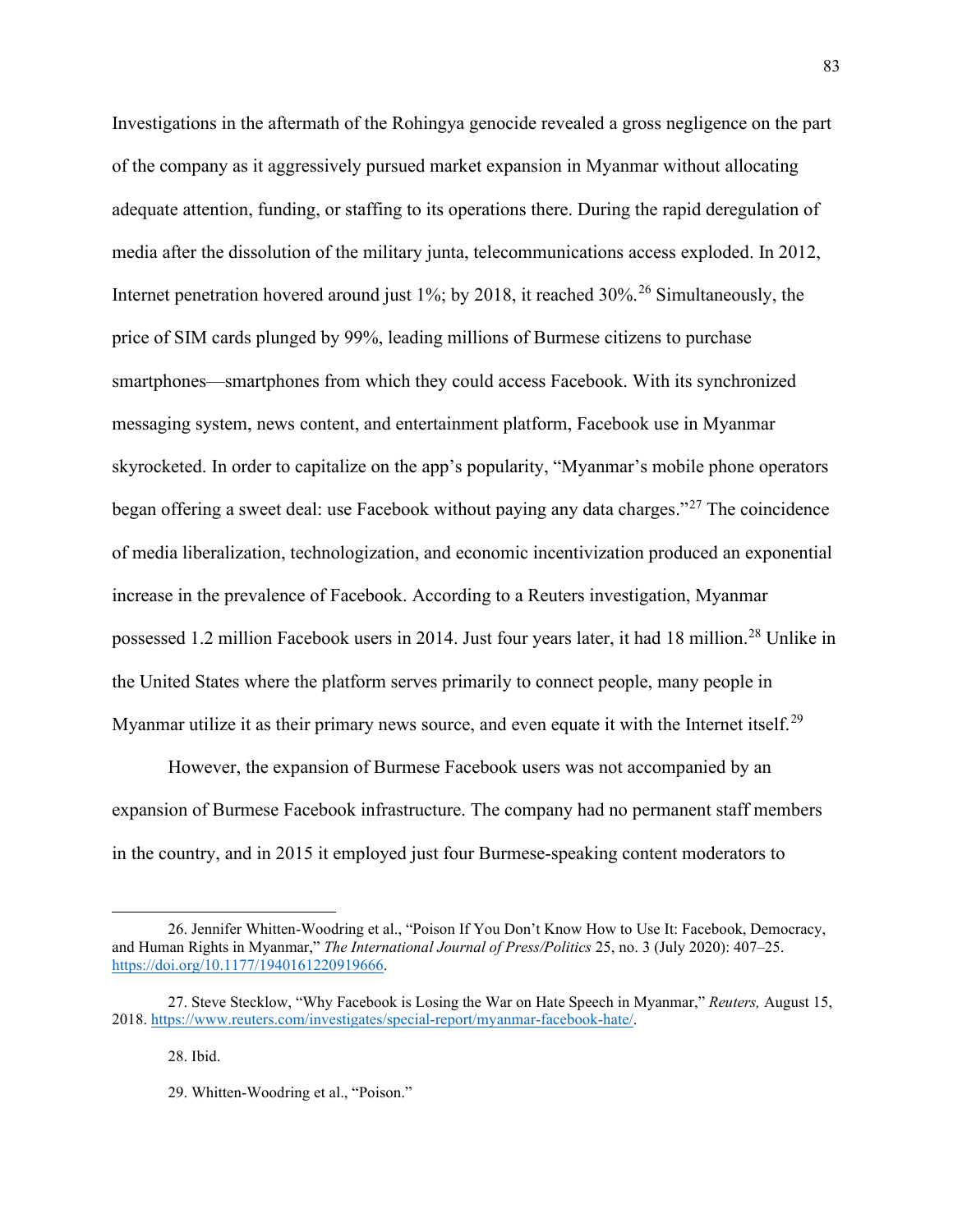Investigations in the aftermath of the Rohingya genocide revealed a gross negligence on the part of the company as it aggressively pursued market expansion in Myanmar without allocating adequate attention, funding, or staffing to its operations there. During the rapid deregulation of media after the dissolution of the military junta, telecommunications access exploded. In 2012, Internet penetration hovered around just 1%; by 2018, it reached 30%.[26] Simultaneously, the price of SIM cards plunged by 99%, leading millions of Burmese citizens to purchase smartphones—smartphones from which they could access Facebook. With its synchronized messaging system, news content, and entertainment platform, Facebook use in Myanmar skyrocketed. In order to capitalize on the app's popularity, "Myanmar's mobile phone operators began offering a sweet deal: use Facebook without paying any data charges."[27] The coincidence of media liberalization, technologization, and economic incentivization produced an exponential increase in the prevalence of Facebook. According to a Reuters investigation, Myanmar possessed 1.2 million Facebook users in 2014. Just four years later, it had 18 million.[28] Unlike in the United States where the platform serves primarily to connect people, many people in Myanmar utilize it as their primary news source, and even equate it with the Internet itself.[29]

However, the expansion of Burmese Facebook users was not accompanied by an expansion of Burmese Facebook infrastructure. The company had no permanent staff members in the country, and in 2015 it employed just four Burmese-speaking content moderators to

---

26. Jennifer Whitten-Woodring et al., "Poison If You Don't Know How to Use It: Facebook, Democracy, and Human Rights in Myanmar," *The International Journal of Press/Politics* 25, no. 3 (July 2020): 407–25. https://doi.org/10.1177/1940161220919666.

27. Steve Stecklow, "Why Facebook is Losing the War on Hate Speech in Myanmar," *Reuters,* August 15, 2018. https://www.reuters.com/investigates/special-report/myanmar-facebook-hate/.

28. Ibid.

29. Whitten-Woodring et al., "Poison."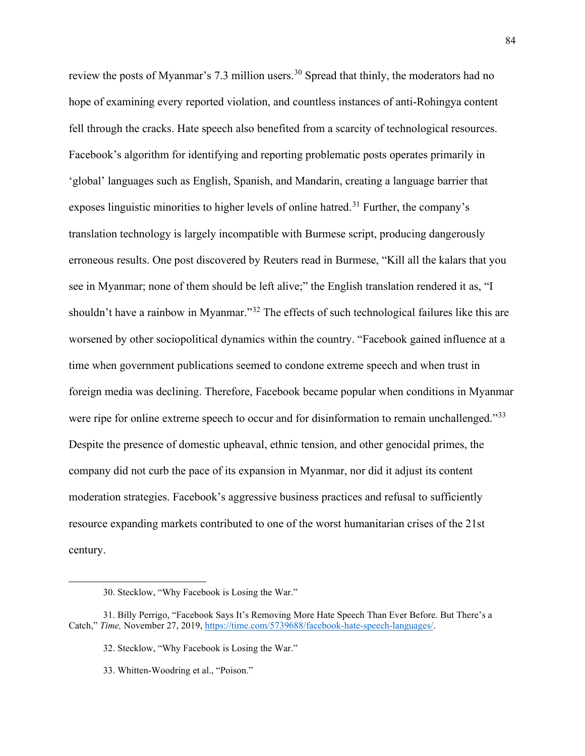review the posts of Myanmar's 7.3 million users.[30] Spread that thinly, the moderators had no hope of examining every reported violation, and countless instances of anti-Rohingya content fell through the cracks. Hate speech also benefited from a scarcity of technological resources. Facebook's algorithm for identifying and reporting problematic posts operates primarily in 'global' languages such as English, Spanish, and Mandarin, creating a language barrier that exposes linguistic minorities to higher levels of online hatred.[31] Further, the company's translation technology is largely incompatible with Burmese script, producing dangerously erroneous results. One post discovered by Reuters read in Burmese, "Kill all the kalars that you see in Myanmar; none of them should be left alive;" the English translation rendered it as, "I shouldn't have a rainbow in Myanmar."[32] The effects of such technological failures like this are worsened by other sociopolitical dynamics within the country. "Facebook gained influence at a time when government publications seemed to condone extreme speech and when trust in foreign media was declining. Therefore, Facebook became popular when conditions in Myanmar were ripe for online extreme speech to occur and for disinformation to remain unchallenged."[33] Despite the presence of domestic upheaval, ethnic tension, and other genocidal primes, the company did not curb the pace of its expansion in Myanmar, nor did it adjust its content moderation strategies. Facebook's aggressive business practices and refusal to sufficiently resource expanding markets contributed to one of the worst humanitarian crises of the 21st century.

---

30. Stecklow, "Why Facebook is Losing the War."

31. Billy Perrigo, "Facebook Says It's Removing More Hate Speech Than Ever Before. But There's a Catch," *Time,* November 27, 2019, https://time.com/5739688/facebook-hate-speech-languages/.

32. Stecklow, "Why Facebook is Losing the War."

33. Whitten-Woodring et al., "Poison."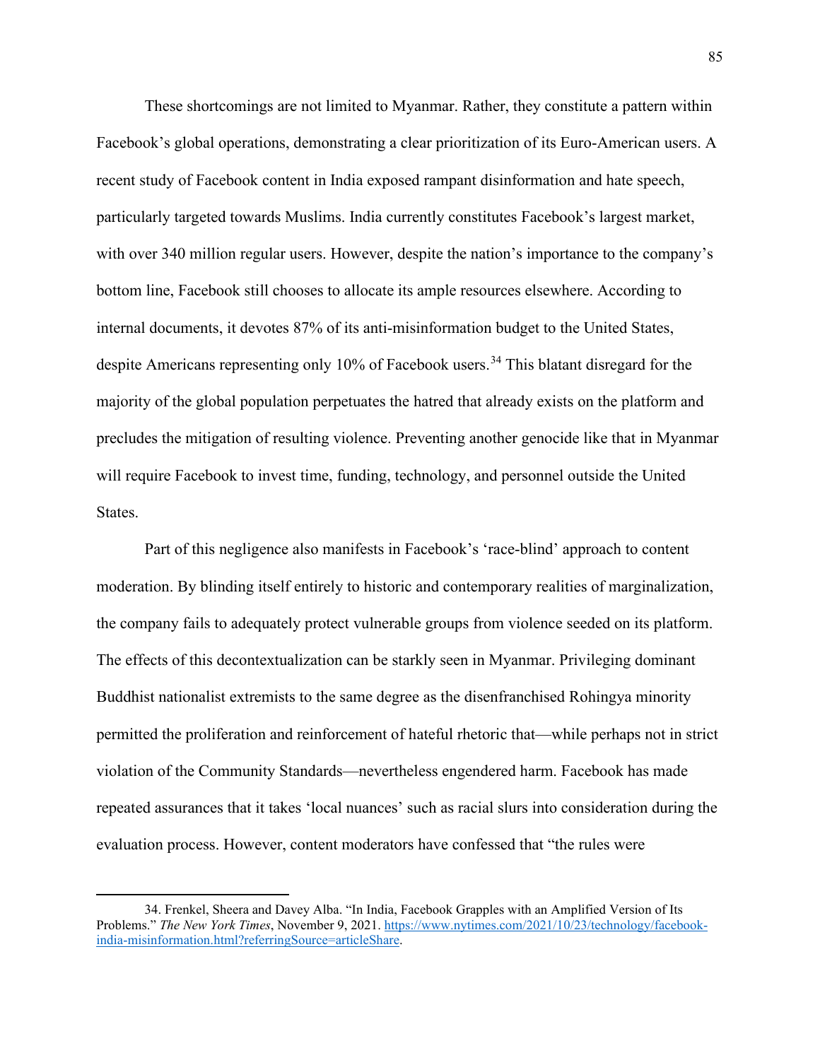These shortcomings are not limited to Myanmar. Rather, they constitute a pattern within Facebook's global operations, demonstrating a clear prioritization of its Euro-American users. A recent study of Facebook content in India exposed rampant disinformation and hate speech, particularly targeted towards Muslims. India currently constitutes Facebook's largest market, with over 340 million regular users. However, despite the nation's importance to the company's bottom line, Facebook still chooses to allocate its ample resources elsewhere. According to internal documents, it devotes 87% of its anti-misinformation budget to the United States, despite Americans representing only 10% of Facebook users.[34] This blatant disregard for the majority of the global population perpetuates the hatred that already exists on the platform and precludes the mitigation of resulting violence. Preventing another genocide like that in Myanmar will require Facebook to invest time, funding, technology, and personnel outside the United States.

Part of this negligence also manifests in Facebook's 'race-blind' approach to content moderation. By blinding itself entirely to historic and contemporary realities of marginalization, the company fails to adequately protect vulnerable groups from violence seeded on its platform. The effects of this decontextualization can be starkly seen in Myanmar. Privileging dominant Buddhist nationalist extremists to the same degree as the disenfranchised Rohingya minority permitted the proliferation and reinforcement of hateful rhetoric that—while perhaps not in strict violation of the Community Standards—nevertheless engendered harm. Facebook has made repeated assurances that it takes 'local nuances' such as racial slurs into consideration during the evaluation process. However, content moderators have confessed that "the rules were

---

34. Frenkel, Sheera and Davey Alba. "In India, Facebook Grapples with an Amplified Version of Its Problems." *The New York Times*, November 9, 2021. https://www.nytimes.com/2021/10/23/technology/facebook-india-misinformation.html?referringSource=articleShare.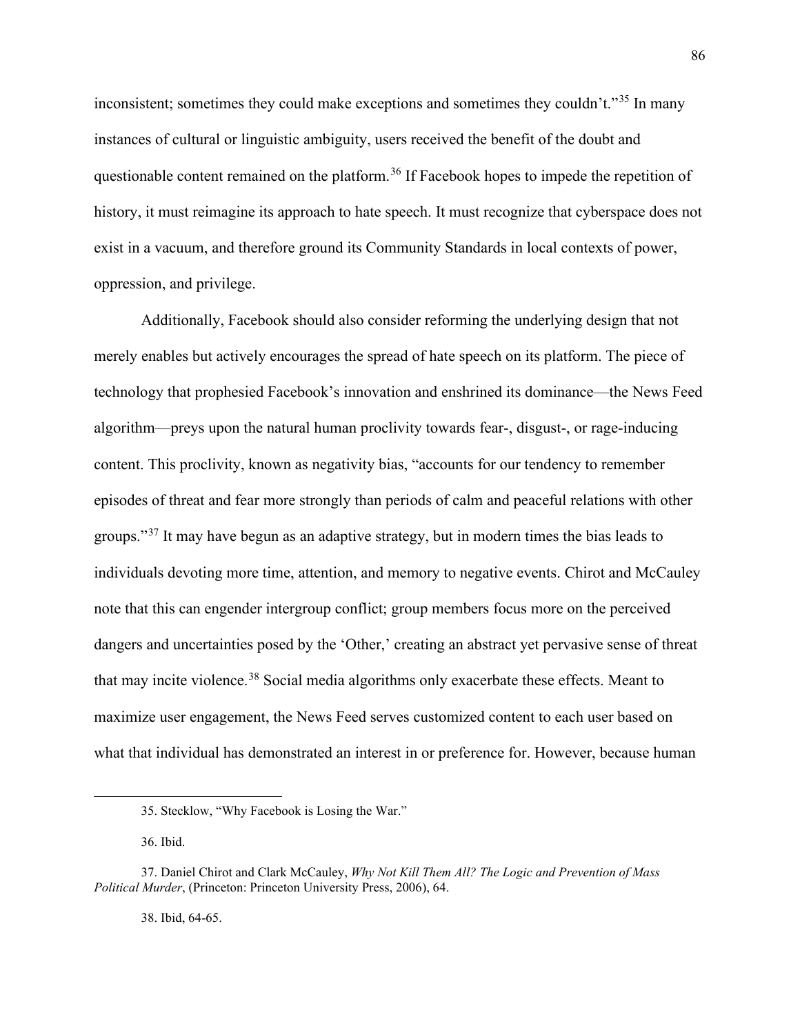inconsistent; sometimes they could make exceptions and sometimes they couldn't."[35] In many instances of cultural or linguistic ambiguity, users received the benefit of the doubt and questionable content remained on the platform.[36] If Facebook hopes to impede the repetition of history, it must reimagine its approach to hate speech. It must recognize that cyberspace does not exist in a vacuum, and therefore ground its Community Standards in local contexts of power, oppression, and privilege.

Additionally, Facebook should also consider reforming the underlying design that not merely enables but actively encourages the spread of hate speech on its platform. The piece of technology that prophesied Facebook's innovation and enshrined its dominance—the News Feed algorithm—preys upon the natural human proclivity towards fear-, disgust-, or rage-inducing content. This proclivity, known as negativity bias, "accounts for our tendency to remember episodes of threat and fear more strongly than periods of calm and peaceful relations with other groups."[37] It may have begun as an adaptive strategy, but in modern times the bias leads to individuals devoting more time, attention, and memory to negative events. Chirot and McCauley note that this can engender intergroup conflict; group members focus more on the perceived dangers and uncertainties posed by the 'Other,' creating an abstract yet pervasive sense of threat that may incite violence.[38] Social media algorithms only exacerbate these effects. Meant to maximize user engagement, the News Feed serves customized content to each user based on what that individual has demonstrated an interest in or preference for. However, because human

---

35. Stecklow, "Why Facebook is Losing the War."

36. Ibid.

37. Daniel Chirot and Clark McCauley, *Why Not Kill Them All? The Logic and Prevention of Mass Political Murder*, (Princeton: Princeton University Press, 2006), 64.

38. Ibid, 64-65.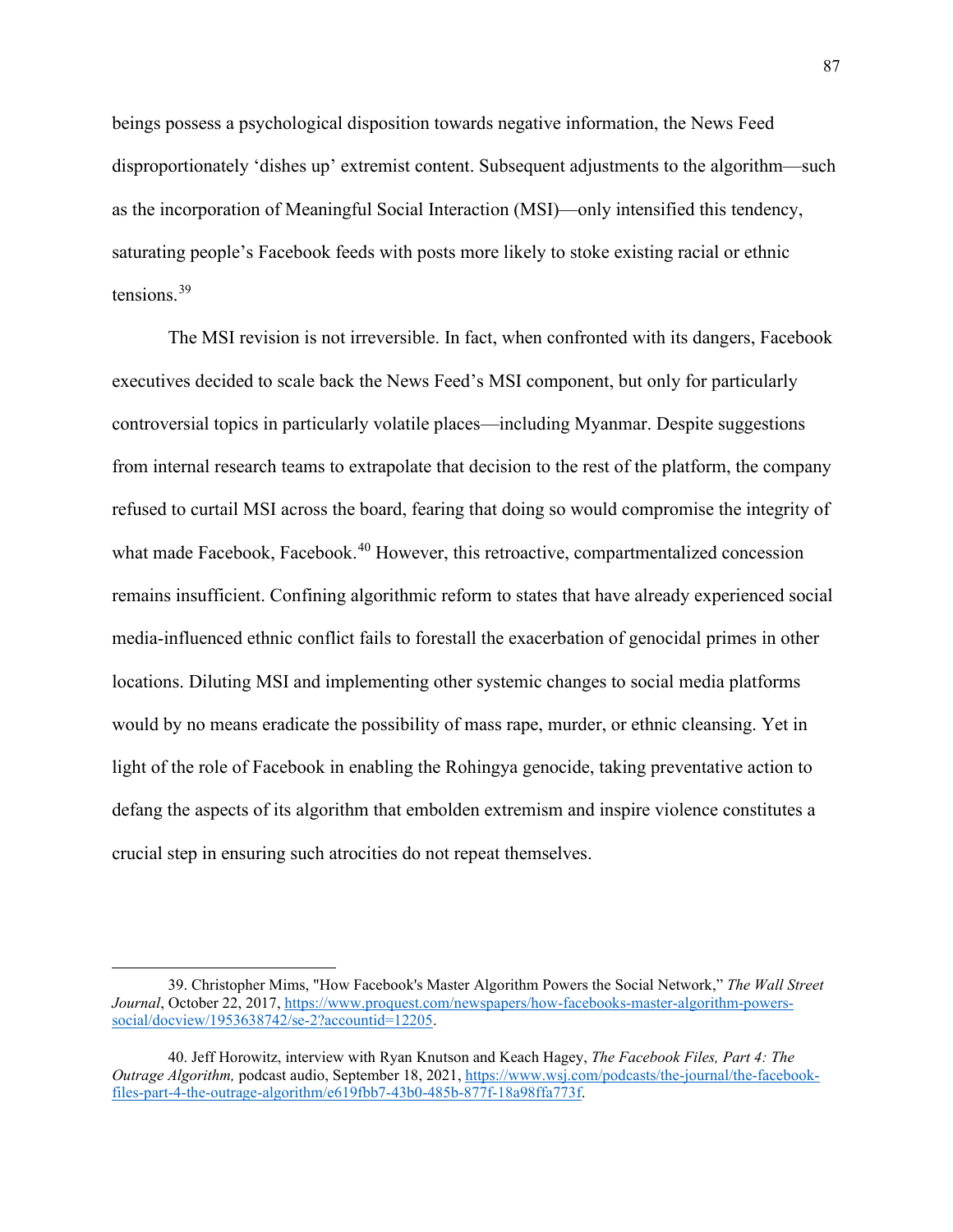beings possess a psychological disposition towards negative information, the News Feed disproportionately 'dishes up' extremist content. Subsequent adjustments to the algorithm—such as the incorporation of Meaningful Social Interaction (MSI)—only intensified this tendency, saturating people's Facebook feeds with posts more likely to stoke existing racial or ethnic tensions.[39]

The MSI revision is not irreversible. In fact, when confronted with its dangers, Facebook executives decided to scale back the News Feed's MSI component, but only for particularly controversial topics in particularly volatile places—including Myanmar. Despite suggestions from internal research teams to extrapolate that decision to the rest of the platform, the company refused to curtail MSI across the board, fearing that doing so would compromise the integrity of what made Facebook, Facebook.[40] However, this retroactive, compartmentalized concession remains insufficient. Confining algorithmic reform to states that have already experienced social media-influenced ethnic conflict fails to forestall the exacerbation of genocidal primes in other locations. Diluting MSI and implementing other systemic changes to social media platforms would by no means eradicate the possibility of mass rape, murder, or ethnic cleansing. Yet in light of the role of Facebook in enabling the Rohingya genocide, taking preventative action to defang the aspects of its algorithm that embolden extremism and inspire violence constitutes a crucial step in ensuring such atrocities do not repeat themselves.

---

39. Christopher Mims, "How Facebook's Master Algorithm Powers the Social Network," *The Wall Street Journal*, October 22, 2017, https://www.proquest.com/newspapers/how-facebooks-master-algorithm-powers-social/docview/1953638742/se-2?accountid=12205.

40. Jeff Horowitz, interview with Ryan Knutson and Keach Hagey, *The Facebook Files, Part 4: The Outrage Algorithm,* podcast audio, September 18, 2021, https://www.wsj.com/podcasts/the-journal/the-facebook-files-part-4-the-outrage-algorithm/e619fbb7-43b0-485b-877f-18a98ffa773f.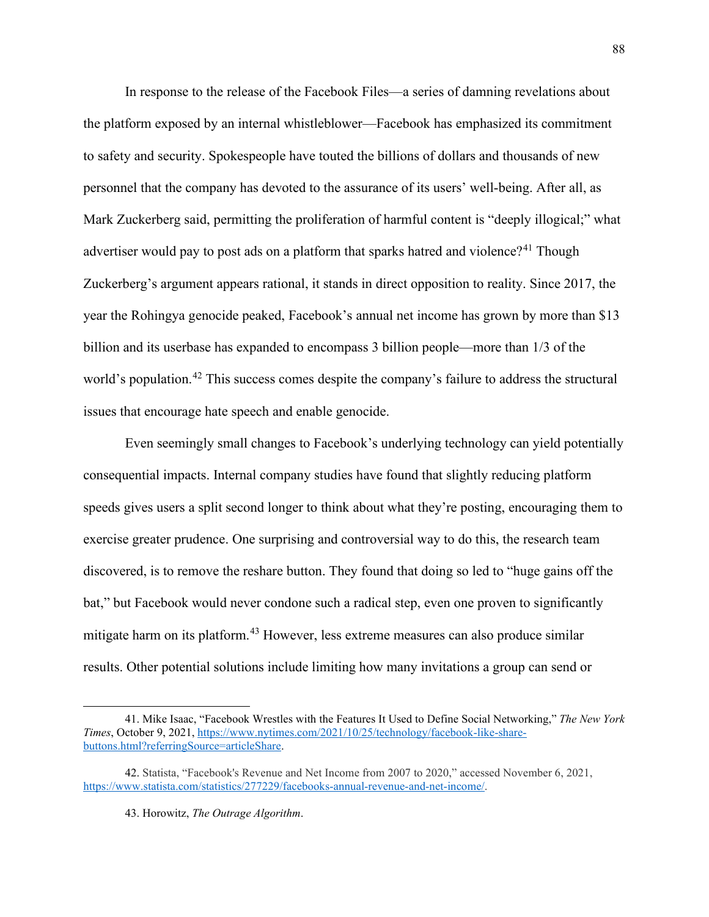In response to the release of the Facebook Files—a series of damning revelations about the platform exposed by an internal whistleblower—Facebook has emphasized its commitment to safety and security. Spokespeople have touted the billions of dollars and thousands of new personnel that the company has devoted to the assurance of its users' well-being. After all, as Mark Zuckerberg said, permitting the proliferation of harmful content is "deeply illogical;" what advertiser would pay to post ads on a platform that sparks hatred and violence?[41] Though Zuckerberg's argument appears rational, it stands in direct opposition to reality. Since 2017, the year the Rohingya genocide peaked, Facebook's annual net income has grown by more than $13 billion and its userbase has expanded to encompass 3 billion people—more than 1/3 of the world's population.[42] This success comes despite the company's failure to address the structural issues that encourage hate speech and enable genocide.

Even seemingly small changes to Facebook's underlying technology can yield potentially consequential impacts. Internal company studies have found that slightly reducing platform speeds gives users a split second longer to think about what they're posting, encouraging them to exercise greater prudence. One surprising and controversial way to do this, the research team discovered, is to remove the reshare button. They found that doing so led to "huge gains off the bat," but Facebook would never condone such a radical step, even one proven to significantly mitigate harm on its platform.[43] However, less extreme measures can also produce similar results. Other potential solutions include limiting how many invitations a group can send or

---

41. Mike Isaac, "Facebook Wrestles with the Features It Used to Define Social Networking," *The New York Times*, October 9, 2021, https://www.nytimes.com/2021/10/25/technology/facebook-like-share-buttons.html?referringSource=articleShare.

42. Statista, "Facebook's Revenue and Net Income from 2007 to 2020," accessed November 6, 2021, https://www.statista.com/statistics/277229/facebooks-annual-revenue-and-net-income/.

43. Horowitz, *The Outrage Algorithm*.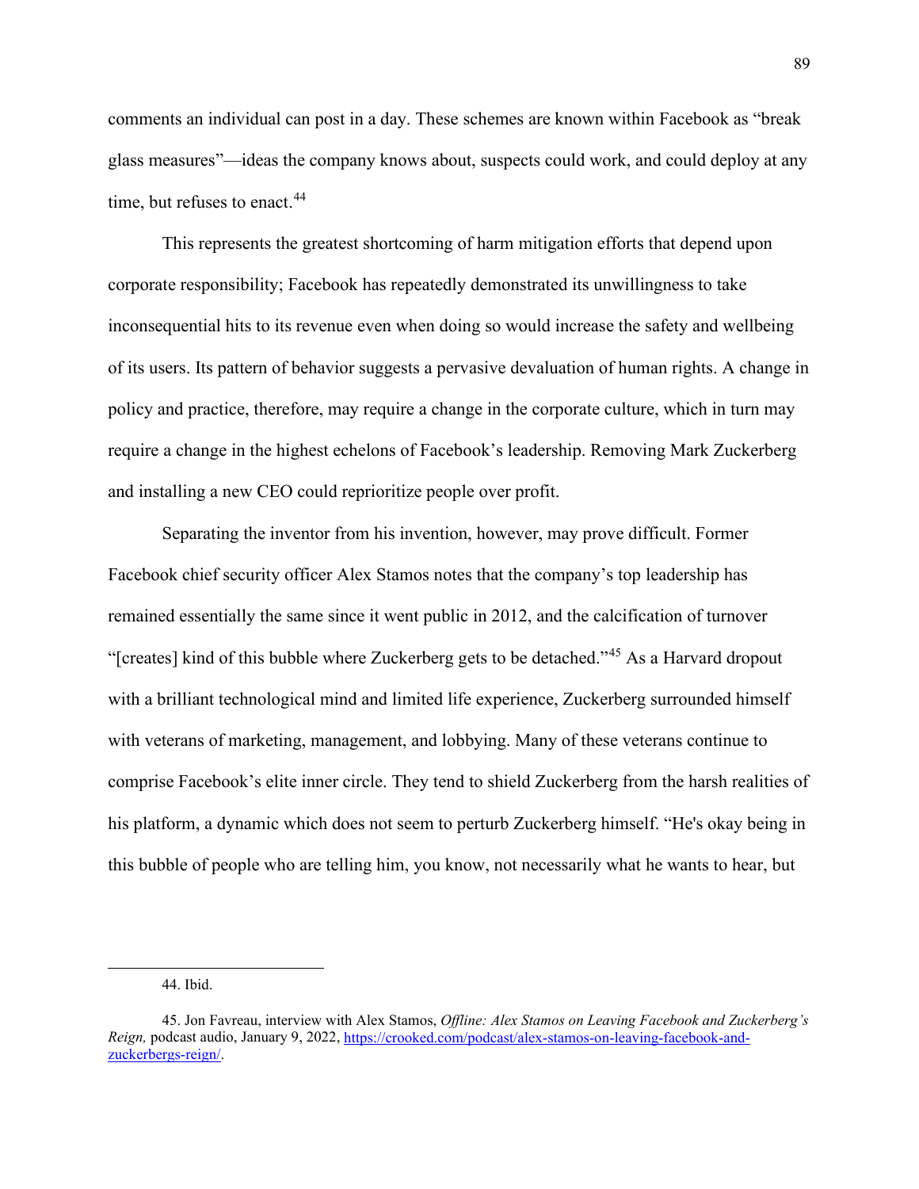comments an individual can post in a day. These schemes are known within Facebook as "break glass measures"—ideas the company knows about, suspects could work, and could deploy at any time, but refuses to enact.[44]

This represents the greatest shortcoming of harm mitigation efforts that depend upon corporate responsibility; Facebook has repeatedly demonstrated its unwillingness to take inconsequential hits to its revenue even when doing so would increase the safety and wellbeing of its users. Its pattern of behavior suggests a pervasive devaluation of human rights. A change in policy and practice, therefore, may require a change in the corporate culture, which in turn may require a change in the highest echelons of Facebook's leadership. Removing Mark Zuckerberg and installing a new CEO could reprioritize people over profit.

Separating the inventor from his invention, however, may prove difficult. Former Facebook chief security officer Alex Stamos notes that the company's top leadership has remained essentially the same since it went public in 2012, and the calcification of turnover "[creates] kind of this bubble where Zuckerberg gets to be detached."[45] As a Harvard dropout with a brilliant technological mind and limited life experience, Zuckerberg surrounded himself with veterans of marketing, management, and lobbying. Many of these veterans continue to comprise Facebook's elite inner circle. They tend to shield Zuckerberg from the harsh realities of his platform, a dynamic which does not seem to perturb Zuckerberg himself. "He's okay being in this bubble of people who are telling him, you know, not necessarily what he wants to hear, but

---

44. Ibid.

45. Jon Favreau, interview with Alex Stamos, *Offline: Alex Stamos on Leaving Facebook and Zuckerberg's Reign,* podcast audio, January 9, 2022, https://crooked.com/podcast/alex-stamos-on-leaving-facebook-and-zuckerbergs-reign/.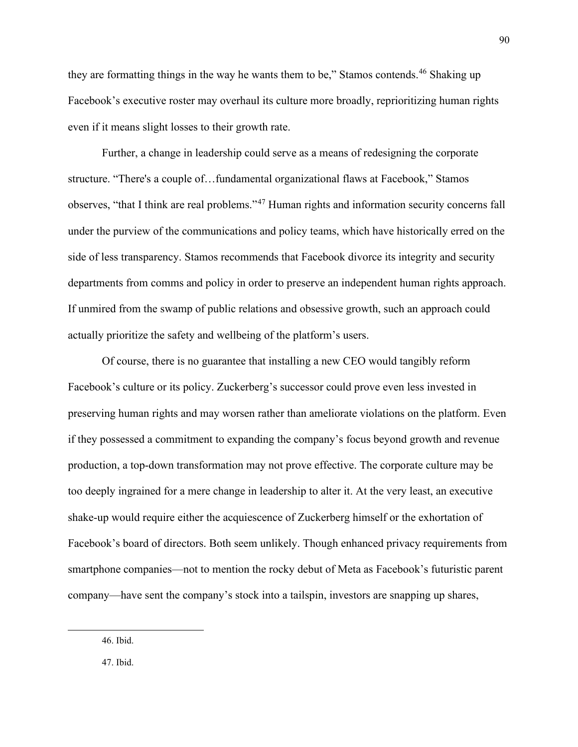they are formatting things in the way he wants them to be," Stamos contends.[46] Shaking up Facebook's executive roster may overhaul its culture more broadly, reprioritizing human rights even if it means slight losses to their growth rate.

Further, a change in leadership could serve as a means of redesigning the corporate structure. "There's a couple of…fundamental organizational flaws at Facebook," Stamos observes, "that I think are real problems."[47] Human rights and information security concerns fall under the purview of the communications and policy teams, which have historically erred on the side of less transparency. Stamos recommends that Facebook divorce its integrity and security departments from comms and policy in order to preserve an independent human rights approach. If unmired from the swamp of public relations and obsessive growth, such an approach could actually prioritize the safety and wellbeing of the platform's users.

Of course, there is no guarantee that installing a new CEO would tangibly reform Facebook's culture or its policy. Zuckerberg's successor could prove even less invested in preserving human rights and may worsen rather than ameliorate violations on the platform. Even if they possessed a commitment to expanding the company's focus beyond growth and revenue production, a top-down transformation may not prove effective. The corporate culture may be too deeply ingrained for a mere change in leadership to alter it. At the very least, an executive shake-up would require either the acquiescence of Zuckerberg himself or the exhortation of Facebook's board of directors. Both seem unlikely. Though enhanced privacy requirements from smartphone companies—not to mention the rocky debut of Meta as Facebook's futuristic parent company—have sent the company's stock into a tailspin, investors are snapping up shares,

---

46. Ibid.

47. Ibid.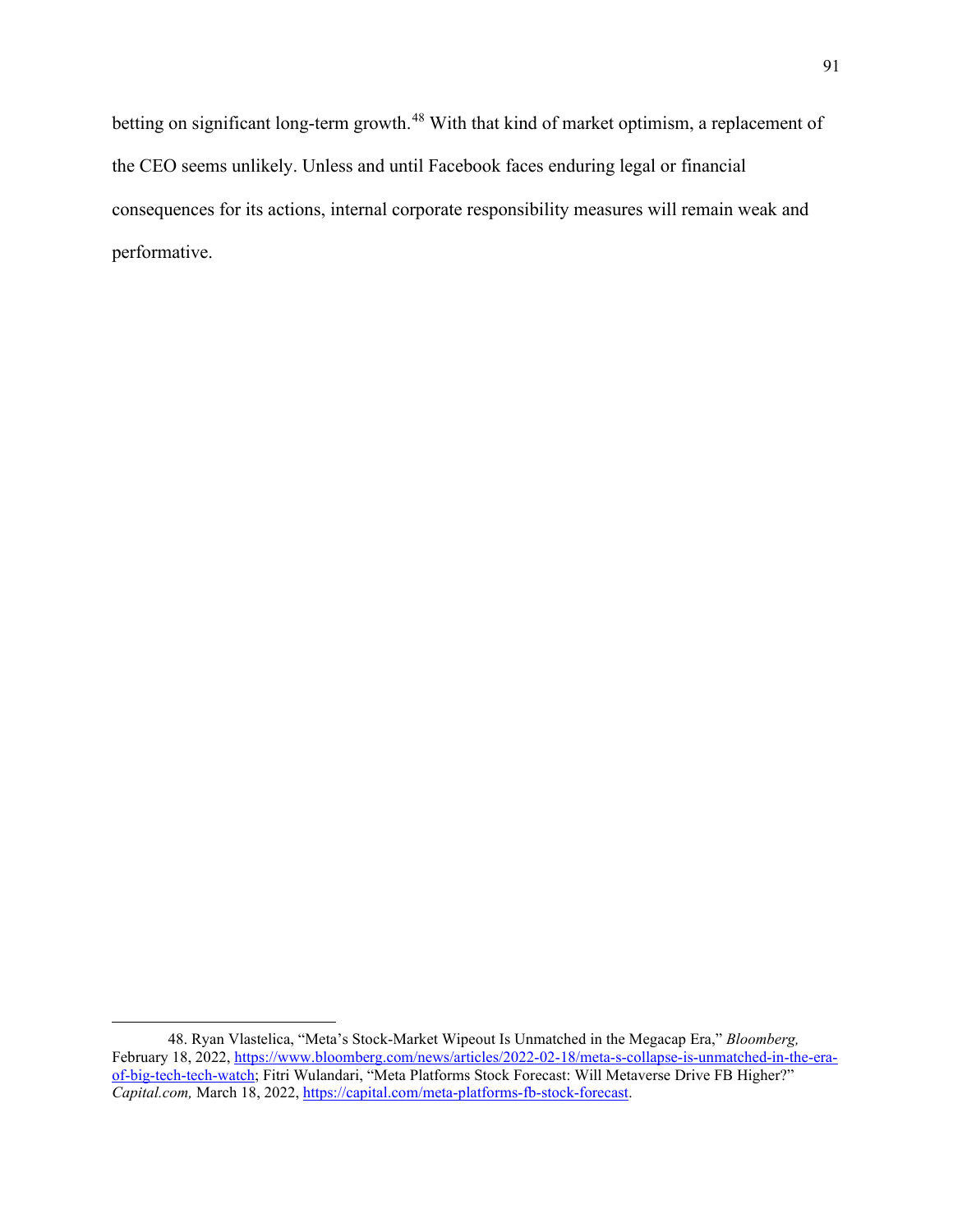betting on significant long-term growth.[48] With that kind of market optimism, a replacement of the CEO seems unlikely. Unless and until Facebook faces enduring legal or financial consequences for its actions, internal corporate responsibility measures will remain weak and performative.

---

48. Ryan Vlastelica, "Meta's Stock-Market Wipeout Is Unmatched in the Megacap Era," *Bloomberg,* February 18, 2022, https://www.bloomberg.com/news/articles/2022-02-18/meta-s-collapse-is-unmatched-in-the-era-of-big-tech-tech-watch; Fitri Wulandari, "Meta Platforms Stock Forecast: Will Metaverse Drive FB Higher?" *Capital.com,* March 18, 2022, https://capital.com/meta-platforms-fb-stock-forecast.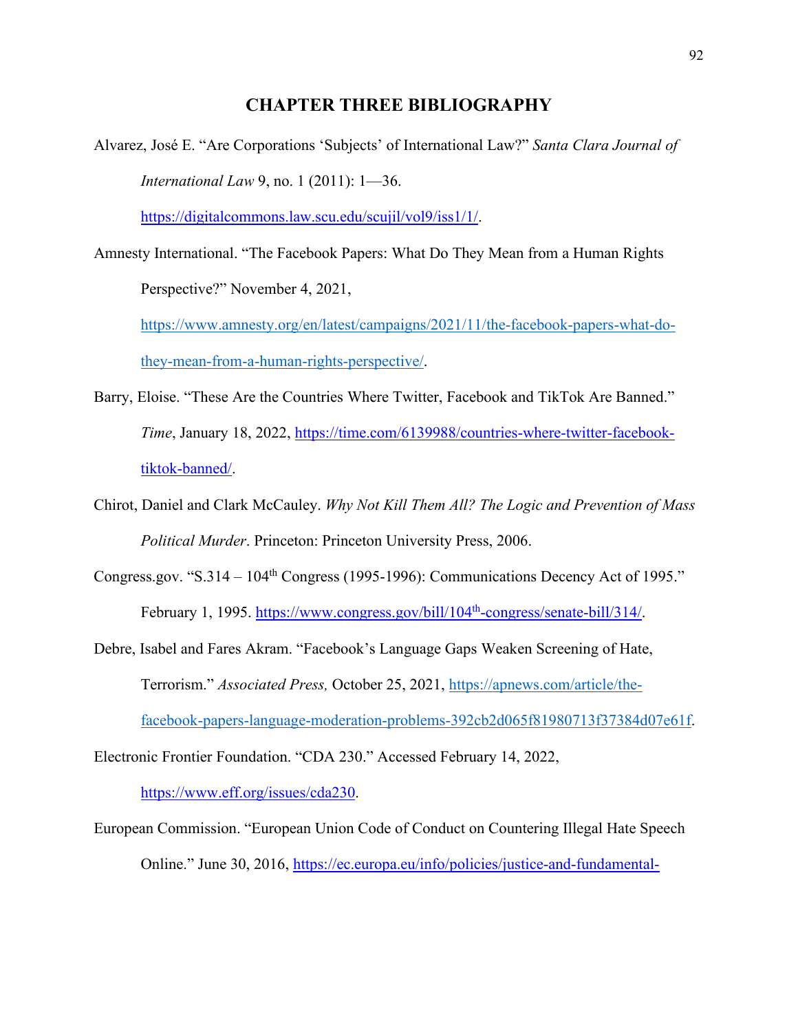# CHAPTER THREE BIBLIOGRAPHY

Alvarez, José E. "Are Corporations 'Subjects' of International Law?" *Santa Clara Journal of International Law* 9, no. 1 (2011): 1—36. https://digitalcommons.law.scu.edu/scujil/vol9/iss1/1/.

Amnesty International. "The Facebook Papers: What Do They Mean from a Human Rights Perspective?" November 4, 2021, https://www.amnesty.org/en/latest/campaigns/2021/11/the-facebook-papers-what-do-they-mean-from-a-human-rights-perspective/.

Barry, Eloise. "These Are the Countries Where Twitter, Facebook and TikTok Are Banned." *Time*, January 18, 2022, https://time.com/6139988/countries-where-twitter-facebook-tiktok-banned/.

Chirot, Daniel and Clark McCauley. *Why Not Kill Them All? The Logic and Prevention of Mass Political Murder*. Princeton: Princeton University Press, 2006.

Congress.gov. "S.314 – 104th Congress (1995-1996): Communications Decency Act of 1995." February 1, 1995. https://www.congress.gov/bill/104th-congress/senate-bill/314/.

Debre, Isabel and Fares Akram. "Facebook's Language Gaps Weaken Screening of Hate, Terrorism." *Associated Press,* October 25, 2021, https://apnews.com/article/the-facebook-papers-language-moderation-problems-392cb2d065f81980713f37384d07e61f.

Electronic Frontier Foundation. "CDA 230." Accessed February 14, 2022, https://www.eff.org/issues/cda230.

European Commission. "European Union Code of Conduct on Countering Illegal Hate Speech Online." June 30, 2016, https://ec.europa.eu/info/policies/justice-and-fundamental-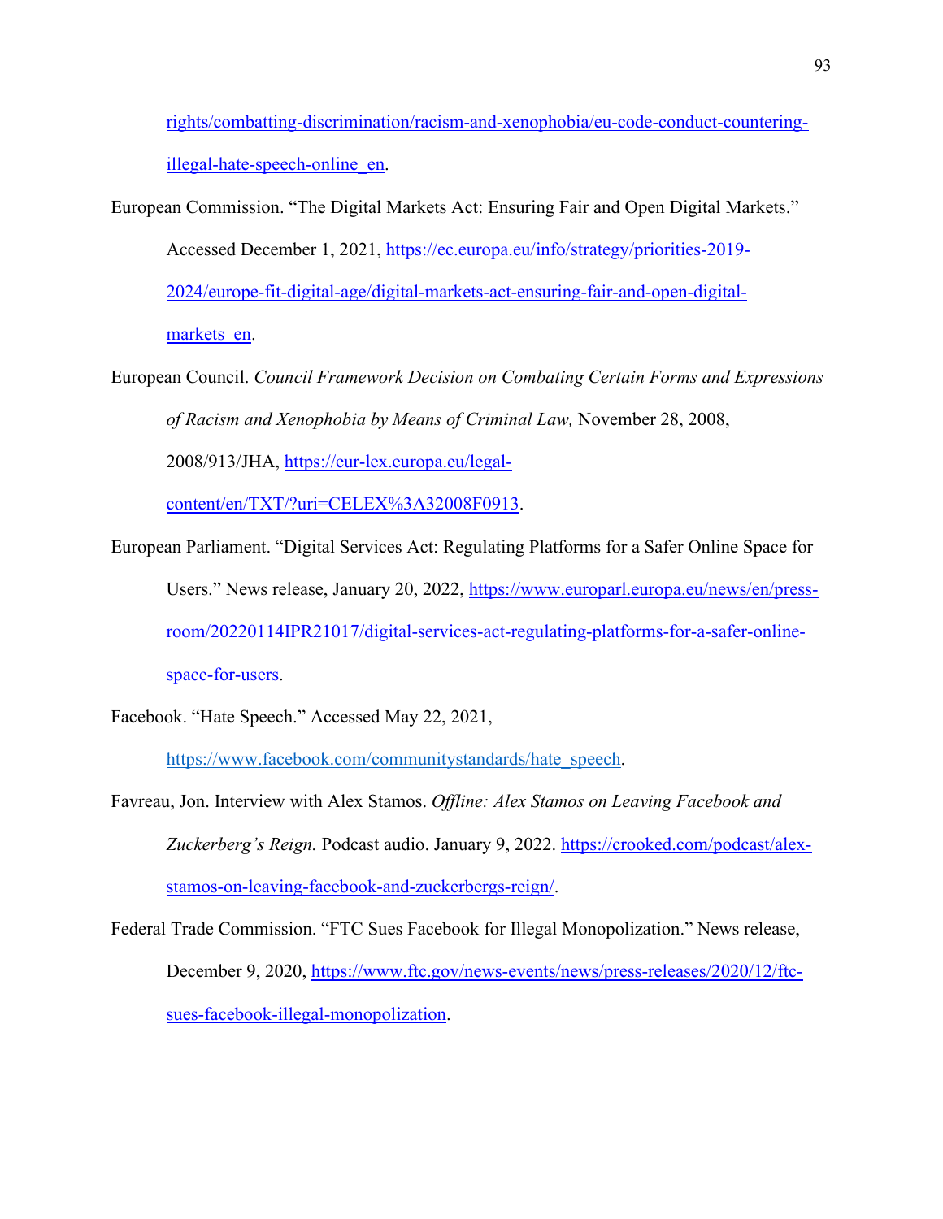rights/combatting-discrimination/racism-and-xenophobia/eu-code-conduct-countering-illegal-hate-speech-online_en.

European Commission. "The Digital Markets Act: Ensuring Fair and Open Digital Markets." Accessed December 1, 2021, https://ec.europa.eu/info/strategy/priorities-2019-2024/europe-fit-digital-age/digital-markets-act-ensuring-fair-and-open-digital-markets_en.

European Council. *Council Framework Decision on Combating Certain Forms and Expressions of Racism and Xenophobia by Means of Criminal Law,* November 28, 2008, 2008/913/JHA, https://eur-lex.europa.eu/legal-content/en/TXT/?uri=CELEX%3A32008F0913.

European Parliament. "Digital Services Act: Regulating Platforms for a Safer Online Space for Users." News release, January 20, 2022, https://www.europarl.europa.eu/news/en/press-room/20220114IPR21017/digital-services-act-regulating-platforms-for-a-safer-online-space-for-users.

Facebook. "Hate Speech." Accessed May 22, 2021, https://www.facebook.com/communitystandards/hate_speech.

Favreau, Jon. Interview with Alex Stamos. *Offline: Alex Stamos on Leaving Facebook and Zuckerberg's Reign.* Podcast audio. January 9, 2022. https://crooked.com/podcast/alex-stamos-on-leaving-facebook-and-zuckerbergs-reign/.

Federal Trade Commission. "FTC Sues Facebook for Illegal Monopolization." News release, December 9, 2020, https://www.ftc.gov/news-events/news/press-releases/2020/12/ftc-sues-facebook-illegal-monopolization.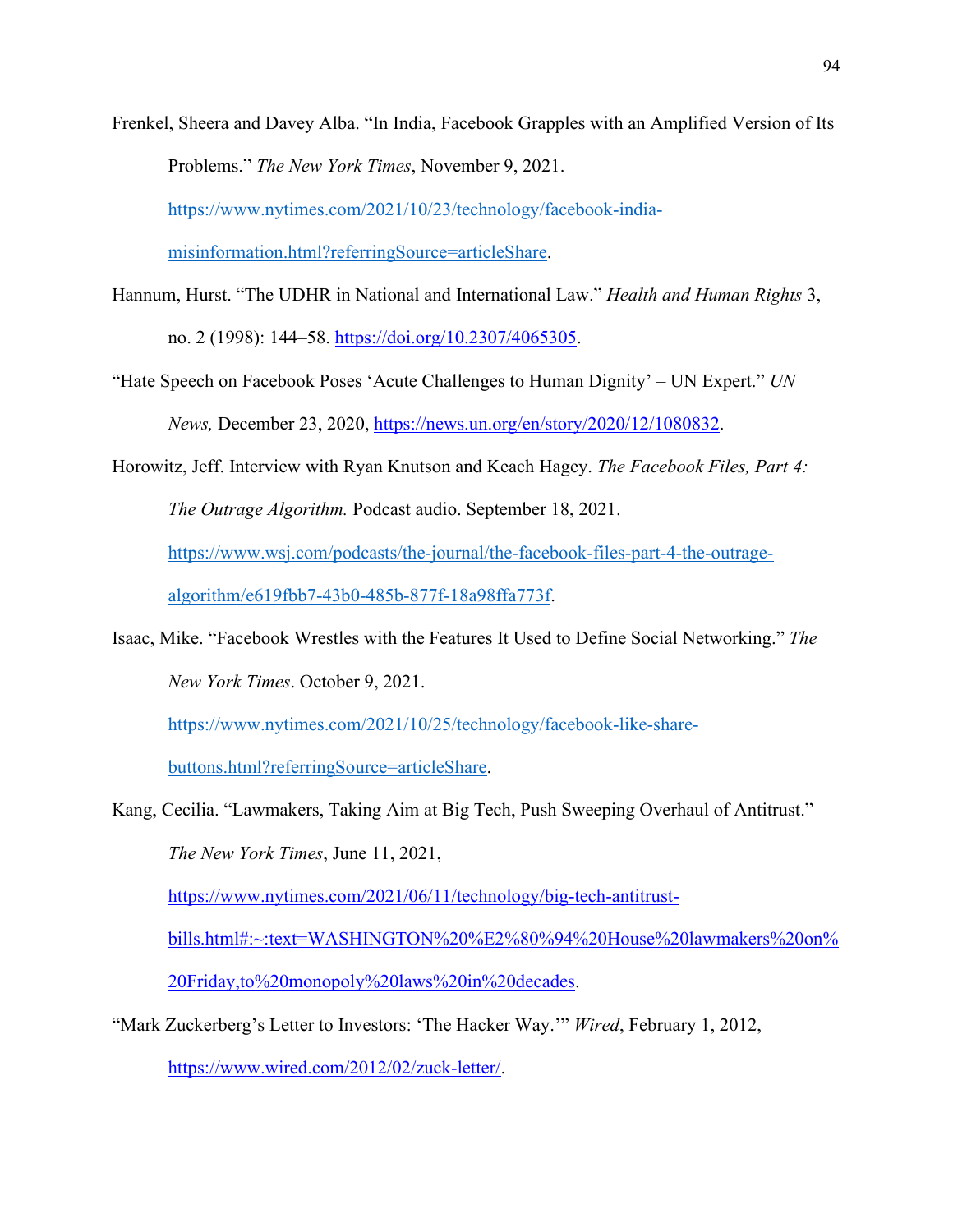Frenkel, Sheera and Davey Alba. "In India, Facebook Grapples with an Amplified Version of Its Problems." *The New York Times*, November 9, 2021. https://www.nytimes.com/2021/10/23/technology/facebook-india-misinformation.html?referringSource=articleShare.

Hannum, Hurst. "The UDHR in National and International Law." *Health and Human Rights* 3, no. 2 (1998): 144–58. https://doi.org/10.2307/4065305.

"Hate Speech on Facebook Poses 'Acute Challenges to Human Dignity' – UN Expert." *UN News,* December 23, 2020, https://news.un.org/en/story/2020/12/1080832.

Horowitz, Jeff. Interview with Ryan Knutson and Keach Hagey. *The Facebook Files, Part 4: The Outrage Algorithm.* Podcast audio. September 18, 2021. https://www.wsj.com/podcasts/the-journal/the-facebook-files-part-4-the-outrage-algorithm/e619fbb7-43b0-485b-877f-18a98ffa773f.

Isaac, Mike. "Facebook Wrestles with the Features It Used to Define Social Networking." *The New York Times*. October 9, 2021. https://www.nytimes.com/2021/10/25/technology/facebook-like-share-buttons.html?referringSource=articleShare.

Kang, Cecilia. "Lawmakers, Taking Aim at Big Tech, Push Sweeping Overhaul of Antitrust." *The New York Times*, June 11, 2021, https://www.nytimes.com/2021/06/11/technology/big-tech-antitrust-bills.html#:~:text=WASHINGTON%20%E2%80%94%20House%20lawmakers%20on%20Friday,to%20monopoly%20laws%20in%20decades.

"Mark Zuckerberg's Letter to Investors: 'The Hacker Way.'" *Wired*, February 1, 2012, https://www.wired.com/2012/02/zuck-letter/.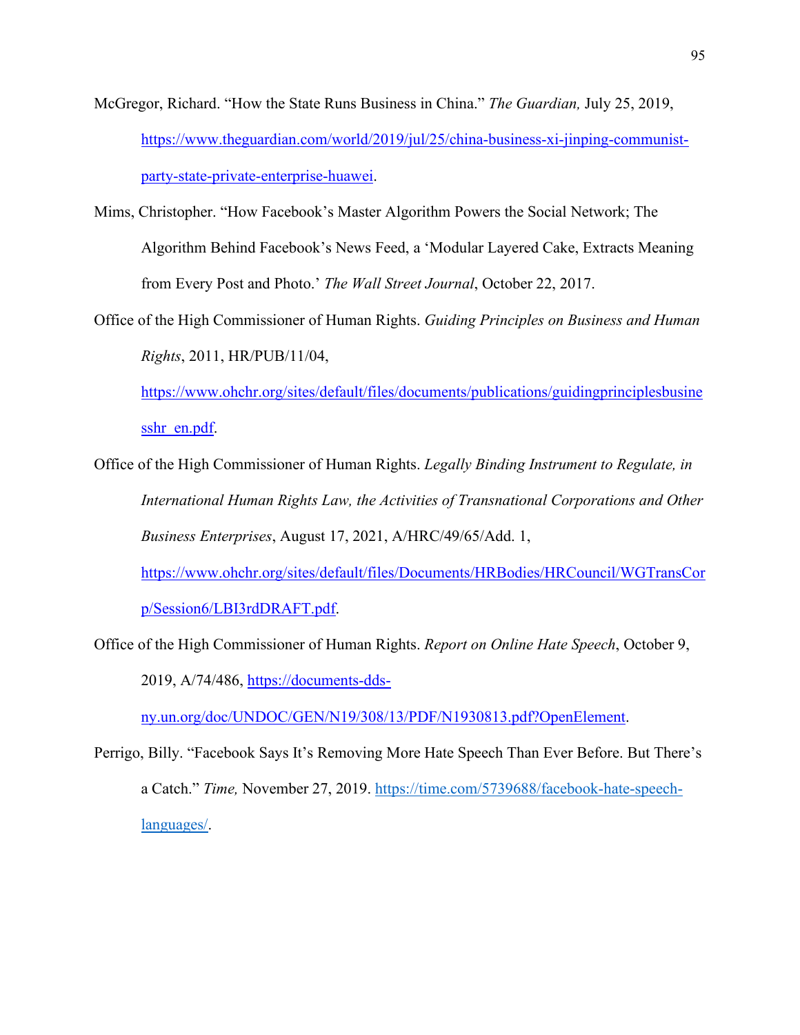McGregor, Richard. “How the State Runs Business in China.” *The Guardian,* July 25, 2019, https://www.theguardian.com/world/2019/jul/25/china-business-xi-jinping-communist-party-state-private-enterprise-huawei.

Mims, Christopher. “How Facebook’s Master Algorithm Powers the Social Network; The Algorithm Behind Facebook’s News Feed, a ‘Modular Layered Cake, Extracts Meaning from Every Post and Photo.’ *The Wall Street Journal*, October 22, 2017.

Office of the High Commissioner of Human Rights. *Guiding Principles on Business and Human Rights*, 2011, HR/PUB/11/04, https://www.ohchr.org/sites/default/files/documents/publications/guidingprinciplesbusinesshr_en.pdf.

Office of the High Commissioner of Human Rights. *Legally Binding Instrument to Regulate, in International Human Rights Law, the Activities of Transnational Corporations and Other Business Enterprises*, August 17, 2021, A/HRC/49/65/Add. 1, https://www.ohchr.org/sites/default/files/Documents/HRBodies/HRCouncil/WGTransCorp/Session6/LBI3rdDRAFT.pdf.

Office of the High Commissioner of Human Rights. *Report on Online Hate Speech*, October 9, 2019, A/74/486, https://documents-dds-ny.un.org/doc/UNDOC/GEN/N19/308/13/PDF/N1930813.pdf?OpenElement.

Perrigo, Billy. “Facebook Says It’s Removing More Hate Speech Than Ever Before. But There’s a Catch.” *Time,* November 27, 2019. https://time.com/5739688/facebook-hate-speech-languages/.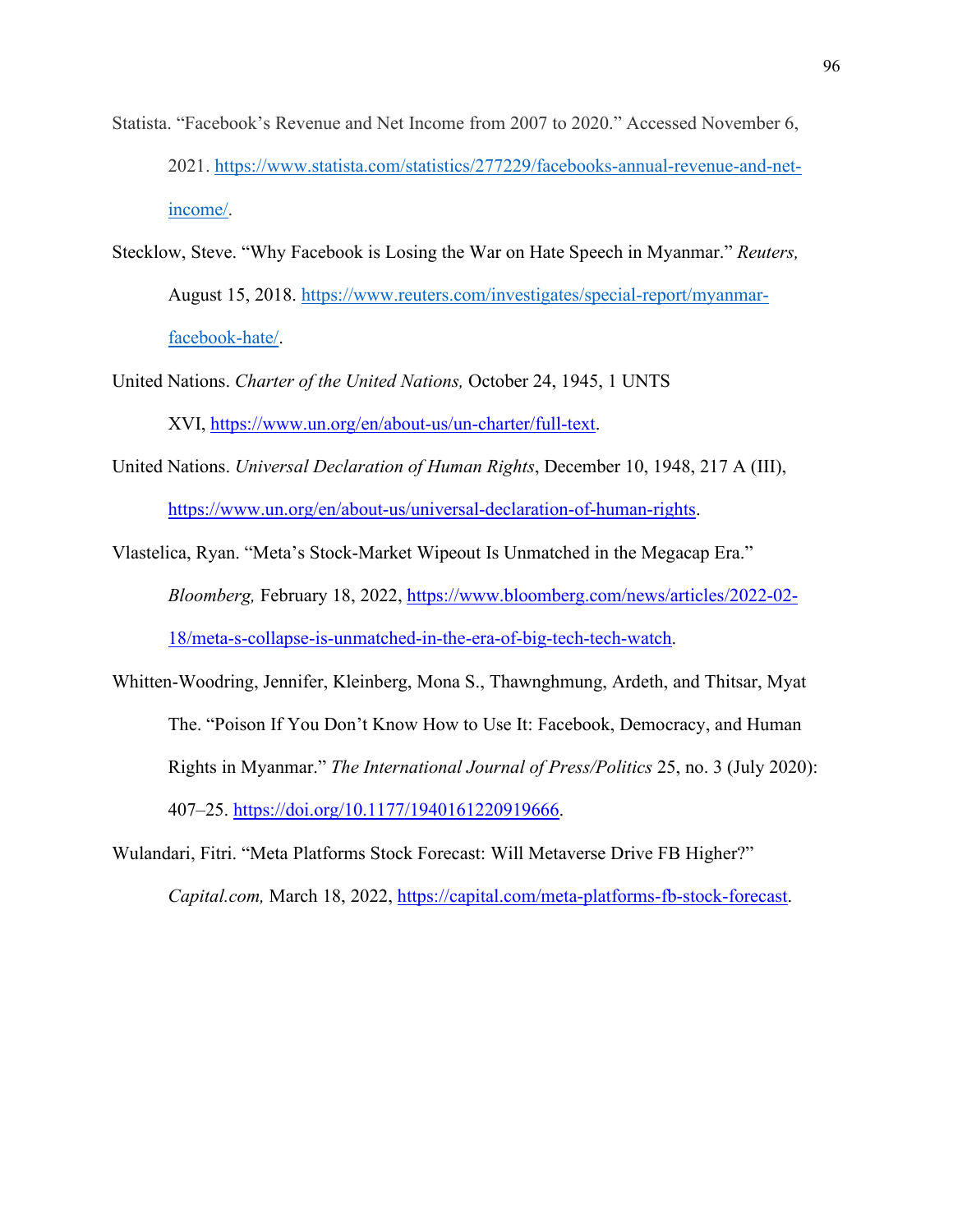Statista. "Facebook's Revenue and Net Income from 2007 to 2020." Accessed November 6, 2021. https://www.statista.com/statistics/277229/facebooks-annual-revenue-and-net-income/.

Stecklow, Steve. "Why Facebook is Losing the War on Hate Speech in Myanmar." *Reuters,* August 15, 2018. https://www.reuters.com/investigates/special-report/myanmar-facebook-hate/.

United Nations. *Charter of the United Nations,* October 24, 1945, 1 UNTS XVI, https://www.un.org/en/about-us/un-charter/full-text.

United Nations. *Universal Declaration of Human Rights*, December 10, 1948, 217 A (III), https://www.un.org/en/about-us/universal-declaration-of-human-rights.

Vlastelica, Ryan. "Meta's Stock-Market Wipeout Is Unmatched in the Megacap Era." *Bloomberg,* February 18, 2022, https://www.bloomberg.com/news/articles/2022-02-18/meta-s-collapse-is-unmatched-in-the-era-of-big-tech-tech-watch.

Whitten-Woodring, Jennifer, Kleinberg, Mona S., Thawnghmung, Ardeth, and Thitsar, Myat The. "Poison If You Don't Know How to Use It: Facebook, Democracy, and Human Rights in Myanmar." *The International Journal of Press/Politics* 25, no. 3 (July 2020): 407–25. https://doi.org/10.1177/1940161220919666.

Wulandari, Fitri. "Meta Platforms Stock Forecast: Will Metaverse Drive FB Higher?" *Capital.com,* March 18, 2022, https://capital.com/meta-platforms-fb-stock-forecast.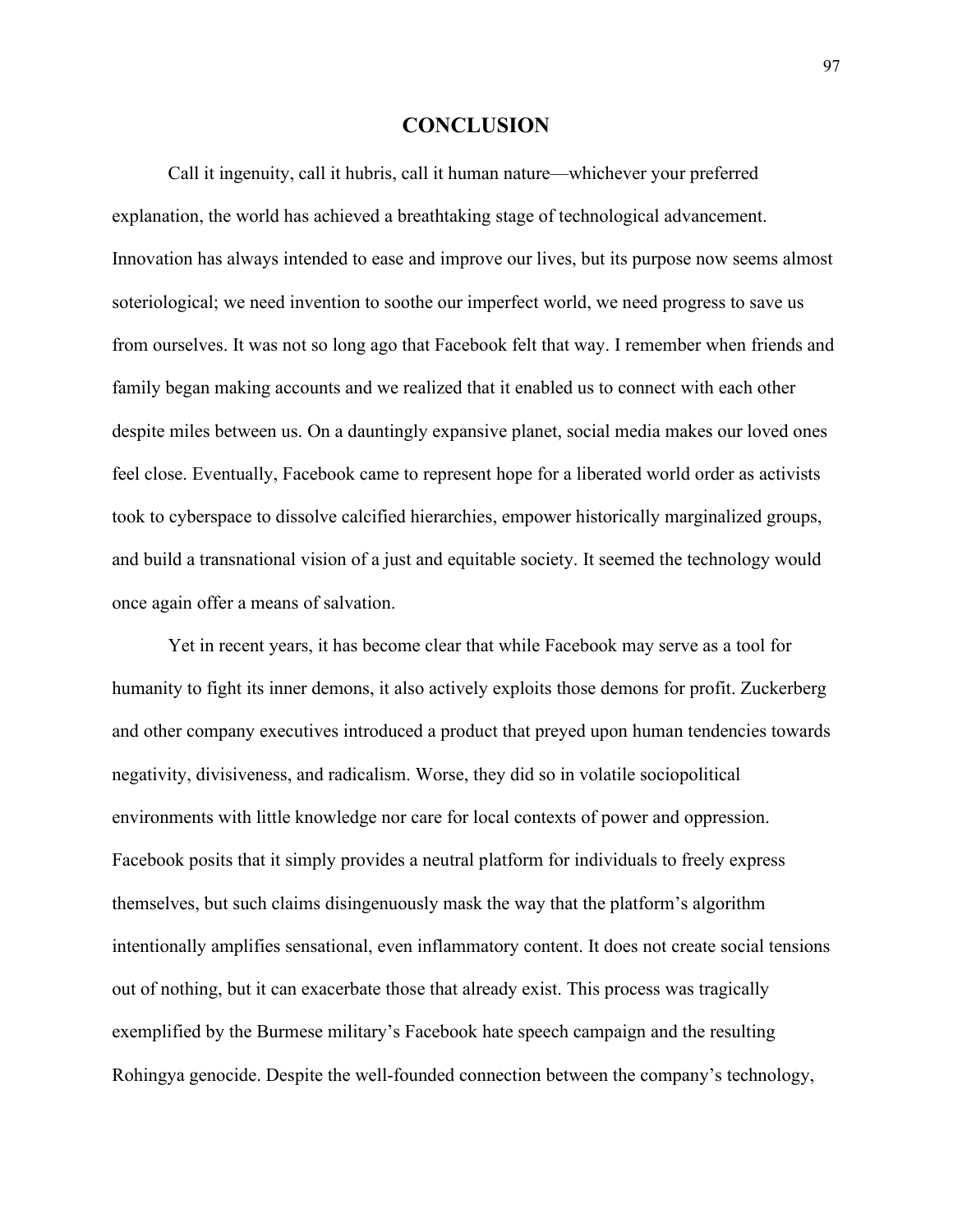# CONCLUSION

Call it ingenuity, call it hubris, call it human nature—whichever your preferred explanation, the world has achieved a breathtaking stage of technological advancement. Innovation has always intended to ease and improve our lives, but its purpose now seems almost soteriological; we need invention to soothe our imperfect world, we need progress to save us from ourselves. It was not so long ago that Facebook felt that way. I remember when friends and family began making accounts and we realized that it enabled us to connect with each other despite miles between us. On a dauntingly expansive planet, social media makes our loved ones feel close. Eventually, Facebook came to represent hope for a liberated world order as activists took to cyberspace to dissolve calcified hierarchies, empower historically marginalized groups, and build a transnational vision of a just and equitable society. It seemed the technology would once again offer a means of salvation.

Yet in recent years, it has become clear that while Facebook may serve as a tool for humanity to fight its inner demons, it also actively exploits those demons for profit. Zuckerberg and other company executives introduced a product that preyed upon human tendencies towards negativity, divisiveness, and radicalism. Worse, they did so in volatile sociopolitical environments with little knowledge nor care for local contexts of power and oppression. Facebook posits that it simply provides a neutral platform for individuals to freely express themselves, but such claims disingenuously mask the way that the platform's algorithm intentionally amplifies sensational, even inflammatory content. It does not create social tensions out of nothing, but it can exacerbate those that already exist. This process was tragically exemplified by the Burmese military's Facebook hate speech campaign and the resulting Rohingya genocide. Despite the well-founded connection between the company's technology,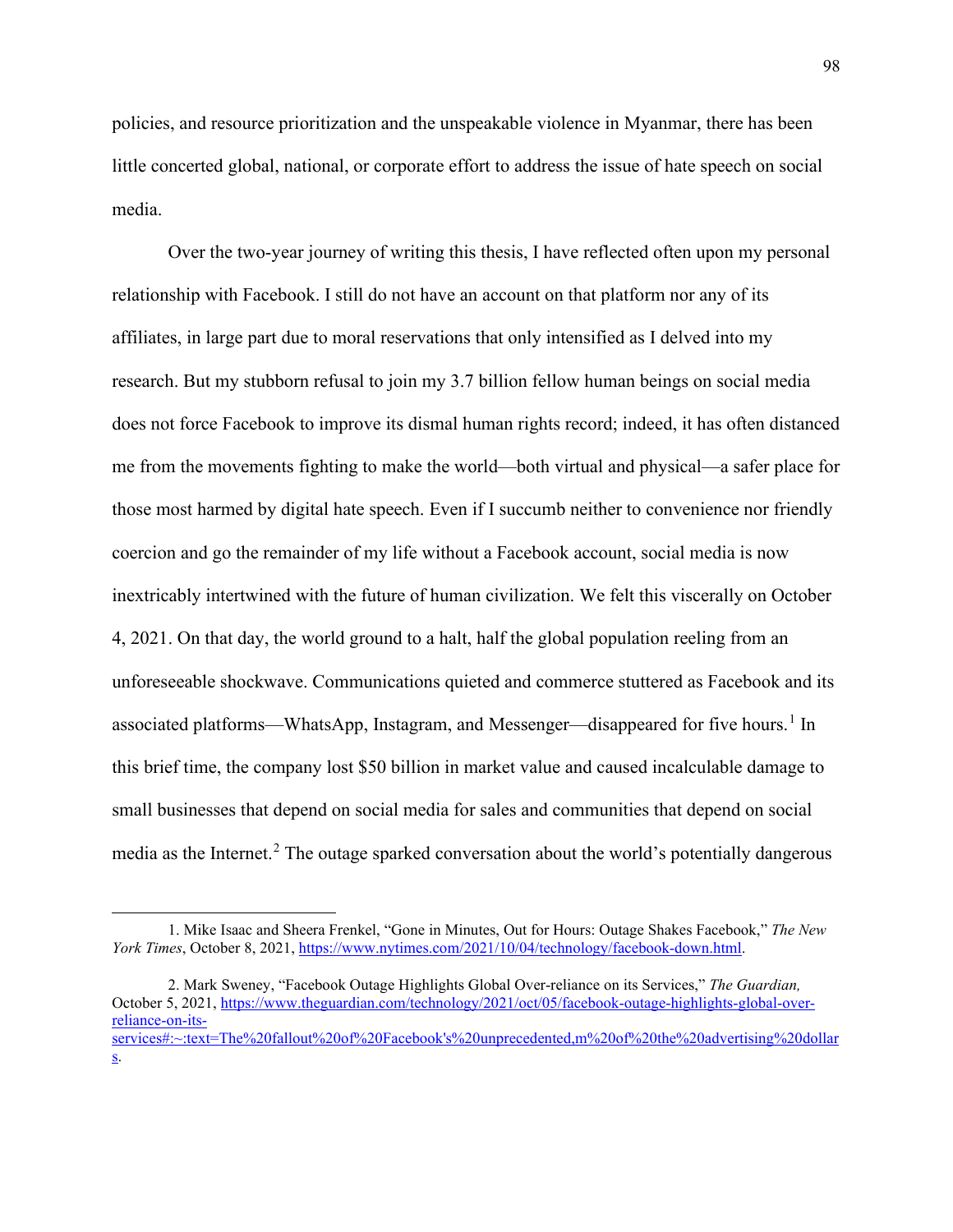policies, and resource prioritization and the unspeakable violence in Myanmar, there has been little concerted global, national, or corporate effort to address the issue of hate speech on social media.

Over the two-year journey of writing this thesis, I have reflected often upon my personal relationship with Facebook. I still do not have an account on that platform nor any of its affiliates, in large part due to moral reservations that only intensified as I delved into my research. But my stubborn refusal to join my 3.7 billion fellow human beings on social media does not force Facebook to improve its dismal human rights record; indeed, it has often distanced me from the movements fighting to make the world—both virtual and physical—a safer place for those most harmed by digital hate speech. Even if I succumb neither to convenience nor friendly coercion and go the remainder of my life without a Facebook account, social media is now inextricably intertwined with the future of human civilization. We felt this viscerally on October 4, 2021. On that day, the world ground to a halt, half the global population reeling from an unforeseeable shockwave. Communications quieted and commerce stuttered as Facebook and its associated platforms—WhatsApp, Instagram, and Messenger—disappeared for five hours.[1] In this brief time, the company lost $50 billion in market value and caused incalculable damage to small businesses that depend on social media for sales and communities that depend on social media as the Internet.[2] The outage sparked conversation about the world's potentially dangerous

---

1. Mike Isaac and Sheera Frenkel, "Gone in Minutes, Out for Hours: Outage Shakes Facebook," *The New York Times*, October 8, 2021, https://www.nytimes.com/2021/10/04/technology/facebook-down.html.

2. Mark Sweney, "Facebook Outage Highlights Global Over-reliance on its Services," *The Guardian,* October 5, 2021, https://www.theguardian.com/technology/2021/oct/05/facebook-outage-highlights-global-over-reliance-on-its-services#:~:text=The%20fallout%20of%20Facebook's%20unprecedented,m%20of%20the%20advertising%20dollars.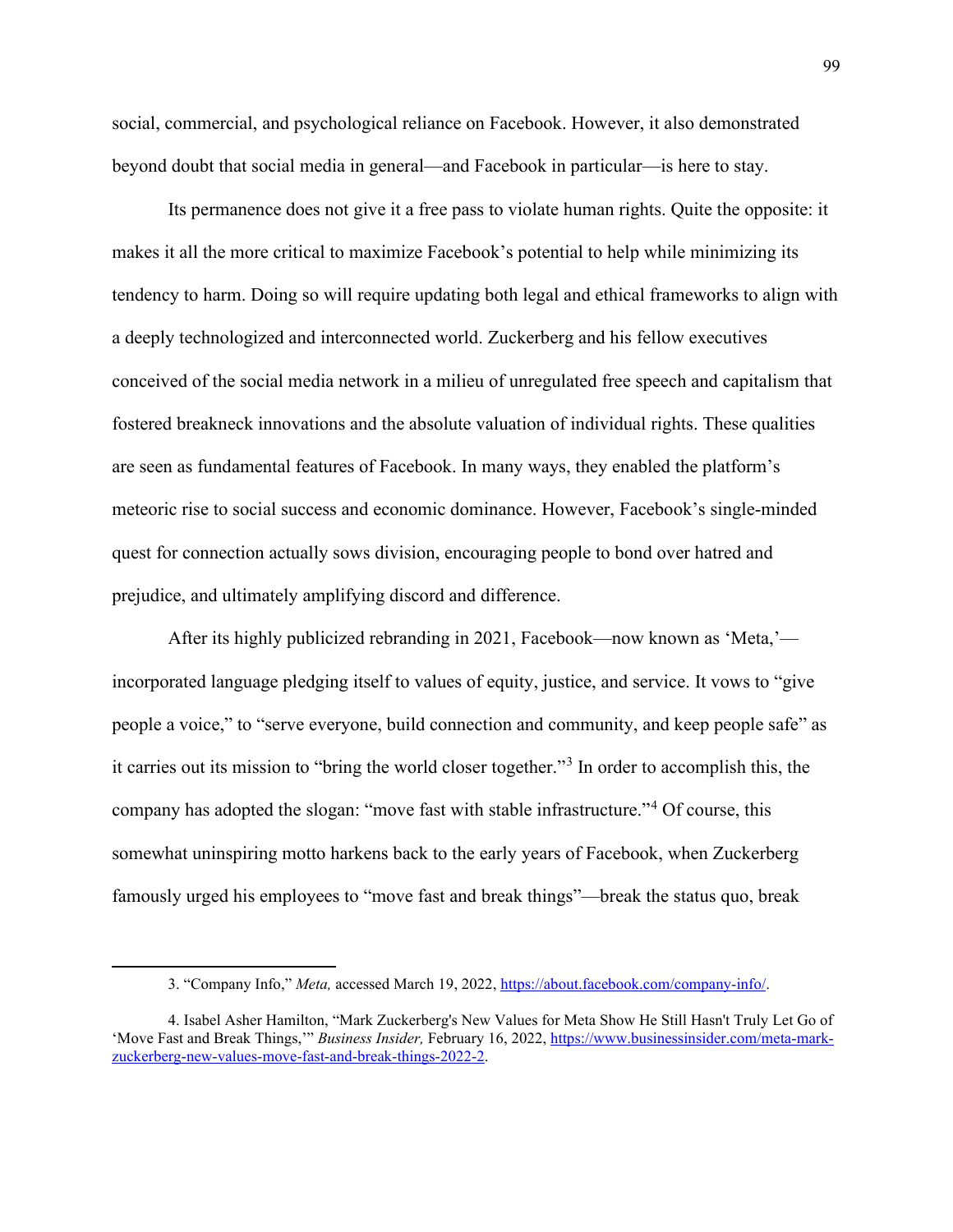social, commercial, and psychological reliance on Facebook. However, it also demonstrated beyond doubt that social media in general—and Facebook in particular—is here to stay.

Its permanence does not give it a free pass to violate human rights. Quite the opposite: it makes it all the more critical to maximize Facebook's potential to help while minimizing its tendency to harm. Doing so will require updating both legal and ethical frameworks to align with a deeply technologized and interconnected world. Zuckerberg and his fellow executives conceived of the social media network in a milieu of unregulated free speech and capitalism that fostered breakneck innovations and the absolute valuation of individual rights. These qualities are seen as fundamental features of Facebook. In many ways, they enabled the platform's meteoric rise to social success and economic dominance. However, Facebook's single-minded quest for connection actually sows division, encouraging people to bond over hatred and prejudice, and ultimately amplifying discord and difference.

After its highly publicized rebranding in 2021, Facebook—now known as 'Meta,'—incorporated language pledging itself to values of equity, justice, and service. It vows to "give people a voice," to "serve everyone, build connection and community, and keep people safe" as it carries out its mission to "bring the world closer together."[3] In order to accomplish this, the company has adopted the slogan: "move fast with stable infrastructure."[4] Of course, this somewhat uninspiring motto harkens back to the early years of Facebook, when Zuckerberg famously urged his employees to "move fast and break things"—break the status quo, break

---

3. "Company Info," *Meta,* accessed March 19, 2022, https://about.facebook.com/company-info/.

4. Isabel Asher Hamilton, "Mark Zuckerberg's New Values for Meta Show He Still Hasn't Truly Let Go of 'Move Fast and Break Things,'" *Business Insider,* February 16, 2022, https://www.businessinsider.com/meta-mark-zuckerberg-new-values-move-fast-and-break-things-2022-2.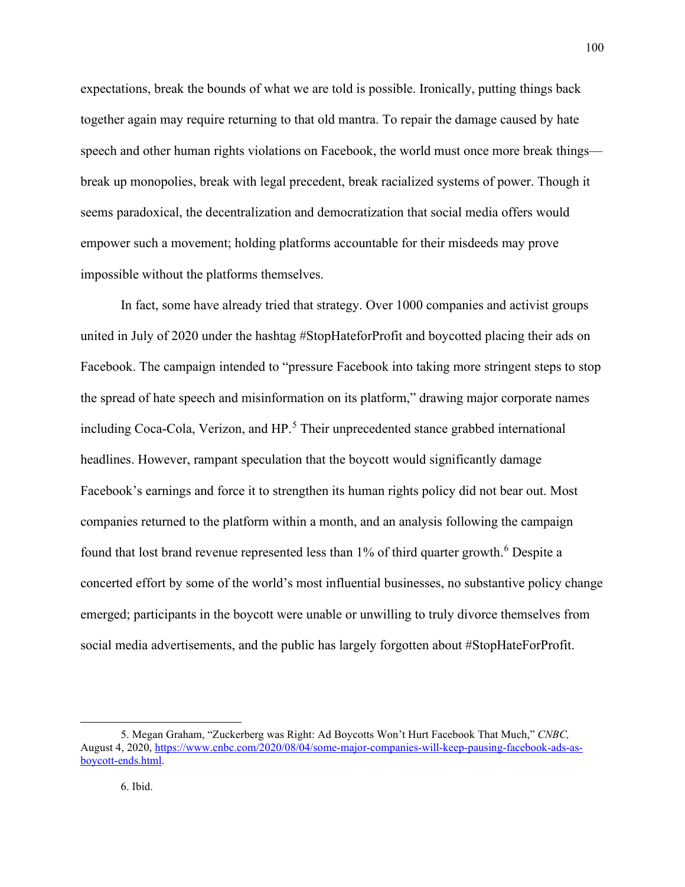expectations, break the bounds of what we are told is possible. Ironically, putting things back together again may require returning to that old mantra. To repair the damage caused by hate speech and other human rights violations on Facebook, the world must once more break things—break up monopolies, break with legal precedent, break racialized systems of power. Though it seems paradoxical, the decentralization and democratization that social media offers would empower such a movement; holding platforms accountable for their misdeeds may prove impossible without the platforms themselves.

In fact, some have already tried that strategy. Over 1000 companies and activist groups united in July of 2020 under the hashtag #StopHateforProfit and boycotted placing their ads on Facebook. The campaign intended to "pressure Facebook into taking more stringent steps to stop the spread of hate speech and misinformation on its platform," drawing major corporate names including Coca-Cola, Verizon, and HP.[5] Their unprecedented stance grabbed international headlines. However, rampant speculation that the boycott would significantly damage Facebook's earnings and force it to strengthen its human rights policy did not bear out. Most companies returned to the platform within a month, and an analysis following the campaign found that lost brand revenue represented less than 1% of third quarter growth.[6] Despite a concerted effort by some of the world's most influential businesses, no substantive policy change emerged; participants in the boycott were unable or unwilling to truly divorce themselves from social media advertisements, and the public has largely forgotten about #StopHateForProfit.

---

5. Megan Graham, "Zuckerberg was Right: Ad Boycotts Won't Hurt Facebook That Much," *CNBC,* August 4, 2020, https://www.cnbc.com/2020/08/04/some-major-companies-will-keep-pausing-facebook-ads-as-boycott-ends.html.

6. Ibid.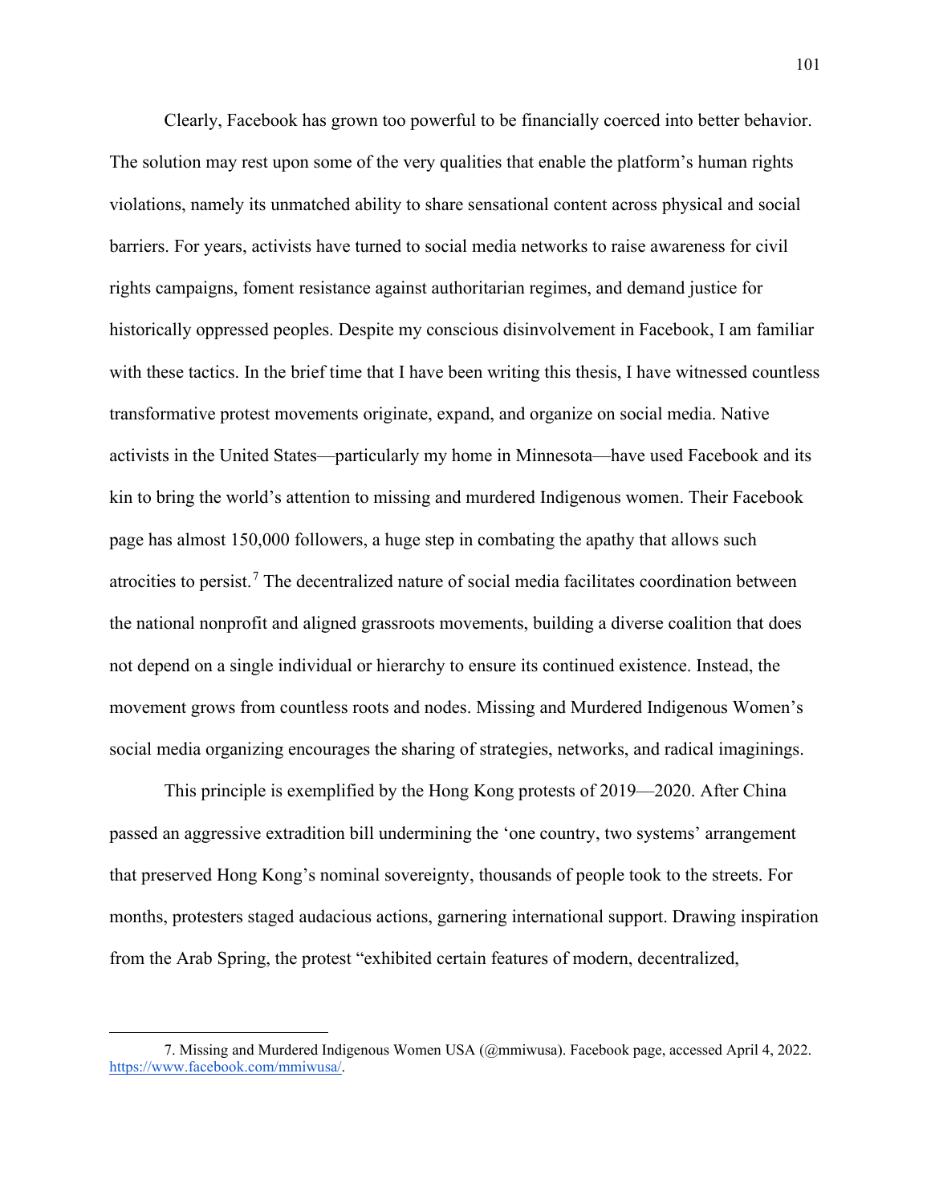Clearly, Facebook has grown too powerful to be financially coerced into better behavior. The solution may rest upon some of the very qualities that enable the platform's human rights violations, namely its unmatched ability to share sensational content across physical and social barriers. For years, activists have turned to social media networks to raise awareness for civil rights campaigns, foment resistance against authoritarian regimes, and demand justice for historically oppressed peoples. Despite my conscious disinvolvement in Facebook, I am familiar with these tactics. In the brief time that I have been writing this thesis, I have witnessed countless transformative protest movements originate, expand, and organize on social media. Native activists in the United States—particularly my home in Minnesota—have used Facebook and its kin to bring the world's attention to missing and murdered Indigenous women. Their Facebook page has almost 150,000 followers, a huge step in combating the apathy that allows such atrocities to persist.[7] The decentralized nature of social media facilitates coordination between the national nonprofit and aligned grassroots movements, building a diverse coalition that does not depend on a single individual or hierarchy to ensure its continued existence. Instead, the movement grows from countless roots and nodes. Missing and Murdered Indigenous Women's social media organizing encourages the sharing of strategies, networks, and radical imaginings.

This principle is exemplified by the Hong Kong protests of 2019—2020. After China passed an aggressive extradition bill undermining the 'one country, two systems' arrangement that preserved Hong Kong's nominal sovereignty, thousands of people took to the streets. For months, protesters staged audacious actions, garnering international support. Drawing inspiration from the Arab Spring, the protest "exhibited certain features of modern, decentralized,

7. Missing and Murdered Indigenous Women USA (@mmiwusa). Facebook page, accessed April 4, 2022. https://www.facebook.com/mmiwusa/.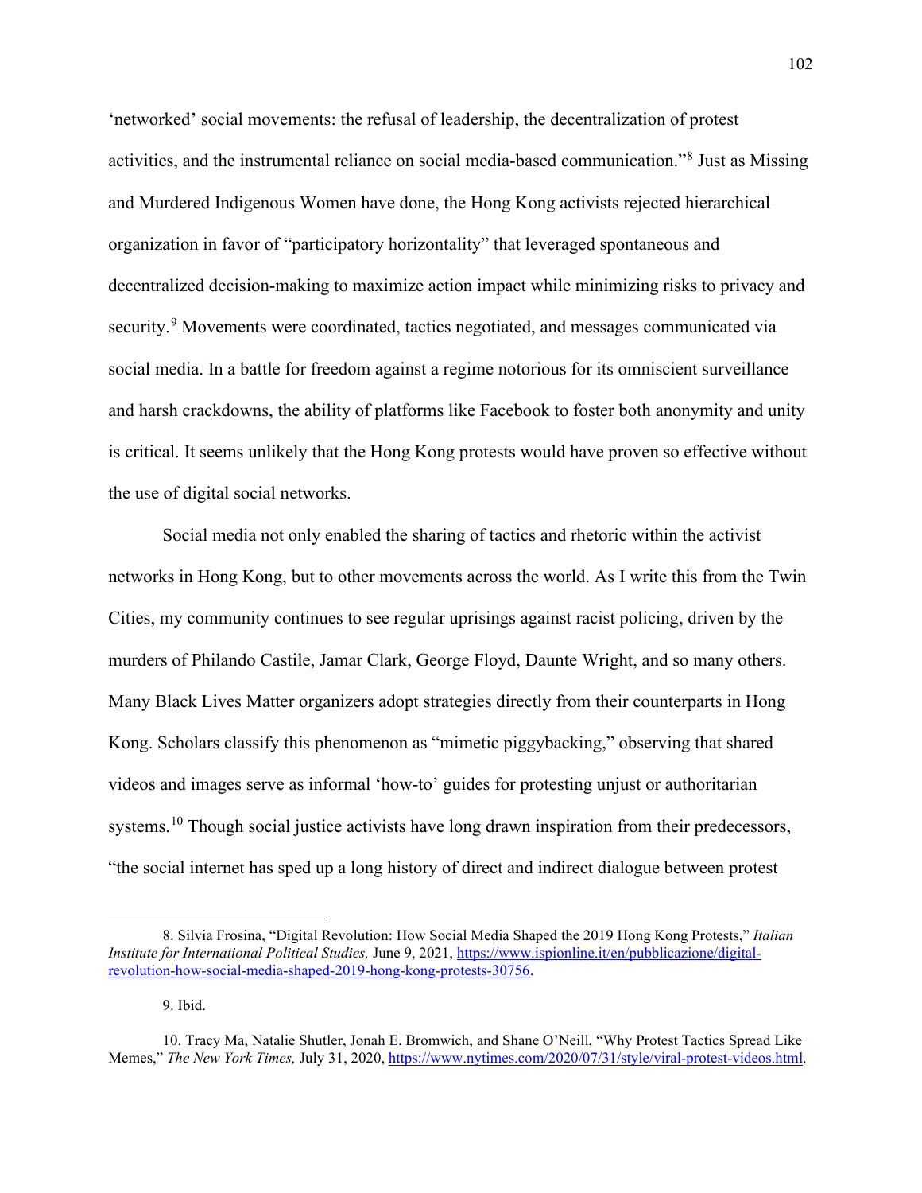'networked' social movements: the refusal of leadership, the decentralization of protest activities, and the instrumental reliance on social media-based communication."[8] Just as Missing and Murdered Indigenous Women have done, the Hong Kong activists rejected hierarchical organization in favor of "participatory horizontality" that leveraged spontaneous and decentralized decision-making to maximize action impact while minimizing risks to privacy and security.[9] Movements were coordinated, tactics negotiated, and messages communicated via social media. In a battle for freedom against a regime notorious for its omniscient surveillance and harsh crackdowns, the ability of platforms like Facebook to foster both anonymity and unity is critical. It seems unlikely that the Hong Kong protests would have proven so effective without the use of digital social networks.

Social media not only enabled the sharing of tactics and rhetoric within the activist networks in Hong Kong, but to other movements across the world. As I write this from the Twin Cities, my community continues to see regular uprisings against racist policing, driven by the murders of Philando Castile, Jamar Clark, George Floyd, Daunte Wright, and so many others. Many Black Lives Matter organizers adopt strategies directly from their counterparts in Hong Kong. Scholars classify this phenomenon as "mimetic piggybacking," observing that shared videos and images serve as informal 'how-to' guides for protesting unjust or authoritarian systems.[10] Though social justice activists have long drawn inspiration from their predecessors, "the social internet has sped up a long history of direct and indirect dialogue between protest

---

8. Silvia Frosina, "Digital Revolution: How Social Media Shaped the 2019 Hong Kong Protests," *Italian Institute for International Political Studies,* June 9, 2021, https://www.ispionline.it/en/pubblicazione/digital-revolution-how-social-media-shaped-2019-hong-kong-protests-30756.

9. Ibid.

10. Tracy Ma, Natalie Shutler, Jonah E. Bromwich, and Shane O'Neill, "Why Protest Tactics Spread Like Memes," *The New York Times,* July 31, 2020, https://www.nytimes.com/2020/07/31/style/viral-protest-videos.html.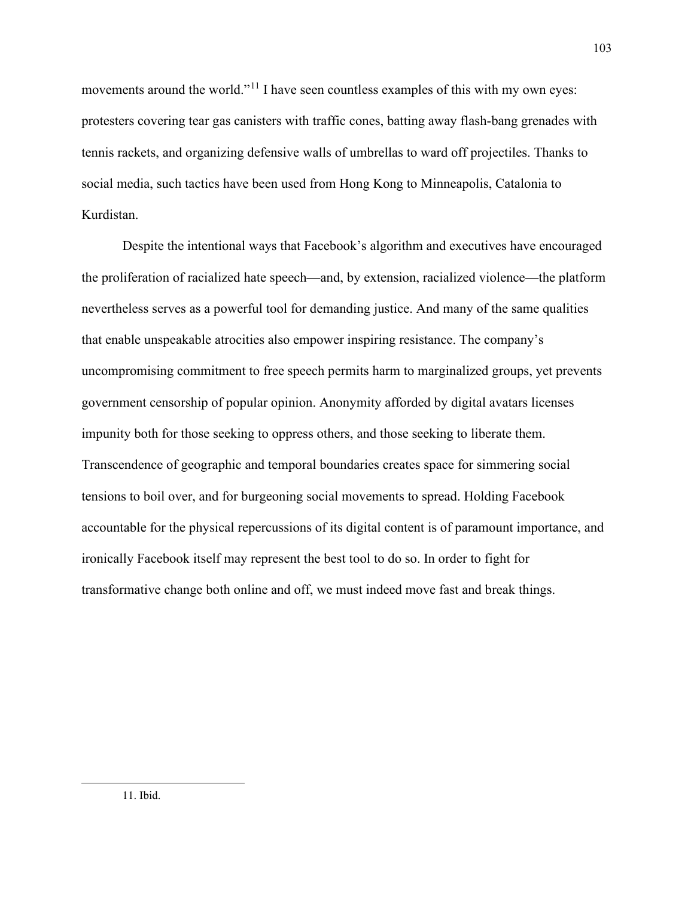movements around the world."[11] I have seen countless examples of this with my own eyes: protesters covering tear gas canisters with traffic cones, batting away flash-bang grenades with tennis rackets, and organizing defensive walls of umbrellas to ward off projectiles. Thanks to social media, such tactics have been used from Hong Kong to Minneapolis, Catalonia to Kurdistan.

Despite the intentional ways that Facebook's algorithm and executives have encouraged the proliferation of racialized hate speech—and, by extension, racialized violence—the platform nevertheless serves as a powerful tool for demanding justice. And many of the same qualities that enable unspeakable atrocities also empower inspiring resistance. The company's uncompromising commitment to free speech permits harm to marginalized groups, yet prevents government censorship of popular opinion. Anonymity afforded by digital avatars licenses impunity both for those seeking to oppress others, and those seeking to liberate them. Transcendence of geographic and temporal boundaries creates space for simmering social tensions to boil over, and for burgeoning social movements to spread. Holding Facebook accountable for the physical repercussions of its digital content is of paramount importance, and ironically Facebook itself may represent the best tool to do so. In order to fight for transformative change both online and off, we must indeed move fast and break things.

---

11. Ibid.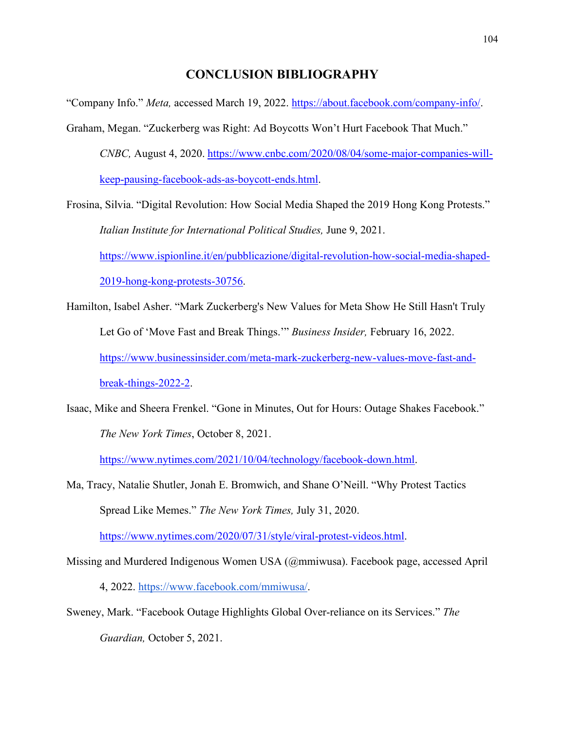# CONCLUSION BIBLIOGRAPHY

"Company Info." *Meta,* accessed March 19, 2022. https://about.facebook.com/company-info/.

Graham, Megan. "Zuckerberg was Right: Ad Boycotts Won't Hurt Facebook That Much." *CNBC,* August 4, 2020. https://www.cnbc.com/2020/08/04/some-major-companies-will-keep-pausing-facebook-ads-as-boycott-ends.html.

Frosina, Silvia. "Digital Revolution: How Social Media Shaped the 2019 Hong Kong Protests." *Italian Institute for International Political Studies,* June 9, 2021. https://www.ispionline.it/en/pubblicazione/digital-revolution-how-social-media-shaped-2019-hong-kong-protests-30756.

Hamilton, Isabel Asher. "Mark Zuckerberg's New Values for Meta Show He Still Hasn't Truly Let Go of 'Move Fast and Break Things.'" *Business Insider,* February 16, 2022. https://www.businessinsider.com/meta-mark-zuckerberg-new-values-move-fast-and-break-things-2022-2.

Isaac, Mike and Sheera Frenkel. "Gone in Minutes, Out for Hours: Outage Shakes Facebook." *The New York Times*, October 8, 2021. https://www.nytimes.com/2021/10/04/technology/facebook-down.html.

Ma, Tracy, Natalie Shutler, Jonah E. Bromwich, and Shane O'Neill. "Why Protest Tactics Spread Like Memes." *The New York Times,* July 31, 2020. https://www.nytimes.com/2020/07/31/style/viral-protest-videos.html.

Missing and Murdered Indigenous Women USA (@mmiwusa). Facebook page, accessed April 4, 2022. https://www.facebook.com/mmiwusa/.

Sweney, Mark. "Facebook Outage Highlights Global Over-reliance on its Services." *The Guardian,* October 5, 2021.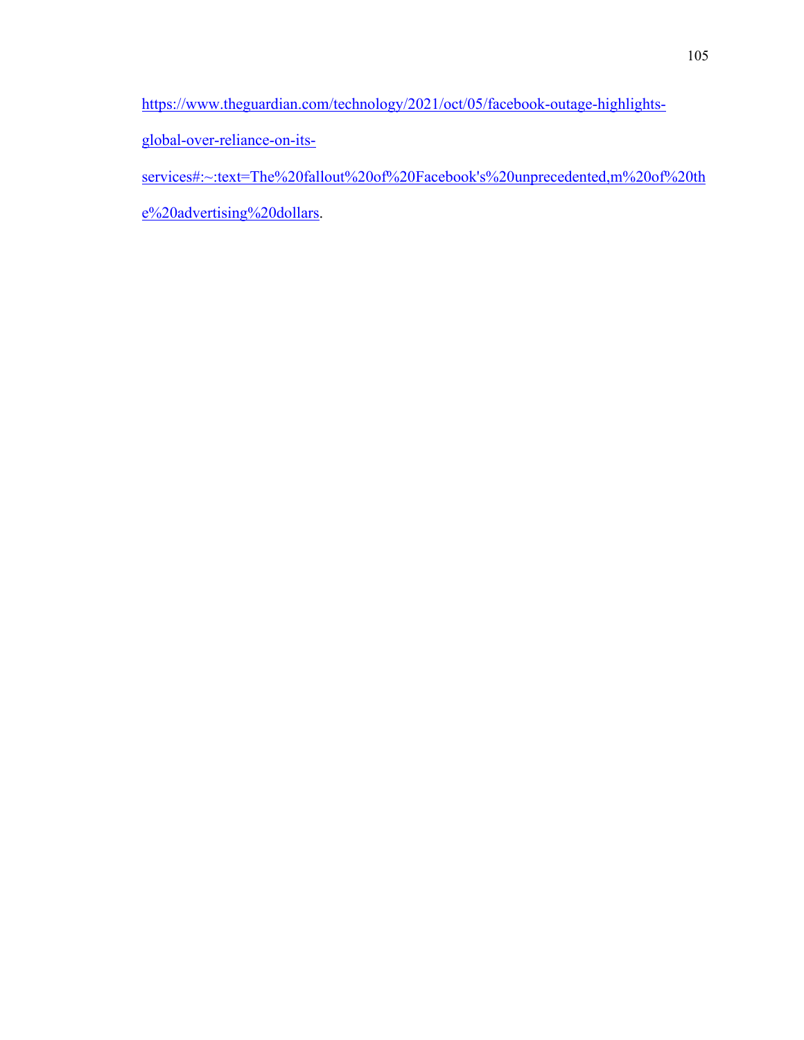https://www.theguardian.com/technology/2021/oct/05/facebook-outage-highlights-global-over-reliance-on-its-services#:~:text=The%20fallout%20of%20Facebook's%20unprecedented,m%20of%20the%20advertising%20dollars.